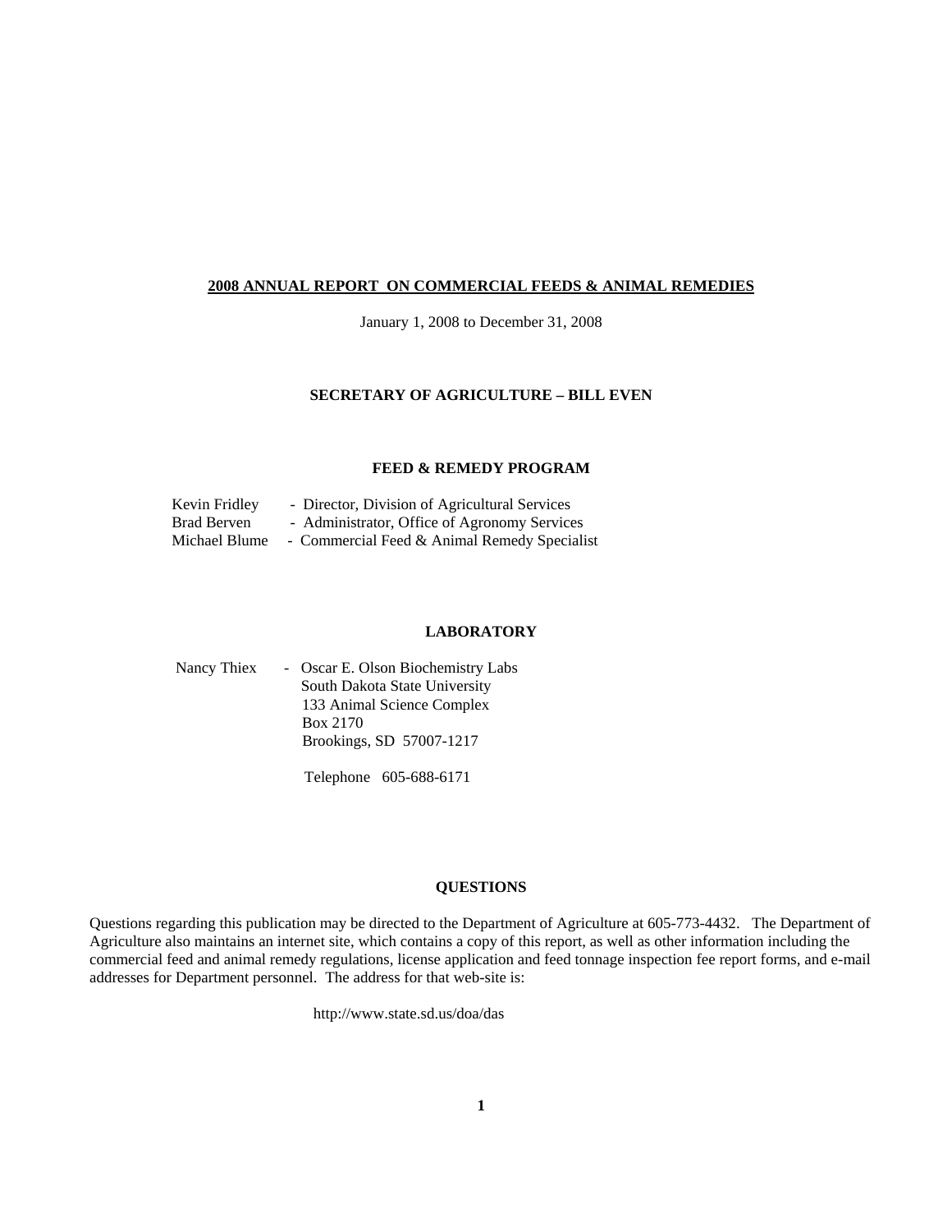# 2008 ANNUAL REPORT ON COMMERCIAL FEEDS & ANIMAL REMEDIES

January 1, 2008 to December 31, 2008

## SECRETARY OF AGRICULTURE – BILL EVEN

## FEED & REMEDY PROGRAM

Kevin Fridley - Director, Division of Agricultural Services
Brad Berven - Administrator, Office of Agronomy Services
Michael Blume - Commercial Feed & Animal Remedy Specialist

## LABORATORY

Nancy Thiex - Oscar E. Olson Biochemistry Labs
South Dakota State University
133 Animal Science Complex
Box 2170
Brookings, SD 57007-1217

Telephone 605-688-6171

## QUESTIONS

Questions regarding this publication may be directed to the Department of Agriculture at 605-773-4432. The Department of Agriculture also maintains an internet site, which contains a copy of this report, as well as other information including the commercial feed and animal remedy regulations, license application and feed tonnage inspection fee report forms, and e-mail addresses for Department personnel. The address for that web-site is:

http://www.state.sd.us/doa/das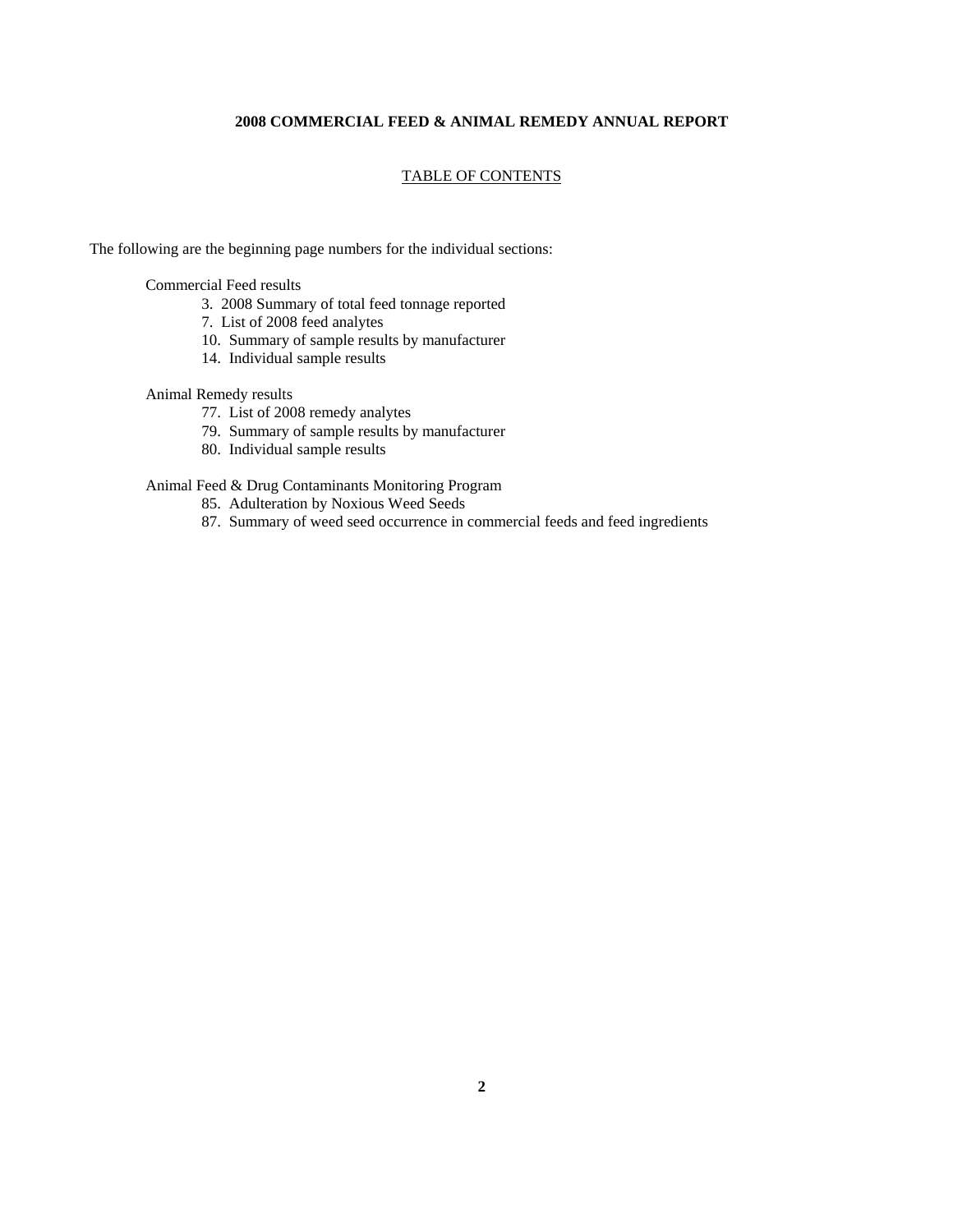**2008 COMMERCIAL FEED & ANIMAL REMEDY ANNUAL REPORT**

TABLE OF CONTENTS

The following are the beginning page numbers for the individual sections:

Commercial Feed results

- 3. 2008 Summary of total feed tonnage reported
- 7. List of 2008 feed analytes
- 10. Summary of sample results by manufacturer
- 14. Individual sample results

Animal Remedy results

- 77. List of 2008 remedy analytes
- 79. Summary of sample results by manufacturer
- 80. Individual sample results

Animal Feed & Drug Contaminants Monitoring Program

- 85. Adulteration by Noxious Weed Seeds
- 87. Summary of weed seed occurrence in commercial feeds and feed ingredients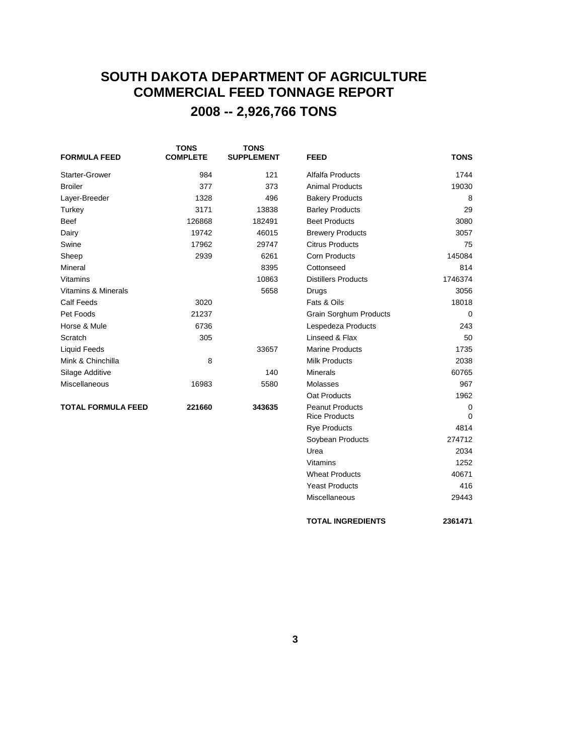# SOUTH DAKOTA DEPARTMENT OF AGRICULTURE
# COMMERCIAL FEED TONNAGE REPORT
## 2008 -- 2,926,766 TONS

| FORMULA FEED | TONS COMPLETE | TONS SUPPLEMENT |
|---|---|---|
| Starter-Grower | 984 | 121 |
| Broiler | 377 | 373 |
| Layer-Breeder | 1328 | 496 |
| Turkey | 3171 | 13838 |
| Beef | 126868 | 182491 |
| Dairy | 19742 | 46015 |
| Swine | 17962 | 29747 |
| Sheep | 2939 | 6261 |
| Mineral | | 8395 |
| Vitamins | | 10863 |
| Vitamins & Minerals | | 5658 |
| Calf Feeds | 3020 | |
| Pet Foods | 21237 | |
| Horse & Mule | 6736 | |
| Scratch | 305 | |
| Liquid Feeds | | 33657 |
| Mink & Chinchilla | 8 | |
| Silage Additive | | 140 |
| Miscellaneous | 16983 | 5580 |
| **TOTAL FORMULA FEED** | **221660** | **343635** |

| FEED | TONS |
|---|---|
| Alfalfa Products | 1744 |
| Animal Products | 19030 |
| Bakery Products | 8 |
| Barley Products | 29 |
| Beet Products | 3080 |
| Brewery Products | 3057 |
| Citrus Products | 75 |
| Corn Products | 145084 |
| Cottonseed | 814 |
| Distillers Products | 1746374 |
| Drugs | 3056 |
| Fats & Oils | 18018 |
| Grain Sorghum Products | 0 |
| Lespedeza Products | 243 |
| Linseed & Flax | 50 |
| Marine Products | 1735 |
| Milk Products | 2038 |
| Minerals | 60765 |
| Molasses | 967 |
| Oat Products | 1962 |
| Peanut Products | 0 |
| Rice Products | 0 |
| Rye Products | 4814 |
| Soybean Products | 274712 |
| Urea | 2034 |
| Vitamins | 1252 |
| Wheat Products | 40671 |
| Yeast Products | 416 |
| Miscellaneous | 29443 |
| **TOTAL INGREDIENTS** | **2361471** |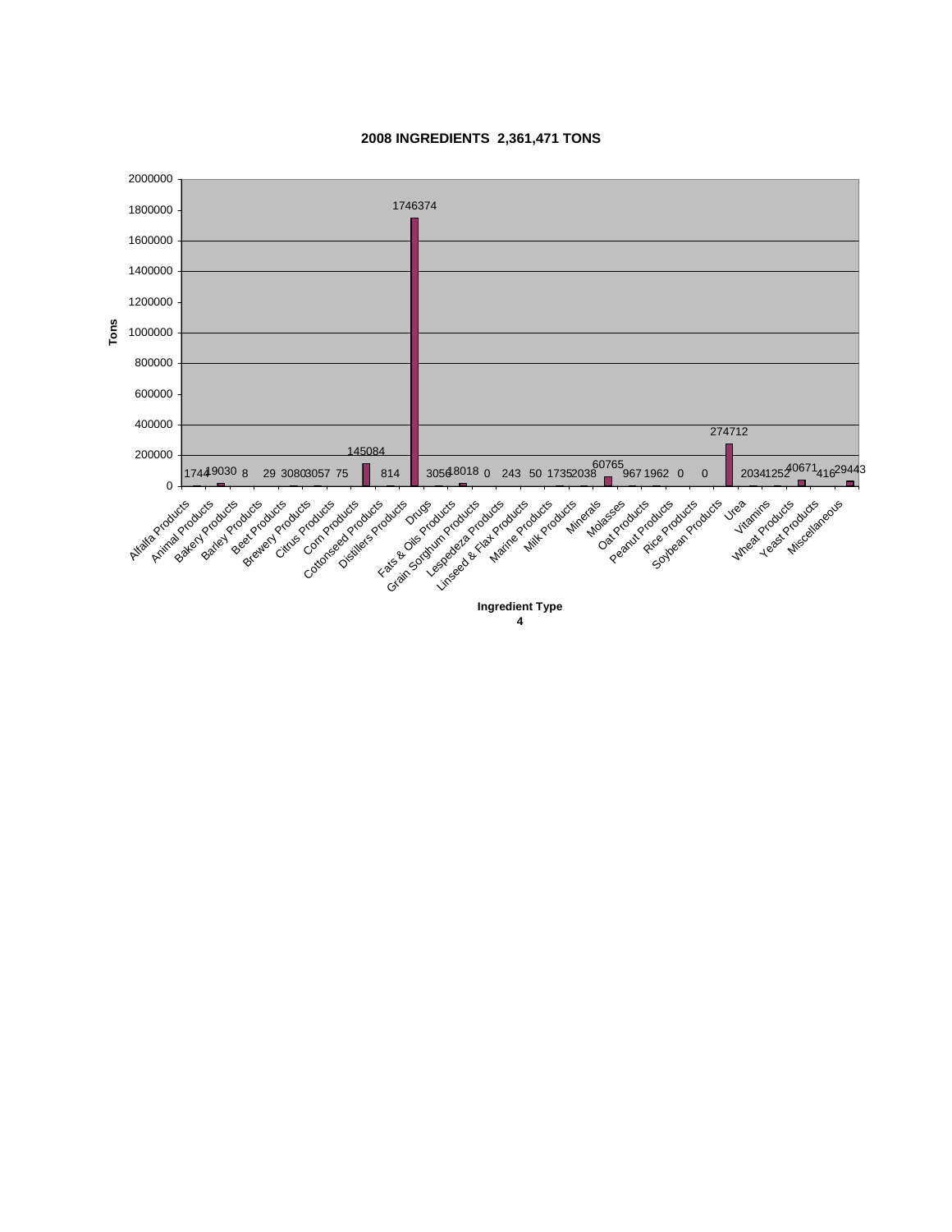## 2008 INGREDIENTS 2,361,471 TONS

| Ingredient Type | Tons |
|---|---|
| Alfalfa Products | 1744 |
| Animal Products | 19030 |
| Bakery Products | 8 |
| Barley Products | 29 |
| Beet Products | 3080 |
| Brewery Products | 3057 |
| Citrus Products | 75 |
| Corn Products | 145084 |
| Cottonseed Products | 814 |
| Distillers Products | 1746374 |
| Drugs | 3056 |
| Fats & Oils Products | 18018 |
| Grain Sorghum Products | 0 |
| Lespedeza Products | 243 |
| Linseed & Flax Products | 50 |
| Marine Products | 1735 |
| Milk Products | 2038 |
| Minerals | 60765 |
| Molasses | 967 |
| Oat Products | 1962 |
| Peanut Products | 0 |
| Rice Products | 0 |
| Soybean Products | 274712 |
| Urea | 2034 |
| Vitamins | 1252 |
| Wheat Products | 40671 |
| Yeast Products | 416 |
| Miscellaneous | 29443 |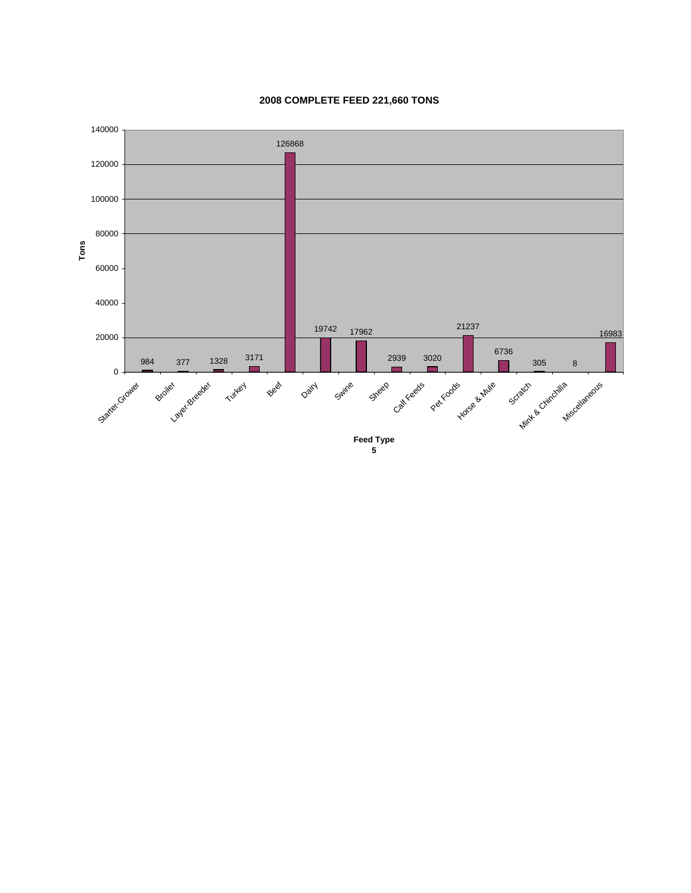## 2008 COMPLETE FEED 221,660 TONS

| Feed Type | Tons |
| --- | --- |
| Starter-Grower | 984 |
| Broiler | 377 |
| Layer-Breeder | 1328 |
| Turkey | 3171 |
| Beef | 126868 |
| Dairy | 19742 |
| Swine | 17962 |
| Sheep | 2939 |
| Calf Feeds | 3020 |
| Pet Foods | 21237 |
| Horse & Mule | 6736 |
| Scratch | 305 |
| Mink & Chinchilla | 8 |
| Miscellaneous | 16983 |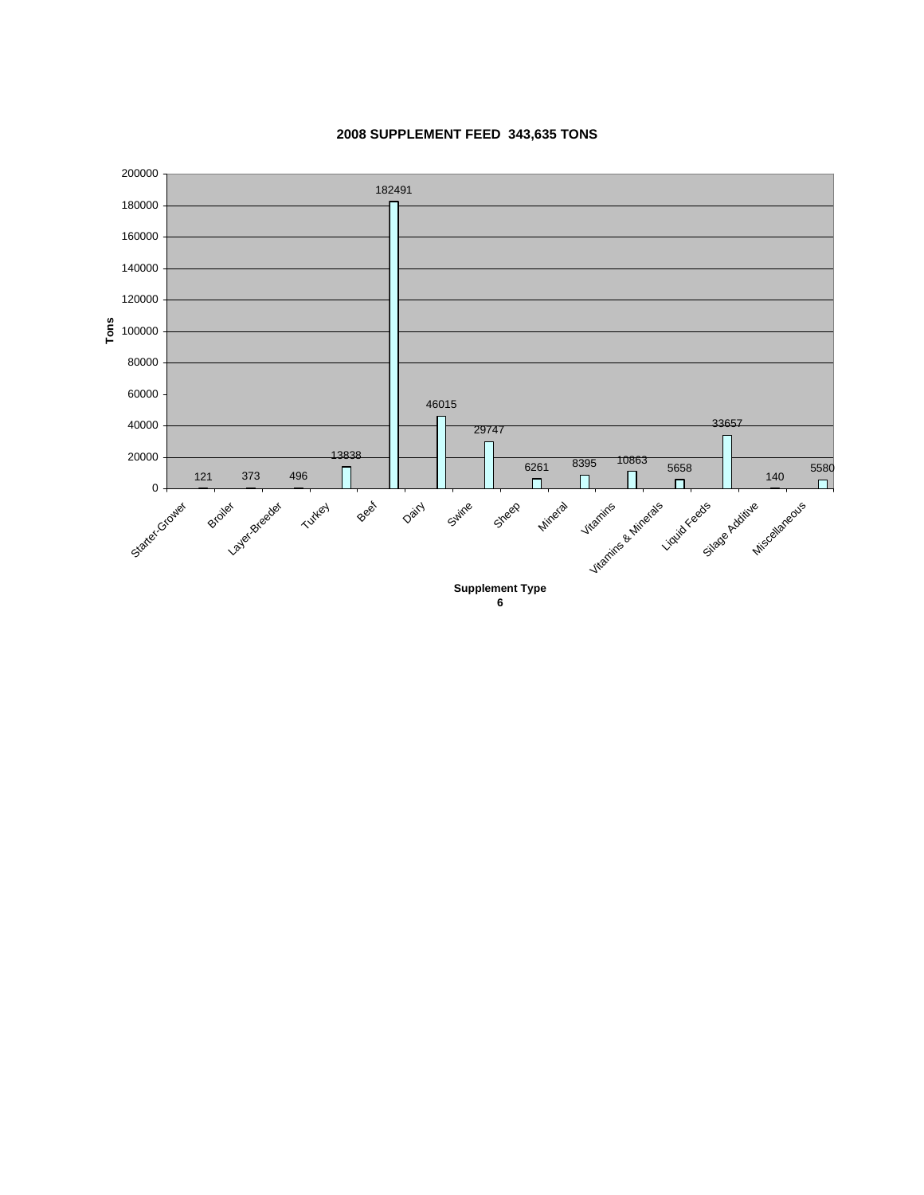## 2008 SUPPLEMENT FEED 343,635 TONS

| Supplement Type | Tons |
|---|---|
| Starter-Grower | 121 |
| Broiler | 373 |
| Layer-Breeder | 496 |
| Turkey | 13838 |
| Beef | 182491 |
| Dairy | 46015 |
| Swine | 29747 |
| Sheep | 6261 |
| Mineral | 8395 |
| Vitamins | 10863 |
| Vitamins & Minerals | 5658 |
| Liquid Feeds | 33657 |
| Silage Additive | 140 |
| Miscellaneous | 5580 |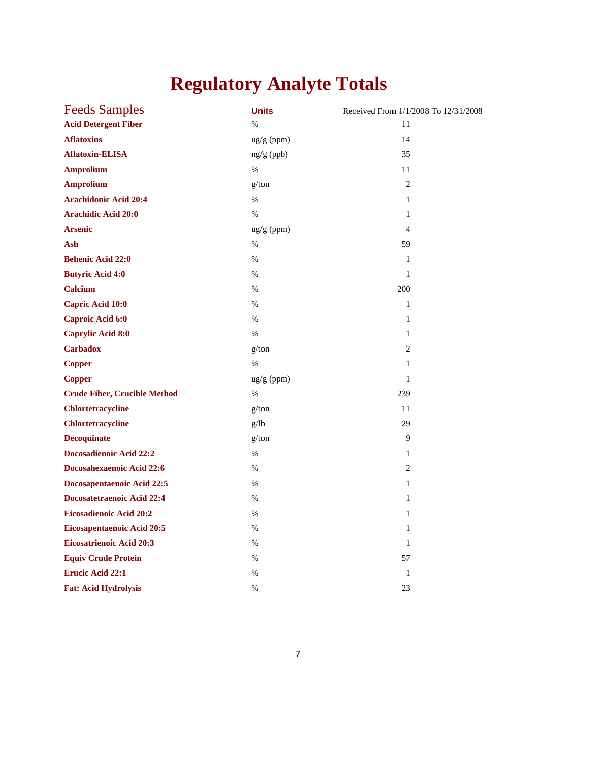# Regulatory Analyte Totals

| Feeds Samples | Units | Received From 1/1/2008 To 12/31/2008 |
|---|---|---|
| **Acid Detergent Fiber** | % | 11 |
| **Aflatoxins** | ug/g (ppm) | 14 |
| **Aflatoxin-ELISA** | ng/g (ppb) | 35 |
| **Amprolium** | % | 11 |
| **Amprolium** | g/ton | 2 |
| **Arachidonic Acid 20:4** | % | 1 |
| **Arachidic Acid 20:0** | % | 1 |
| **Arsenic** | ug/g (ppm) | 4 |
| **Ash** | % | 59 |
| **Behenic Acid 22:0** | % | 1 |
| **Butyric Acid 4:0** | % | 1 |
| **Calcium** | % | 200 |
| **Capric Acid 10:0** | % | 1 |
| **Caproic Acid 6:0** | % | 1 |
| **Caprylic Acid 8:0** | % | 1 |
| **Carbadox** | g/ton | 2 |
| **Copper** | % | 1 |
| **Copper** | ug/g (ppm) | 1 |
| **Crude Fiber, Crucible Method** | % | 239 |
| **Chlortetracycline** | g/ton | 11 |
| **Chlortetracycline** | g/lb | 29 |
| **Decoquinate** | g/ton | 9 |
| **Docosadienoic Acid 22:2** | % | 1 |
| **Docosahexaenoic Acid 22:6** | % | 2 |
| **Docosapentaenoic Acid 22:5** | % | 1 |
| **Docosatetraenoic Acid 22:4** | % | 1 |
| **Eicosadienoic Acid 20:2** | % | 1 |
| **Eicosapentaenoic Acid 20:5** | % | 1 |
| **Eicosatrienoic Acid 20:3** | % | 1 |
| **Equiv Crude Protein** | % | 57 |
| **Erucic Acid 22:1** | % | 1 |
| **Fat: Acid Hydrolysis** | % | 23 |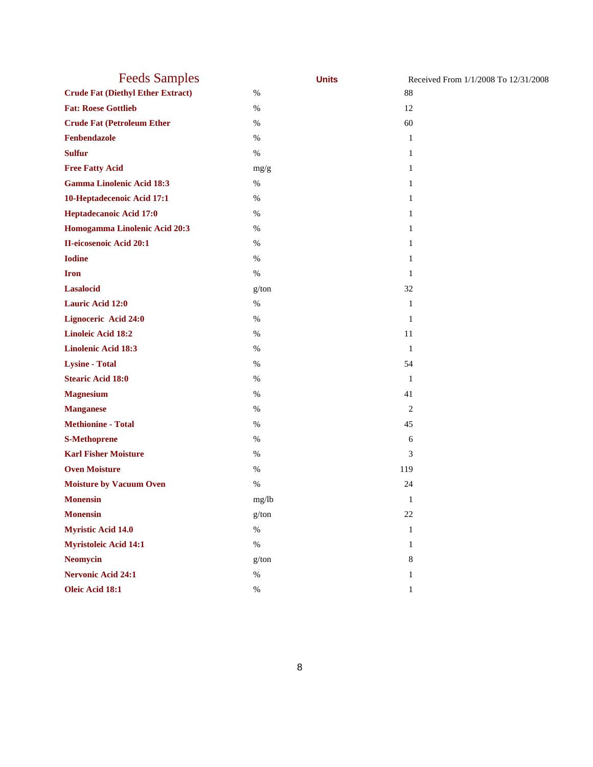| Feeds Samples | Units | Received From 1/1/2008 To 12/31/2008 |
|---|---|---|
| **Crude Fat (Diethyl Ether Extract)** | % | 88 |
| **Fat: Roese Gottlieb** | % | 12 |
| **Crude Fat (Petroleum Ether** | % | 60 |
| **Fenbendazole** | % | 1 |
| **Sulfur** | % | 1 |
| **Free Fatty Acid** | mg/g | 1 |
| **Gamma Linolenic Acid 18:3** | % | 1 |
| **10-Heptadecenoic Acid 17:1** | % | 1 |
| **Heptadecanoic Acid 17:0** | % | 1 |
| **Homogamma Linolenic Acid 20:3** | % | 1 |
| **II-eicosenoic Acid 20:1** | % | 1 |
| **Iodine** | % | 1 |
| **Iron** | % | 1 |
| **Lasalocid** | g/ton | 32 |
| **Lauric Acid 12:0** | % | 1 |
| **Lignoceric Acid 24:0** | % | 1 |
| **Linoleic Acid 18:2** | % | 11 |
| **Linolenic Acid 18:3** | % | 1 |
| **Lysine - Total** | % | 54 |
| **Stearic Acid 18:0** | % | 1 |
| **Magnesium** | % | 41 |
| **Manganese** | % | 2 |
| **Methionine - Total** | % | 45 |
| **S-Methoprene** | % | 6 |
| **Karl Fisher Moisture** | % | 3 |
| **Oven Moisture** | % | 119 |
| **Moisture by Vacuum Oven** | % | 24 |
| **Monensin** | mg/lb | 1 |
| **Monensin** | g/ton | 22 |
| **Myristic Acid 14.0** | % | 1 |
| **Myristoleic Acid 14:1** | % | 1 |
| **Neomycin** | g/ton | 8 |
| **Nervonic Acid 24:1** | % | 1 |
| **Oleic Acid 18:1** | % | 1 |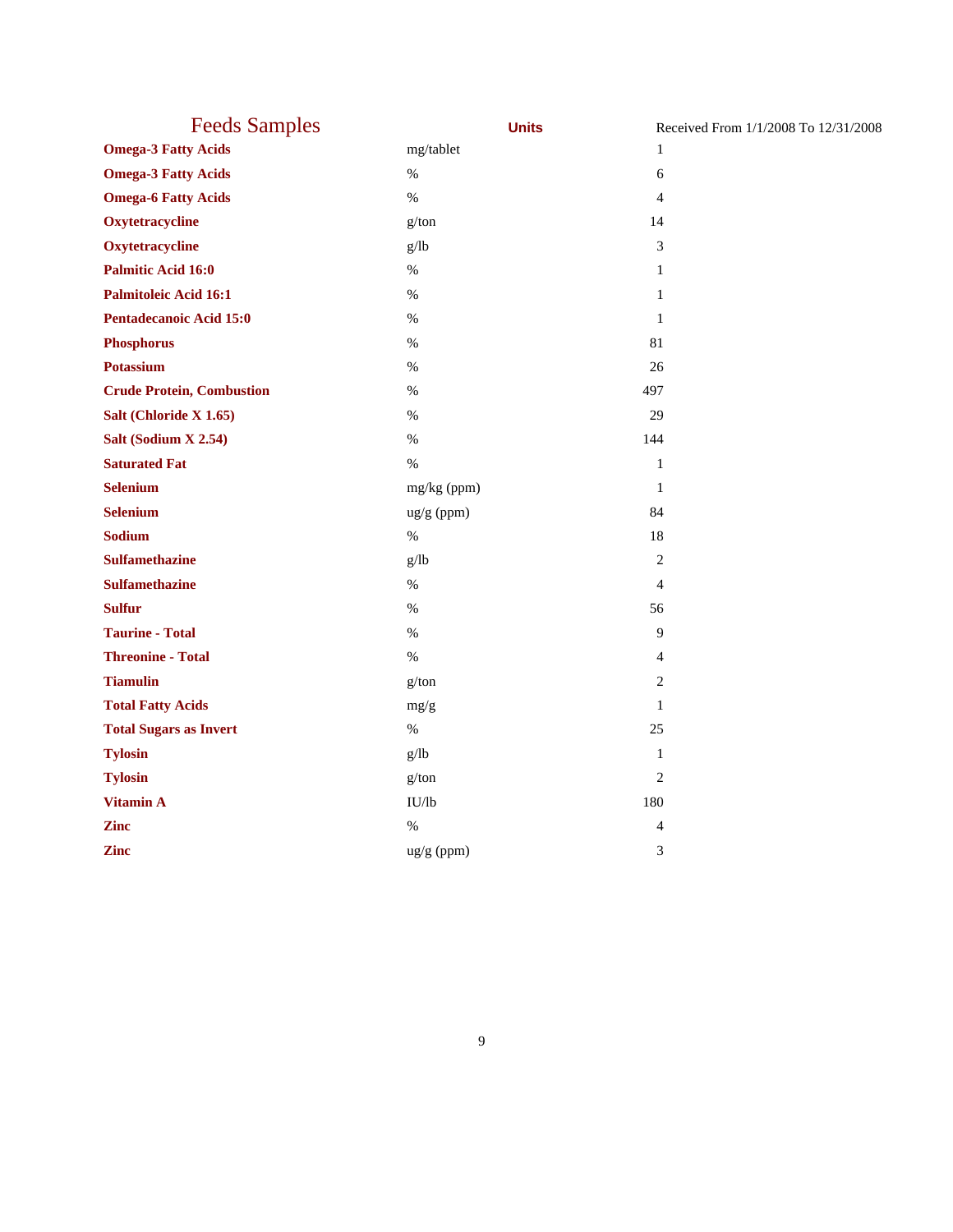| Feeds Samples | Units | Received From 1/1/2008 To 12/31/2008 |
|---|---|---|
| **Omega-3 Fatty Acids** | mg/tablet | 1 |
| **Omega-3 Fatty Acids** | % | 6 |
| **Omega-6 Fatty Acids** | % | 4 |
| **Oxytetracycline** | g/ton | 14 |
| **Oxytetracycline** | g/lb | 3 |
| **Palmitic Acid 16:0** | % | 1 |
| **Palmitoleic Acid 16:1** | % | 1 |
| **Pentadecanoic Acid 15:0** | % | 1 |
| **Phosphorus** | % | 81 |
| **Potassium** | % | 26 |
| **Crude Protein, Combustion** | % | 497 |
| **Salt (Chloride X 1.65)** | % | 29 |
| **Salt (Sodium X 2.54)** | % | 144 |
| **Saturated Fat** | % | 1 |
| **Selenium** | mg/kg (ppm) | 1 |
| **Selenium** | ug/g (ppm) | 84 |
| **Sodium** | % | 18 |
| **Sulfamethazine** | g/lb | 2 |
| **Sulfamethazine** | % | 4 |
| **Sulfur** | % | 56 |
| **Taurine - Total** | % | 9 |
| **Threonine - Total** | % | 4 |
| **Tiamulin** | g/ton | 2 |
| **Total Fatty Acids** | mg/g | 1 |
| **Total Sugars as Invert** | % | 25 |
| **Tylosin** | g/lb | 1 |
| **Tylosin** | g/ton | 2 |
| **Vitamin A** | IU/lb | 180 |
| **Zinc** | % | 4 |
| **Zinc** | ug/g (ppm) | 3 |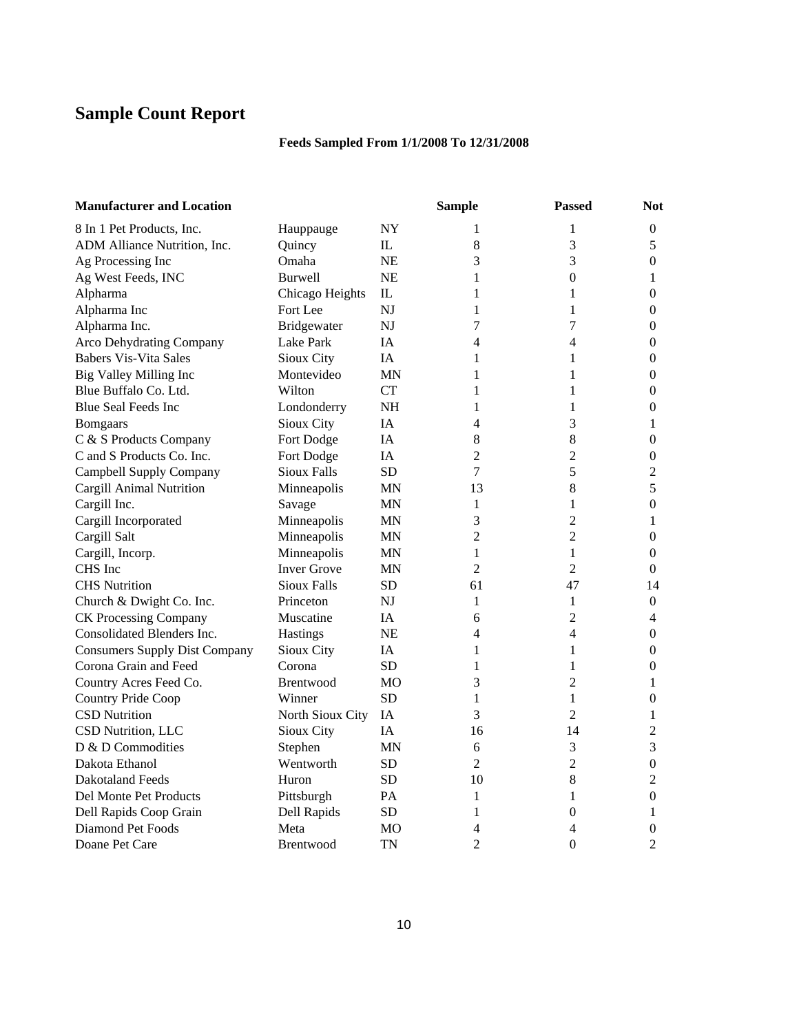# Sample Count Report

**Feeds Sampled From 1/1/2008 To 12/31/2008**

| **Manufacturer and Location** | | | **Sample** | **Passed** | **Not** |
|---|---|---|---|---|---|
| 8 In 1 Pet Products, Inc. | Hauppauge | NY | 1 | 1 | 0 |
| ADM Alliance Nutrition, Inc. | Quincy | IL | 8 | 3 | 5 |
| Ag Processing Inc | Omaha | NE | 3 | 3 | 0 |
| Ag West Feeds, INC | Burwell | NE | 1 | 0 | 1 |
| Alpharma | Chicago Heights | IL | 1 | 1 | 0 |
| Alpharma Inc | Fort Lee | NJ | 1 | 1 | 0 |
| Alpharma Inc. | Bridgewater | NJ | 7 | 7 | 0 |
| Arco Dehydrating Company | Lake Park | IA | 4 | 4 | 0 |
| Babers Vis-Vita Sales | Sioux City | IA | 1 | 1 | 0 |
| Big Valley Milling Inc | Montevideo | MN | 1 | 1 | 0 |
| Blue Buffalo Co. Ltd. | Wilton | CT | 1 | 1 | 0 |
| Blue Seal Feeds Inc | Londonderry | NH | 1 | 1 | 0 |
| Bomgaars | Sioux City | IA | 4 | 3 | 1 |
| C & S Products Company | Fort Dodge | IA | 8 | 8 | 0 |
| C and S Products Co. Inc. | Fort Dodge | IA | 2 | 2 | 0 |
| Campbell Supply Company | Sioux Falls | SD | 7 | 5 | 2 |
| Cargill Animal Nutrition | Minneapolis | MN | 13 | 8 | 5 |
| Cargill Inc. | Savage | MN | 1 | 1 | 0 |
| Cargill Incorporated | Minneapolis | MN | 3 | 2 | 1 |
| Cargill Salt | Minneapolis | MN | 2 | 2 | 0 |
| Cargill, Incorp. | Minneapolis | MN | 1 | 1 | 0 |
| CHS Inc | Inver Grove | MN | 2 | 2 | 0 |
| CHS Nutrition | Sioux Falls | SD | 61 | 47 | 14 |
| Church & Dwight Co. Inc. | Princeton | NJ | 1 | 1 | 0 |
| CK Processing Company | Muscatine | IA | 6 | 2 | 4 |
| Consolidated Blenders Inc. | Hastings | NE | 4 | 4 | 0 |
| Consumers Supply Dist Company | Sioux City | IA | 1 | 1 | 0 |
| Corona Grain and Feed | Corona | SD | 1 | 1 | 0 |
| Country Acres Feed Co. | Brentwood | MO | 3 | 2 | 1 |
| Country Pride Coop | Winner | SD | 1 | 1 | 0 |
| CSD Nutrition | North Sioux City | IA | 3 | 2 | 1 |
| CSD Nutrition, LLC | Sioux City | IA | 16 | 14 | 2 |
| D & D Commodities | Stephen | MN | 6 | 3 | 3 |
| Dakota Ethanol | Wentworth | SD | 2 | 2 | 0 |
| Dakotaland Feeds | Huron | SD | 10 | 8 | 2 |
| Del Monte Pet Products | Pittsburgh | PA | 1 | 1 | 0 |
| Dell Rapids Coop Grain | Dell Rapids | SD | 1 | 0 | 1 |
| Diamond Pet Foods | Meta | MO | 4 | 4 | 0 |
| Doane Pet Care | Brentwood | TN | 2 | 0 | 2 |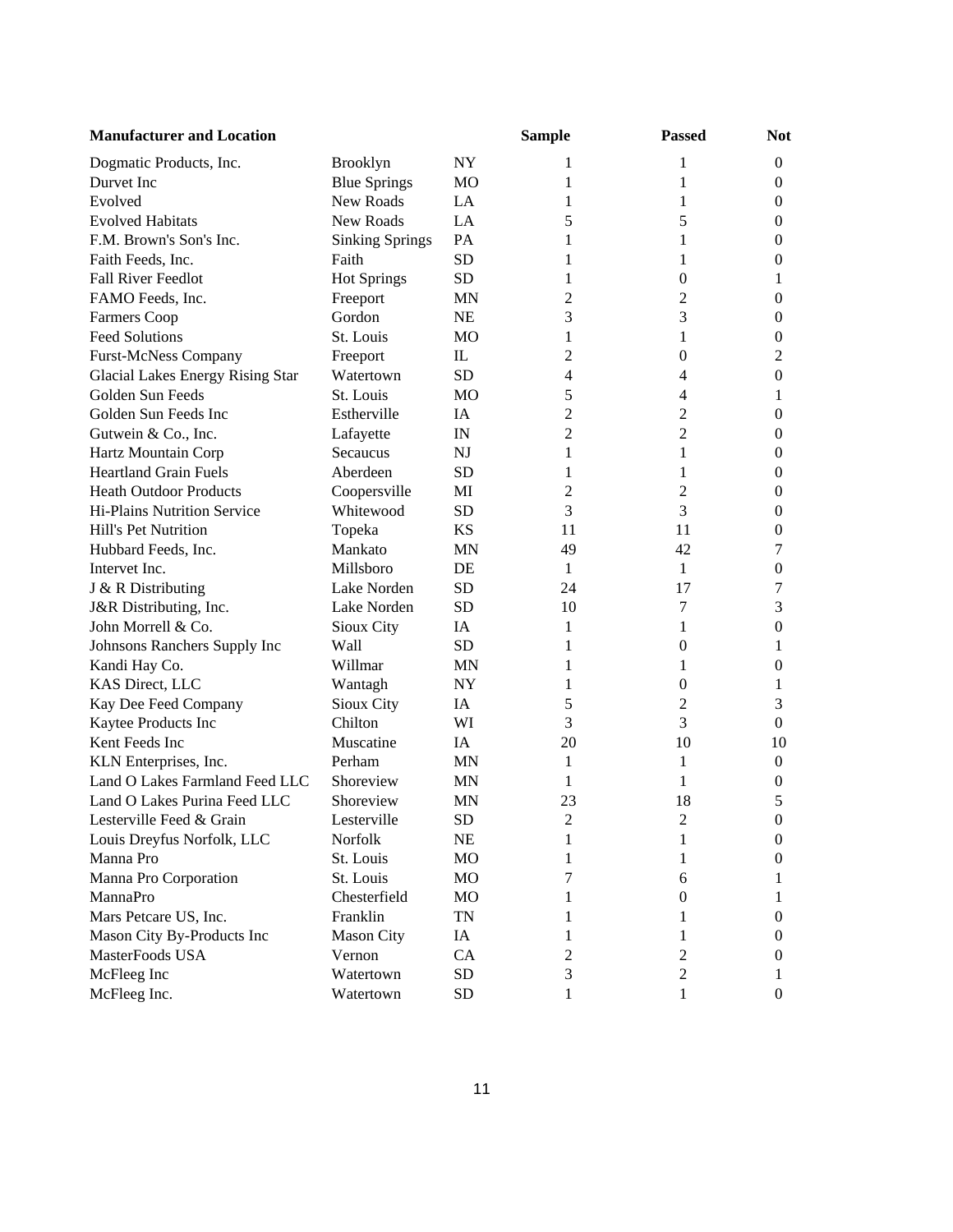| Manufacturer and Location | | | Sample | Passed | Not |
|---|---|---|---|---|---|
| Dogmatic Products, Inc. | Brooklyn | NY | 1 | 1 | 0 |
| Durvet Inc | Blue Springs | MO | 1 | 1 | 0 |
| Evolved | New Roads | LA | 1 | 1 | 0 |
| Evolved Habitats | New Roads | LA | 5 | 5 | 0 |
| F.M. Brown's Son's Inc. | Sinking Springs | PA | 1 | 1 | 0 |
| Faith Feeds, Inc. | Faith | SD | 1 | 1 | 0 |
| Fall River Feedlot | Hot Springs | SD | 1 | 0 | 1 |
| FAMO Feeds, Inc. | Freeport | MN | 2 | 2 | 0 |
| Farmers Coop | Gordon | NE | 3 | 3 | 0 |
| Feed Solutions | St. Louis | MO | 1 | 1 | 0 |
| Furst-McNess Company | Freeport | IL | 2 | 0 | 2 |
| Glacial Lakes Energy Rising Star | Watertown | SD | 4 | 4 | 0 |
| Golden Sun Feeds | St. Louis | MO | 5 | 4 | 1 |
| Golden Sun Feeds Inc | Estherville | IA | 2 | 2 | 0 |
| Gutwein & Co., Inc. | Lafayette | IN | 2 | 2 | 0 |
| Hartz Mountain Corp | Secaucus | NJ | 1 | 1 | 0 |
| Heartland Grain Fuels | Aberdeen | SD | 1 | 1 | 0 |
| Heath Outdoor Products | Coopersville | MI | 2 | 2 | 0 |
| Hi-Plains Nutrition Service | Whitewood | SD | 3 | 3 | 0 |
| Hill's Pet Nutrition | Topeka | KS | 11 | 11 | 0 |
| Hubbard Feeds, Inc. | Mankato | MN | 49 | 42 | 7 |
| Intervet Inc. | Millsboro | DE | 1 | 1 | 0 |
| J & R Distributing | Lake Norden | SD | 24 | 17 | 7 |
| J&R Distributing, Inc. | Lake Norden | SD | 10 | 7 | 3 |
| John Morrell & Co. | Sioux City | IA | 1 | 1 | 0 |
| Johnsons Ranchers Supply Inc | Wall | SD | 1 | 0 | 1 |
| Kandi Hay Co. | Willmar | MN | 1 | 1 | 0 |
| KAS Direct, LLC | Wantagh | NY | 1 | 0 | 1 |
| Kay Dee Feed Company | Sioux City | IA | 5 | 2 | 3 |
| Kaytee Products Inc | Chilton | WI | 3 | 3 | 0 |
| Kent Feeds Inc | Muscatine | IA | 20 | 10 | 10 |
| KLN Enterprises, Inc. | Perham | MN | 1 | 1 | 0 |
| Land O Lakes Farmland Feed LLC | Shoreview | MN | 1 | 1 | 0 |
| Land O Lakes Purina Feed LLC | Shoreview | MN | 23 | 18 | 5 |
| Lesterville Feed & Grain | Lesterville | SD | 2 | 2 | 0 |
| Louis Dreyfus Norfolk, LLC | Norfolk | NE | 1 | 1 | 0 |
| Manna Pro | St. Louis | MO | 1 | 1 | 0 |
| Manna Pro Corporation | St. Louis | MO | 7 | 6 | 1 |
| MannaPro | Chesterfield | MO | 1 | 0 | 1 |
| Mars Petcare US, Inc. | Franklin | TN | 1 | 1 | 0 |
| Mason City By-Products Inc | Mason City | IA | 1 | 1 | 0 |
| MasterFoods USA | Vernon | CA | 2 | 2 | 0 |
| McFleeg Inc | Watertown | SD | 3 | 2 | 1 |
| McFleeg Inc. | Watertown | SD | 1 | 1 | 0 |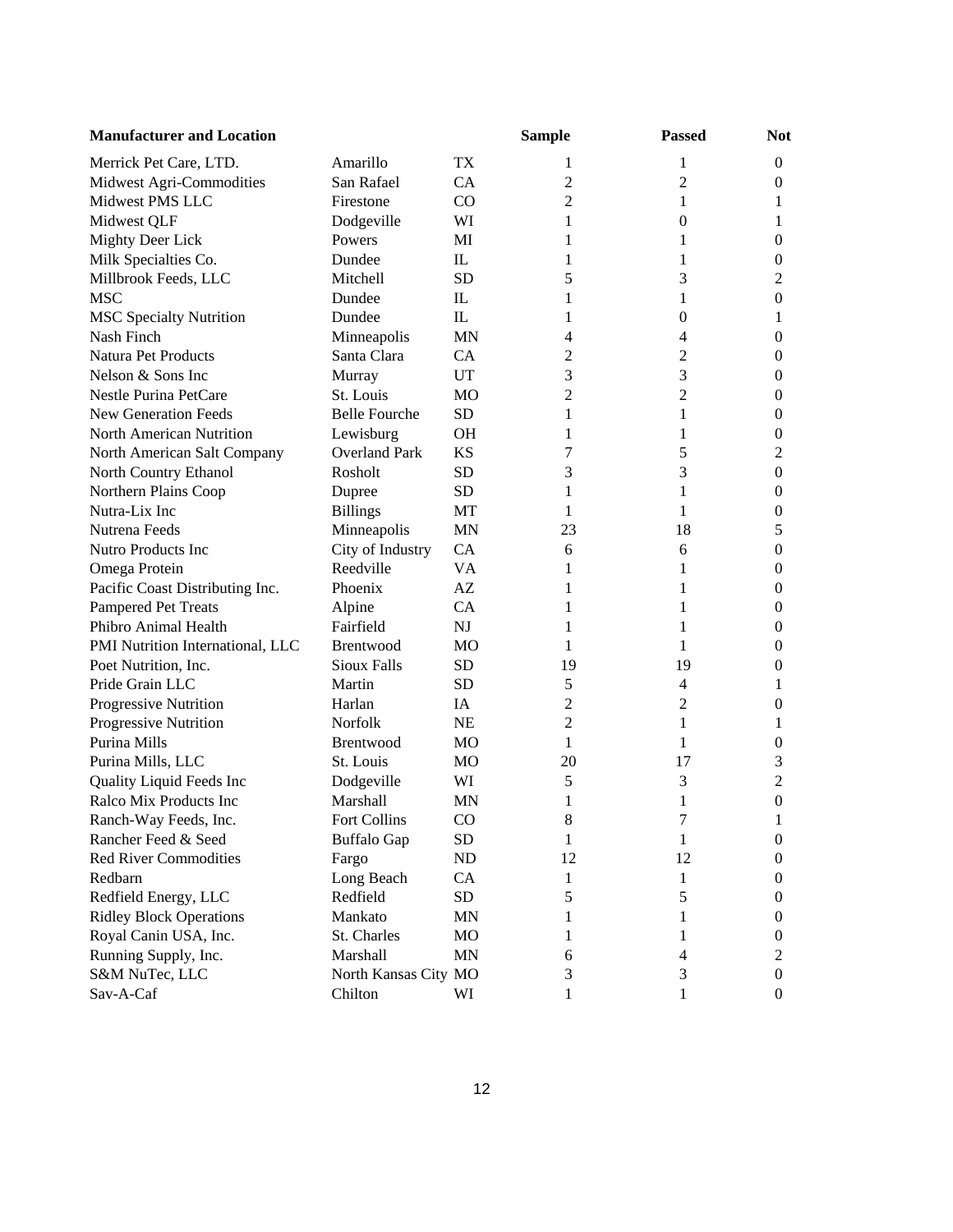| Manufacturer and Location | | | Sample | Passed | Not |
|---|---|---|---|---|---|
| Merrick Pet Care, LTD. | Amarillo | TX | 1 | 1 | 0 |
| Midwest Agri-Commodities | San Rafael | CA | 2 | 2 | 0 |
| Midwest PMS LLC | Firestone | CO | 2 | 1 | 1 |
| Midwest QLF | Dodgeville | WI | 1 | 0 | 1 |
| Mighty Deer Lick | Powers | MI | 1 | 1 | 0 |
| Milk Specialties Co. | Dundee | IL | 1 | 1 | 0 |
| Millbrook Feeds, LLC | Mitchell | SD | 5 | 3 | 2 |
| MSC | Dundee | IL | 1 | 1 | 0 |
| MSC Specialty Nutrition | Dundee | IL | 1 | 0 | 1 |
| Nash Finch | Minneapolis | MN | 4 | 4 | 0 |
| Natura Pet Products | Santa Clara | CA | 2 | 2 | 0 |
| Nelson & Sons Inc | Murray | UT | 3 | 3 | 0 |
| Nestle Purina PetCare | St. Louis | MO | 2 | 2 | 0 |
| New Generation Feeds | Belle Fourche | SD | 1 | 1 | 0 |
| North American Nutrition | Lewisburg | OH | 1 | 1 | 0 |
| North American Salt Company | Overland Park | KS | 7 | 5 | 2 |
| North Country Ethanol | Rosholt | SD | 3 | 3 | 0 |
| Northern Plains Coop | Dupree | SD | 1 | 1 | 0 |
| Nutra-Lix Inc | Billings | MT | 1 | 1 | 0 |
| Nutrena Feeds | Minneapolis | MN | 23 | 18 | 5 |
| Nutro Products Inc | City of Industry | CA | 6 | 6 | 0 |
| Omega Protein | Reedville | VA | 1 | 1 | 0 |
| Pacific Coast Distributing Inc. | Phoenix | AZ | 1 | 1 | 0 |
| Pampered Pet Treats | Alpine | CA | 1 | 1 | 0 |
| Phibro Animal Health | Fairfield | NJ | 1 | 1 | 0 |
| PMI Nutrition International, LLC | Brentwood | MO | 1 | 1 | 0 |
| Poet Nutrition, Inc. | Sioux Falls | SD | 19 | 19 | 0 |
| Pride Grain LLC | Martin | SD | 5 | 4 | 1 |
| Progressive Nutrition | Harlan | IA | 2 | 2 | 0 |
| Progressive Nutrition | Norfolk | NE | 2 | 1 | 1 |
| Purina Mills | Brentwood | MO | 1 | 1 | 0 |
| Purina Mills, LLC | St. Louis | MO | 20 | 17 | 3 |
| Quality Liquid Feeds Inc | Dodgeville | WI | 5 | 3 | 2 |
| Ralco Mix Products Inc | Marshall | MN | 1 | 1 | 0 |
| Ranch-Way Feeds, Inc. | Fort Collins | CO | 8 | 7 | 1 |
| Rancher Feed & Seed | Buffalo Gap | SD | 1 | 1 | 0 |
| Red River Commodities | Fargo | ND | 12 | 12 | 0 |
| Redbarn | Long Beach | CA | 1 | 1 | 0 |
| Redfield Energy, LLC | Redfield | SD | 5 | 5 | 0 |
| Ridley Block Operations | Mankato | MN | 1 | 1 | 0 |
| Royal Canin USA, Inc. | St. Charles | MO | 1 | 1 | 0 |
| Running Supply, Inc. | Marshall | MN | 6 | 4 | 2 |
| S&M NuTec, LLC | North Kansas City | MO | 3 | 3 | 0 |
| Sav-A-Caf | Chilton | WI | 1 | 1 | 0 |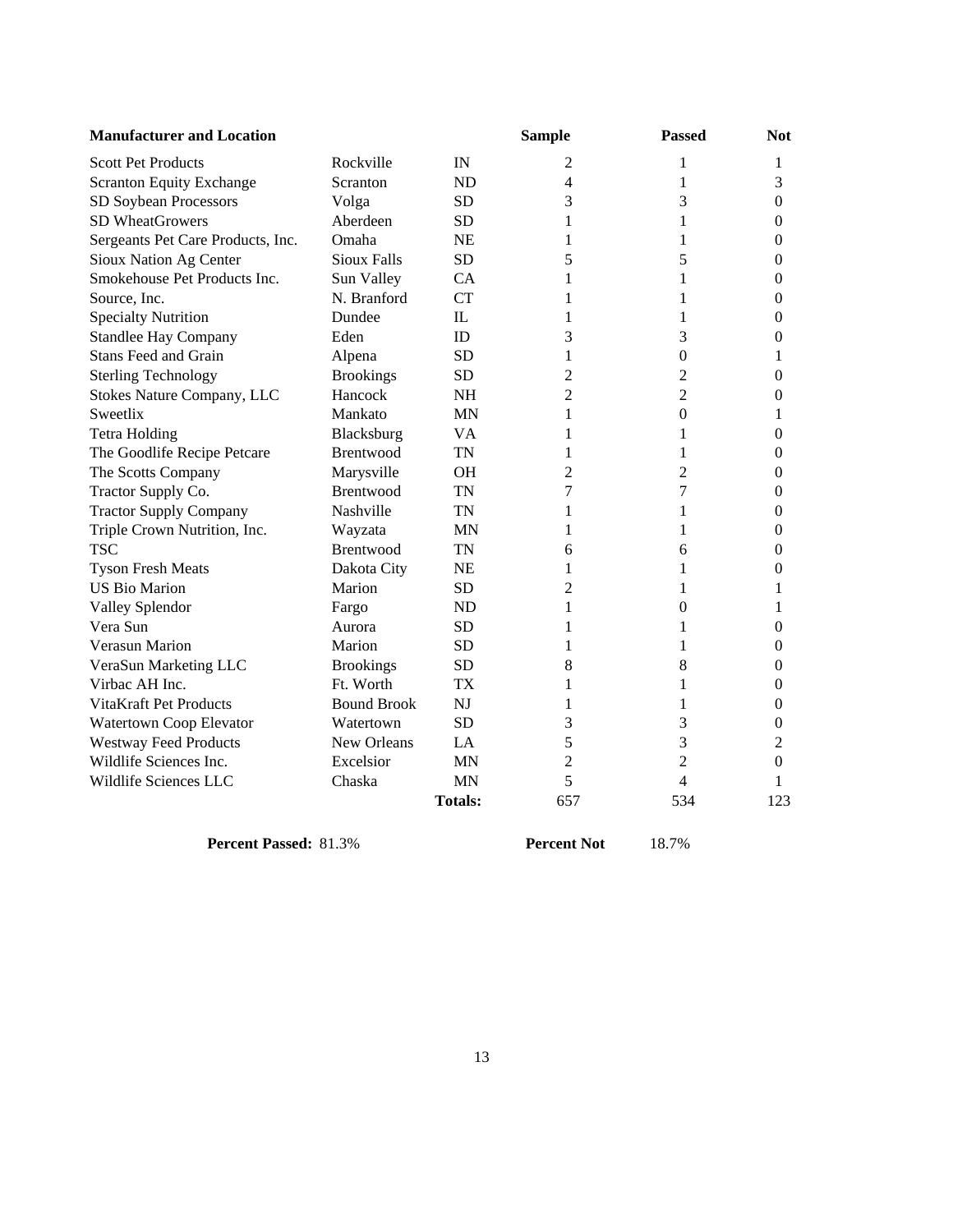| Manufacturer and Location | | | Sample | Passed | Not |
|---|---|---|---|---|---|
| Scott Pet Products | Rockville | IN | 2 | 1 | 1 |
| Scranton Equity Exchange | Scranton | ND | 4 | 1 | 3 |
| SD Soybean Processors | Volga | SD | 3 | 3 | 0 |
| SD WheatGrowers | Aberdeen | SD | 1 | 1 | 0 |
| Sergeants Pet Care Products, Inc. | Omaha | NE | 1 | 1 | 0 |
| Sioux Nation Ag Center | Sioux Falls | SD | 5 | 5 | 0 |
| Smokehouse Pet Products Inc. | Sun Valley | CA | 1 | 1 | 0 |
| Source, Inc. | N. Branford | CT | 1 | 1 | 0 |
| Specialty Nutrition | Dundee | IL | 1 | 1 | 0 |
| Standlee Hay Company | Eden | ID | 3 | 3 | 0 |
| Stans Feed and Grain | Alpena | SD | 1 | 0 | 1 |
| Sterling Technology | Brookings | SD | 2 | 2 | 0 |
| Stokes Nature Company, LLC | Hancock | NH | 2 | 2 | 0 |
| Sweetlix | Mankato | MN | 1 | 0 | 1 |
| Tetra Holding | Blacksburg | VA | 1 | 1 | 0 |
| The Goodlife Recipe Petcare | Brentwood | TN | 1 | 1 | 0 |
| The Scotts Company | Marysville | OH | 2 | 2 | 0 |
| Tractor Supply Co. | Brentwood | TN | 7 | 7 | 0 |
| Tractor Supply Company | Nashville | TN | 1 | 1 | 0 |
| Triple Crown Nutrition, Inc. | Wayzata | MN | 1 | 1 | 0 |
| TSC | Brentwood | TN | 6 | 6 | 0 |
| Tyson Fresh Meats | Dakota City | NE | 1 | 1 | 0 |
| US Bio Marion | Marion | SD | 2 | 1 | 1 |
| Valley Splendor | Fargo | ND | 1 | 0 | 1 |
| Vera Sun | Aurora | SD | 1 | 1 | 0 |
| Verasun Marion | Marion | SD | 1 | 1 | 0 |
| VeraSun Marketing LLC | Brookings | SD | 8 | 8 | 0 |
| Virbac AH Inc. | Ft. Worth | TX | 1 | 1 | 0 |
| VitaKraft Pet Products | Bound Brook | NJ | 1 | 1 | 0 |
| Watertown Coop Elevator | Watertown | SD | 3 | 3 | 0 |
| Westway Feed Products | New Orleans | LA | 5 | 3 | 2 |
| Wildlife Sciences Inc. | Excelsior | MN | 2 | 2 | 0 |
| Wildlife Sciences LLC | Chaska | MN | 5 | 4 | 1 |
| | | **Totals:** | 657 | 534 | 123 |

**Percent Passed:** 81.3% **Percent Not** 18.7%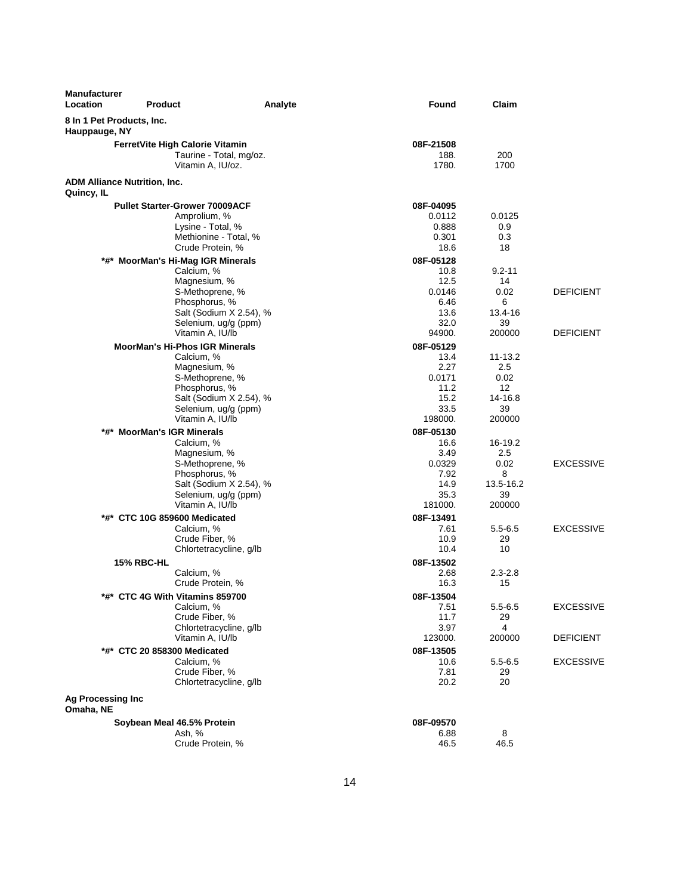| Manufacturer Location | Product | Analyte | Found | Claim | |
|---|---|---|---|---|---|
| **8 In 1 Pet Products, Inc.** | | | | | |
| **Hauppauge, NY** | | | | | |
| | **FerretVite High Calorie Vitamin** | | **08F-21508** | | |
| | | Taurine - Total, mg/oz. | 188. | 200 | |
| | | Vitamin A, IU/oz. | 1780. | 1700 | |
| **ADM Alliance Nutrition, Inc.** | | | | | |
| **Quincy, IL** | | | | | |
| | **Pullet Starter-Grower 70009ACF** | | **08F-04095** | | |
| | | Amprolium, % | 0.0112 | 0.0125 | |
| | | Lysine - Total, % | 0.888 | 0.9 | |
| | | Methionine - Total, % | 0.301 | 0.3 | |
| | | Crude Protein, % | 18.6 | 18 | |
| | **\*#\* MoorMan's Hi-Mag IGR Minerals** | | **08F-05128** | | |
| | | Calcium, % | 10.8 | 9.2-11 | |
| | | Magnesium, % | 12.5 | 14 | |
| | | S-Methoprene, % | 0.0146 | 0.02 | DEFICIENT |
| | | Phosphorus, % | 6.46 | 6 | |
| | | Salt (Sodium X 2.54), % | 13.6 | 13.4-16 | |
| | | Selenium, ug/g (ppm) | 32.0 | 39 | |
| | | Vitamin A, IU/lb | 94900. | 200000 | DEFICIENT |
| | **MoorMan's Hi-Phos IGR Minerals** | | **08F-05129** | | |
| | | Calcium, % | 13.4 | 11-13.2 | |
| | | Magnesium, % | 2.27 | 2.5 | |
| | | S-Methoprene, % | 0.0171 | 0.02 | |
| | | Phosphorus, % | 11.2 | 12 | |
| | | Salt (Sodium X 2.54), % | 15.2 | 14-16.8 | |
| | | Selenium, ug/g (ppm) | 33.5 | 39 | |
| | | Vitamin A, IU/lb | 198000. | 200000 | |
| | **\*#\* MoorMan's IGR Minerals** | | **08F-05130** | | |
| | | Calcium, % | 16.6 | 16-19.2 | |
| | | Magnesium, % | 3.49 | 2.5 | |
| | | S-Methoprene, % | 0.0329 | 0.02 | EXCESSIVE |
| | | Phosphorus, % | 7.92 | 8 | |
| | | Salt (Sodium X 2.54), % | 14.9 | 13.5-16.2 | |
| | | Selenium, ug/g (ppm) | 35.3 | 39 | |
| | | Vitamin A, IU/lb | 181000. | 200000 | |
| | **\*#\* CTC 10G 859600 Medicated** | | **08F-13491** | | |
| | | Calcium, % | 7.61 | 5.5-6.5 | EXCESSIVE |
| | | Crude Fiber, % | 10.9 | 29 | |
| | | Chlortetracycline, g/lb | 10.4 | 10 | |
| | **15% RBC-HL** | | **08F-13502** | | |
| | | Calcium, % | 2.68 | 2.3-2.8 | |
| | | Crude Protein, % | 16.3 | 15 | |
| | **\*#\* CTC 4G With Vitamins 859700** | | **08F-13504** | | |
| | | Calcium, % | 7.51 | 5.5-6.5 | EXCESSIVE |
| | | Crude Fiber, % | 11.7 | 29 | |
| | | Chlortetracycline, g/lb | 3.97 | 4 | |
| | | Vitamin A, IU/lb | 123000. | 200000 | DEFICIENT |
| | **\*#\* CTC 20 858300 Medicated** | | **08F-13505** | | |
| | | Calcium, % | 10.6 | 5.5-6.5 | EXCESSIVE |
| | | Crude Fiber, % | 7.81 | 29 | |
| | | Chlortetracycline, g/lb | 20.2 | 20 | |
| **Ag Processing Inc** | | | | | |
| **Omaha, NE** | | | | | |
| | **Soybean Meal 46.5% Protein** | | **08F-09570** | | |
| | | Ash, % | 6.88 | 8 | |
| | | Crude Protein, % | 46.5 | 46.5 | |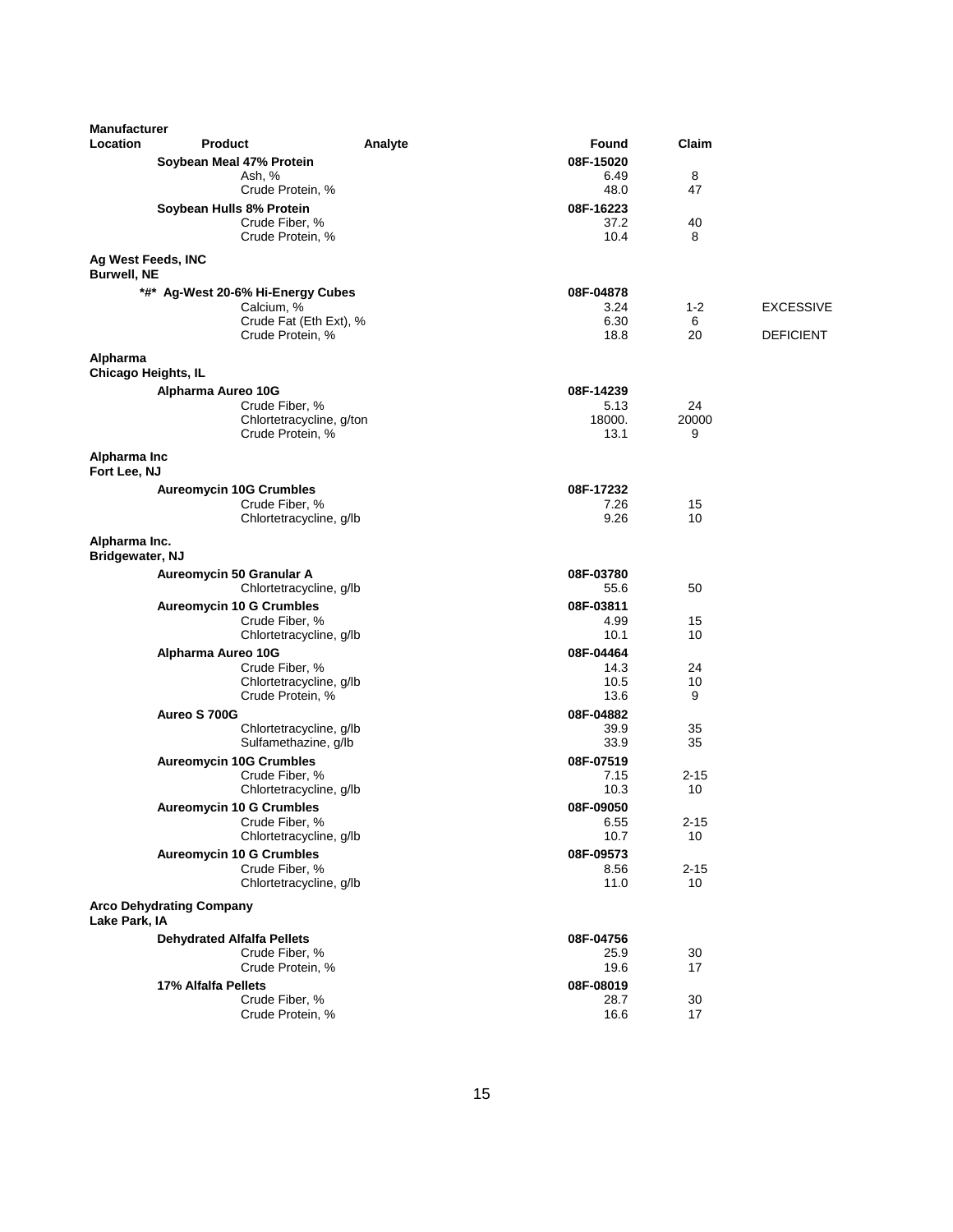| Manufacturer Location | Product | Analyte | Found | Claim | |
|---|---|---|---|---|---|
| | **Soybean Meal 47% Protein** | | **08F-15020** | | |
| | | Ash, % | 6.49 | 8 | |
| | | Crude Protein, % | 48.0 | 47 | |
| | **Soybean Hulls 8% Protein** | | **08F-16223** | | |
| | | Crude Fiber, % | 37.2 | 40 | |
| | | Crude Protein, % | 10.4 | 8 | |
| **Ag West Feeds, INC Burwell, NE** | | | | | |
| | **\*#\* Ag-West 20-6% Hi-Energy Cubes** | | **08F-04878** | | |
| | | Calcium, % | 3.24 | 1-2 | EXCESSIVE |
| | | Crude Fat (Eth Ext), % | 6.30 | 6 | |
| | | Crude Protein, % | 18.8 | 20 | DEFICIENT |
| **Alpharma Chicago Heights, IL** | | | | | |
| | **Alpharma Aureo 10G** | | **08F-14239** | | |
| | | Crude Fiber, % | 5.13 | 24 | |
| | | Chlortetracycline, g/ton | 18000. | 20000 | |
| | | Crude Protein, % | 13.1 | 9 | |
| **Alpharma Inc Fort Lee, NJ** | | | | | |
| | **Aureomycin 10G Crumbles** | | **08F-17232** | | |
| | | Crude Fiber, % | 7.26 | 15 | |
| | | Chlortetracycline, g/lb | 9.26 | 10 | |
| **Alpharma Inc. Bridgewater, NJ** | | | | | |
| | **Aureomycin 50 Granular A** | | **08F-03780** | | |
| | | Chlortetracycline, g/lb | 55.6 | 50 | |
| | **Aureomycin 10 G Crumbles** | | **08F-03811** | | |
| | | Crude Fiber, % | 4.99 | 15 | |
| | | Chlortetracycline, g/lb | 10.1 | 10 | |
| | **Alpharma Aureo 10G** | | **08F-04464** | | |
| | | Crude Fiber, % | 14.3 | 24 | |
| | | Chlortetracycline, g/lb | 10.5 | 10 | |
| | | Crude Protein, % | 13.6 | 9 | |
| | **Aureo S 700G** | | **08F-04882** | | |
| | | Chlortetracycline, g/lb | 39.9 | 35 | |
| | | Sulfamethazine, g/lb | 33.9 | 35 | |
| | **Aureomycin 10G Crumbles** | | **08F-07519** | | |
| | | Crude Fiber, % | 7.15 | 2-15 | |
| | | Chlortetracycline, g/lb | 10.3 | 10 | |
| | **Aureomycin 10 G Crumbles** | | **08F-09050** | | |
| | | Crude Fiber, % | 6.55 | 2-15 | |
| | | Chlortetracycline, g/lb | 10.7 | 10 | |
| | **Aureomycin 10 G Crumbles** | | **08F-09573** | | |
| | | Crude Fiber, % | 8.56 | 2-15 | |
| | | Chlortetracycline, g/lb | 11.0 | 10 | |
| **Arco Dehydrating Company Lake Park, IA** | | | | | |
| | **Dehydrated Alfalfa Pellets** | | **08F-04756** | | |
| | | Crude Fiber, % | 25.9 | 30 | |
| | | Crude Protein, % | 19.6 | 17 | |
| | **17% Alfalfa Pellets** | | **08F-08019** | | |
| | | Crude Fiber, % | 28.7 | 30 | |
| | | Crude Protein, % | 16.6 | 17 | |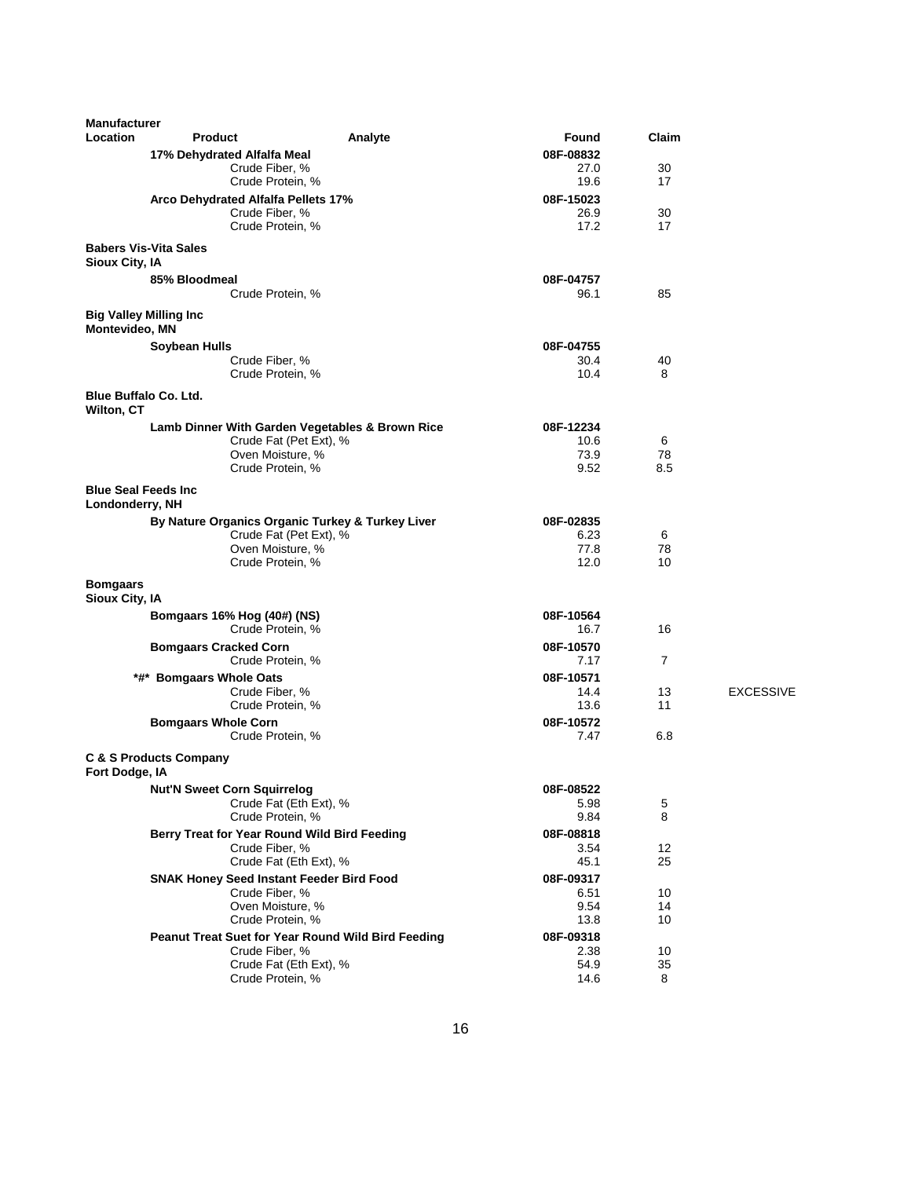| Manufacturer Location | Product | Analyte | Found | Claim | |
|---|---|---|---|---|---|
| | **17% Dehydrated Alfalfa Meal** | | **08F-08832** | | |
| | | Crude Fiber, % | 27.0 | 30 | |
| | | Crude Protein, % | 19.6 | 17 | |
| | **Arco Dehydrated Alfalfa Pellets 17%** | | **08F-15023** | | |
| | | Crude Fiber, % | 26.9 | 30 | |
| | | Crude Protein, % | 17.2 | 17 | |
| **Babers Vis-Vita Sales Sioux City, IA** | | | | | |
| | **85% Bloodmeal** | | **08F-04757** | | |
| | | Crude Protein, % | 96.1 | 85 | |
| **Big Valley Milling Inc Montevideo, MN** | | | | | |
| | **Soybean Hulls** | | **08F-04755** | | |
| | | Crude Fiber, % | 30.4 | 40 | |
| | | Crude Protein, % | 10.4 | 8 | |
| **Blue Buffalo Co. Ltd. Wilton, CT** | | | | | |
| | **Lamb Dinner With Garden Vegetables & Brown Rice** | | **08F-12234** | | |
| | | Crude Fat (Pet Ext), % | 10.6 | 6 | |
| | | Oven Moisture, % | 73.9 | 78 | |
| | | Crude Protein, % | 9.52 | 8.5 | |
| **Blue Seal Feeds Inc Londonderry, NH** | | | | | |
| | **By Nature Organics Organic Turkey & Turkey Liver** | | **08F-02835** | | |
| | | Crude Fat (Pet Ext), % | 6.23 | 6 | |
| | | Oven Moisture, % | 77.8 | 78 | |
| | | Crude Protein, % | 12.0 | 10 | |
| **Bomgaars Sioux City, IA** | | | | | |
| | **Bomgaars 16% Hog (40#) (NS)** | | **08F-10564** | | |
| | | Crude Protein, % | 16.7 | 16 | |
| | **Bomgaars Cracked Corn** | | **08F-10570** | | |
| | | Crude Protein, % | 7.17 | 7 | |
| | ***#* Bomgaars Whole Oats** | | **08F-10571** | | |
| | | Crude Fiber, % | 14.4 | 13 | EXCESSIVE |
| | | Crude Protein, % | 13.6 | 11 | |
| | **Bomgaars Whole Corn** | | **08F-10572** | | |
| | | Crude Protein, % | 7.47 | 6.8 | |
| **C & S Products Company Fort Dodge, IA** | | | | | |
| | **Nut'N Sweet Corn Squirrelog** | | **08F-08522** | | |
| | | Crude Fat (Eth Ext), % | 5.98 | 5 | |
| | | Crude Protein, % | 9.84 | 8 | |
| | **Berry Treat for Year Round Wild Bird Feeding** | | **08F-08818** | | |
| | | Crude Fiber, % | 3.54 | 12 | |
| | | Crude Fat (Eth Ext), % | 45.1 | 25 | |
| | **SNAK Honey Seed Instant Feeder Bird Food** | | **08F-09317** | | |
| | | Crude Fiber, % | 6.51 | 10 | |
| | | Oven Moisture, % | 9.54 | 14 | |
| | | Crude Protein, % | 13.8 | 10 | |
| | **Peanut Treat Suet for Year Round Wild Bird Feeding** | | **08F-09318** | | |
| | | Crude Fiber, % | 2.38 | 10 | |
| | | Crude Fat (Eth Ext), % | 54.9 | 35 | |
| | | Crude Protein, % | 14.6 | 8 | |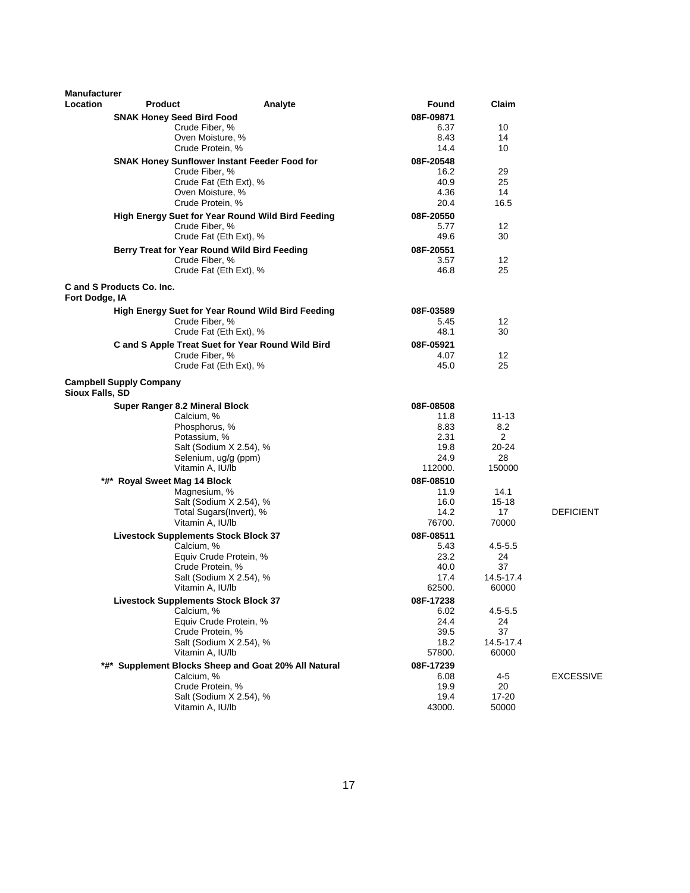| Manufacturer Location | Product | Analyte | Found | Claim | |
|---|---|---|---|---|---|
| | **SNAK Honey Seed Bird Food** | | **08F-09871** | | |
| | | Crude Fiber, % | 6.37 | 10 | |
| | | Oven Moisture, % | 8.43 | 14 | |
| | | Crude Protein, % | 14.4 | 10 | |
| | **SNAK Honey Sunflower Instant Feeder Food for** | | **08F-20548** | | |
| | | Crude Fiber, % | 16.2 | 29 | |
| | | Crude Fat (Eth Ext), % | 40.9 | 25 | |
| | | Oven Moisture, % | 4.36 | 14 | |
| | | Crude Protein, % | 20.4 | 16.5 | |
| | **High Energy Suet for Year Round Wild Bird Feeding** | | **08F-20550** | | |
| | | Crude Fiber, % | 5.77 | 12 | |
| | | Crude Fat (Eth Ext), % | 49.6 | 30 | |
| | **Berry Treat for Year Round Wild Bird Feeding** | | **08F-20551** | | |
| | | Crude Fiber, % | 3.57 | 12 | |
| | | Crude Fat (Eth Ext), % | 46.8 | 25 | |
| **C and S Products Co. Inc. Fort Dodge, IA** | | | | | |
| | **High Energy Suet for Year Round Wild Bird Feeding** | | **08F-03589** | | |
| | | Crude Fiber, % | 5.45 | 12 | |
| | | Crude Fat (Eth Ext), % | 48.1 | 30 | |
| | **C and S Apple Treat Suet for Year Round Wild Bird** | | **08F-05921** | | |
| | | Crude Fiber, % | 4.07 | 12 | |
| | | Crude Fat (Eth Ext), % | 45.0 | 25 | |
| **Campbell Supply Company Sioux Falls, SD** | | | | | |
| | **Super Ranger 8.2 Mineral Block** | | **08F-08508** | | |
| | | Calcium, % | 11.8 | 11-13 | |
| | | Phosphorus, % | 8.83 | 8.2 | |
| | | Potassium, % | 2.31 | 2 | |
| | | Salt (Sodium X 2.54), % | 19.8 | 20-24 | |
| | | Selenium, ug/g (ppm) | 24.9 | 28 | |
| | | Vitamin A, IU/lb | 112000. | 150000 | |
| | ***#* Royal Sweet Mag 14 Block** | | **08F-08510** | | |
| | | Magnesium, % | 11.9 | 14.1 | |
| | | Salt (Sodium X 2.54), % | 16.0 | 15-18 | |
| | | Total Sugars(Invert), % | 14.2 | 17 | DEFICIENT |
| | | Vitamin A, IU/lb | 76700. | 70000 | |
| | **Livestock Supplements Stock Block 37** | | **08F-08511** | | |
| | | Calcium, % | 5.43 | 4.5-5.5 | |
| | | Equiv Crude Protein, % | 23.2 | 24 | |
| | | Crude Protein, % | 40.0 | 37 | |
| | | Salt (Sodium X 2.54), % | 17.4 | 14.5-17.4 | |
| | | Vitamin A, IU/lb | 62500. | 60000 | |
| | **Livestock Supplements Stock Block 37** | | **08F-17238** | | |
| | | Calcium, % | 6.02 | 4.5-5.5 | |
| | | Equiv Crude Protein, % | 24.4 | 24 | |
| | | Crude Protein, % | 39.5 | 37 | |
| | | Salt (Sodium X 2.54), % | 18.2 | 14.5-17.4 | |
| | | Vitamin A, IU/lb | 57800. | 60000 | |
| | ***#* Supplement Blocks Sheep and Goat 20% All Natural** | | **08F-17239** | | |
| | | Calcium, % | 6.08 | 4-5 | EXCESSIVE |
| | | Crude Protein, % | 19.9 | 20 | |
| | | Salt (Sodium X 2.54), % | 19.4 | 17-20 | |
| | | Vitamin A, IU/lb | 43000. | 50000 | |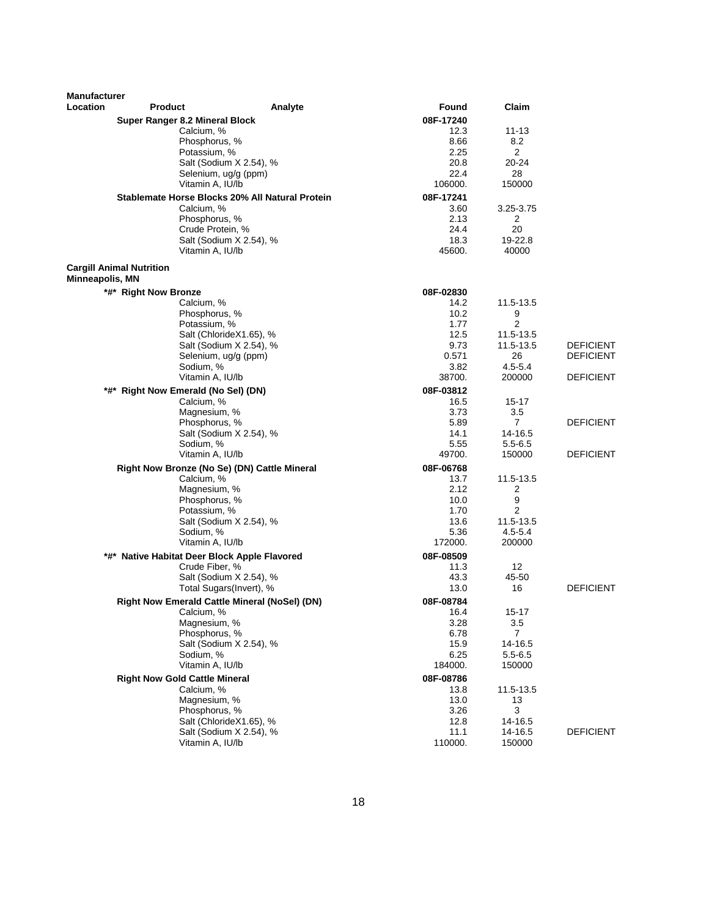| Manufacturer Location | Product | Analyte | Found | Claim | |
|---|---|---|---|---|---|
| | **Super Ranger 8.2 Mineral Block** | | **08F-17240** | | |
| | | Calcium, % | 12.3 | 11-13 | |
| | | Phosphorus, % | 8.66 | 8.2 | |
| | | Potassium, % | 2.25 | 2 | |
| | | Salt (Sodium X 2.54), % | 20.8 | 20-24 | |
| | | Selenium, ug/g (ppm) | 22.4 | 28 | |
| | | Vitamin A, IU/lb | 106000. | 150000 | |
| | **Stablemate Horse Blocks 20% All Natural Protein** | | **08F-17241** | | |
| | | Calcium, % | 3.60 | 3.25-3.75 | |
| | | Phosphorus, % | 2.13 | 2 | |
| | | Crude Protein, % | 24.4 | 20 | |
| | | Salt (Sodium X 2.54), % | 18.3 | 19-22.8 | |
| | | Vitamin A, IU/lb | 45600. | 40000 | |
| **Cargill Animal Nutrition Minneapolis, MN** | | | | | |
| | **\*#\* Right Now Bronze** | | **08F-02830** | | |
| | | Calcium, % | 14.2 | 11.5-13.5 | |
| | | Phosphorus, % | 10.2 | 9 | |
| | | Potassium, % | 1.77 | 2 | |
| | | Salt (ChlorideX1.65), % | 12.5 | 11.5-13.5 | |
| | | Salt (Sodium X 2.54), % | 9.73 | 11.5-13.5 | DEFICIENT |
| | | Selenium, ug/g (ppm) | 0.571 | 26 | DEFICIENT |
| | | Sodium, % | 3.82 | 4.5-5.4 | |
| | | Vitamin A, IU/lb | 38700. | 200000 | DEFICIENT |
| | **\*#\* Right Now Emerald (No Sel) (DN)** | | **08F-03812** | | |
| | | Calcium, % | 16.5 | 15-17 | |
| | | Magnesium, % | 3.73 | 3.5 | |
| | | Phosphorus, % | 5.89 | 7 | DEFICIENT |
| | | Salt (Sodium X 2.54), % | 14.1 | 14-16.5 | |
| | | Sodium, % | 5.55 | 5.5-6.5 | |
| | | Vitamin A, IU/lb | 49700. | 150000 | DEFICIENT |
| | **Right Now Bronze (No Se) (DN) Cattle Mineral** | | **08F-06768** | | |
| | | Calcium, % | 13.7 | 11.5-13.5 | |
| | | Magnesium, % | 2.12 | 2 | |
| | | Phosphorus, % | 10.0 | 9 | |
| | | Potassium, % | 1.70 | 2 | |
| | | Salt (Sodium X 2.54), % | 13.6 | 11.5-13.5 | |
| | | Sodium, % | 5.36 | 4.5-5.4 | |
| | | Vitamin A, IU/lb | 172000. | 200000 | |
| | **\*#\* Native Habitat Deer Block Apple Flavored** | | **08F-08509** | | |
| | | Crude Fiber, % | 11.3 | 12 | |
| | | Salt (Sodium X 2.54), % | 43.3 | 45-50 | |
| | | Total Sugars(Invert), % | 13.0 | 16 | DEFICIENT |
| | **Right Now Emerald Cattle Mineral (NoSel) (DN)** | | **08F-08784** | | |
| | | Calcium, % | 16.4 | 15-17 | |
| | | Magnesium, % | 3.28 | 3.5 | |
| | | Phosphorus, % | 6.78 | 7 | |
| | | Salt (Sodium X 2.54), % | 15.9 | 14-16.5 | |
| | | Sodium, % | 6.25 | 5.5-6.5 | |
| | | Vitamin A, IU/lb | 184000. | 150000 | |
| | **Right Now Gold Cattle Mineral** | | **08F-08786** | | |
| | | Calcium, % | 13.8 | 11.5-13.5 | |
| | | Magnesium, % | 13.0 | 13 | |
| | | Phosphorus, % | 3.26 | 3 | |
| | | Salt (ChlorideX1.65), % | 12.8 | 14-16.5 | |
| | | Salt (Sodium X 2.54), % | 11.1 | 14-16.5 | DEFICIENT |
| | | Vitamin A, IU/lb | 110000. | 150000 | |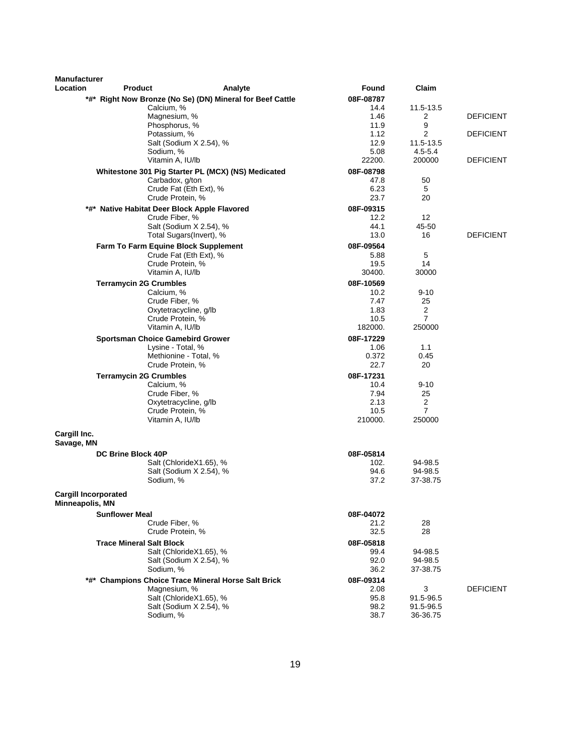| Manufacturer Location | Product | Analyte | Found | Claim | |
|---|---|---|---|---|---|
| | *#* Right Now Bronze (No Se) (DN) Mineral for Beef Cattle | | 08F-08787 | | |
| | | Calcium, % | 14.4 | 11.5-13.5 | |
| | | Magnesium, % | 1.46 | 2 | DEFICIENT |
| | | Phosphorus, % | 11.9 | 9 | |
| | | Potassium, % | 1.12 | 2 | DEFICIENT |
| | | Salt (Sodium X 2.54), % | 12.9 | 11.5-13.5 | |
| | | Sodium, % | 5.08 | 4.5-5.4 | |
| | | Vitamin A, IU/lb | 22200. | 200000 | DEFICIENT |
| | Whitestone 301 Pig Starter PL (MCX) (NS) Medicated | | 08F-08798 | | |
| | | Carbadox, g/ton | 47.8 | 50 | |
| | | Crude Fat (Eth Ext), % | 6.23 | 5 | |
| | | Crude Protein, % | 23.7 | 20 | |
| | *#* Native Habitat Deer Block Apple Flavored | | 08F-09315 | | |
| | | Crude Fiber, % | 12.2 | 12 | |
| | | Salt (Sodium X 2.54), % | 44.1 | 45-50 | |
| | | Total Sugars(Invert), % | 13.0 | 16 | DEFICIENT |
| | Farm To Farm Equine Block Supplement | | 08F-09564 | | |
| | | Crude Fat (Eth Ext), % | 5.88 | 5 | |
| | | Crude Protein, % | 19.5 | 14 | |
| | | Vitamin A, IU/lb | 30400. | 30000 | |
| | Terramycin 2G Crumbles | | 08F-10569 | | |
| | | Calcium, % | 10.2 | 9-10 | |
| | | Crude Fiber, % | 7.47 | 25 | |
| | | Oxytetracycline, g/lb | 1.83 | 2 | |
| | | Crude Protein, % | 10.5 | 7 | |
| | | Vitamin A, IU/lb | 182000. | 250000 | |
| | Sportsman Choice Gamebird Grower | | 08F-17229 | | |
| | | Lysine - Total, % | 1.06 | 1.1 | |
| | | Methionine - Total, % | 0.372 | 0.45 | |
| | | Crude Protein, % | 22.7 | 20 | |
| | Terramycin 2G Crumbles | | 08F-17231 | | |
| | | Calcium, % | 10.4 | 9-10 | |
| | | Crude Fiber, % | 7.94 | 25 | |
| | | Oxytetracycline, g/lb | 2.13 | 2 | |
| | | Crude Protein, % | 10.5 | 7 | |
| | | Vitamin A, IU/lb | 210000. | 250000 | |
| **Cargill Inc. Savage, MN** | | | | | |
| | DC Brine Block 40P | | 08F-05814 | | |
| | | Salt (ChlorideX1.65), % | 102. | 94-98.5 | |
| | | Salt (Sodium X 2.54), % | 94.6 | 94-98.5 | |
| | | Sodium, % | 37.2 | 37-38.75 | |
| **Cargill Incorporated Minneapolis, MN** | | | | | |
| | Sunflower Meal | | 08F-04072 | | |
| | | Crude Fiber, % | 21.2 | 28 | |
| | | Crude Protein, % | 32.5 | 28 | |
| | Trace Mineral Salt Block | | 08F-05818 | | |
| | | Salt (ChlorideX1.65), % | 99.4 | 94-98.5 | |
| | | Salt (Sodium X 2.54), % | 92.0 | 94-98.5 | |
| | | Sodium, % | 36.2 | 37-38.75 | |
| | *#* Champions Choice Trace Mineral Horse Salt Brick | | 08F-09314 | | |
| | | Magnesium, % | 2.08 | 3 | DEFICIENT |
| | | Salt (ChlorideX1.65), % | 95.8 | 91.5-96.5 | |
| | | Salt (Sodium X 2.54), % | 98.2 | 91.5-96.5 | |
| | | Sodium, % | 38.7 | 36-36.75 | |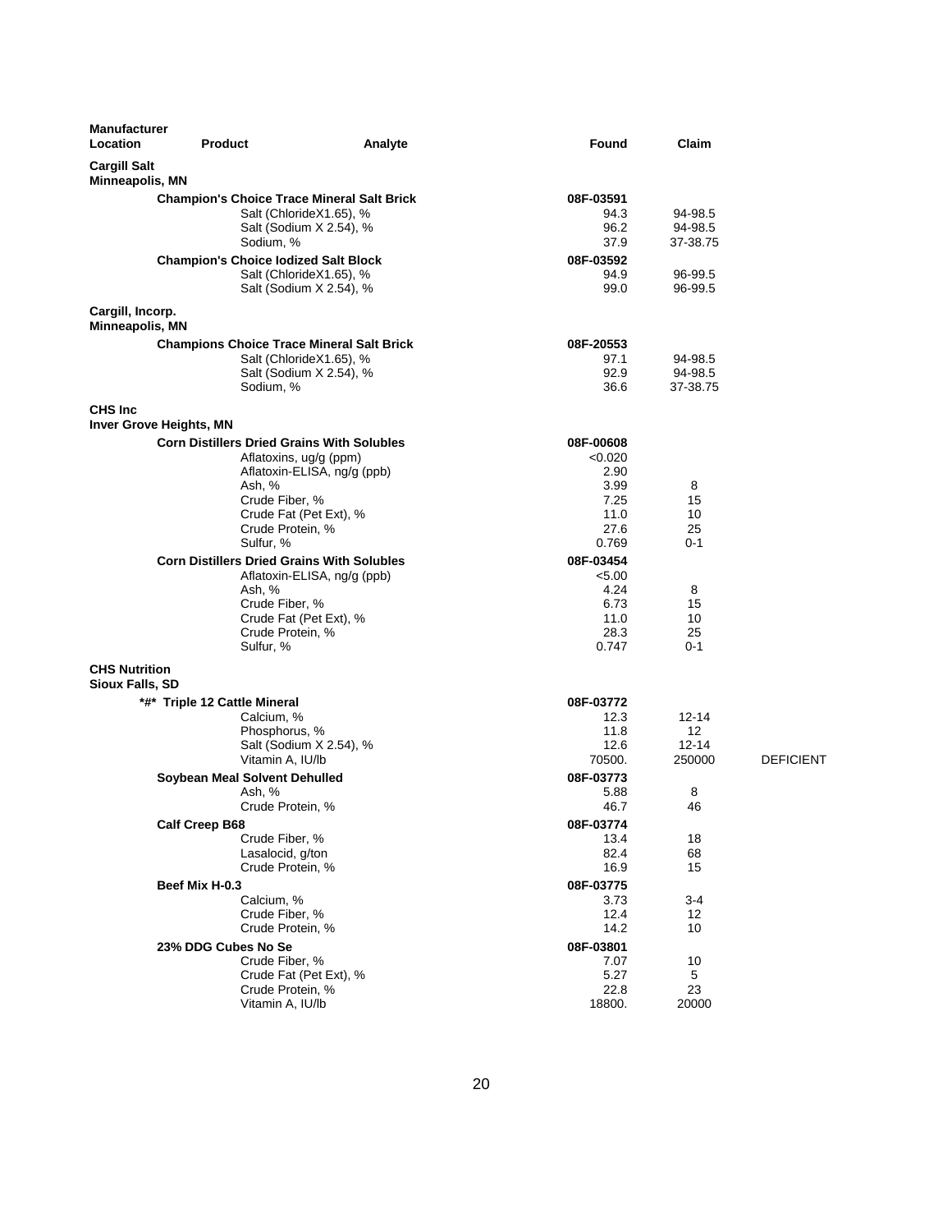| Manufacturer Location | Product | Analyte | Found | Claim | |
|---|---|---|---|---|---|
| **Cargill Salt Minneapolis, MN** | | | | | |
| | **Champion's Choice Trace Mineral Salt Brick** | | **08F-03591** | | |
| | | Salt (ChlorideX1.65), % | 94.3 | 94-98.5 | |
| | | Salt (Sodium X 2.54), % | 96.2 | 94-98.5 | |
| | | Sodium, % | 37.9 | 37-38.75 | |
| | **Champion's Choice Iodized Salt Block** | | **08F-03592** | | |
| | | Salt (ChlorideX1.65), % | 94.9 | 96-99.5 | |
| | | Salt (Sodium X 2.54), % | 99.0 | 96-99.5 | |
| **Cargill, Incorp. Minneapolis, MN** | | | | | |
| | **Champions Choice Trace Mineral Salt Brick** | | **08F-20553** | | |
| | | Salt (ChlorideX1.65), % | 97.1 | 94-98.5 | |
| | | Salt (Sodium X 2.54), % | 92.9 | 94-98.5 | |
| | | Sodium, % | 36.6 | 37-38.75 | |
| **CHS Inc Inver Grove Heights, MN** | | | | | |
| | **Corn Distillers Dried Grains With Solubles** | | **08F-00608** | | |
| | | Aflatoxins, ug/g (ppm) | <0.020 | | |
| | | Aflatoxin-ELISA, ng/g (ppb) | 2.90 | | |
| | | Ash, % | 3.99 | 8 | |
| | | Crude Fiber, % | 7.25 | 15 | |
| | | Crude Fat (Pet Ext), % | 11.0 | 10 | |
| | | Crude Protein, % | 27.6 | 25 | |
| | | Sulfur, % | 0.769 | 0-1 | |
| | **Corn Distillers Dried Grains With Solubles** | | **08F-03454** | | |
| | | Aflatoxin-ELISA, ng/g (ppb) | <5.00 | | |
| | | Ash, % | 4.24 | 8 | |
| | | Crude Fiber, % | 6.73 | 15 | |
| | | Crude Fat (Pet Ext), % | 11.0 | 10 | |
| | | Crude Protein, % | 28.3 | 25 | |
| | | Sulfur, % | 0.747 | 0-1 | |
| **CHS Nutrition Sioux Falls, SD** | | | | | |
| | **\*#\* Triple 12 Cattle Mineral** | | **08F-03772** | | |
| | | Calcium, % | 12.3 | 12-14 | |
| | | Phosphorus, % | 11.8 | 12 | |
| | | Salt (Sodium X 2.54), % | 12.6 | 12-14 | |
| | | Vitamin A, IU/lb | 70500. | 250000 | DEFICIENT |
| | **Soybean Meal Solvent Dehulled** | | **08F-03773** | | |
| | | Ash, % | 5.88 | 8 | |
| | | Crude Protein, % | 46.7 | 46 | |
| | **Calf Creep B68** | | **08F-03774** | | |
| | | Crude Fiber, % | 13.4 | 18 | |
| | | Lasalocid, g/ton | 82.4 | 68 | |
| | | Crude Protein, % | 16.9 | 15 | |
| | **Beef Mix H-0.3** | | **08F-03775** | | |
| | | Calcium, % | 3.73 | 3-4 | |
| | | Crude Fiber, % | 12.4 | 12 | |
| | | Crude Protein, % | 14.2 | 10 | |
| | **23% DDG Cubes No Se** | | **08F-03801** | | |
| | | Crude Fiber, % | 7.07 | 10 | |
| | | Crude Fat (Pet Ext), % | 5.27 | 5 | |
| | | Crude Protein, % | 22.8 | 23 | |
| | | Vitamin A, IU/lb | 18800. | 20000 | |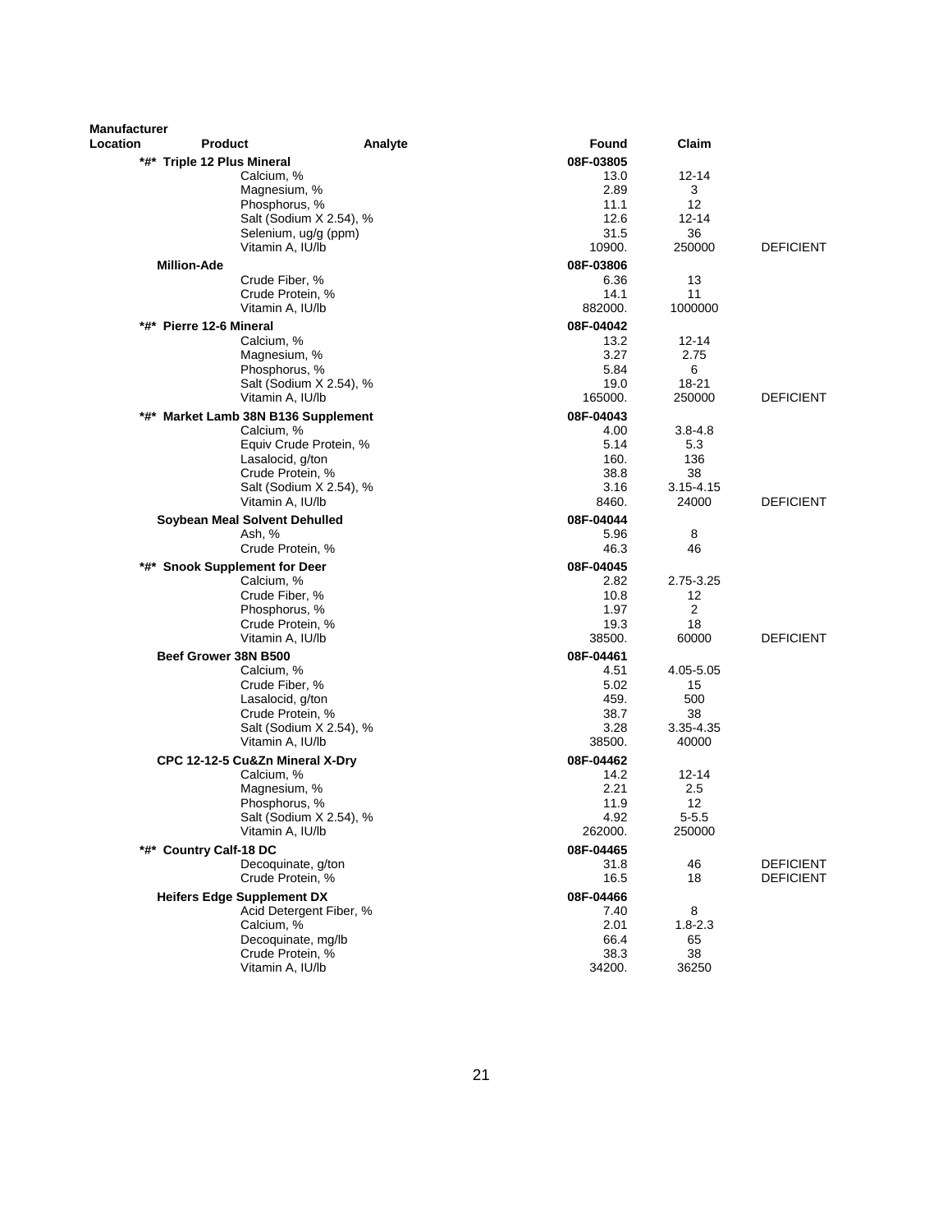| Manufacturer Location | Product | Analyte | Found | Claim | |
|---|---|---|---|---|---|
| *#* | **Triple 12 Plus Mineral** | | **08F-03805** | | |
| | | Calcium, % | 13.0 | 12-14 | |
| | | Magnesium, % | 2.89 | 3 | |
| | | Phosphorus, % | 11.1 | 12 | |
| | | Salt (Sodium X 2.54), % | 12.6 | 12-14 | |
| | | Selenium, ug/g (ppm) | 31.5 | 36 | |
| | | Vitamin A, IU/lb | 10900. | 250000 | DEFICIENT |
| | **Million-Ade** | | **08F-03806** | | |
| | | Crude Fiber, % | 6.36 | 13 | |
| | | Crude Protein, % | 14.1 | 11 | |
| | | Vitamin A, IU/lb | 882000. | 1000000 | |
| *#* | **Pierre 12-6 Mineral** | | **08F-04042** | | |
| | | Calcium, % | 13.2 | 12-14 | |
| | | Magnesium, % | 3.27 | 2.75 | |
| | | Phosphorus, % | 5.84 | 6 | |
| | | Salt (Sodium X 2.54), % | 19.0 | 18-21 | |
| | | Vitamin A, IU/lb | 165000. | 250000 | DEFICIENT |
| *#* | **Market Lamb 38N B136 Supplement** | | **08F-04043** | | |
| | | Calcium, % | 4.00 | 3.8-4.8 | |
| | | Equiv Crude Protein, % | 5.14 | 5.3 | |
| | | Lasalocid, g/ton | 160. | 136 | |
| | | Crude Protein, % | 38.8 | 38 | |
| | | Salt (Sodium X 2.54), % | 3.16 | 3.15-4.15 | |
| | | Vitamin A, IU/lb | 8460. | 24000 | DEFICIENT |
| | **Soybean Meal Solvent Dehulled** | | **08F-04044** | | |
| | | Ash, % | 5.96 | 8 | |
| | | Crude Protein, % | 46.3 | 46 | |
| *#* | **Snook Supplement for Deer** | | **08F-04045** | | |
| | | Calcium, % | 2.82 | 2.75-3.25 | |
| | | Crude Fiber, % | 10.8 | 12 | |
| | | Phosphorus, % | 1.97 | 2 | |
| | | Crude Protein, % | 19.3 | 18 | |
| | | Vitamin A, IU/lb | 38500. | 60000 | DEFICIENT |
| | **Beef Grower 38N B500** | | **08F-04461** | | |
| | | Calcium, % | 4.51 | 4.05-5.05 | |
| | | Crude Fiber, % | 5.02 | 15 | |
| | | Lasalocid, g/ton | 459. | 500 | |
| | | Crude Protein, % | 38.7 | 38 | |
| | | Salt (Sodium X 2.54), % | 3.28 | 3.35-4.35 | |
| | | Vitamin A, IU/lb | 38500. | 40000 | |
| | **CPC 12-12-5 Cu&Zn Mineral X-Dry** | | **08F-04462** | | |
| | | Calcium, % | 14.2 | 12-14 | |
| | | Magnesium, % | 2.21 | 2.5 | |
| | | Phosphorus, % | 11.9 | 12 | |
| | | Salt (Sodium X 2.54), % | 4.92 | 5-5.5 | |
| | | Vitamin A, IU/lb | 262000. | 250000 | |
| *#* | **Country Calf-18 DC** | | **08F-04465** | | |
| | | Decoquinate, g/ton | 31.8 | 46 | DEFICIENT |
| | | Crude Protein, % | 16.5 | 18 | DEFICIENT |
| | **Heifers Edge Supplement DX** | | **08F-04466** | | |
| | | Acid Detergent Fiber, % | 7.40 | 8 | |
| | | Calcium, % | 2.01 | 1.8-2.3 | |
| | | Decoquinate, mg/lb | 66.4 | 65 | |
| | | Crude Protein, % | 38.3 | 38 | |
| | | Vitamin A, IU/lb | 34200. | 36250 | |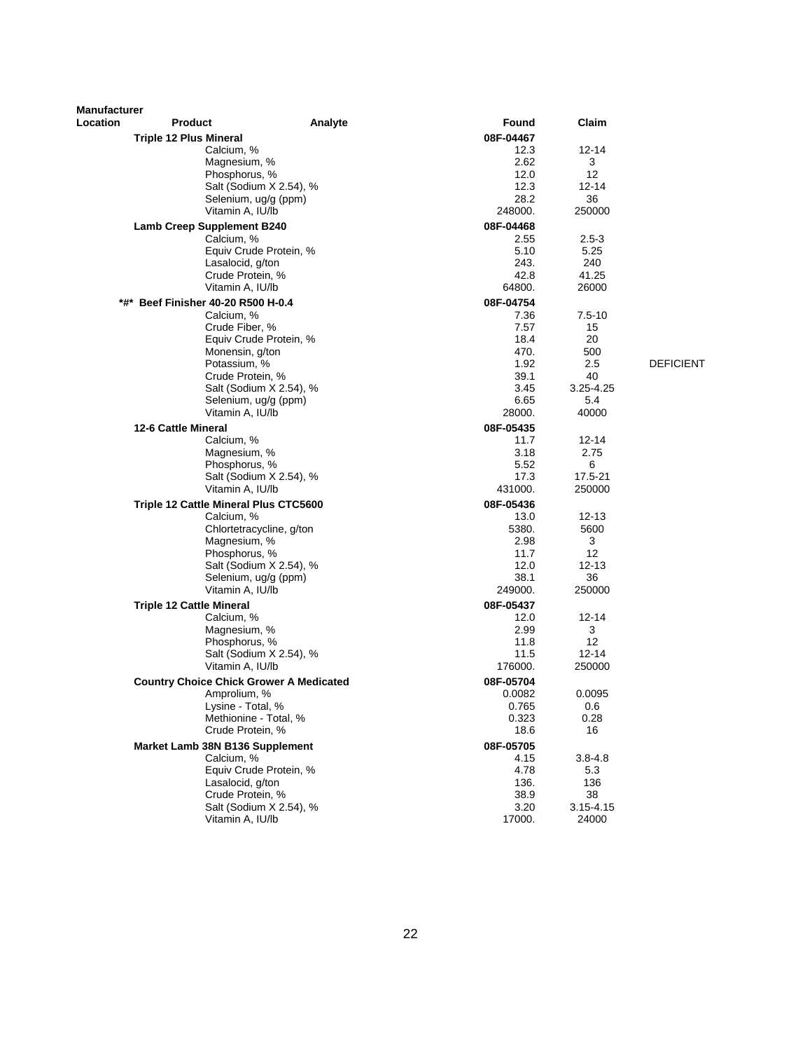| Manufacturer Location | Product | Analyte | Found | Claim | |
|---|---|---|---|---|---|
| | **Triple 12 Plus Mineral** | | **08F-04467** | | |
| | | Calcium, % | 12.3 | 12-14 | |
| | | Magnesium, % | 2.62 | 3 | |
| | | Phosphorus, % | 12.0 | 12 | |
| | | Salt (Sodium X 2.54), % | 12.3 | 12-14 | |
| | | Selenium, ug/g (ppm) | 28.2 | 36 | |
| | | Vitamin A, IU/lb | 248000. | 250000 | |
| | **Lamb Creep Supplement B240** | | **08F-04468** | | |
| | | Calcium, % | 2.55 | 2.5-3 | |
| | | Equiv Crude Protein, % | 5.10 | 5.25 | |
| | | Lasalocid, g/ton | 243. | 240 | |
| | | Crude Protein, % | 42.8 | 41.25 | |
| | | Vitamin A, IU/lb | 64800. | 26000 | |
| | **\*#\* Beef Finisher 40-20 R500 H-0.4** | | **08F-04754** | | |
| | | Calcium, % | 7.36 | 7.5-10 | |
| | | Crude Fiber, % | 7.57 | 15 | |
| | | Equiv Crude Protein, % | 18.4 | 20 | |
| | | Monensin, g/ton | 470. | 500 | |
| | | Potassium, % | 1.92 | 2.5 | DEFICIENT |
| | | Crude Protein, % | 39.1 | 40 | |
| | | Salt (Sodium X 2.54), % | 3.45 | 3.25-4.25 | |
| | | Selenium, ug/g (ppm) | 6.65 | 5.4 | |
| | | Vitamin A, IU/lb | 28000. | 40000 | |
| | **12-6 Cattle Mineral** | | **08F-05435** | | |
| | | Calcium, % | 11.7 | 12-14 | |
| | | Magnesium, % | 3.18 | 2.75 | |
| | | Phosphorus, % | 5.52 | 6 | |
| | | Salt (Sodium X 2.54), % | 17.3 | 17.5-21 | |
| | | Vitamin A, IU/lb | 431000. | 250000 | |
| | **Triple 12 Cattle Mineral Plus CTC5600** | | **08F-05436** | | |
| | | Calcium, % | 13.0 | 12-13 | |
| | | Chlortetracycline, g/ton | 5380. | 5600 | |
| | | Magnesium, % | 2.98 | 3 | |
| | | Phosphorus, % | 11.7 | 12 | |
| | | Salt (Sodium X 2.54), % | 12.0 | 12-13 | |
| | | Selenium, ug/g (ppm) | 38.1 | 36 | |
| | | Vitamin A, IU/lb | 249000. | 250000 | |
| | **Triple 12 Cattle Mineral** | | **08F-05437** | | |
| | | Calcium, % | 12.0 | 12-14 | |
| | | Magnesium, % | 2.99 | 3 | |
| | | Phosphorus, % | 11.8 | 12 | |
| | | Salt (Sodium X 2.54), % | 11.5 | 12-14 | |
| | | Vitamin A, IU/lb | 176000. | 250000 | |
| | **Country Choice Chick Grower A Medicated** | | **08F-05704** | | |
| | | Amprolium, % | 0.0082 | 0.0095 | |
| | | Lysine - Total, % | 0.765 | 0.6 | |
| | | Methionine - Total, % | 0.323 | 0.28 | |
| | | Crude Protein, % | 18.6 | 16 | |
| | **Market Lamb 38N B136 Supplement** | | **08F-05705** | | |
| | | Calcium, % | 4.15 | 3.8-4.8 | |
| | | Equiv Crude Protein, % | 4.78 | 5.3 | |
| | | Lasalocid, g/ton | 136. | 136 | |
| | | Crude Protein, % | 38.9 | 38 | |
| | | Salt (Sodium X 2.54), % | 3.20 | 3.15-4.15 | |
| | | Vitamin A, IU/lb | 17000. | 24000 | |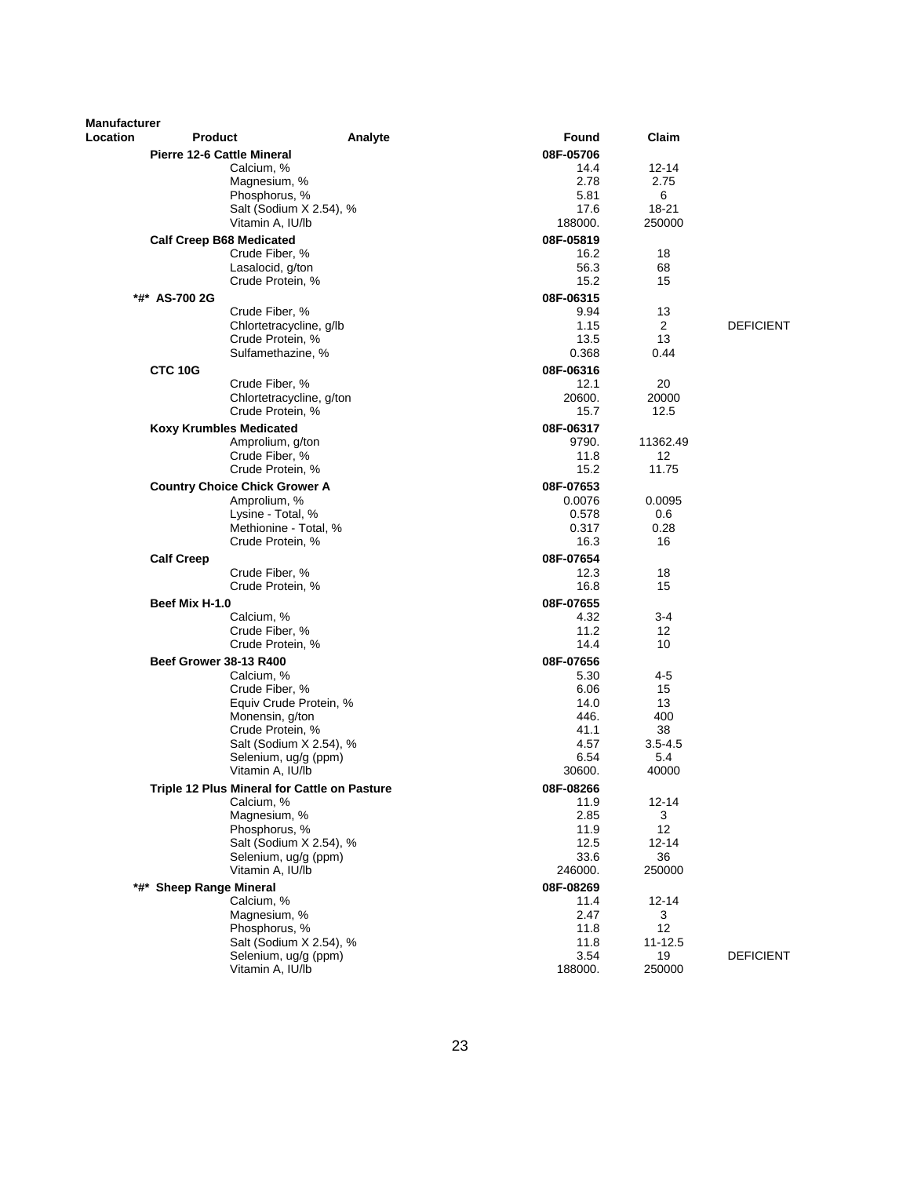| Manufacturer Location | Product | Analyte | Found | Claim | |
|---|---|---|---|---|---|
| | **Pierre 12-6 Cattle Mineral** | | **08F-05706** | | |
| | | Calcium, % | 14.4 | 12-14 | |
| | | Magnesium, % | 2.78 | 2.75 | |
| | | Phosphorus, % | 5.81 | 6 | |
| | | Salt (Sodium X 2.54), % | 17.6 | 18-21 | |
| | | Vitamin A, IU/lb | 188000. | 250000 | |
| | **Calf Creep B68 Medicated** | | **08F-05819** | | |
| | | Crude Fiber, % | 16.2 | 18 | |
| | | Lasalocid, g/ton | 56.3 | 68 | |
| | | Crude Protein, % | 15.2 | 15 | |
| | **\*#\* AS-700 2G** | | **08F-06315** | | |
| | | Crude Fiber, % | 9.94 | 13 | |
| | | Chlortetracycline, g/lb | 1.15 | 2 | DEFICIENT |
| | | Crude Protein, % | 13.5 | 13 | |
| | | Sulfamethazine, % | 0.368 | 0.44 | |
| | **CTC 10G** | | **08F-06316** | | |
| | | Crude Fiber, % | 12.1 | 20 | |
| | | Chlortetracycline, g/ton | 20600. | 20000 | |
| | | Crude Protein, % | 15.7 | 12.5 | |
| | **Koxy Krumbles Medicated** | | **08F-06317** | | |
| | | Amprolium, g/ton | 9790. | 11362.49 | |
| | | Crude Fiber, % | 11.8 | 12 | |
| | | Crude Protein, % | 15.2 | 11.75 | |
| | **Country Choice Chick Grower A** | | **08F-07653** | | |
| | | Amprolium, % | 0.0076 | 0.0095 | |
| | | Lysine - Total, % | 0.578 | 0.6 | |
| | | Methionine - Total, % | 0.317 | 0.28 | |
| | | Crude Protein, % | 16.3 | 16 | |
| | **Calf Creep** | | **08F-07654** | | |
| | | Crude Fiber, % | 12.3 | 18 | |
| | | Crude Protein, % | 16.8 | 15 | |
| | **Beef Mix H-1.0** | | **08F-07655** | | |
| | | Calcium, % | 4.32 | 3-4 | |
| | | Crude Fiber, % | 11.2 | 12 | |
| | | Crude Protein, % | 14.4 | 10 | |
| | **Beef Grower 38-13 R400** | | **08F-07656** | | |
| | | Calcium, % | 5.30 | 4-5 | |
| | | Crude Fiber, % | 6.06 | 15 | |
| | | Equiv Crude Protein, % | 14.0 | 13 | |
| | | Monensin, g/ton | 446. | 400 | |
| | | Crude Protein, % | 41.1 | 38 | |
| | | Salt (Sodium X 2.54), % | 4.57 | 3.5-4.5 | |
| | | Selenium, ug/g (ppm) | 6.54 | 5.4 | |
| | | Vitamin A, IU/lb | 30600. | 40000 | |
| | **Triple 12 Plus Mineral for Cattle on Pasture** | | **08F-08266** | | |
| | | Calcium, % | 11.9 | 12-14 | |
| | | Magnesium, % | 2.85 | 3 | |
| | | Phosphorus, % | 11.9 | 12 | |
| | | Salt (Sodium X 2.54), % | 12.5 | 12-14 | |
| | | Selenium, ug/g (ppm) | 33.6 | 36 | |
| | | Vitamin A, IU/lb | 246000. | 250000 | |
| | **\*#\* Sheep Range Mineral** | | **08F-08269** | | |
| | | Calcium, % | 11.4 | 12-14 | |
| | | Magnesium, % | 2.47 | 3 | |
| | | Phosphorus, % | 11.8 | 12 | |
| | | Salt (Sodium X 2.54), % | 11.8 | 11-12.5 | |
| | | Selenium, ug/g (ppm) | 3.54 | 19 | DEFICIENT |
| | | Vitamin A, IU/lb | 188000. | 250000 | |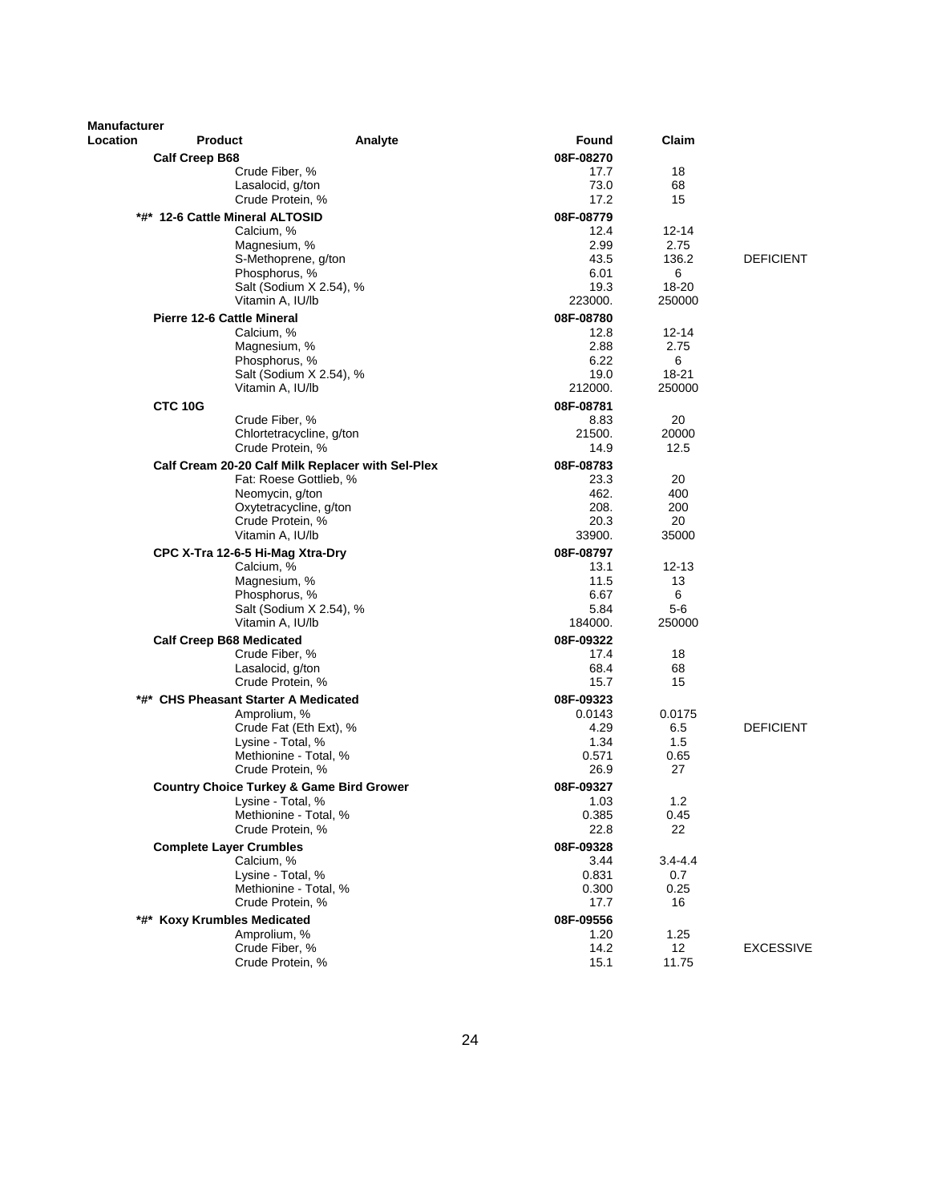| Manufacturer Location | Product | Analyte | Found | Claim | |
|---|---|---|---|---|---|
| | **Calf Creep B68** | | **08F-08270** | | |
| | | Crude Fiber, % | 17.7 | 18 | |
| | | Lasalocid, g/ton | 73.0 | 68 | |
| | | Crude Protein, % | 17.2 | 15 | |
| | ***#* 12-6 Cattle Mineral ALTOSID** | | **08F-08779** | | |
| | | Calcium, % | 12.4 | 12-14 | |
| | | Magnesium, % | 2.99 | 2.75 | |
| | | S-Methoprene, g/ton | 43.5 | 136.2 | DEFICIENT |
| | | Phosphorus, % | 6.01 | 6 | |
| | | Salt (Sodium X 2.54), % | 19.3 | 18-20 | |
| | | Vitamin A, IU/lb | 223000. | 250000 | |
| | **Pierre 12-6 Cattle Mineral** | | **08F-08780** | | |
| | | Calcium, % | 12.8 | 12-14 | |
| | | Magnesium, % | 2.88 | 2.75 | |
| | | Phosphorus, % | 6.22 | 6 | |
| | | Salt (Sodium X 2.54), % | 19.0 | 18-21 | |
| | | Vitamin A, IU/lb | 212000. | 250000 | |
| | **CTC 10G** | | **08F-08781** | | |
| | | Crude Fiber, % | 8.83 | 20 | |
| | | Chlortetracycline, g/ton | 21500. | 20000 | |
| | | Crude Protein, % | 14.9 | 12.5 | |
| | **Calf Cream 20-20 Calf Milk Replacer with Sel-Plex** | | **08F-08783** | | |
| | | Fat: Roese Gottlieb, % | 23.3 | 20 | |
| | | Neomycin, g/ton | 462. | 400 | |
| | | Oxytetracycline, g/ton | 208. | 200 | |
| | | Crude Protein, % | 20.3 | 20 | |
| | | Vitamin A, IU/lb | 33900. | 35000 | |
| | **CPC X-Tra 12-6-5 Hi-Mag Xtra-Dry** | | **08F-08797** | | |
| | | Calcium, % | 13.1 | 12-13 | |
| | | Magnesium, % | 11.5 | 13 | |
| | | Phosphorus, % | 6.67 | 6 | |
| | | Salt (Sodium X 2.54), % | 5.84 | 5-6 | |
| | | Vitamin A, IU/lb | 184000. | 250000 | |
| | **Calf Creep B68 Medicated** | | **08F-09322** | | |
| | | Crude Fiber, % | 17.4 | 18 | |
| | | Lasalocid, g/ton | 68.4 | 68 | |
| | | Crude Protein, % | 15.7 | 15 | |
| | ***#* CHS Pheasant Starter A Medicated** | | **08F-09323** | | |
| | | Amprolium, % | 0.0143 | 0.0175 | |
| | | Crude Fat (Eth Ext), % | 4.29 | 6.5 | DEFICIENT |
| | | Lysine - Total, % | 1.34 | 1.5 | |
| | | Methionine - Total, % | 0.571 | 0.65 | |
| | | Crude Protein, % | 26.9 | 27 | |
| | **Country Choice Turkey & Game Bird Grower** | | **08F-09327** | | |
| | | Lysine - Total, % | 1.03 | 1.2 | |
| | | Methionine - Total, % | 0.385 | 0.45 | |
| | | Crude Protein, % | 22.8 | 22 | |
| | **Complete Layer Crumbles** | | **08F-09328** | | |
| | | Calcium, % | 3.44 | 3.4-4.4 | |
| | | Lysine - Total, % | 0.831 | 0.7 | |
| | | Methionine - Total, % | 0.300 | 0.25 | |
| | | Crude Protein, % | 17.7 | 16 | |
| | ***#* Koxy Krumbles Medicated** | | **08F-09556** | | |
| | | Amprolium, % | 1.20 | 1.25 | |
| | | Crude Fiber, % | 14.2 | 12 | EXCESSIVE |
| | | Crude Protein, % | 15.1 | 11.75 | |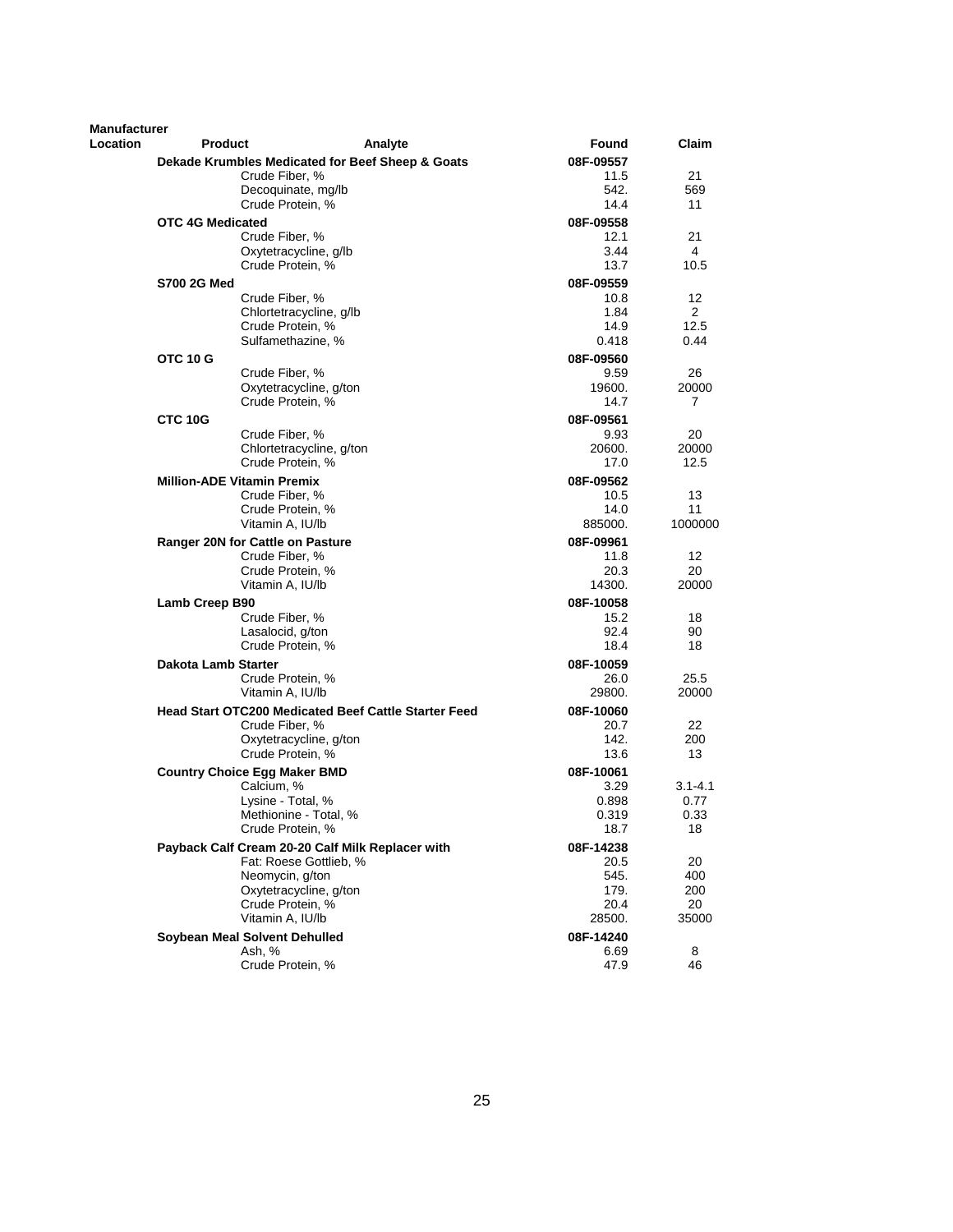| Manufacturer Location | Product | Analyte | Found | Claim |
|---|---|---|---|---|
| | **Dekade Krumbles Medicated for Beef Sheep & Goats** | | **08F-09557** | |
| | | Crude Fiber, % | 11.5 | 21 |
| | | Decoquinate, mg/lb | 542. | 569 |
| | | Crude Protein, % | 14.4 | 11 |
| | **OTC 4G Medicated** | | **08F-09558** | |
| | | Crude Fiber, % | 12.1 | 21 |
| | | Oxytetracycline, g/lb | 3.44 | 4 |
| | | Crude Protein, % | 13.7 | 10.5 |
| | **S700 2G Med** | | **08F-09559** | |
| | | Crude Fiber, % | 10.8 | 12 |
| | | Chlortetracycline, g/lb | 1.84 | 2 |
| | | Crude Protein, % | 14.9 | 12.5 |
| | | Sulfamethazine, % | 0.418 | 0.44 |
| | **OTC 10 G** | | **08F-09560** | |
| | | Crude Fiber, % | 9.59 | 26 |
| | | Oxytetracycline, g/ton | 19600. | 20000 |
| | | Crude Protein, % | 14.7 | 7 |
| | **CTC 10G** | | **08F-09561** | |
| | | Crude Fiber, % | 9.93 | 20 |
| | | Chlortetracycline, g/ton | 20600. | 20000 |
| | | Crude Protein, % | 17.0 | 12.5 |
| | **Million-ADE Vitamin Premix** | | **08F-09562** | |
| | | Crude Fiber, % | 10.5 | 13 |
| | | Crude Protein, % | 14.0 | 11 |
| | | Vitamin A, IU/lb | 885000. | 1000000 |
| | **Ranger 20N for Cattle on Pasture** | | **08F-09961** | |
| | | Crude Fiber, % | 11.8 | 12 |
| | | Crude Protein, % | 20.3 | 20 |
| | | Vitamin A, IU/lb | 14300. | 20000 |
| | **Lamb Creep B90** | | **08F-10058** | |
| | | Crude Fiber, % | 15.2 | 18 |
| | | Lasalocid, g/ton | 92.4 | 90 |
| | | Crude Protein, % | 18.4 | 18 |
| | **Dakota Lamb Starter** | | **08F-10059** | |
| | | Crude Protein, % | 26.0 | 25.5 |
| | | Vitamin A, IU/lb | 29800. | 20000 |
| | **Head Start OTC200 Medicated Beef Cattle Starter Feed** | | **08F-10060** | |
| | | Crude Fiber, % | 20.7 | 22 |
| | | Oxytetracycline, g/ton | 142. | 200 |
| | | Crude Protein, % | 13.6 | 13 |
| | **Country Choice Egg Maker BMD** | | **08F-10061** | |
| | | Calcium, % | 3.29 | 3.1-4.1 |
| | | Lysine - Total, % | 0.898 | 0.77 |
| | | Methionine - Total, % | 0.319 | 0.33 |
| | | Crude Protein, % | 18.7 | 18 |
| | **Payback Calf Cream 20-20 Calf Milk Replacer with** | | **08F-14238** | |
| | | Fat: Roese Gottlieb, % | 20.5 | 20 |
| | | Neomycin, g/ton | 545. | 400 |
| | | Oxytetracycline, g/ton | 179. | 200 |
| | | Crude Protein, % | 20.4 | 20 |
| | | Vitamin A, IU/lb | 28500. | 35000 |
| | **Soybean Meal Solvent Dehulled** | | **08F-14240** | |
| | | Ash, % | 6.69 | 8 |
| | | Crude Protein, % | 47.9 | 46 |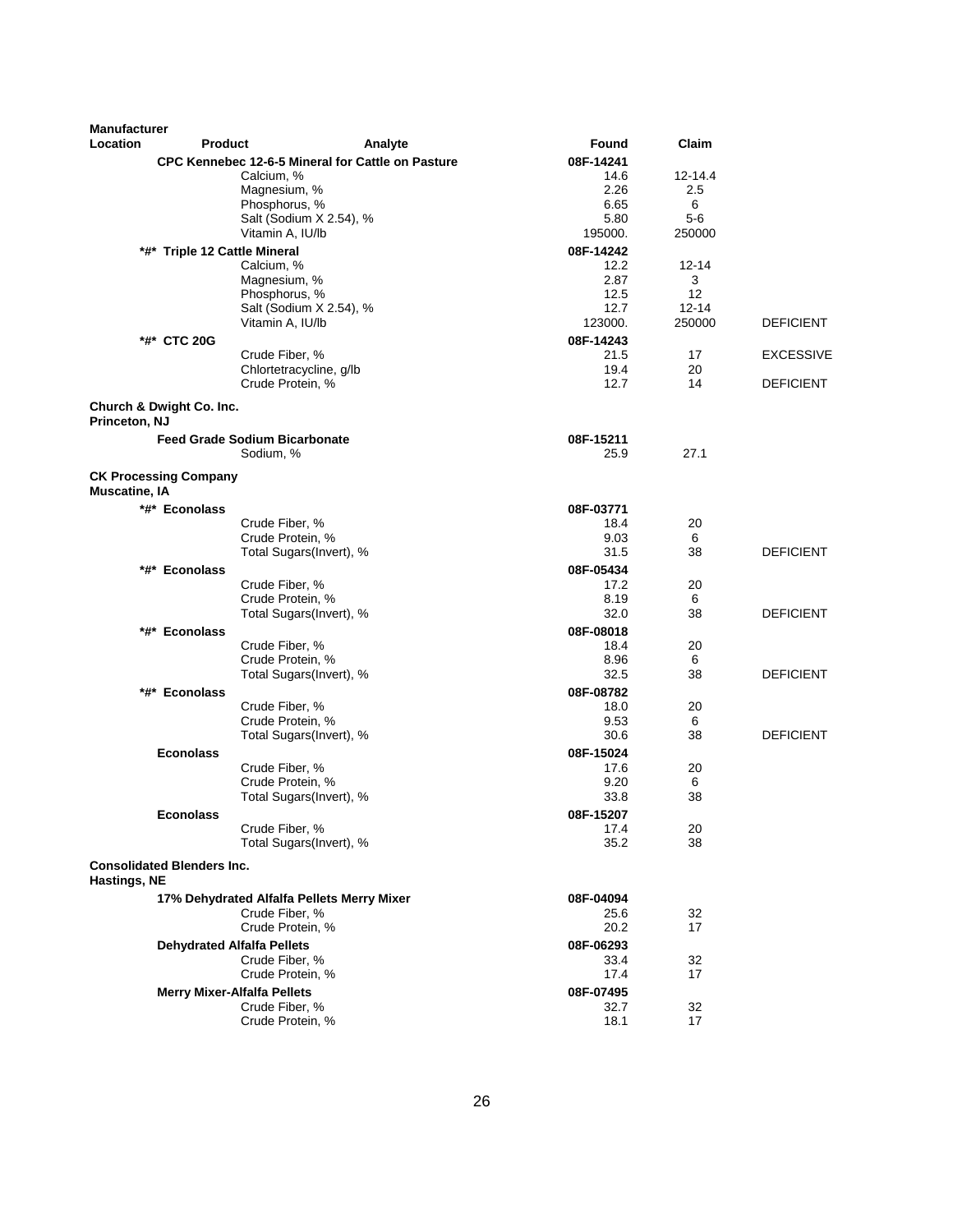| Manufacturer Location | Product | Analyte | Found | Claim | |
|---|---|---|---|---|---|
| | **CPC Kennebec 12-6-5 Mineral for Cattle on Pasture** | | **08F-14241** | | |
| | | Calcium, % | 14.6 | 12-14.4 | |
| | | Magnesium, % | 2.26 | 2.5 | |
| | | Phosphorus, % | 6.65 | 6 | |
| | | Salt (Sodium X 2.54), % | 5.80 | 5-6 | |
| | | Vitamin A, IU/lb | 195000. | 250000 | |
| | **\*#\* Triple 12 Cattle Mineral** | | **08F-14242** | | |
| | | Calcium, % | 12.2 | 12-14 | |
| | | Magnesium, % | 2.87 | 3 | |
| | | Phosphorus, % | 12.5 | 12 | |
| | | Salt (Sodium X 2.54), % | 12.7 | 12-14 | |
| | | Vitamin A, IU/lb | 123000. | 250000 | DEFICIENT |
| | **\*#\* CTC 20G** | | **08F-14243** | | |
| | | Crude Fiber, % | 21.5 | 17 | EXCESSIVE |
| | | Chlortetracycline, g/lb | 19.4 | 20 | |
| | | Crude Protein, % | 12.7 | 14 | DEFICIENT |
| **Church & Dwight Co. Inc. Princeton, NJ** | | | | | |
| | **Feed Grade Sodium Bicarbonate** | | **08F-15211** | | |
| | | Sodium, % | 25.9 | 27.1 | |
| **CK Processing Company Muscatine, IA** | | | | | |
| | **\*#\* Econolass** | | **08F-03771** | | |
| | | Crude Fiber, % | 18.4 | 20 | |
| | | Crude Protein, % | 9.03 | 6 | |
| | | Total Sugars(Invert), % | 31.5 | 38 | DEFICIENT |
| | **\*#\* Econolass** | | **08F-05434** | | |
| | | Crude Fiber, % | 17.2 | 20 | |
| | | Crude Protein, % | 8.19 | 6 | |
| | | Total Sugars(Invert), % | 32.0 | 38 | DEFICIENT |
| | **\*#\* Econolass** | | **08F-08018** | | |
| | | Crude Fiber, % | 18.4 | 20 | |
| | | Crude Protein, % | 8.96 | 6 | |
| | | Total Sugars(Invert), % | 32.5 | 38 | DEFICIENT |
| | **\*#\* Econolass** | | **08F-08782** | | |
| | | Crude Fiber, % | 18.0 | 20 | |
| | | Crude Protein, % | 9.53 | 6 | |
| | | Total Sugars(Invert), % | 30.6 | 38 | DEFICIENT |
| | **Econolass** | | **08F-15024** | | |
| | | Crude Fiber, % | 17.6 | 20 | |
| | | Crude Protein, % | 9.20 | 6 | |
| | | Total Sugars(Invert), % | 33.8 | 38 | |
| | **Econolass** | | **08F-15207** | | |
| | | Crude Fiber, % | 17.4 | 20 | |
| | | Total Sugars(Invert), % | 35.2 | 38 | |
| **Consolidated Blenders Inc. Hastings, NE** | | | | | |
| | **17% Dehydrated Alfalfa Pellets Merry Mixer** | | **08F-04094** | | |
| | | Crude Fiber, % | 25.6 | 32 | |
| | | Crude Protein, % | 20.2 | 17 | |
| | **Dehydrated Alfalfa Pellets** | | **08F-06293** | | |
| | | Crude Fiber, % | 33.4 | 32 | |
| | | Crude Protein, % | 17.4 | 17 | |
| | **Merry Mixer-Alfalfa Pellets** | | **08F-07495** | | |
| | | Crude Fiber, % | 32.7 | 32 | |
| | | Crude Protein, % | 18.1 | 17 | |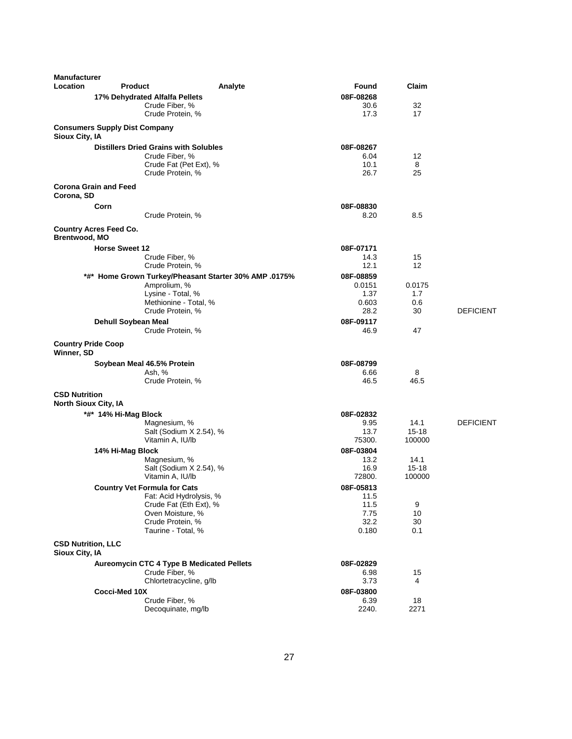| Manufacturer Location | Product | Analyte | Found | Claim | |
|---|---|---|---|---|---|
| | **17% Dehydrated Alfalfa Pellets** | | **08F-08268** | | |
| | | Crude Fiber, % | 30.6 | 32 | |
| | | Crude Protein, % | 17.3 | 17 | |
| **Consumers Supply Dist Company Sioux City, IA** | | | | | |
| | **Distillers Dried Grains with Solubles** | | **08F-08267** | | |
| | | Crude Fiber, % | 6.04 | 12 | |
| | | Crude Fat (Pet Ext), % | 10.1 | 8 | |
| | | Crude Protein, % | 26.7 | 25 | |
| **Corona Grain and Feed Corona, SD** | | | | | |
| | **Corn** | | **08F-08830** | | |
| | | Crude Protein, % | 8.20 | 8.5 | |
| **Country Acres Feed Co. Brentwood, MO** | | | | | |
| | **Horse Sweet 12** | | **08F-07171** | | |
| | | Crude Fiber, % | 14.3 | 15 | |
| | | Crude Protein, % | 12.1 | 12 | |
| | **\*#\* Home Grown Turkey/Pheasant Starter 30% AMP .0175%** | | **08F-08859** | | |
| | | Amprolium, % | 0.0151 | 0.0175 | |
| | | Lysine - Total, % | 1.37 | 1.7 | |
| | | Methionine - Total, % | 0.603 | 0.6 | |
| | | Crude Protein, % | 28.2 | 30 | DEFICIENT |
| | **Dehull Soybean Meal** | | **08F-09117** | | |
| | | Crude Protein, % | 46.9 | 47 | |
| **Country Pride Coop Winner, SD** | | | | | |
| | **Soybean Meal 46.5% Protein** | | **08F-08799** | | |
| | | Ash, % | 6.66 | 8 | |
| | | Crude Protein, % | 46.5 | 46.5 | |
| **CSD Nutrition North Sioux City, IA** | | | | | |
| | **\*#\* 14% Hi-Mag Block** | | **08F-02832** | | |
| | | Magnesium, % | 9.95 | 14.1 | DEFICIENT |
| | | Salt (Sodium X 2.54), % | 13.7 | 15-18 | |
| | | Vitamin A, IU/lb | 75300. | 100000 | |
| | **14% Hi-Mag Block** | | **08F-03804** | | |
| | | Magnesium, % | 13.2 | 14.1 | |
| | | Salt (Sodium X 2.54), % | 16.9 | 15-18 | |
| | | Vitamin A, IU/lb | 72800. | 100000 | |
| | **Country Vet Formula for Cats** | | **08F-05813** | | |
| | | Fat: Acid Hydrolysis, % | 11.5 | | |
| | | Crude Fat (Eth Ext), % | 11.5 | 9 | |
| | | Oven Moisture, % | 7.75 | 10 | |
| | | Crude Protein, % | 32.2 | 30 | |
| | | Taurine - Total, % | 0.180 | 0.1 | |
| **CSD Nutrition, LLC Sioux City, IA** | | | | | |
| | **Aureomycin CTC 4 Type B Medicated Pellets** | | **08F-02829** | | |
| | | Crude Fiber, % | 6.98 | 15 | |
| | | Chlortetracycline, g/lb | 3.73 | 4 | |
| | **Cocci-Med 10X** | | **08F-03800** | | |
| | | Crude Fiber, % | 6.39 | 18 | |
| | | Decoquinate, mg/lb | 2240. | 2271 | |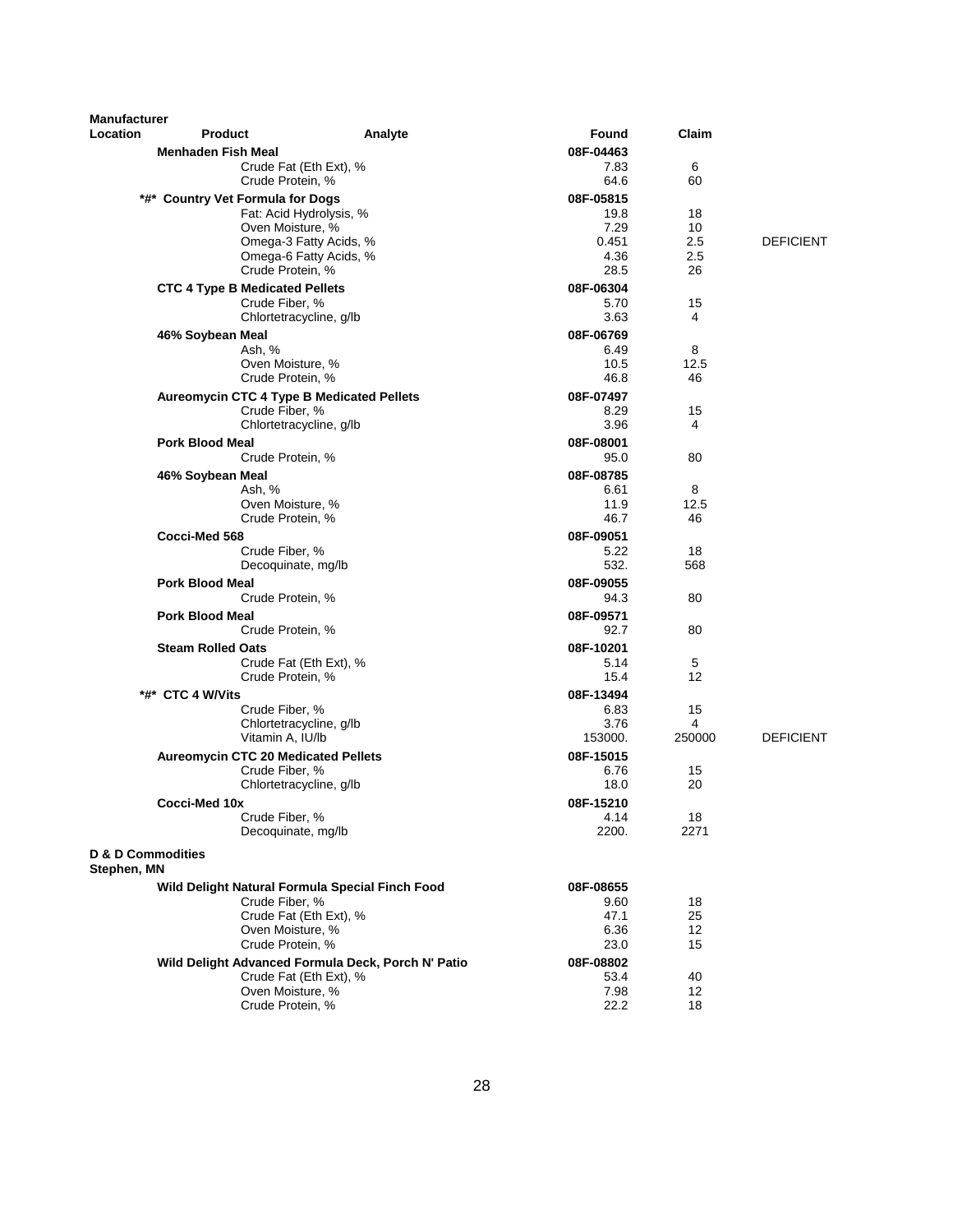| Manufacturer Location | Product | Analyte | Found | Claim | |
|---|---|---|---|---|---|
| | **Menhaden Fish Meal** | | **08F-04463** | | |
| | | Crude Fat (Eth Ext), % | 7.83 | 6 | |
| | | Crude Protein, % | 64.6 | 60 | |
| | ***#* Country Vet Formula for Dogs** | | **08F-05815** | | |
| | | Fat: Acid Hydrolysis, % | 19.8 | 18 | |
| | | Oven Moisture, % | 7.29 | 10 | |
| | | Omega-3 Fatty Acids, % | 0.451 | 2.5 | DEFICIENT |
| | | Omega-6 Fatty Acids, % | 4.36 | 2.5 | |
| | | Crude Protein, % | 28.5 | 26 | |
| | **CTC 4 Type B Medicated Pellets** | | **08F-06304** | | |
| | | Crude Fiber, % | 5.70 | 15 | |
| | | Chlortetracycline, g/lb | 3.63 | 4 | |
| | **46% Soybean Meal** | | **08F-06769** | | |
| | | Ash, % | 6.49 | 8 | |
| | | Oven Moisture, % | 10.5 | 12.5 | |
| | | Crude Protein, % | 46.8 | 46 | |
| | **Aureomycin CTC 4 Type B Medicated Pellets** | | **08F-07497** | | |
| | | Crude Fiber, % | 8.29 | 15 | |
| | | Chlortetracycline, g/lb | 3.96 | 4 | |
| | **Pork Blood Meal** | | **08F-08001** | | |
| | | Crude Protein, % | 95.0 | 80 | |
| | **46% Soybean Meal** | | **08F-08785** | | |
| | | Ash, % | 6.61 | 8 | |
| | | Oven Moisture, % | 11.9 | 12.5 | |
| | | Crude Protein, % | 46.7 | 46 | |
| | **Cocci-Med 568** | | **08F-09051** | | |
| | | Crude Fiber, % | 5.22 | 18 | |
| | | Decoquinate, mg/lb | 532. | 568 | |
| | **Pork Blood Meal** | | **08F-09055** | | |
| | | Crude Protein, % | 94.3 | 80 | |
| | **Pork Blood Meal** | | **08F-09571** | | |
| | | Crude Protein, % | 92.7 | 80 | |
| | **Steam Rolled Oats** | | **08F-10201** | | |
| | | Crude Fat (Eth Ext), % | 5.14 | 5 | |
| | | Crude Protein, % | 15.4 | 12 | |
| | ***#* CTC 4 W/Vits** | | **08F-13494** | | |
| | | Crude Fiber, % | 6.83 | 15 | |
| | | Chlortetracycline, g/lb | 3.76 | 4 | |
| | | Vitamin A, IU/lb | 153000. | 250000 | DEFICIENT |
| | **Aureomycin CTC 20 Medicated Pellets** | | **08F-15015** | | |
| | | Crude Fiber, % | 6.76 | 15 | |
| | | Chlortetracycline, g/lb | 18.0 | 20 | |
| | **Cocci-Med 10x** | | **08F-15210** | | |
| | | Crude Fiber, % | 4.14 | 18 | |
| | | Decoquinate, mg/lb | 2200. | 2271 | |
| **D & D Commodities Stephen, MN** | | | | | |
| | **Wild Delight Natural Formula Special Finch Food** | | **08F-08655** | | |
| | | Crude Fiber, % | 9.60 | 18 | |
| | | Crude Fat (Eth Ext), % | 47.1 | 25 | |
| | | Oven Moisture, % | 6.36 | 12 | |
| | | Crude Protein, % | 23.0 | 15 | |
| | **Wild Delight Advanced Formula Deck, Porch N' Patio** | | **08F-08802** | | |
| | | Crude Fat (Eth Ext), % | 53.4 | 40 | |
| | | Oven Moisture, % | 7.98 | 12 | |
| | | Crude Protein, % | 22.2 | 18 | |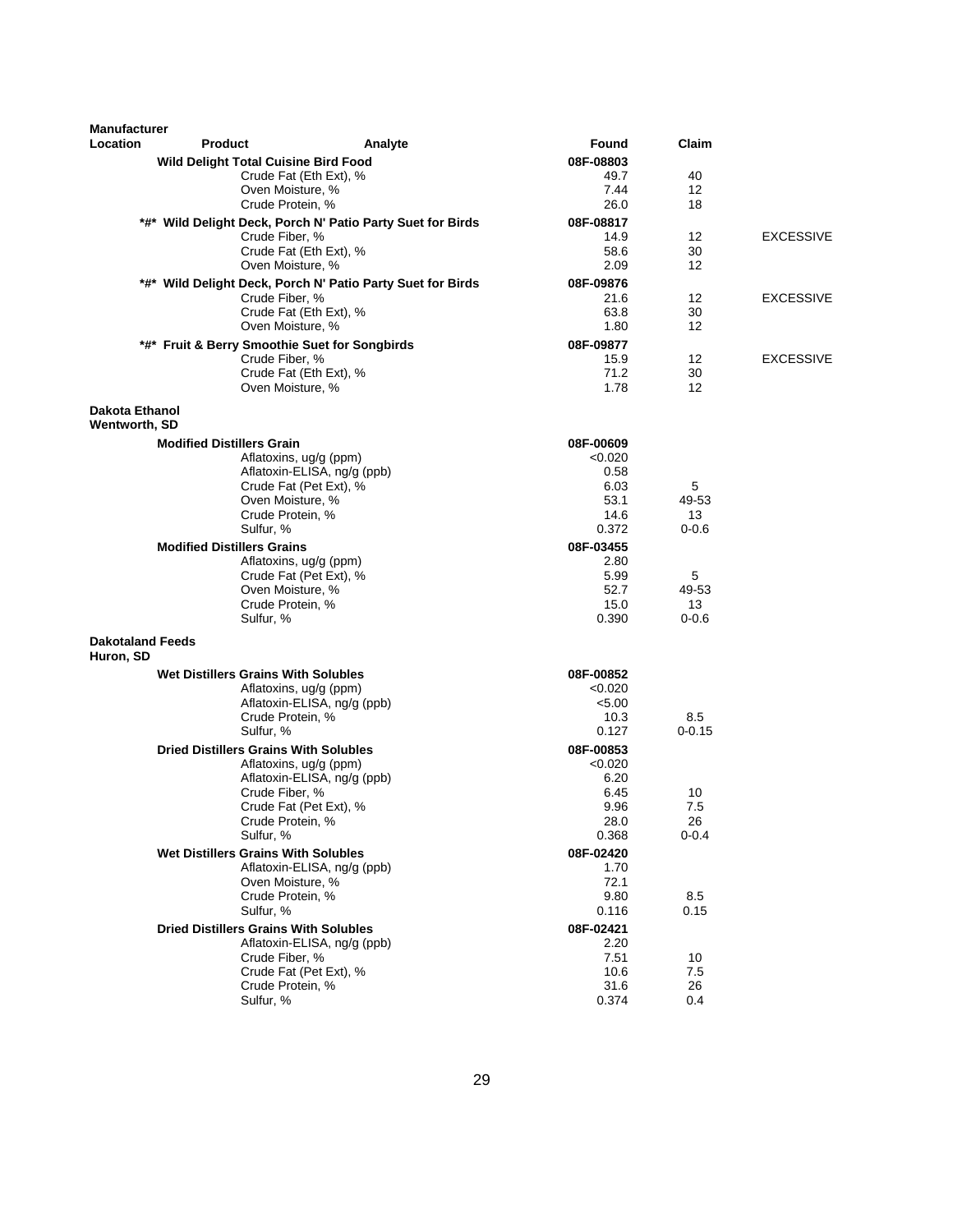| Manufacturer Location | Product | Analyte | Found | Claim | |
|---|---|---|---|---|---|
| | Wild Delight Total Cuisine Bird Food | | 08F-08803 | | |
| | | Crude Fat (Eth Ext), % | 49.7 | 40 | |
| | | Oven Moisture, % | 7.44 | 12 | |
| | | Crude Protein, % | 26.0 | 18 | |
| | *#* Wild Delight Deck, Porch N' Patio Party Suet for Birds | | 08F-08817 | | |
| | | Crude Fiber, % | 14.9 | 12 | EXCESSIVE |
| | | Crude Fat (Eth Ext), % | 58.6 | 30 | |
| | | Oven Moisture, % | 2.09 | 12 | |
| | *#* Wild Delight Deck, Porch N' Patio Party Suet for Birds | | 08F-09876 | | |
| | | Crude Fiber, % | 21.6 | 12 | EXCESSIVE |
| | | Crude Fat (Eth Ext), % | 63.8 | 30 | |
| | | Oven Moisture, % | 1.80 | 12 | |
| | *#* Fruit & Berry Smoothie Suet for Songbirds | | 08F-09877 | | |
| | | Crude Fiber, % | 15.9 | 12 | EXCESSIVE |
| | | Crude Fat (Eth Ext), % | 71.2 | 30 | |
| | | Oven Moisture, % | 1.78 | 12 | |
| **Dakota Ethanol Wentworth, SD** | | | | | |
| | Modified Distillers Grain | | 08F-00609 | | |
| | | Aflatoxins, ug/g (ppm) | <0.020 | | |
| | | Aflatoxin-ELISA, ng/g (ppb) | 0.58 | | |
| | | Crude Fat (Pet Ext), % | 6.03 | 5 | |
| | | Oven Moisture, % | 53.1 | 49-53 | |
| | | Crude Protein, % | 14.6 | 13 | |
| | | Sulfur, % | 0.372 | 0-0.6 | |
| | Modified Distillers Grains | | 08F-03455 | | |
| | | Aflatoxins, ug/g (ppm) | 2.80 | | |
| | | Crude Fat (Pet Ext), % | 5.99 | 5 | |
| | | Oven Moisture, % | 52.7 | 49-53 | |
| | | Crude Protein, % | 15.0 | 13 | |
| | | Sulfur, % | 0.390 | 0-0.6 | |
| **Dakotaland Feeds Huron, SD** | | | | | |
| | Wet Distillers Grains With Solubles | | 08F-00852 | | |
| | | Aflatoxins, ug/g (ppm) | <0.020 | | |
| | | Aflatoxin-ELISA, ng/g (ppb) | <5.00 | | |
| | | Crude Protein, % | 10.3 | 8.5 | |
| | | Sulfur, % | 0.127 | 0-0.15 | |
| | Dried Distillers Grains With Solubles | | 08F-00853 | | |
| | | Aflatoxins, ug/g (ppm) | <0.020 | | |
| | | Aflatoxin-ELISA, ng/g (ppb) | 6.20 | | |
| | | Crude Fiber, % | 6.45 | 10 | |
| | | Crude Fat (Pet Ext), % | 9.96 | 7.5 | |
| | | Crude Protein, % | 28.0 | 26 | |
| | | Sulfur, % | 0.368 | 0-0.4 | |
| | Wet Distillers Grains With Solubles | | 08F-02420 | | |
| | | Aflatoxin-ELISA, ng/g (ppb) | 1.70 | | |
| | | Oven Moisture, % | 72.1 | | |
| | | Crude Protein, % | 9.80 | 8.5 | |
| | | Sulfur, % | 0.116 | 0.15 | |
| | Dried Distillers Grains With Solubles | | 08F-02421 | | |
| | | Aflatoxin-ELISA, ng/g (ppb) | 2.20 | | |
| | | Crude Fiber, % | 7.51 | 10 | |
| | | Crude Fat (Pet Ext), % | 10.6 | 7.5 | |
| | | Crude Protein, % | 31.6 | 26 | |
| | | Sulfur, % | 0.374 | 0.4 | |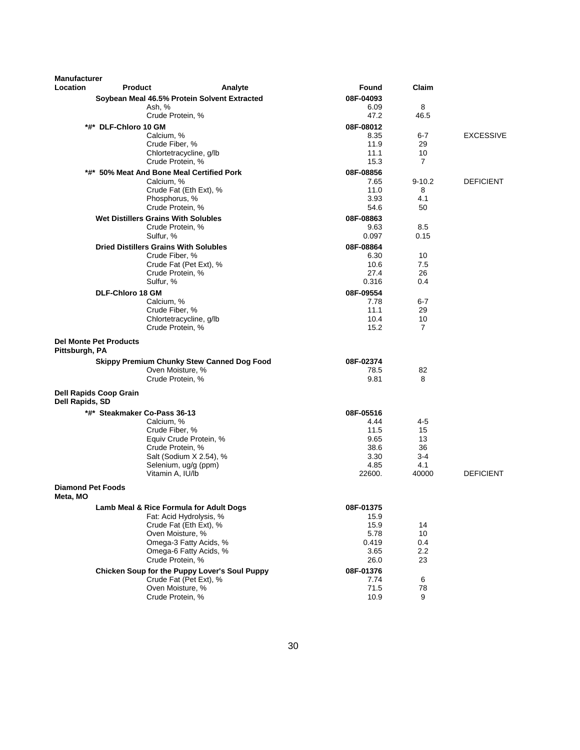| Manufacturer Location | Product | Analyte | Found | Claim | |
|---|---|---|---|---|---|
| | Soybean Meal 46.5% Protein Solvent Extracted | | 08F-04093 | | |
| | | Ash, % | 6.09 | 8 | |
| | | Crude Protein, % | 47.2 | 46.5 | |
| | *#* DLF-Chloro 10 GM | | 08F-08012 | | |
| | | Calcium, % | 8.35 | 6-7 | EXCESSIVE |
| | | Crude Fiber, % | 11.9 | 29 | |
| | | Chlortetracycline, g/lb | 11.1 | 10 | |
| | | Crude Protein, % | 15.3 | 7 | |
| | *#* 50% Meat And Bone Meal Certified Pork | | 08F-08856 | | |
| | | Calcium, % | 7.65 | 9-10.2 | DEFICIENT |
| | | Crude Fat (Eth Ext), % | 11.0 | 8 | |
| | | Phosphorus, % | 3.93 | 4.1 | |
| | | Crude Protein, % | 54.6 | 50 | |
| | Wet Distillers Grains With Solubles | | 08F-08863 | | |
| | | Crude Protein, % | 9.63 | 8.5 | |
| | | Sulfur, % | 0.097 | 0.15 | |
| | Dried Distillers Grains With Solubles | | 08F-08864 | | |
| | | Crude Fiber, % | 6.30 | 10 | |
| | | Crude Fat (Pet Ext), % | 10.6 | 7.5 | |
| | | Crude Protein, % | 27.4 | 26 | |
| | | Sulfur, % | 0.316 | 0.4 | |
| | DLF-Chloro 18 GM | | 08F-09554 | | |
| | | Calcium, % | 7.78 | 6-7 | |
| | | Crude Fiber, % | 11.1 | 29 | |
| | | Chlortetracycline, g/lb | 10.4 | 10 | |
| | | Crude Protein, % | 15.2 | 7 | |
| **Del Monte Pet Products** Pittsburgh, PA | | | | | |
| | Skippy Premium Chunky Stew Canned Dog Food | | 08F-02374 | | |
| | | Oven Moisture, % | 78.5 | 82 | |
| | | Crude Protein, % | 9.81 | 8 | |
| **Dell Rapids Coop Grain** Dell Rapids, SD | | | | | |
| | *#* Steakmaker Co-Pass 36-13 | | 08F-05516 | | |
| | | Calcium, % | 4.44 | 4-5 | |
| | | Crude Fiber, % | 11.5 | 15 | |
| | | Equiv Crude Protein, % | 9.65 | 13 | |
| | | Crude Protein, % | 38.6 | 36 | |
| | | Salt (Sodium X 2.54), % | 3.30 | 3-4 | |
| | | Selenium, ug/g (ppm) | 4.85 | 4.1 | |
| | | Vitamin A, IU/lb | 22600. | 40000 | DEFICIENT |
| **Diamond Pet Foods** Meta, MO | | | | | |
| | Lamb Meal & Rice Formula for Adult Dogs | | 08F-01375 | | |
| | | Fat: Acid Hydrolysis, % | 15.9 | | |
| | | Crude Fat (Eth Ext), % | 15.9 | 14 | |
| | | Oven Moisture, % | 5.78 | 10 | |
| | | Omega-3 Fatty Acids, % | 0.419 | 0.4 | |
| | | Omega-6 Fatty Acids, % | 3.65 | 2.2 | |
| | | Crude Protein, % | 26.0 | 23 | |
| | Chicken Soup for the Puppy Lover's Soul Puppy | | 08F-01376 | | |
| | | Crude Fat (Pet Ext), % | 7.74 | 6 | |
| | | Oven Moisture, % | 71.5 | 78 | |
| | | Crude Protein, % | 10.9 | 9 | |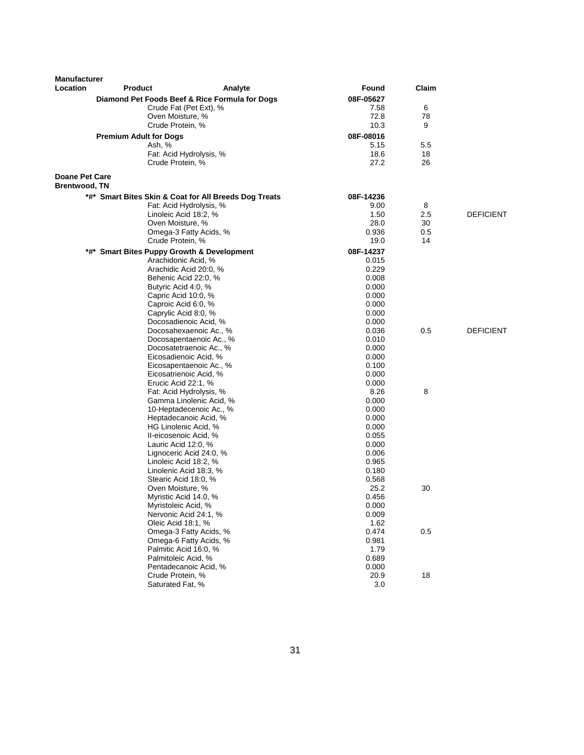| Manufacturer Location | Product | Analyte | Found | Claim | |
|---|---|---|---|---|---|
| | **Diamond Pet Foods Beef & Rice Formula for Dogs** | | **08F-05627** | | |
| | | Crude Fat (Pet Ext), % | 7.58 | 6 | |
| | | Oven Moisture, % | 72.8 | 78 | |
| | | Crude Protein, % | 10.3 | 9 | |
| | **Premium Adult for Dogs** | | **08F-08016** | | |
| | | Ash, % | 5.15 | 5.5 | |
| | | Fat: Acid Hydrolysis, % | 18.6 | 18 | |
| | | Crude Protein, % | 27.2 | 26 | |
| **Doane Pet Care Brentwood, TN** | | | | | |
| | ***#* Smart Bites Skin & Coat for All Breeds Dog Treats** | | **08F-14236** | | |
| | | Fat: Acid Hydrolysis, % | 9.00 | 8 | |
| | | Linoleic Acid 18:2, % | 1.50 | 2.5 | DEFICIENT |
| | | Oven Moisture, % | 28.0 | 30 | |
| | | Omega-3 Fatty Acids, % | 0.936 | 0.5 | |
| | | Crude Protein, % | 19.0 | 14 | |
| | ***#* Smart Bites Puppy Growth & Development** | | **08F-14237** | | |
| | | Arachidonic Acid, % | 0.015 | | |
| | | Arachidic Acid 20:0, % | 0.229 | | |
| | | Behenic Acid 22:0, % | 0.008 | | |
| | | Butyric Acid 4:0, % | 0.000 | | |
| | | Capric Acid 10:0, % | 0.000 | | |
| | | Caproic Acid 6:0, % | 0.000 | | |
| | | Caprylic Acid 8:0, % | 0.000 | | |
| | | Docosadienoic Acid, % | 0.000 | | |
| | | Docosahexaenoic Ac., % | 0.036 | 0.5 | DEFICIENT |
| | | Docosapentaenoic Ac., % | 0.010 | | |
| | | Docosatetraenoic Ac., % | 0.000 | | |
| | | Eicosadienoic Acid, % | 0.000 | | |
| | | Eicosapentaenoic Ac., % | 0.100 | | |
| | | Eicosatrienoic Acid, % | 0.000 | | |
| | | Erucic Acid 22:1, % | 0.000 | | |
| | | Fat: Acid Hydrolysis, % | 8.26 | 8 | |
| | | Gamma Linolenic Acid, % | 0.000 | | |
| | | 10-Heptadecenoic Ac., % | 0.000 | | |
| | | Heptadecanoic Acid, % | 0.000 | | |
| | | HG Linolenic Acid, % | 0.000 | | |
| | | Il-eicosenoic Acid, % | 0.055 | | |
| | | Lauric Acid 12:0, % | 0.000 | | |
| | | Lignoceric Acid 24:0, % | 0.006 | | |
| | | Linoleic Acid 18:2, % | 0.965 | | |
| | | Linolenic Acid 18:3, % | 0.180 | | |
| | | Stearic Acid 18:0, % | 0.568 | | |
| | | Oven Moisture, % | 25.2 | 30 | |
| | | Myristic Acid 14.0, % | 0.456 | | |
| | | Myristoleic Acid, % | 0.000 | | |
| | | Nervonic Acid 24:1, % | 0.009 | | |
| | | Oleic Acid 18:1, % | 1.62 | | |
| | | Omega-3 Fatty Acids, % | 0.474 | 0.5 | |
| | | Omega-6 Fatty Acids, % | 0.981 | | |
| | | Palmitic Acid 16:0, % | 1.79 | | |
| | | Palmitoleic Acid, % | 0.689 | | |
| | | Pentadecanoic Acid, % | 0.000 | | |
| | | Crude Protein, % | 20.9 | 18 | |
| | | Saturated Fat, % | 3.0 | | |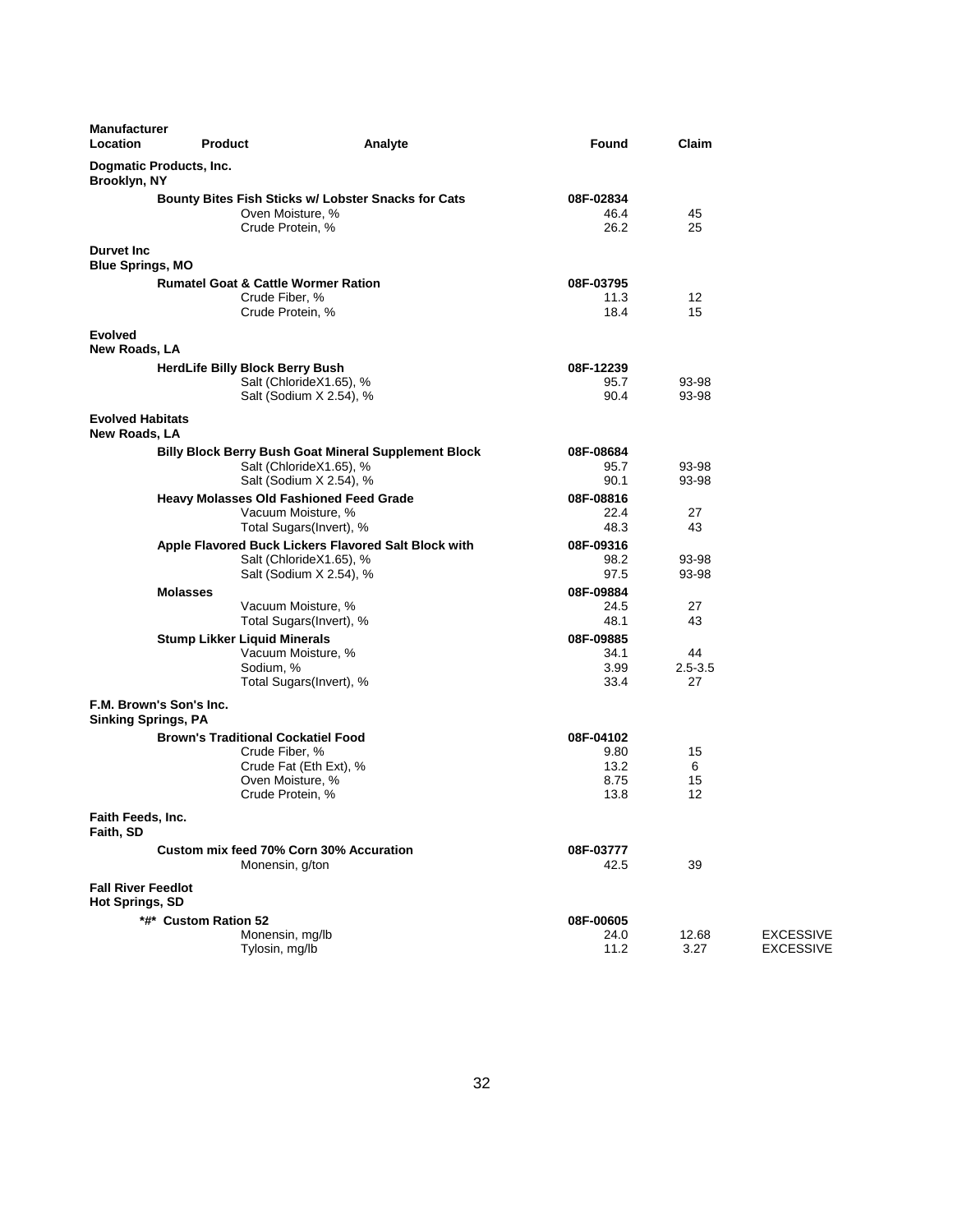| Manufacturer Location | Product | Analyte | Found | Claim | |
|---|---|---|---|---|---|
| **Dogmatic Products, Inc.** **Brooklyn, NY** | | | | | |
| | **Bounty Bites Fish Sticks w/ Lobster Snacks for Cats** | | **08F-02834** | | |
| | | Oven Moisture, % | 46.4 | 45 | |
| | | Crude Protein, % | 26.2 | 25 | |
| **Durvet Inc** **Blue Springs, MO** | | | | | |
| | **Rumatel Goat & Cattle Wormer Ration** | | **08F-03795** | | |
| | | Crude Fiber, % | 11.3 | 12 | |
| | | Crude Protein, % | 18.4 | 15 | |
| **Evolved** **New Roads, LA** | | | | | |
| | **HerdLife Billy Block Berry Bush** | | **08F-12239** | | |
| | | Salt (ChlorideX1.65), % | 95.7 | 93-98 | |
| | | Salt (Sodium X 2.54), % | 90.4 | 93-98 | |
| **Evolved Habitats** **New Roads, LA** | | | | | |
| | **Billy Block Berry Bush Goat Mineral Supplement Block** | | **08F-08684** | | |
| | | Salt (ChlorideX1.65), % | 95.7 | 93-98 | |
| | | Salt (Sodium X 2.54), % | 90.1 | 93-98 | |
| | **Heavy Molasses Old Fashioned Feed Grade** | | **08F-08816** | | |
| | | Vacuum Moisture, % | 22.4 | 27 | |
| | | Total Sugars(Invert), % | 48.3 | 43 | |
| | **Apple Flavored Buck Lickers Flavored Salt Block with** | | **08F-09316** | | |
| | | Salt (ChlorideX1.65), % | 98.2 | 93-98 | |
| | | Salt (Sodium X 2.54), % | 97.5 | 93-98 | |
| | **Molasses** | | **08F-09884** | | |
| | | Vacuum Moisture, % | 24.5 | 27 | |
| | | Total Sugars(Invert), % | 48.1 | 43 | |
| | **Stump Likker Liquid Minerals** | | **08F-09885** | | |
| | | Vacuum Moisture, % | 34.1 | 44 | |
| | | Sodium, % | 3.99 | 2.5-3.5 | |
| | | Total Sugars(Invert), % | 33.4 | 27 | |
| **F.M. Brown's Son's Inc.** **Sinking Springs, PA** | | | | | |
| | **Brown's Traditional Cockatiel Food** | | **08F-04102** | | |
| | | Crude Fiber, % | 9.80 | 15 | |
| | | Crude Fat (Eth Ext), % | 13.2 | 6 | |
| | | Oven Moisture, % | 8.75 | 15 | |
| | | Crude Protein, % | 13.8 | 12 | |
| **Faith Feeds, Inc.** **Faith, SD** | | | | | |
| | **Custom mix feed 70% Corn 30% Accuration** | | **08F-03777** | | |
| | | Monensin, g/ton | 42.5 | 39 | |
| **Fall River Feedlot** **Hot Springs, SD** | | | | | |
| | **\*#\* Custom Ration 52** | | **08F-00605** | | |
| | | Monensin, mg/lb | 24.0 | 12.68 | EXCESSIVE |
| | | Tylosin, mg/lb | 11.2 | 3.27 | EXCESSIVE |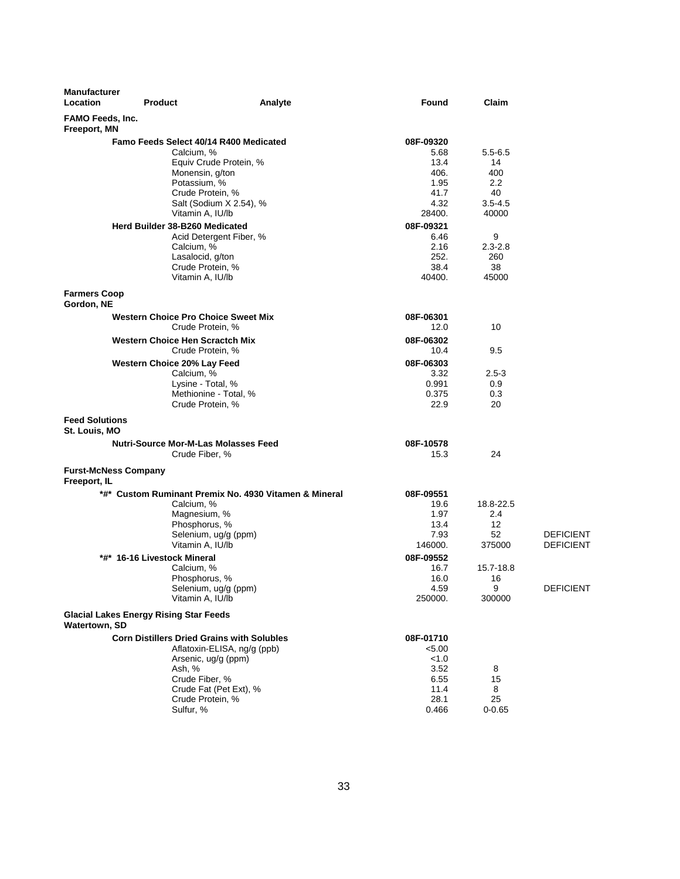| Manufacturer Location | Product | Analyte | Found | Claim | |
|---|---|---|---|---|---|
| **FAMO Feeds, Inc.** **Freeport, MN** | | | | | |
| | **Famo Feeds Select 40/14 R400 Medicated** | | **08F-09320** | | |
| | | Calcium, % | 5.68 | 5.5-6.5 | |
| | | Equiv Crude Protein, % | 13.4 | 14 | |
| | | Monensin, g/ton | 406. | 400 | |
| | | Potassium, % | 1.95 | 2.2 | |
| | | Crude Protein, % | 41.7 | 40 | |
| | | Salt (Sodium X 2.54), % | 4.32 | 3.5-4.5 | |
| | | Vitamin A, IU/lb | 28400. | 40000 | |
| | **Herd Builder 38-B260 Medicated** | | **08F-09321** | | |
| | | Acid Detergent Fiber, % | 6.46 | 9 | |
| | | Calcium, % | 2.16 | 2.3-2.8 | |
| | | Lasalocid, g/ton | 252. | 260 | |
| | | Crude Protein, % | 38.4 | 38 | |
| | | Vitamin A, IU/lb | 40400. | 45000 | |
| **Farmers Coop** **Gordon, NE** | | | | | |
| | **Western Choice Pro Choice Sweet Mix** | | **08F-06301** | | |
| | | Crude Protein, % | 12.0 | 10 | |
| | **Western Choice Hen Scractch Mix** | | **08F-06302** | | |
| | | Crude Protein, % | 10.4 | 9.5 | |
| | **Western Choice 20% Lay Feed** | | **08F-06303** | | |
| | | Calcium, % | 3.32 | 2.5-3 | |
| | | Lysine - Total, % | 0.991 | 0.9 | |
| | | Methionine - Total, % | 0.375 | 0.3 | |
| | | Crude Protein, % | 22.9 | 20 | |
| **Feed Solutions** **St. Louis, MO** | | | | | |
| | **Nutri-Source Mor-M-Las Molasses Feed** | | **08F-10578** | | |
| | | Crude Fiber, % | 15.3 | 24 | |
| **Furst-McNess Company** **Freeport, IL** | | | | | |
| | **\*#\* Custom Ruminant Premix No. 4930 Vitamen & Mineral** | | **08F-09551** | | |
| | | Calcium, % | 19.6 | 18.8-22.5 | |
| | | Magnesium, % | 1.97 | 2.4 | |
| | | Phosphorus, % | 13.4 | 12 | |
| | | Selenium, ug/g (ppm) | 7.93 | 52 | DEFICIENT |
| | | Vitamin A, IU/lb | 146000. | 375000 | DEFICIENT |
| | **\*#\* 16-16 Livestock Mineral** | | **08F-09552** | | |
| | | Calcium, % | 16.7 | 15.7-18.8 | |
| | | Phosphorus, % | 16.0 | 16 | |
| | | Selenium, ug/g (ppm) | 4.59 | 9 | DEFICIENT |
| | | Vitamin A, IU/lb | 250000. | 300000 | |
| **Glacial Lakes Energy Rising Star Feeds** **Watertown, SD** | | | | | |
| | **Corn Distillers Dried Grains with Solubles** | | **08F-01710** | | |
| | | Aflatoxin-ELISA, ng/g (ppb) | <5.00 | | |
| | | Arsenic, ug/g (ppm) | <1.0 | | |
| | | Ash, % | 3.52 | 8 | |
| | | Crude Fiber, % | 6.55 | 15 | |
| | | Crude Fat (Pet Ext), % | 11.4 | 8 | |
| | | Crude Protein, % | 28.1 | 25 | |
| | | Sulfur, % | 0.466 | 0-0.65 | |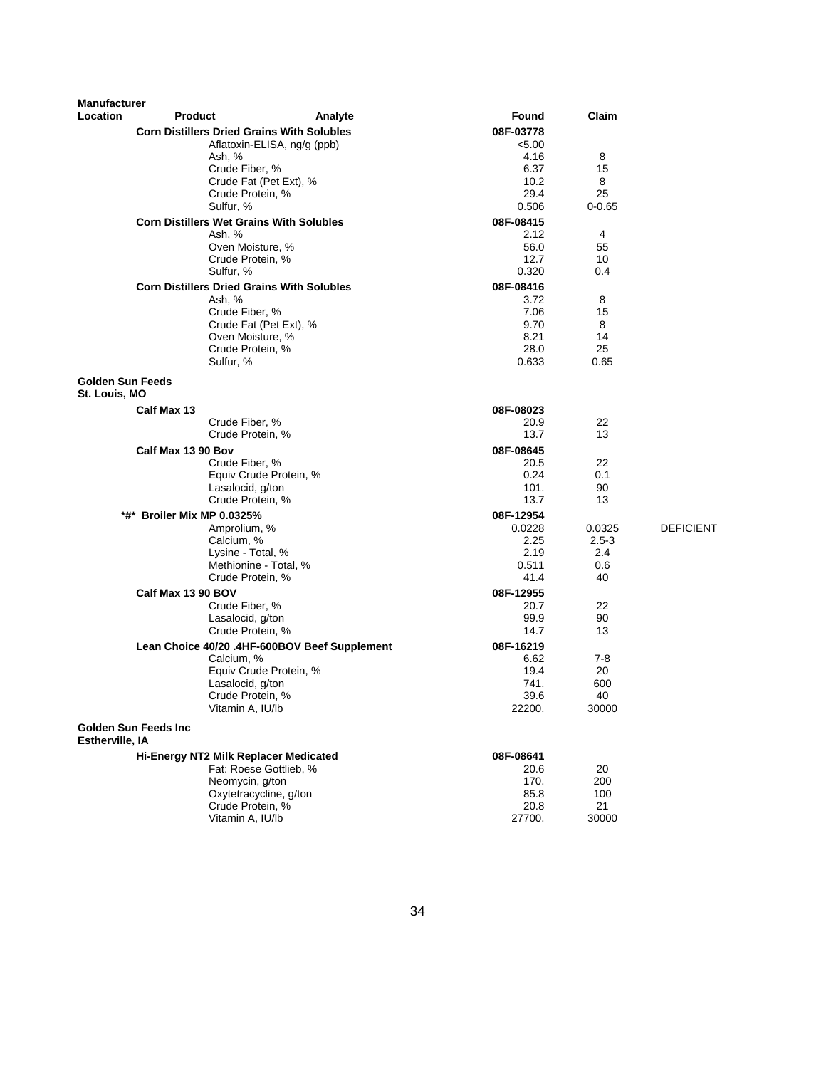| Manufacturer Location | Product | Analyte | Found | Claim | |
|---|---|---|---|---|---|
| | **Corn Distillers Dried Grains With Solubles** | | **08F-03778** | | |
| | | Aflatoxin-ELISA, ng/g (ppb) | <5.00 | | |
| | | Ash, % | 4.16 | 8 | |
| | | Crude Fiber, % | 6.37 | 15 | |
| | | Crude Fat (Pet Ext), % | 10.2 | 8 | |
| | | Crude Protein, % | 29.4 | 25 | |
| | | Sulfur, % | 0.506 | 0-0.65 | |
| | **Corn Distillers Wet Grains With Solubles** | | **08F-08415** | | |
| | | Ash, % | 2.12 | 4 | |
| | | Oven Moisture, % | 56.0 | 55 | |
| | | Crude Protein, % | 12.7 | 10 | |
| | | Sulfur, % | 0.320 | 0.4 | |
| | **Corn Distillers Dried Grains With Solubles** | | **08F-08416** | | |
| | | Ash, % | 3.72 | 8 | |
| | | Crude Fiber, % | 7.06 | 15 | |
| | | Crude Fat (Pet Ext), % | 9.70 | 8 | |
| | | Oven Moisture, % | 8.21 | 14 | |
| | | Crude Protein, % | 28.0 | 25 | |
| | | Sulfur, % | 0.633 | 0.65 | |
| **Golden Sun Feeds St. Louis, MO** | | | | | |
| | **Calf Max 13** | | **08F-08023** | | |
| | | Crude Fiber, % | 20.9 | 22 | |
| | | Crude Protein, % | 13.7 | 13 | |
| | **Calf Max 13 90 Bov** | | **08F-08645** | | |
| | | Crude Fiber, % | 20.5 | 22 | |
| | | Equiv Crude Protein, % | 0.24 | 0.1 | |
| | | Lasalocid, g/ton | 101. | 90 | |
| | | Crude Protein, % | 13.7 | 13 | |
| | **\*#\* Broiler Mix MP 0.0325%** | | **08F-12954** | | |
| | | Amprolium, % | 0.0228 | 0.0325 | DEFICIENT |
| | | Calcium, % | 2.25 | 2.5-3 | |
| | | Lysine - Total, % | 2.19 | 2.4 | |
| | | Methionine - Total, % | 0.511 | 0.6 | |
| | | Crude Protein, % | 41.4 | 40 | |
| | **Calf Max 13 90 BOV** | | **08F-12955** | | |
| | | Crude Fiber, % | 20.7 | 22 | |
| | | Lasalocid, g/ton | 99.9 | 90 | |
| | | Crude Protein, % | 14.7 | 13 | |
| | **Lean Choice 40/20 .4HF-600BOV Beef Supplement** | | **08F-16219** | | |
| | | Calcium, % | 6.62 | 7-8 | |
| | | Equiv Crude Protein, % | 19.4 | 20 | |
| | | Lasalocid, g/ton | 741. | 600 | |
| | | Crude Protein, % | 39.6 | 40 | |
| | | Vitamin A, IU/lb | 22200. | 30000 | |
| **Golden Sun Feeds Inc Estherville, IA** | | | | | |
| | **Hi-Energy NT2 Milk Replacer Medicated** | | **08F-08641** | | |
| | | Fat: Roese Gottlieb, % | 20.6 | 20 | |
| | | Neomycin, g/ton | 170. | 200 | |
| | | Oxytetracycline, g/ton | 85.8 | 100 | |
| | | Crude Protein, % | 20.8 | 21 | |
| | | Vitamin A, IU/lb | 27700. | 30000 | |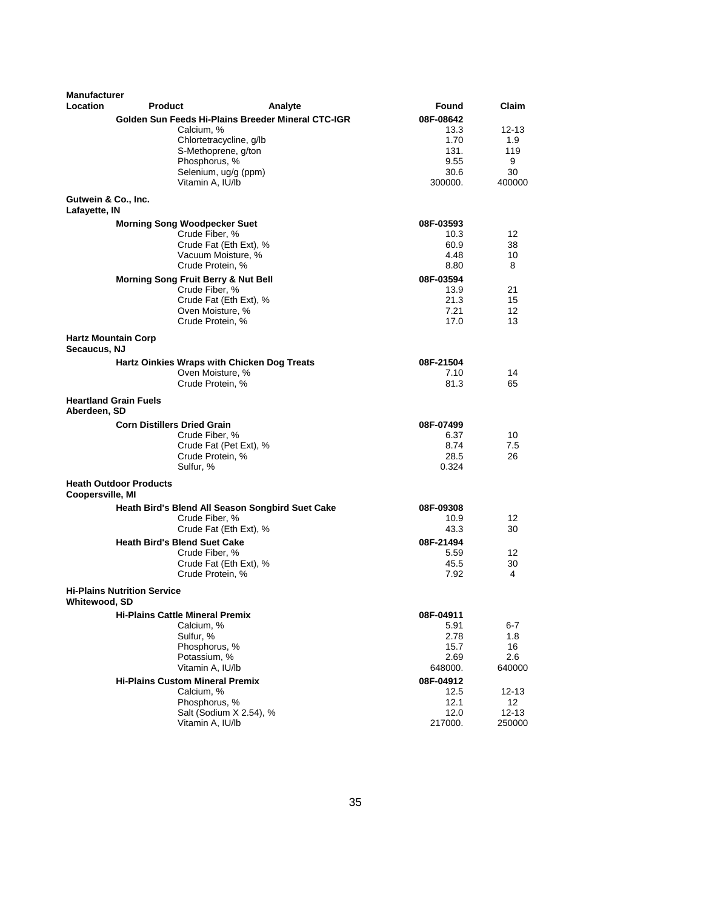| Manufacturer Location | Product | Analyte | Found | Claim |
|---|---|---|---|---|
| | **Golden Sun Feeds Hi-Plains Breeder Mineral CTC-IGR** | | **08F-08642** | |
| | | Calcium, % | 13.3 | 12-13 |
| | | Chlortetracycline, g/lb | 1.70 | 1.9 |
| | | S-Methoprene, g/ton | 131. | 119 |
| | | Phosphorus, % | 9.55 | 9 |
| | | Selenium, ug/g (ppm) | 30.6 | 30 |
| | | Vitamin A, IU/lb | 300000. | 400000 |
| **Gutwein & Co., Inc.** **Lafayette, IN** | | | | |
| | **Morning Song Woodpecker Suet** | | **08F-03593** | |
| | | Crude Fiber, % | 10.3 | 12 |
| | | Crude Fat (Eth Ext), % | 60.9 | 38 |
| | | Vacuum Moisture, % | 4.48 | 10 |
| | | Crude Protein, % | 8.80 | 8 |
| | **Morning Song Fruit Berry & Nut Bell** | | **08F-03594** | |
| | | Crude Fiber, % | 13.9 | 21 |
| | | Crude Fat (Eth Ext), % | 21.3 | 15 |
| | | Oven Moisture, % | 7.21 | 12 |
| | | Crude Protein, % | 17.0 | 13 |
| **Hartz Mountain Corp** **Secaucus, NJ** | | | | |
| | **Hartz Oinkies Wraps with Chicken Dog Treats** | | **08F-21504** | |
| | | Oven Moisture, % | 7.10 | 14 |
| | | Crude Protein, % | 81.3 | 65 |
| **Heartland Grain Fuels** **Aberdeen, SD** | | | | |
| | **Corn Distillers Dried Grain** | | **08F-07499** | |
| | | Crude Fiber, % | 6.37 | 10 |
| | | Crude Fat (Pet Ext), % | 8.74 | 7.5 |
| | | Crude Protein, % | 28.5 | 26 |
| | | Sulfur, % | 0.324 | |
| **Heath Outdoor Products** **Coopersville, MI** | | | | |
| | **Heath Bird's Blend All Season Songbird Suet Cake** | | **08F-09308** | |
| | | Crude Fiber, % | 10.9 | 12 |
| | | Crude Fat (Eth Ext), % | 43.3 | 30 |
| | **Heath Bird's Blend Suet Cake** | | **08F-21494** | |
| | | Crude Fiber, % | 5.59 | 12 |
| | | Crude Fat (Eth Ext), % | 45.5 | 30 |
| | | Crude Protein, % | 7.92 | 4 |
| **Hi-Plains Nutrition Service** **Whitewood, SD** | | | | |
| | **Hi-Plains Cattle Mineral Premix** | | **08F-04911** | |
| | | Calcium, % | 5.91 | 6-7 |
| | | Sulfur, % | 2.78 | 1.8 |
| | | Phosphorus, % | 15.7 | 16 |
| | | Potassium, % | 2.69 | 2.6 |
| | | Vitamin A, IU/lb | 648000. | 640000 |
| | **Hi-Plains Custom Mineral Premix** | | **08F-04912** | |
| | | Calcium, % | 12.5 | 12-13 |
| | | Phosphorus, % | 12.1 | 12 |
| | | Salt (Sodium X 2.54), % | 12.0 | 12-13 |
| | | Vitamin A, IU/lb | 217000. | 250000 |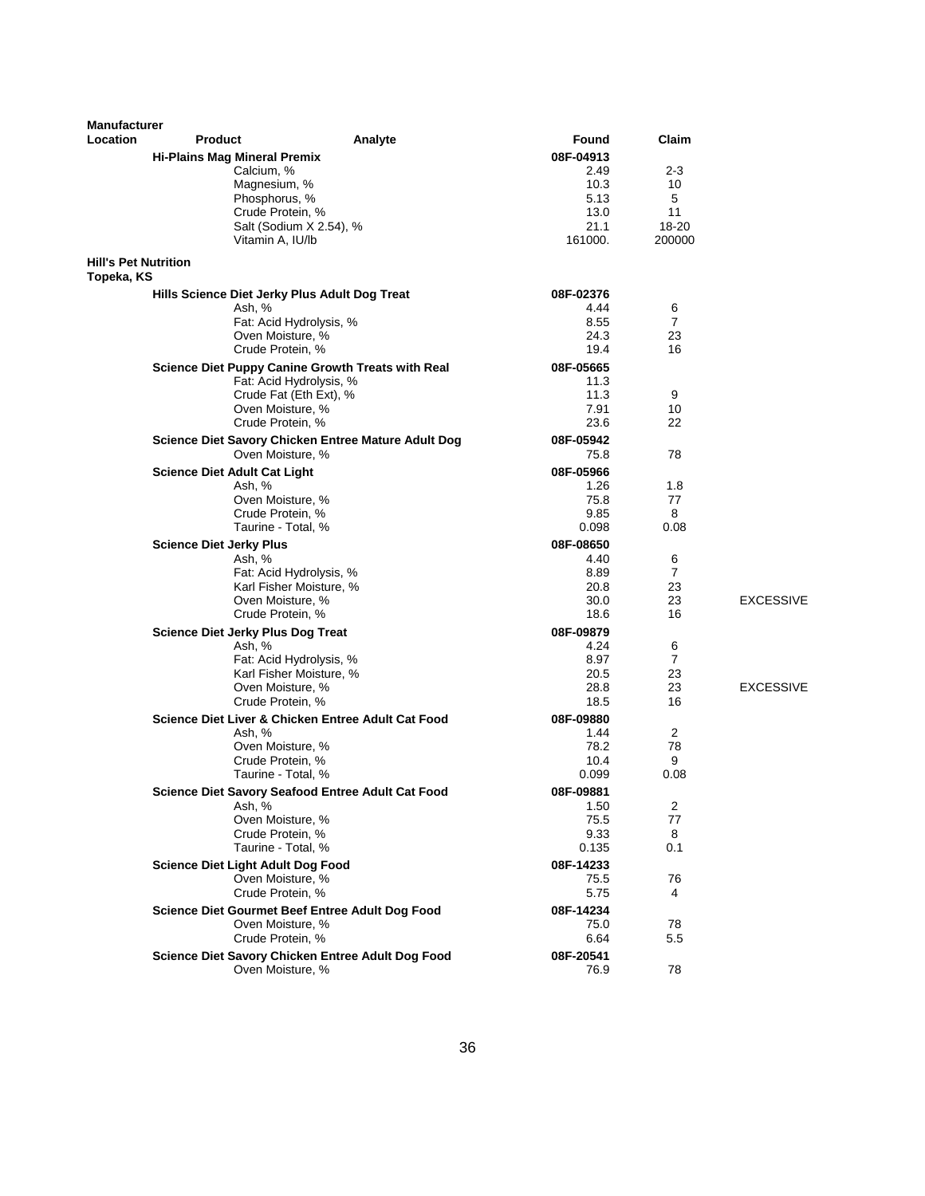| Manufacturer Location | Product | Analyte | Found | Claim | |
|---|---|---|---|---|---|
| | **Hi-Plains Mag Mineral Premix** | | **08F-04913** | | |
| | | Calcium, % | 2.49 | 2-3 | |
| | | Magnesium, % | 10.3 | 10 | |
| | | Phosphorus, % | 5.13 | 5 | |
| | | Crude Protein, % | 13.0 | 11 | |
| | | Salt (Sodium X 2.54), % | 21.1 | 18-20 | |
| | | Vitamin A, IU/lb | 161000. | 200000 | |
| **Hill's Pet Nutrition Topeka, KS** | | | | | |
| | **Hills Science Diet Jerky Plus Adult Dog Treat** | | **08F-02376** | | |
| | | Ash, % | 4.44 | 6 | |
| | | Fat: Acid Hydrolysis, % | 8.55 | 7 | |
| | | Oven Moisture, % | 24.3 | 23 | |
| | | Crude Protein, % | 19.4 | 16 | |
| | **Science Diet Puppy Canine Growth Treats with Real** | | **08F-05665** | | |
| | | Fat: Acid Hydrolysis, % | 11.3 | | |
| | | Crude Fat (Eth Ext), % | 11.3 | 9 | |
| | | Oven Moisture, % | 7.91 | 10 | |
| | | Crude Protein, % | 23.6 | 22 | |
| | **Science Diet Savory Chicken Entree Mature Adult Dog** | | **08F-05942** | | |
| | | Oven Moisture, % | 75.8 | 78 | |
| | **Science Diet Adult Cat Light** | | **08F-05966** | | |
| | | Ash, % | 1.26 | 1.8 | |
| | | Oven Moisture, % | 75.8 | 77 | |
| | | Crude Protein, % | 9.85 | 8 | |
| | | Taurine - Total, % | 0.098 | 0.08 | |
| | **Science Diet Jerky Plus** | | **08F-08650** | | |
| | | Ash, % | 4.40 | 6 | |
| | | Fat: Acid Hydrolysis, % | 8.89 | 7 | |
| | | Karl Fisher Moisture, % | 20.8 | 23 | |
| | | Oven Moisture, % | 30.0 | 23 | EXCESSIVE |
| | | Crude Protein, % | 18.6 | 16 | |
| | **Science Diet Jerky Plus Dog Treat** | | **08F-09879** | | |
| | | Ash, % | 4.24 | 6 | |
| | | Fat: Acid Hydrolysis, % | 8.97 | 7 | |
| | | Karl Fisher Moisture, % | 20.5 | 23 | |
| | | Oven Moisture, % | 28.8 | 23 | EXCESSIVE |
| | | Crude Protein, % | 18.5 | 16 | |
| | **Science Diet Liver & Chicken Entree Adult Cat Food** | | **08F-09880** | | |
| | | Ash, % | 1.44 | 2 | |
| | | Oven Moisture, % | 78.2 | 78 | |
| | | Crude Protein, % | 10.4 | 9 | |
| | | Taurine - Total, % | 0.099 | 0.08 | |
| | **Science Diet Savory Seafood Entree Adult Cat Food** | | **08F-09881** | | |
| | | Ash, % | 1.50 | 2 | |
| | | Oven Moisture, % | 75.5 | 77 | |
| | | Crude Protein, % | 9.33 | 8 | |
| | | Taurine - Total, % | 0.135 | 0.1 | |
| | **Science Diet Light Adult Dog Food** | | **08F-14233** | | |
| | | Oven Moisture, % | 75.5 | 76 | |
| | | Crude Protein, % | 5.75 | 4 | |
| | **Science Diet Gourmet Beef Entree Adult Dog Food** | | **08F-14234** | | |
| | | Oven Moisture, % | 75.0 | 78 | |
| | | Crude Protein, % | 6.64 | 5.5 | |
| | **Science Diet Savory Chicken Entree Adult Dog Food** | | **08F-20541** | | |
| | | Oven Moisture, % | 76.9 | 78 | |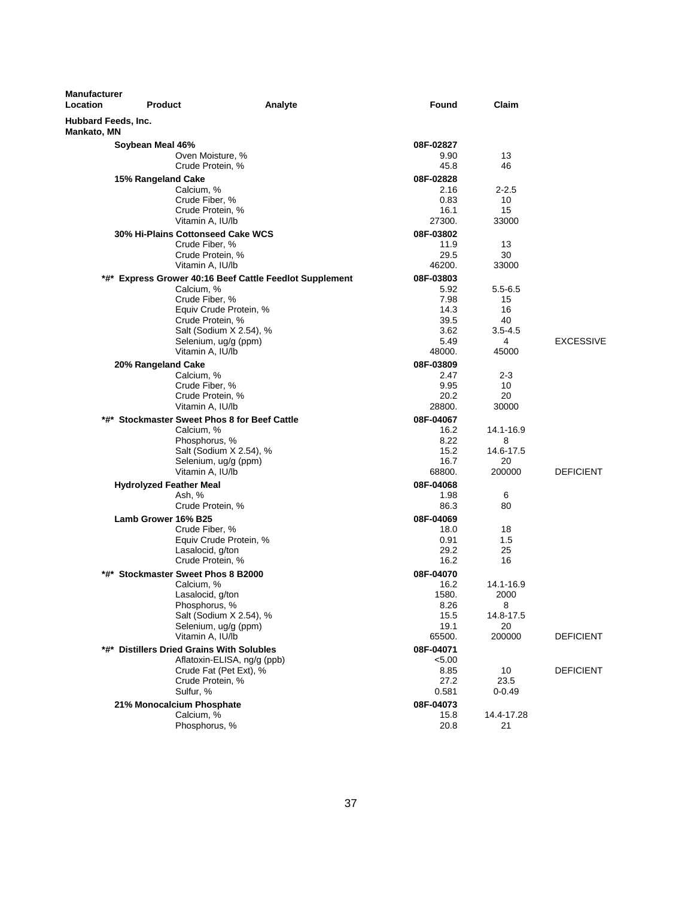| Manufacturer Location | Product | Analyte | Found | Claim | |
|---|---|---|---|---|---|
| **Hubbard Feeds, Inc. Mankato, MN** | | | | | |
| | **Soybean Meal 46%** | | **08F-02827** | | |
| | | Oven Moisture, % | 9.90 | 13 | |
| | | Crude Protein, % | 45.8 | 46 | |
| | **15% Rangeland Cake** | | **08F-02828** | | |
| | | Calcium, % | 2.16 | 2-2.5 | |
| | | Crude Fiber, % | 0.83 | 10 | |
| | | Crude Protein, % | 16.1 | 15 | |
| | | Vitamin A, IU/lb | 27300. | 33000 | |
| | **30% Hi-Plains Cottonseed Cake WCS** | | **08F-03802** | | |
| | | Crude Fiber, % | 11.9 | 13 | |
| | | Crude Protein, % | 29.5 | 30 | |
| | | Vitamin A, IU/lb | 46200. | 33000 | |
| | **\*#\* Express Grower 40:16 Beef Cattle Feedlot Supplement** | | **08F-03803** | | |
| | | Calcium, % | 5.92 | 5.5-6.5 | |
| | | Crude Fiber, % | 7.98 | 15 | |
| | | Equiv Crude Protein, % | 14.3 | 16 | |
| | | Crude Protein, % | 39.5 | 40 | |
| | | Salt (Sodium X 2.54), % | 3.62 | 3.5-4.5 | |
| | | Selenium, ug/g (ppm) | 5.49 | 4 | EXCESSIVE |
| | | Vitamin A, IU/lb | 48000. | 45000 | |
| | **20% Rangeland Cake** | | **08F-03809** | | |
| | | Calcium, % | 2.47 | 2-3 | |
| | | Crude Fiber, % | 9.95 | 10 | |
| | | Crude Protein, % | 20.2 | 20 | |
| | | Vitamin A, IU/lb | 28800. | 30000 | |
| | **\*#\* Stockmaster Sweet Phos 8 for Beef Cattle** | | **08F-04067** | | |
| | | Calcium, % | 16.2 | 14.1-16.9 | |
| | | Phosphorus, % | 8.22 | 8 | |
| | | Salt (Sodium X 2.54), % | 15.2 | 14.6-17.5 | |
| | | Selenium, ug/g (ppm) | 16.7 | 20 | |
| | | Vitamin A, IU/lb | 68800. | 200000 | DEFICIENT |
| | **Hydrolyzed Feather Meal** | | **08F-04068** | | |
| | | Ash, % | 1.98 | 6 | |
| | | Crude Protein, % | 86.3 | 80 | |
| | **Lamb Grower 16% B25** | | **08F-04069** | | |
| | | Crude Fiber, % | 18.0 | 18 | |
| | | Equiv Crude Protein, % | 0.91 | 1.5 | |
| | | Lasalocid, g/ton | 29.2 | 25 | |
| | | Crude Protein, % | 16.2 | 16 | |
| | **\*#\* Stockmaster Sweet Phos 8 B2000** | | **08F-04070** | | |
| | | Calcium, % | 16.2 | 14.1-16.9 | |
| | | Lasalocid, g/ton | 1580. | 2000 | |
| | | Phosphorus, % | 8.26 | 8 | |
| | | Salt (Sodium X 2.54), % | 15.5 | 14.8-17.5 | |
| | | Selenium, ug/g (ppm) | 19.1 | 20 | |
| | | Vitamin A, IU/lb | 65500. | 200000 | DEFICIENT |
| | **\*#\* Distillers Dried Grains With Solubles** | | **08F-04071** | | |
| | | Aflatoxin-ELISA, ng/g (ppb) | <5.00 | | |
| | | Crude Fat (Pet Ext), % | 8.85 | 10 | DEFICIENT |
| | | Crude Protein, % | 27.2 | 23.5 | |
| | | Sulfur, % | 0.581 | 0-0.49 | |
| | **21% Monocalcium Phosphate** | | **08F-04073** | | |
| | | Calcium, % | 15.8 | 14.4-17.28 | |
| | | Phosphorus, % | 20.8 | 21 | |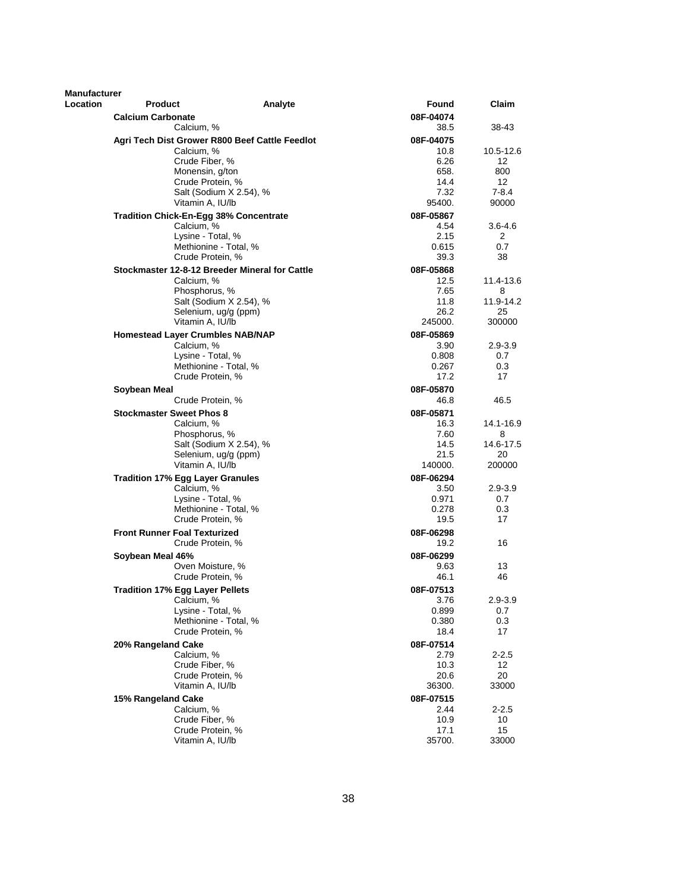| Manufacturer Location | Product | Analyte | Found | Claim |
|---|---|---|---|---|
| | **Calcium Carbonate** | | **08F-04074** | |
| | | Calcium, % | 38.5 | 38-43 |
| | **Agri Tech Dist Grower R800 Beef Cattle Feedlot** | | **08F-04075** | |
| | | Calcium, % | 10.8 | 10.5-12.6 |
| | | Crude Fiber, % | 6.26 | 12 |
| | | Monensin, g/ton | 658. | 800 |
| | | Crude Protein, % | 14.4 | 12 |
| | | Salt (Sodium X 2.54), % | 7.32 | 7-8.4 |
| | | Vitamin A, IU/lb | 95400. | 90000 |
| | **Tradition Chick-En-Egg 38% Concentrate** | | **08F-05867** | |
| | | Calcium, % | 4.54 | 3.6-4.6 |
| | | Lysine - Total, % | 2.15 | 2 |
| | | Methionine - Total, % | 0.615 | 0.7 |
| | | Crude Protein, % | 39.3 | 38 |
| | **Stockmaster 12-8-12 Breeder Mineral for Cattle** | | **08F-05868** | |
| | | Calcium, % | 12.5 | 11.4-13.6 |
| | | Phosphorus, % | 7.65 | 8 |
| | | Salt (Sodium X 2.54), % | 11.8 | 11.9-14.2 |
| | | Selenium, ug/g (ppm) | 26.2 | 25 |
| | | Vitamin A, IU/lb | 245000. | 300000 |
| | **Homestead Layer Crumbles NAB/NAP** | | **08F-05869** | |
| | | Calcium, % | 3.90 | 2.9-3.9 |
| | | Lysine - Total, % | 0.808 | 0.7 |
| | | Methionine - Total, % | 0.267 | 0.3 |
| | | Crude Protein, % | 17.2 | 17 |
| | **Soybean Meal** | | **08F-05870** | |
| | | Crude Protein, % | 46.8 | 46.5 |
| | **Stockmaster Sweet Phos 8** | | **08F-05871** | |
| | | Calcium, % | 16.3 | 14.1-16.9 |
| | | Phosphorus, % | 7.60 | 8 |
| | | Salt (Sodium X 2.54), % | 14.5 | 14.6-17.5 |
| | | Selenium, ug/g (ppm) | 21.5 | 20 |
| | | Vitamin A, IU/lb | 140000. | 200000 |
| | **Tradition 17% Egg Layer Granules** | | **08F-06294** | |
| | | Calcium, % | 3.50 | 2.9-3.9 |
| | | Lysine - Total, % | 0.971 | 0.7 |
| | | Methionine - Total, % | 0.278 | 0.3 |
| | | Crude Protein, % | 19.5 | 17 |
| | **Front Runner Foal Texturized** | | **08F-06298** | |
| | | Crude Protein, % | 19.2 | 16 |
| | **Soybean Meal 46%** | | **08F-06299** | |
| | | Oven Moisture, % | 9.63 | 13 |
| | | Crude Protein, % | 46.1 | 46 |
| | **Tradition 17% Egg Layer Pellets** | | **08F-07513** | |
| | | Calcium, % | 3.76 | 2.9-3.9 |
| | | Lysine - Total, % | 0.899 | 0.7 |
| | | Methionine - Total, % | 0.380 | 0.3 |
| | | Crude Protein, % | 18.4 | 17 |
| | **20% Rangeland Cake** | | **08F-07514** | |
| | | Calcium, % | 2.79 | 2-2.5 |
| | | Crude Fiber, % | 10.3 | 12 |
| | | Crude Protein, % | 20.6 | 20 |
| | | Vitamin A, IU/lb | 36300. | 33000 |
| | **15% Rangeland Cake** | | **08F-07515** | |
| | | Calcium, % | 2.44 | 2-2.5 |
| | | Crude Fiber, % | 10.9 | 10 |
| | | Crude Protein, % | 17.1 | 15 |
| | | Vitamin A, IU/lb | 35700. | 33000 |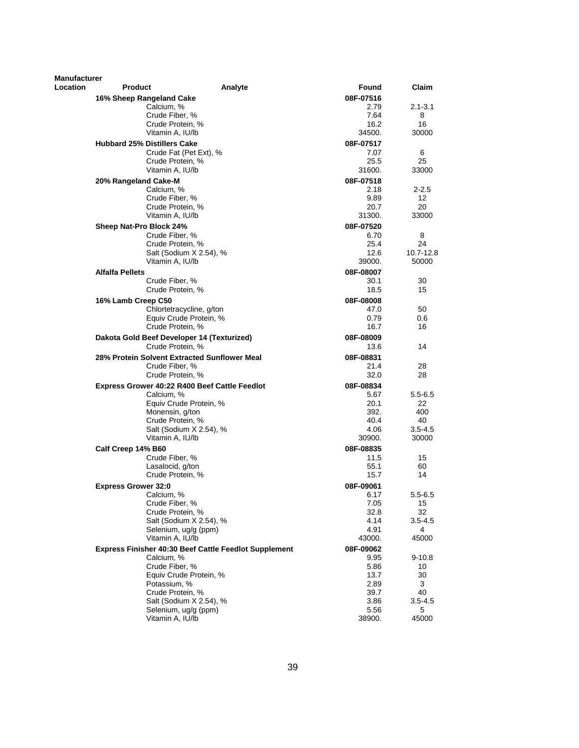| Manufacturer Location | Product | Analyte | Found | Claim |
|---|---|---|---|---|
| | **16% Sheep Rangeland Cake** | | **08F-07516** | |
| | | Calcium, % | 2.79 | 2.1-3.1 |
| | | Crude Fiber, % | 7.64 | 8 |
| | | Crude Protein, % | 16.2 | 16 |
| | | Vitamin A, IU/lb | 34500. | 30000 |
| | **Hubbard 25% Distillers Cake** | | **08F-07517** | |
| | | Crude Fat (Pet Ext), % | 7.07 | 6 |
| | | Crude Protein, % | 25.5 | 25 |
| | | Vitamin A, IU/lb | 31600. | 33000 |
| | **20% Rangeland Cake-M** | | **08F-07518** | |
| | | Calcium, % | 2.18 | 2-2.5 |
| | | Crude Fiber, % | 9.89 | 12 |
| | | Crude Protein, % | 20.7 | 20 |
| | | Vitamin A, IU/lb | 31300. | 33000 |
| | **Sheep Nat-Pro Block 24%** | | **08F-07520** | |
| | | Crude Fiber, % | 6.70 | 8 |
| | | Crude Protein, % | 25.4 | 24 |
| | | Salt (Sodium X 2.54), % | 12.6 | 10.7-12.8 |
| | | Vitamin A, IU/lb | 39000. | 50000 |
| | **Alfalfa Pellets** | | **08F-08007** | |
| | | Crude Fiber, % | 30.1 | 30 |
| | | Crude Protein, % | 18.5 | 15 |
| | **16% Lamb Creep C50** | | **08F-08008** | |
| | | Chlortetracycline, g/ton | 47.0 | 50 |
| | | Equiv Crude Protein, % | 0.79 | 0.6 |
| | | Crude Protein, % | 16.7 | 16 |
| | **Dakota Gold Beef Developer 14 (Texturized)** | | **08F-08009** | |
| | | Crude Protein, % | 13.6 | 14 |
| | **28% Protein Solvent Extracted Sunflower Meal** | | **08F-08831** | |
| | | Crude Fiber, % | 21.4 | 28 |
| | | Crude Protein, % | 32.0 | 28 |
| | **Express Grower 40:22 R400 Beef Cattle Feedlot** | | **08F-08834** | |
| | | Calcium, % | 5.67 | 5.5-6.5 |
| | | Equiv Crude Protein, % | 20.1 | 22 |
| | | Monensin, g/ton | 392. | 400 |
| | | Crude Protein, % | 40.4 | 40 |
| | | Salt (Sodium X 2.54), % | 4.06 | 3.5-4.5 |
| | | Vitamin A, IU/lb | 30900. | 30000 |
| | **Calf Creep 14% B60** | | **08F-08835** | |
| | | Crude Fiber, % | 11.5 | 15 |
| | | Lasalocid, g/ton | 55.1 | 60 |
| | | Crude Protein, % | 15.7 | 14 |
| | **Express Grower 32:0** | | **08F-09061** | |
| | | Calcium, % | 6.17 | 5.5-6.5 |
| | | Crude Fiber, % | 7.05 | 15 |
| | | Crude Protein, % | 32.8 | 32 |
| | | Salt (Sodium X 2.54), % | 4.14 | 3.5-4.5 |
| | | Selenium, ug/g (ppm) | 4.91 | 4 |
| | | Vitamin A, IU/lb | 43000. | 45000 |
| | **Express Finisher 40:30 Beef Cattle Feedlot Supplement** | | **08F-09062** | |
| | | Calcium, % | 9.95 | 9-10.8 |
| | | Crude Fiber, % | 5.86 | 10 |
| | | Equiv Crude Protein, % | 13.7 | 30 |
| | | Potassium, % | 2.89 | 3 |
| | | Crude Protein, % | 39.7 | 40 |
| | | Salt (Sodium X 2.54), % | 3.86 | 3.5-4.5 |
| | | Selenium, ug/g (ppm) | 5.56 | 5 |
| | | Vitamin A, IU/lb | 38900. | 45000 |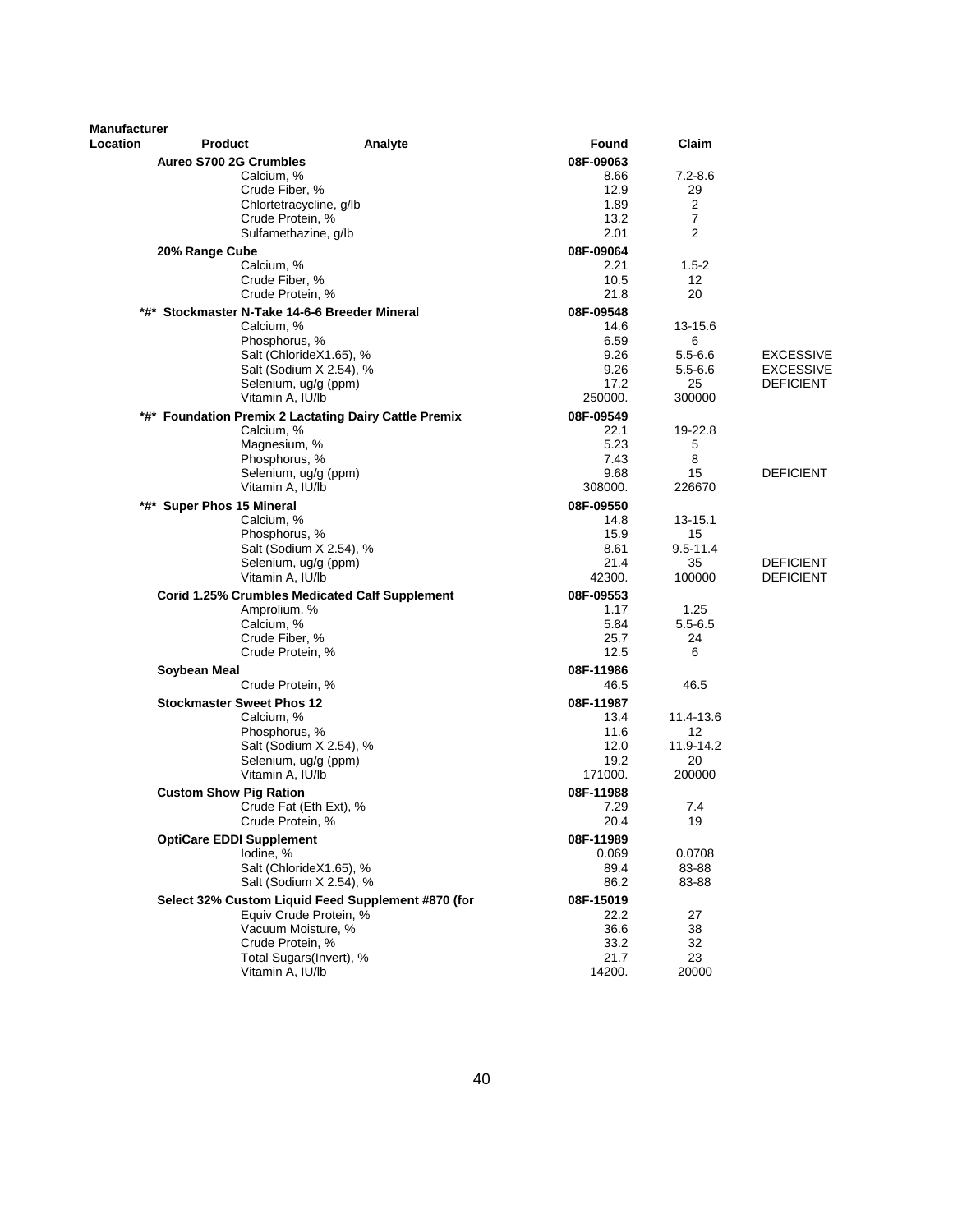| Manufacturer Location | Product | Analyte | Found | Claim | |
|---|---|---|---|---|---|
| | **Aureo S700 2G Crumbles** | | **08F-09063** | | |
| | | Calcium, % | 8.66 | 7.2-8.6 | |
| | | Crude Fiber, % | 12.9 | 29 | |
| | | Chlortetracycline, g/lb | 1.89 | 2 | |
| | | Crude Protein, % | 13.2 | 7 | |
| | | Sulfamethazine, g/lb | 2.01 | 2 | |
| | **20% Range Cube** | | **08F-09064** | | |
| | | Calcium, % | 2.21 | 1.5-2 | |
| | | Crude Fiber, % | 10.5 | 12 | |
| | | Crude Protein, % | 21.8 | 20 | |
| | **\*#\* Stockmaster N-Take 14-6-6 Breeder Mineral** | | **08F-09548** | | |
| | | Calcium, % | 14.6 | 13-15.6 | |
| | | Phosphorus, % | 6.59 | 6 | |
| | | Salt (ChlorideX1.65), % | 9.26 | 5.5-6.6 | EXCESSIVE |
| | | Salt (Sodium X 2.54), % | 9.26 | 5.5-6.6 | EXCESSIVE |
| | | Selenium, ug/g (ppm) | 17.2 | 25 | DEFICIENT |
| | | Vitamin A, IU/lb | 250000. | 300000 | |
| | **\*#\* Foundation Premix 2 Lactating Dairy Cattle Premix** | | **08F-09549** | | |
| | | Calcium, % | 22.1 | 19-22.8 | |
| | | Magnesium, % | 5.23 | 5 | |
| | | Phosphorus, % | 7.43 | 8 | |
| | | Selenium, ug/g (ppm) | 9.68 | 15 | DEFICIENT |
| | | Vitamin A, IU/lb | 308000. | 226670 | |
| | **\*#\* Super Phos 15 Mineral** | | **08F-09550** | | |
| | | Calcium, % | 14.8 | 13-15.1 | |
| | | Phosphorus, % | 15.9 | 15 | |
| | | Salt (Sodium X 2.54), % | 8.61 | 9.5-11.4 | |
| | | Selenium, ug/g (ppm) | 21.4 | 35 | DEFICIENT |
| | | Vitamin A, IU/lb | 42300. | 100000 | DEFICIENT |
| | **Corid 1.25% Crumbles Medicated Calf Supplement** | | **08F-09553** | | |
| | | Amprolium, % | 1.17 | 1.25 | |
| | | Calcium, % | 5.84 | 5.5-6.5 | |
| | | Crude Fiber, % | 25.7 | 24 | |
| | | Crude Protein, % | 12.5 | 6 | |
| | **Soybean Meal** | | **08F-11986** | | |
| | | Crude Protein, % | 46.5 | 46.5 | |
| | **Stockmaster Sweet Phos 12** | | **08F-11987** | | |
| | | Calcium, % | 13.4 | 11.4-13.6 | |
| | | Phosphorus, % | 11.6 | 12 | |
| | | Salt (Sodium X 2.54), % | 12.0 | 11.9-14.2 | |
| | | Selenium, ug/g (ppm) | 19.2 | 20 | |
| | | Vitamin A, IU/lb | 171000. | 200000 | |
| | **Custom Show Pig Ration** | | **08F-11988** | | |
| | | Crude Fat (Eth Ext), % | 7.29 | 7.4 | |
| | | Crude Protein, % | 20.4 | 19 | |
| | **OptiCare EDDI Supplement** | | **08F-11989** | | |
| | | Iodine, % | 0.069 | 0.0708 | |
| | | Salt (ChlorideX1.65), % | 89.4 | 83-88 | |
| | | Salt (Sodium X 2.54), % | 86.2 | 83-88 | |
| | **Select 32% Custom Liquid Feed Supplement #870 (for** | | **08F-15019** | | |
| | | Equiv Crude Protein, % | 22.2 | 27 | |
| | | Vacuum Moisture, % | 36.6 | 38 | |
| | | Crude Protein, % | 33.2 | 32 | |
| | | Total Sugars(Invert), % | 21.7 | 23 | |
| | | Vitamin A, IU/lb | 14200. | 20000 | |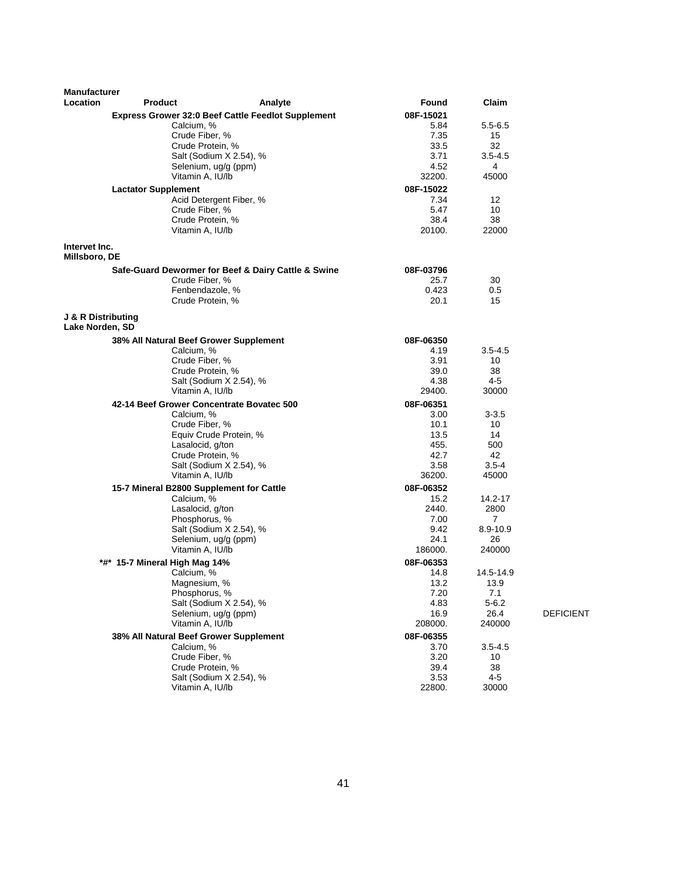| Manufacturer Location | Product | Analyte | Found | Claim | |
|---|---|---|---|---|---|
| | **Express Grower 32:0 Beef Cattle Feedlot Supplement** | | **08F-15021** | | |
| | | Calcium, % | 5.84 | 5.5-6.5 | |
| | | Crude Fiber, % | 7.35 | 15 | |
| | | Crude Protein, % | 33.5 | 32 | |
| | | Salt (Sodium X 2.54), % | 3.71 | 3.5-4.5 | |
| | | Selenium, ug/g (ppm) | 4.52 | 4 | |
| | | Vitamin A, IU/lb | 32200. | 45000 | |
| | **Lactator Supplement** | | **08F-15022** | | |
| | | Acid Detergent Fiber, % | 7.34 | 12 | |
| | | Crude Fiber, % | 5.47 | 10 | |
| | | Crude Protein, % | 38.4 | 38 | |
| | | Vitamin A, IU/lb | 20100. | 22000 | |
| **Intervet Inc. Millsboro, DE** | | | | | |
| | **Safe-Guard Dewormer for Beef & Dairy Cattle & Swine** | | **08F-03796** | | |
| | | Crude Fiber, % | 25.7 | 30 | |
| | | Fenbendazole, % | 0.423 | 0.5 | |
| | | Crude Protein, % | 20.1 | 15 | |
| **J & R Distributing Lake Norden, SD** | | | | | |
| | **38% All Natural Beef Grower Supplement** | | **08F-06350** | | |
| | | Calcium, % | 4.19 | 3.5-4.5 | |
| | | Crude Fiber, % | 3.91 | 10 | |
| | | Crude Protein, % | 39.0 | 38 | |
| | | Salt (Sodium X 2.54), % | 4.38 | 4-5 | |
| | | Vitamin A, IU/lb | 29400. | 30000 | |
| | **42-14 Beef Grower Concentrate Bovatec 500** | | **08F-06351** | | |
| | | Calcium, % | 3.00 | 3-3.5 | |
| | | Crude Fiber, % | 10.1 | 10 | |
| | | Equiv Crude Protein, % | 13.5 | 14 | |
| | | Lasalocid, g/ton | 455. | 500 | |
| | | Crude Protein, % | 42.7 | 42 | |
| | | Salt (Sodium X 2.54), % | 3.58 | 3.5-4 | |
| | | Vitamin A, IU/lb | 36200. | 45000 | |
| | **15-7 Mineral B2800 Supplement for Cattle** | | **08F-06352** | | |
| | | Calcium, % | 15.2 | 14.2-17 | |
| | | Lasalocid, g/ton | 2440. | 2800 | |
| | | Phosphorus, % | 7.00 | 7 | |
| | | Salt (Sodium X 2.54), % | 9.42 | 8.9-10.9 | |
| | | Selenium, ug/g (ppm) | 24.1 | 26 | |
| | | Vitamin A, IU/lb | 186000. | 240000 | |
| | **\*#\* 15-7 Mineral High Mag 14%** | | **08F-06353** | | |
| | | Calcium, % | 14.8 | 14.5-14.9 | |
| | | Magnesium, % | 13.2 | 13.9 | |
| | | Phosphorus, % | 7.20 | 7.1 | |
| | | Salt (Sodium X 2.54), % | 4.83 | 5-6.2 | |
| | | Selenium, ug/g (ppm) | 16.9 | 26.4 | DEFICIENT |
| | | Vitamin A, IU/lb | 208000. | 240000 | |
| | **38% All Natural Beef Grower Supplement** | | **08F-06355** | | |
| | | Calcium, % | 3.70 | 3.5-4.5 | |
| | | Crude Fiber, % | 3.20 | 10 | |
| | | Crude Protein, % | 39.4 | 38 | |
| | | Salt (Sodium X 2.54), % | 3.53 | 4-5 | |
| | | Vitamin A, IU/lb | 22800. | 30000 | |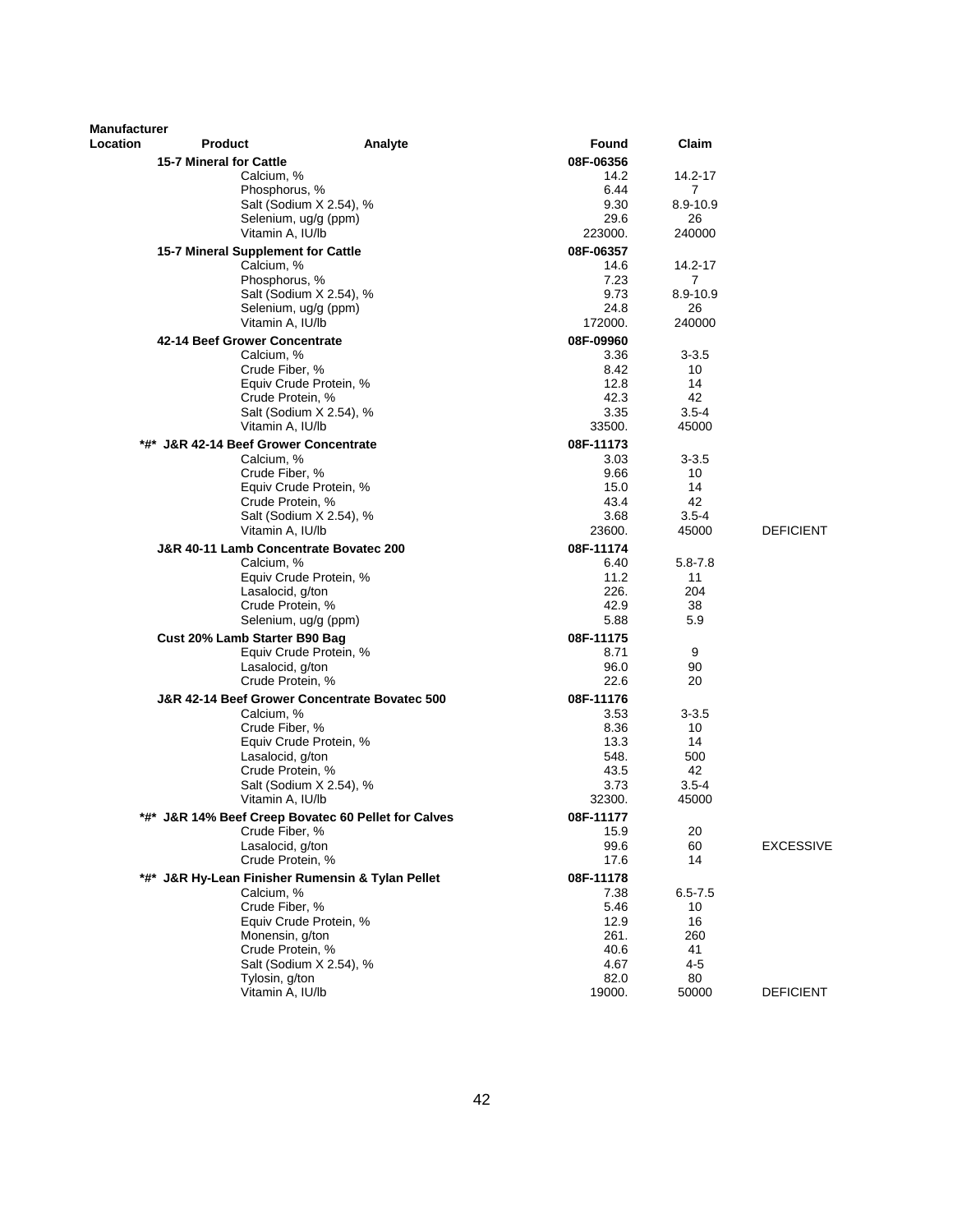| Manufacturer Location | Product | Analyte | Found | Claim | |
|---|---|---|---|---|---|
| | **15-7 Mineral for Cattle** | | **08F-06356** | | |
| | | Calcium, % | 14.2 | 14.2-17 | |
| | | Phosphorus, % | 6.44 | 7 | |
| | | Salt (Sodium X 2.54), % | 9.30 | 8.9-10.9 | |
| | | Selenium, ug/g (ppm) | 29.6 | 26 | |
| | | Vitamin A, IU/lb | 223000. | 240000 | |
| | **15-7 Mineral Supplement for Cattle** | | **08F-06357** | | |
| | | Calcium, % | 14.6 | 14.2-17 | |
| | | Phosphorus, % | 7.23 | 7 | |
| | | Salt (Sodium X 2.54), % | 9.73 | 8.9-10.9 | |
| | | Selenium, ug/g (ppm) | 24.8 | 26 | |
| | | Vitamin A, IU/lb | 172000. | 240000 | |
| | **42-14 Beef Grower Concentrate** | | **08F-09960** | | |
| | | Calcium, % | 3.36 | 3-3.5 | |
| | | Crude Fiber, % | 8.42 | 10 | |
| | | Equiv Crude Protein, % | 12.8 | 14 | |
| | | Crude Protein, % | 42.3 | 42 | |
| | | Salt (Sodium X 2.54), % | 3.35 | 3.5-4 | |
| | | Vitamin A, IU/lb | 33500. | 45000 | |
| | **\*#\* J&R 42-14 Beef Grower Concentrate** | | **08F-11173** | | |
| | | Calcium, % | 3.03 | 3-3.5 | |
| | | Crude Fiber, % | 9.66 | 10 | |
| | | Equiv Crude Protein, % | 15.0 | 14 | |
| | | Crude Protein, % | 43.4 | 42 | |
| | | Salt (Sodium X 2.54), % | 3.68 | 3.5-4 | |
| | | Vitamin A, IU/lb | 23600. | 45000 | DEFICIENT |
| | **J&R 40-11 Lamb Concentrate Bovatec 200** | | **08F-11174** | | |
| | | Calcium, % | 6.40 | 5.8-7.8 | |
| | | Equiv Crude Protein, % | 11.2 | 11 | |
| | | Lasalocid, g/ton | 226. | 204 | |
| | | Crude Protein, % | 42.9 | 38 | |
| | | Selenium, ug/g (ppm) | 5.88 | 5.9 | |
| | **Cust 20% Lamb Starter B90 Bag** | | **08F-11175** | | |
| | | Equiv Crude Protein, % | 8.71 | 9 | |
| | | Lasalocid, g/ton | 96.0 | 90 | |
| | | Crude Protein, % | 22.6 | 20 | |
| | **J&R 42-14 Beef Grower Concentrate Bovatec 500** | | **08F-11176** | | |
| | | Calcium, % | 3.53 | 3-3.5 | |
| | | Crude Fiber, % | 8.36 | 10 | |
| | | Equiv Crude Protein, % | 13.3 | 14 | |
| | | Lasalocid, g/ton | 548. | 500 | |
| | | Crude Protein, % | 43.5 | 42 | |
| | | Salt (Sodium X 2.54), % | 3.73 | 3.5-4 | |
| | | Vitamin A, IU/lb | 32300. | 45000 | |
| | **\*#\* J&R 14% Beef Creep Bovatec 60 Pellet for Calves** | | **08F-11177** | | |
| | | Crude Fiber, % | 15.9 | 20 | |
| | | Lasalocid, g/ton | 99.6 | 60 | EXCESSIVE |
| | | Crude Protein, % | 17.6 | 14 | |
| | **\*#\* J&R Hy-Lean Finisher Rumensin & Tylan Pellet** | | **08F-11178** | | |
| | | Calcium, % | 7.38 | 6.5-7.5 | |
| | | Crude Fiber, % | 5.46 | 10 | |
| | | Equiv Crude Protein, % | 12.9 | 16 | |
| | | Monensin, g/ton | 261. | 260 | |
| | | Crude Protein, % | 40.6 | 41 | |
| | | Salt (Sodium X 2.54), % | 4.67 | 4-5 | |
| | | Tylosin, g/ton | 82.0 | 80 | |
| | | Vitamin A, IU/lb | 19000. | 50000 | DEFICIENT |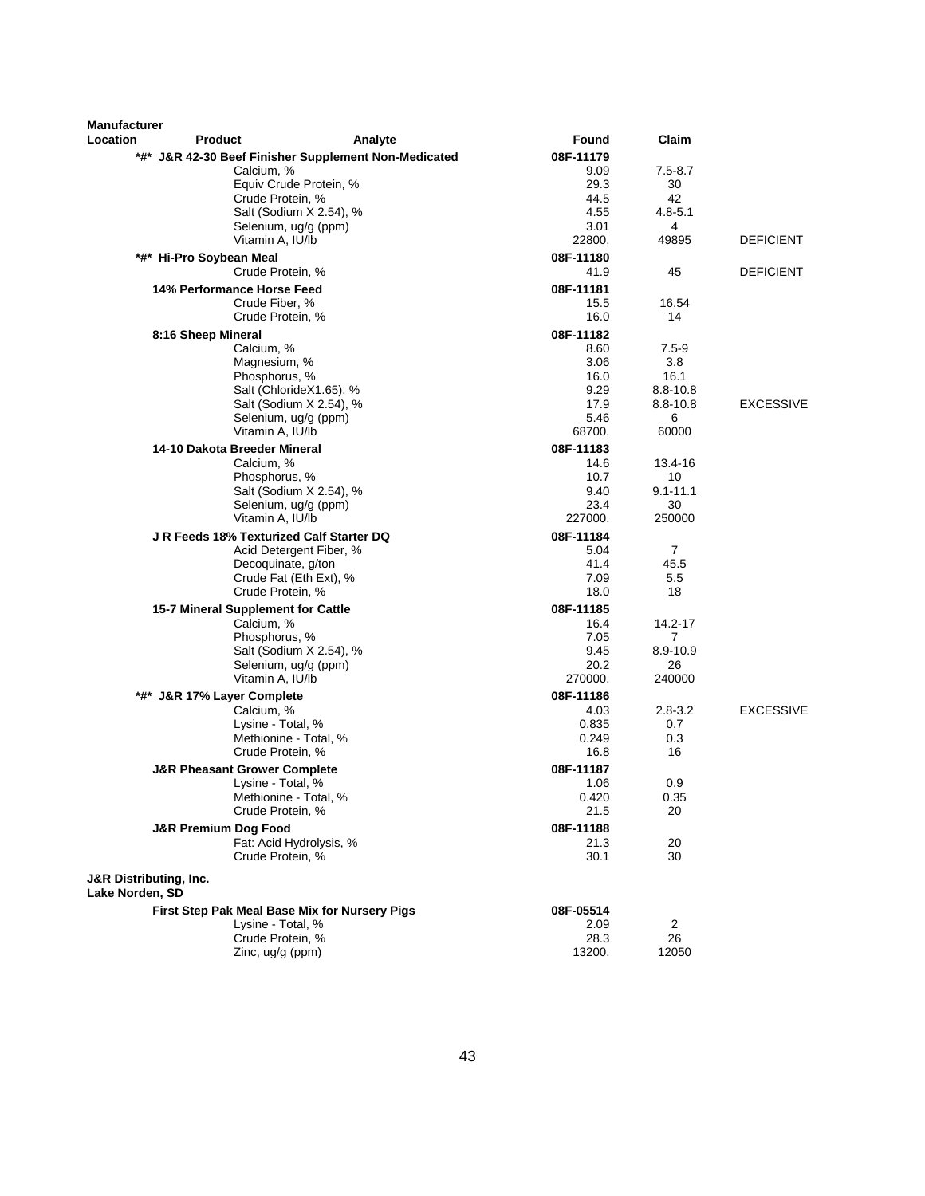| Manufacturer Location | Product | Analyte | Found | Claim | |
|---|---|---|---|---|---|
| | *#* J&R 42-30 Beef Finisher Supplement Non-Medicated | | 08F-11179 | | |
| | | Calcium, % | 9.09 | 7.5-8.7 | |
| | | Equiv Crude Protein, % | 29.3 | 30 | |
| | | Crude Protein, % | 44.5 | 42 | |
| | | Salt (Sodium X 2.54), % | 4.55 | 4.8-5.1 | |
| | | Selenium, ug/g (ppm) | 3.01 | 4 | |
| | | Vitamin A, IU/lb | 22800. | 49895 | DEFICIENT |
| | *#* Hi-Pro Soybean Meal | | 08F-11180 | | |
| | | Crude Protein, % | 41.9 | 45 | DEFICIENT |
| | 14% Performance Horse Feed | | 08F-11181 | | |
| | | Crude Fiber, % | 15.5 | 16.54 | |
| | | Crude Protein, % | 16.0 | 14 | |
| | 8:16 Sheep Mineral | | 08F-11182 | | |
| | | Calcium, % | 8.60 | 7.5-9 | |
| | | Magnesium, % | 3.06 | 3.8 | |
| | | Phosphorus, % | 16.0 | 16.1 | |
| | | Salt (ChlorideX1.65), % | 9.29 | 8.8-10.8 | |
| | | Salt (Sodium X 2.54), % | 17.9 | 8.8-10.8 | EXCESSIVE |
| | | Selenium, ug/g (ppm) | 5.46 | 6 | |
| | | Vitamin A, IU/lb | 68700. | 60000 | |
| | 14-10 Dakota Breeder Mineral | | 08F-11183 | | |
| | | Calcium, % | 14.6 | 13.4-16 | |
| | | Phosphorus, % | 10.7 | 10 | |
| | | Salt (Sodium X 2.54), % | 9.40 | 9.1-11.1 | |
| | | Selenium, ug/g (ppm) | 23.4 | 30 | |
| | | Vitamin A, IU/lb | 227000. | 250000 | |
| | J R Feeds 18% Texturized Calf Starter DQ | | 08F-11184 | | |
| | | Acid Detergent Fiber, % | 5.04 | 7 | |
| | | Decoquinate, g/ton | 41.4 | 45.5 | |
| | | Crude Fat (Eth Ext), % | 7.09 | 5.5 | |
| | | Crude Protein, % | 18.0 | 18 | |
| | 15-7 Mineral Supplement for Cattle | | 08F-11185 | | |
| | | Calcium, % | 16.4 | 14.2-17 | |
| | | Phosphorus, % | 7.05 | 7 | |
| | | Salt (Sodium X 2.54), % | 9.45 | 8.9-10.9 | |
| | | Selenium, ug/g (ppm) | 20.2 | 26 | |
| | | Vitamin A, IU/lb | 270000. | 240000 | |
| | *#* J&R 17% Layer Complete | | 08F-11186 | | |
| | | Calcium, % | 4.03 | 2.8-3.2 | EXCESSIVE |
| | | Lysine - Total, % | 0.835 | 0.7 | |
| | | Methionine - Total, % | 0.249 | 0.3 | |
| | | Crude Protein, % | 16.8 | 16 | |
| | J&R Pheasant Grower Complete | | 08F-11187 | | |
| | | Lysine - Total, % | 1.06 | 0.9 | |
| | | Methionine - Total, % | 0.420 | 0.35 | |
| | | Crude Protein, % | 21.5 | 20 | |
| | J&R Premium Dog Food | | 08F-11188 | | |
| | | Fat: Acid Hydrolysis, % | 21.3 | 20 | |
| | | Crude Protein, % | 30.1 | 30 | |
| **J&R Distributing, Inc. Lake Norden, SD** | | | | | |
| | First Step Pak Meal Base Mix for Nursery Pigs | | 08F-05514 | | |
| | | Lysine - Total, % | 2.09 | 2 | |
| | | Crude Protein, % | 28.3 | 26 | |
| | | Zinc, ug/g (ppm) | 13200. | 12050 | |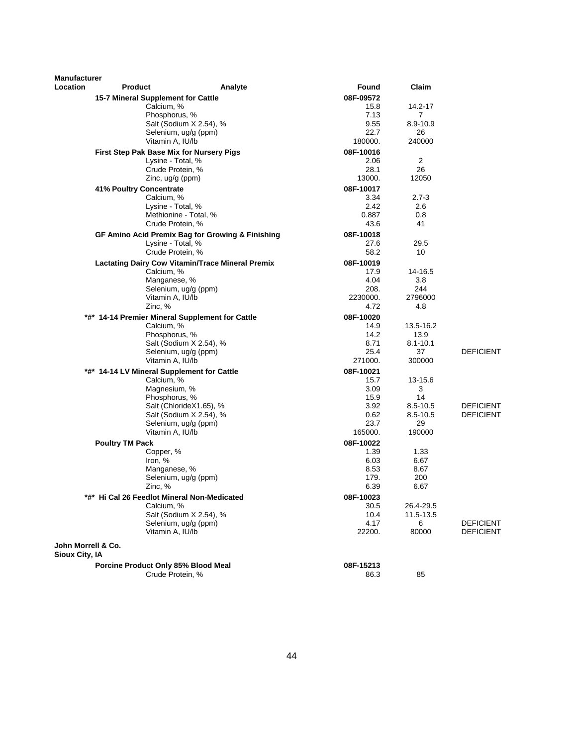| Manufacturer Location | Product | Analyte | Found | Claim | |
|---|---|---|---|---|---|
| | **15-7 Mineral Supplement for Cattle** | | **08F-09572** | | |
| | | Calcium, % | 15.8 | 14.2-17 | |
| | | Phosphorus, % | 7.13 | 7 | |
| | | Salt (Sodium X 2.54), % | 9.55 | 8.9-10.9 | |
| | | Selenium, ug/g (ppm) | 22.7 | 26 | |
| | | Vitamin A, IU/lb | 180000. | 240000 | |
| | **First Step Pak Base Mix for Nursery Pigs** | | **08F-10016** | | |
| | | Lysine - Total, % | 2.06 | 2 | |
| | | Crude Protein, % | 28.1 | 26 | |
| | | Zinc, ug/g (ppm) | 13000. | 12050 | |
| | **41% Poultry Concentrate** | | **08F-10017** | | |
| | | Calcium, % | 3.34 | 2.7-3 | |
| | | Lysine - Total, % | 2.42 | 2.6 | |
| | | Methionine - Total, % | 0.887 | 0.8 | |
| | | Crude Protein, % | 43.6 | 41 | |
| | **GF Amino Acid Premix Bag for Growing & Finishing** | | **08F-10018** | | |
| | | Lysine - Total, % | 27.6 | 29.5 | |
| | | Crude Protein, % | 58.2 | 10 | |
| | **Lactating Dairy Cow Vitamin/Trace Mineral Premix** | | **08F-10019** | | |
| | | Calcium, % | 17.9 | 14-16.5 | |
| | | Manganese, % | 4.04 | 3.8 | |
| | | Selenium, ug/g (ppm) | 208. | 244 | |
| | | Vitamin A, IU/lb | 2230000. | 2796000 | |
| | | Zinc, % | 4.72 | 4.8 | |
| | **\*#\* 14-14 Premier Mineral Supplement for Cattle** | | **08F-10020** | | |
| | | Calcium, % | 14.9 | 13.5-16.2 | |
| | | Phosphorus, % | 14.2 | 13.9 | |
| | | Salt (Sodium X 2.54), % | 8.71 | 8.1-10.1 | |
| | | Selenium, ug/g (ppm) | 25.4 | 37 | DEFICIENT |
| | | Vitamin A, IU/lb | 271000. | 300000 | |
| | **\*#\* 14-14 LV Mineral Supplement for Cattle** | | **08F-10021** | | |
| | | Calcium, % | 15.7 | 13-15.6 | |
| | | Magnesium, % | 3.09 | 3 | |
| | | Phosphorus, % | 15.9 | 14 | |
| | | Salt (ChlorideX1.65), % | 3.92 | 8.5-10.5 | DEFICIENT |
| | | Salt (Sodium X 2.54), % | 0.62 | 8.5-10.5 | DEFICIENT |
| | | Selenium, ug/g (ppm) | 23.7 | 29 | |
| | | Vitamin A, IU/lb | 165000. | 190000 | |
| | **Poultry TM Pack** | | **08F-10022** | | |
| | | Copper, % | 1.39 | 1.33 | |
| | | Iron, % | 6.03 | 6.67 | |
| | | Manganese, % | 8.53 | 8.67 | |
| | | Selenium, ug/g (ppm) | 179. | 200 | |
| | | Zinc, % | 6.39 | 6.67 | |
| | **\*#\* Hi Cal 26 Feedlot Mineral Non-Medicated** | | **08F-10023** | | |
| | | Calcium, % | 30.5 | 26.4-29.5 | |
| | | Salt (Sodium X 2.54), % | 10.4 | 11.5-13.5 | |
| | | Selenium, ug/g (ppm) | 4.17 | 6 | DEFICIENT |
| | | Vitamin A, IU/lb | 22200. | 80000 | DEFICIENT |
| **John Morrell & Co.**<br>**Sioux City, IA** | | | | | |
| | **Porcine Product Only 85% Blood Meal** | | **08F-15213** | | |
| | | Crude Protein, % | 86.3 | 85 | |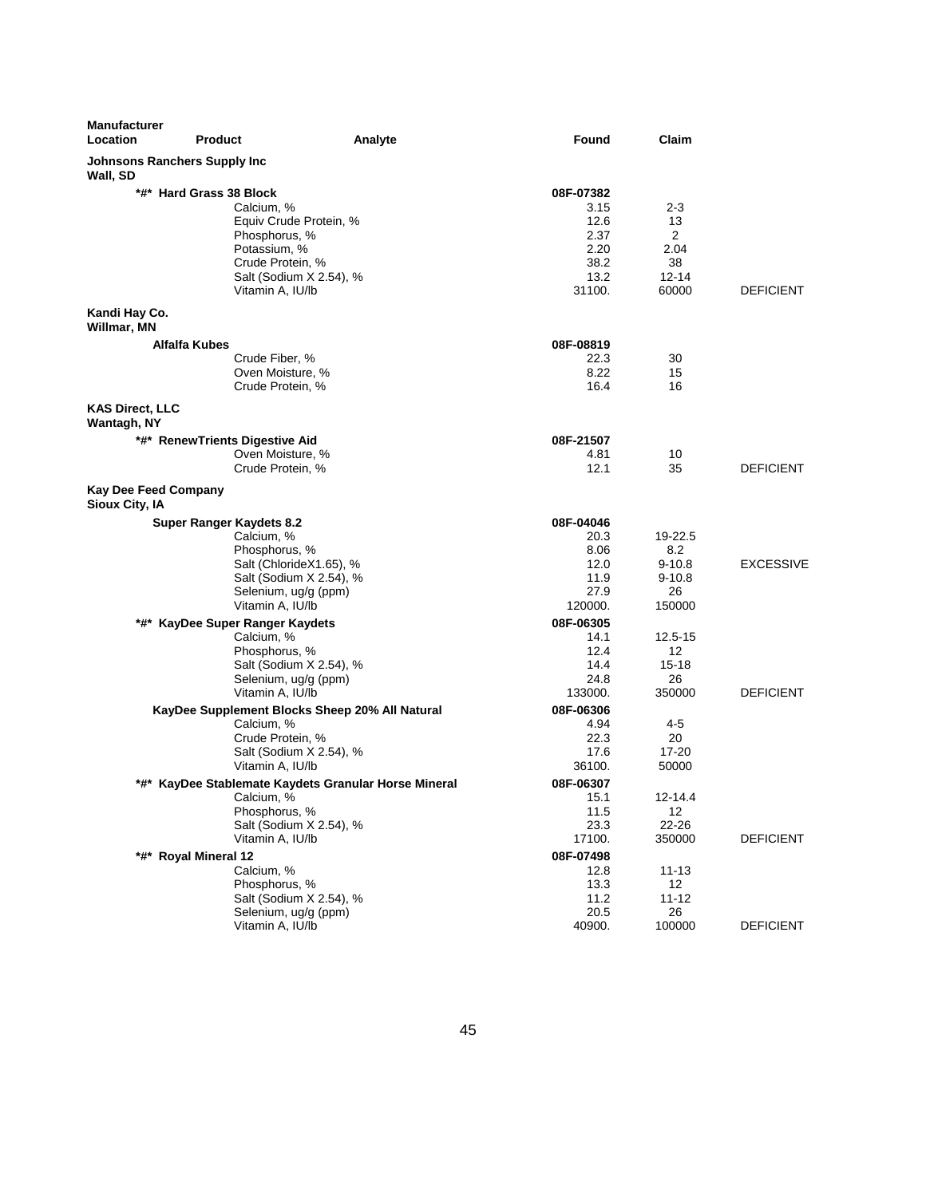| Manufacturer Location | Product | Analyte | Found | Claim | |
|---|---|---|---|---|---|
| **Johnsons Ranchers Supply Inc** | | | | | |
| **Wall, SD** | | | | | |
| | ***#* Hard Grass 38 Block** | | **08F-07382** | | |
| | | Calcium, % | 3.15 | 2-3 | |
| | | Equiv Crude Protein, % | 12.6 | 13 | |
| | | Phosphorus, % | 2.37 | 2 | |
| | | Potassium, % | 2.20 | 2.04 | |
| | | Crude Protein, % | 38.2 | 38 | |
| | | Salt (Sodium X 2.54), % | 13.2 | 12-14 | |
| | | Vitamin A, IU/lb | 31100. | 60000 | DEFICIENT |
| **Kandi Hay Co.** | | | | | |
| **Willmar, MN** | | | | | |
| | **Alfalfa Kubes** | | **08F-08819** | | |
| | | Crude Fiber, % | 22.3 | 30 | |
| | | Oven Moisture, % | 8.22 | 15 | |
| | | Crude Protein, % | 16.4 | 16 | |
| **KAS Direct, LLC** | | | | | |
| **Wantagh, NY** | | | | | |
| | ***#* RenewTrients Digestive Aid** | | **08F-21507** | | |
| | | Oven Moisture, % | 4.81 | 10 | |
| | | Crude Protein, % | 12.1 | 35 | DEFICIENT |
| **Kay Dee Feed Company** | | | | | |
| **Sioux City, IA** | | | | | |
| | **Super Ranger Kaydets 8.2** | | **08F-04046** | | |
| | | Calcium, % | 20.3 | 19-22.5 | |
| | | Phosphorus, % | 8.06 | 8.2 | |
| | | Salt (ChlorideX1.65), % | 12.0 | 9-10.8 | EXCESSIVE |
| | | Salt (Sodium X 2.54), % | 11.9 | 9-10.8 | |
| | | Selenium, ug/g (ppm) | 27.9 | 26 | |
| | | Vitamin A, IU/lb | 120000. | 150000 | |
| | ***#* KayDee Super Ranger Kaydets** | | **08F-06305** | | |
| | | Calcium, % | 14.1 | 12.5-15 | |
| | | Phosphorus, % | 12.4 | 12 | |
| | | Salt (Sodium X 2.54), % | 14.4 | 15-18 | |
| | | Selenium, ug/g (ppm) | 24.8 | 26 | |
| | | Vitamin A, IU/lb | 133000. | 350000 | DEFICIENT |
| | **KayDee Supplement Blocks Sheep 20% All Natural** | | **08F-06306** | | |
| | | Calcium, % | 4.94 | 4-5 | |
| | | Crude Protein, % | 22.3 | 20 | |
| | | Salt (Sodium X 2.54), % | 17.6 | 17-20 | |
| | | Vitamin A, IU/lb | 36100. | 50000 | |
| | ***#* KayDee Stablemate Kaydets Granular Horse Mineral** | | **08F-06307** | | |
| | | Calcium, % | 15.1 | 12-14.4 | |
| | | Phosphorus, % | 11.5 | 12 | |
| | | Salt (Sodium X 2.54), % | 23.3 | 22-26 | |
| | | Vitamin A, IU/lb | 17100. | 350000 | DEFICIENT |
| | ***#* Royal Mineral 12** | | **08F-07498** | | |
| | | Calcium, % | 12.8 | 11-13 | |
| | | Phosphorus, % | 13.3 | 12 | |
| | | Salt (Sodium X 2.54), % | 11.2 | 11-12 | |
| | | Selenium, ug/g (ppm) | 20.5 | 26 | |
| | | Vitamin A, IU/lb | 40900. | 100000 | DEFICIENT |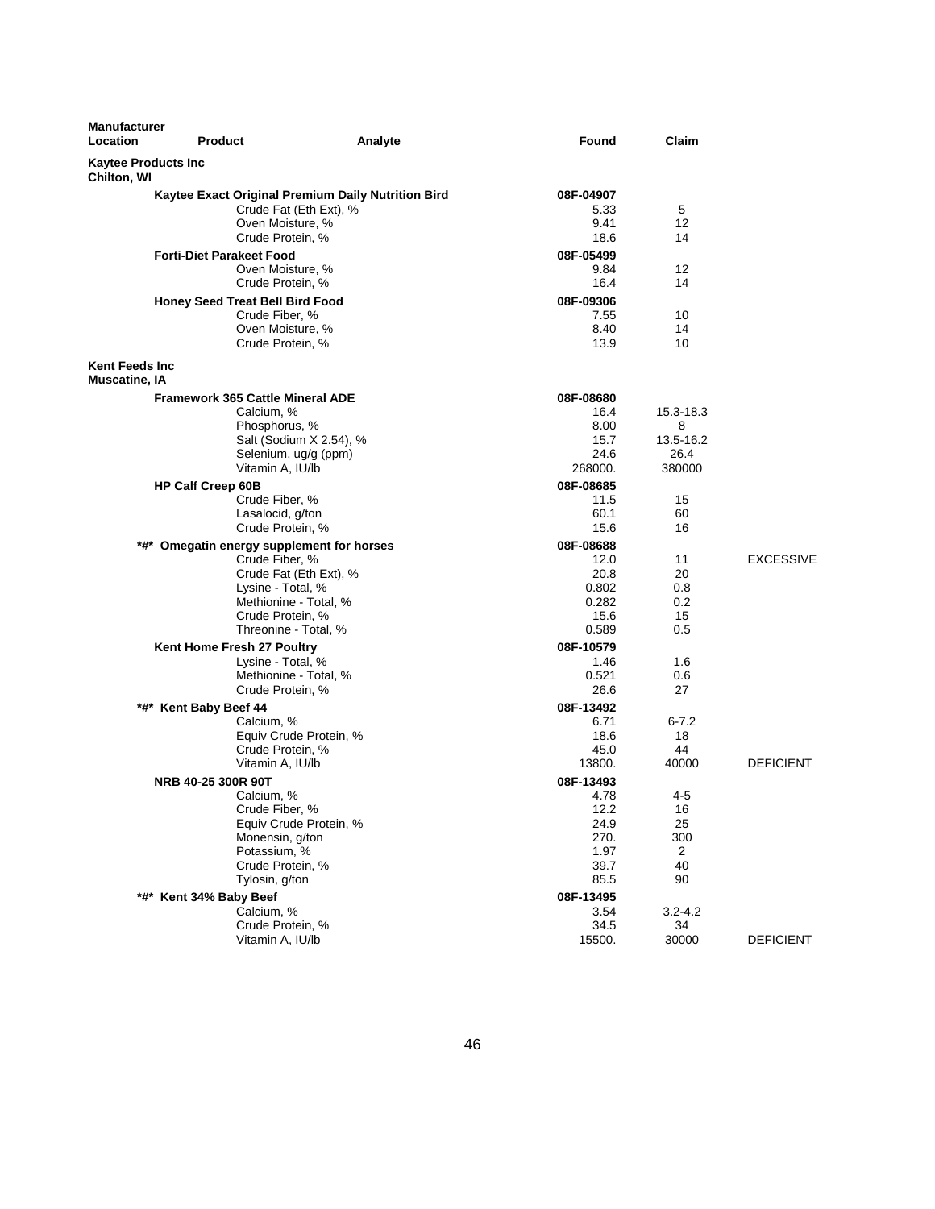| Manufacturer Location | Product | Analyte | Found | Claim | |
|---|---|---|---|---|---|
| **Kaytee Products Inc Chilton, WI** | | | | | |
| | **Kaytee Exact Original Premium Daily Nutrition Bird** | | **08F-04907** | | |
| | | Crude Fat (Eth Ext), % | 5.33 | 5 | |
| | | Oven Moisture, % | 9.41 | 12 | |
| | | Crude Protein, % | 18.6 | 14 | |
| | **Forti-Diet Parakeet Food** | | **08F-05499** | | |
| | | Oven Moisture, % | 9.84 | 12 | |
| | | Crude Protein, % | 16.4 | 14 | |
| | **Honey Seed Treat Bell Bird Food** | | **08F-09306** | | |
| | | Crude Fiber, % | 7.55 | 10 | |
| | | Oven Moisture, % | 8.40 | 14 | |
| | | Crude Protein, % | 13.9 | 10 | |
| **Kent Feeds Inc Muscatine, IA** | | | | | |
| | **Framework 365 Cattle Mineral ADE** | | **08F-08680** | | |
| | | Calcium, % | 16.4 | 15.3-18.3 | |
| | | Phosphorus, % | 8.00 | 8 | |
| | | Salt (Sodium X 2.54), % | 15.7 | 13.5-16.2 | |
| | | Selenium, ug/g (ppm) | 24.6 | 26.4 | |
| | | Vitamin A, IU/lb | 268000. | 380000 | |
| | **HP Calf Creep 60B** | | **08F-08685** | | |
| | | Crude Fiber, % | 11.5 | 15 | |
| | | Lasalocid, g/ton | 60.1 | 60 | |
| | | Crude Protein, % | 15.6 | 16 | |
| | **\*#\* Omegatin energy supplement for horses** | | **08F-08688** | | |
| | | Crude Fiber, % | 12.0 | 11 | EXCESSIVE |
| | | Crude Fat (Eth Ext), % | 20.8 | 20 | |
| | | Lysine - Total, % | 0.802 | 0.8 | |
| | | Methionine - Total, % | 0.282 | 0.2 | |
| | | Crude Protein, % | 15.6 | 15 | |
| | | Threonine - Total, % | 0.589 | 0.5 | |
| | **Kent Home Fresh 27 Poultry** | | **08F-10579** | | |
| | | Lysine - Total, % | 1.46 | 1.6 | |
| | | Methionine - Total, % | 0.521 | 0.6 | |
| | | Crude Protein, % | 26.6 | 27 | |
| | **\*#\* Kent Baby Beef 44** | | **08F-13492** | | |
| | | Calcium, % | 6.71 | 6-7.2 | |
| | | Equiv Crude Protein, % | 18.6 | 18 | |
| | | Crude Protein, % | 45.0 | 44 | |
| | | Vitamin A, IU/lb | 13800. | 40000 | DEFICIENT |
| | **NRB 40-25 300R 90T** | | **08F-13493** | | |
| | | Calcium, % | 4.78 | 4-5 | |
| | | Crude Fiber, % | 12.2 | 16 | |
| | | Equiv Crude Protein, % | 24.9 | 25 | |
| | | Monensin, g/ton | 270. | 300 | |
| | | Potassium, % | 1.97 | 2 | |
| | | Crude Protein, % | 39.7 | 40 | |
| | | Tylosin, g/ton | 85.5 | 90 | |
| | **\*#\* Kent 34% Baby Beef** | | **08F-13495** | | |
| | | Calcium, % | 3.54 | 3.2-4.2 | |
| | | Crude Protein, % | 34.5 | 34 | |
| | | Vitamin A, IU/lb | 15500. | 30000 | DEFICIENT |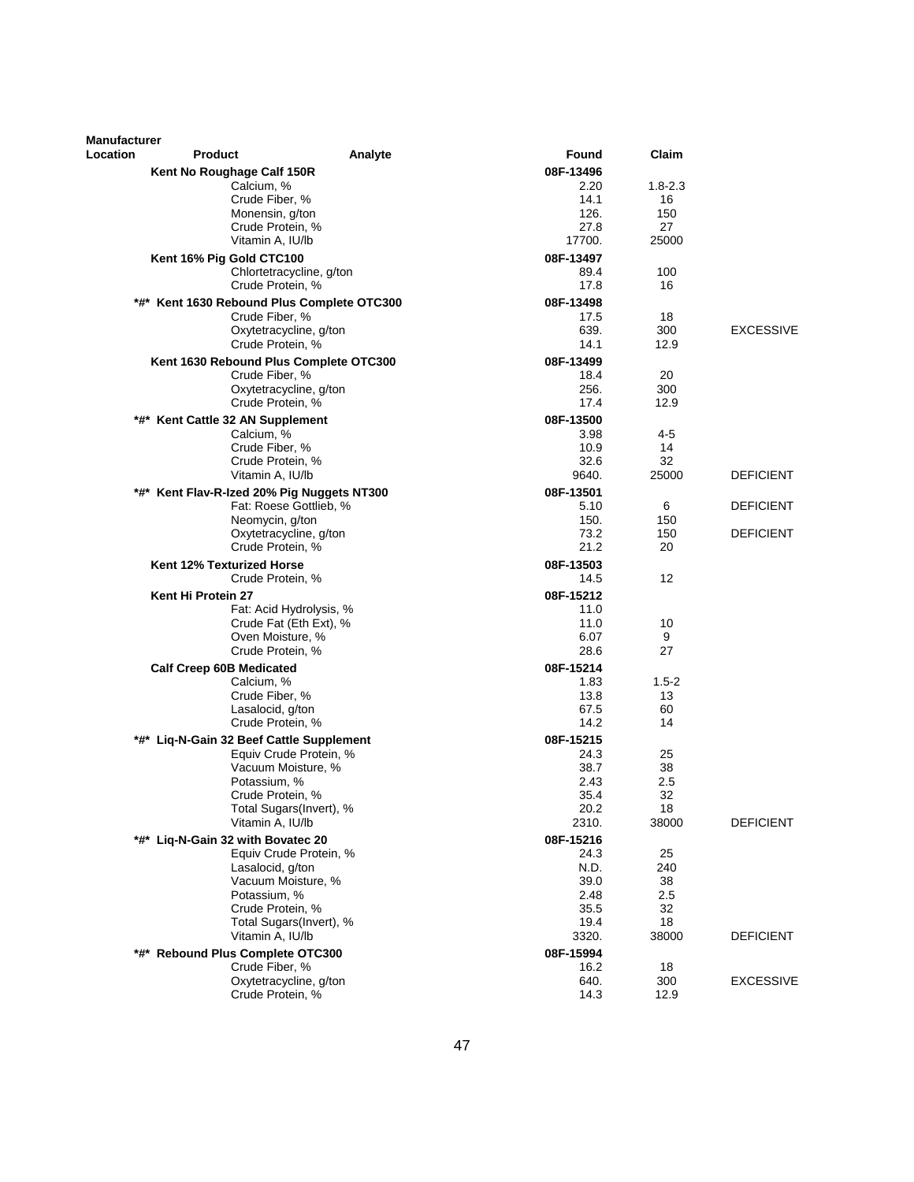| Manufacturer Location | Product | Analyte | Found | Claim | |
|---|---|---|---|---|---|
| | **Kent No Roughage Calf 150R** | | **08F-13496** | | |
| | | Calcium, % | 2.20 | 1.8-2.3 | |
| | | Crude Fiber, % | 14.1 | 16 | |
| | | Monensin, g/ton | 126. | 150 | |
| | | Crude Protein, % | 27.8 | 27 | |
| | | Vitamin A, IU/lb | 17700. | 25000 | |
| | **Kent 16% Pig Gold CTC100** | | **08F-13497** | | |
| | | Chlortetracycline, g/ton | 89.4 | 100 | |
| | | Crude Protein, % | 17.8 | 16 | |
| | **\*#\* Kent 1630 Rebound Plus Complete OTC300** | | **08F-13498** | | |
| | | Crude Fiber, % | 17.5 | 18 | |
| | | Oxytetracycline, g/ton | 639. | 300 | EXCESSIVE |
| | | Crude Protein, % | 14.1 | 12.9 | |
| | **Kent 1630 Rebound Plus Complete OTC300** | | **08F-13499** | | |
| | | Crude Fiber, % | 18.4 | 20 | |
| | | Oxytetracycline, g/ton | 256. | 300 | |
| | | Crude Protein, % | 17.4 | 12.9 | |
| | **\*#\* Kent Cattle 32 AN Supplement** | | **08F-13500** | | |
| | | Calcium, % | 3.98 | 4-5 | |
| | | Crude Fiber, % | 10.9 | 14 | |
| | | Crude Protein, % | 32.6 | 32 | |
| | | Vitamin A, IU/lb | 9640. | 25000 | DEFICIENT |
| | **\*#\* Kent Flav-R-Ized 20% Pig Nuggets NT300** | | **08F-13501** | | |
| | | Fat: Roese Gottlieb, % | 5.10 | 6 | DEFICIENT |
| | | Neomycin, g/ton | 150. | 150 | |
| | | Oxytetracycline, g/ton | 73.2 | 150 | DEFICIENT |
| | | Crude Protein, % | 21.2 | 20 | |
| | **Kent 12% Texturized Horse** | | **08F-13503** | | |
| | | Crude Protein, % | 14.5 | 12 | |
| | **Kent Hi Protein 27** | | **08F-15212** | | |
| | | Fat: Acid Hydrolysis, % | 11.0 | | |
| | | Crude Fat (Eth Ext), % | 11.0 | 10 | |
| | | Oven Moisture, % | 6.07 | 9 | |
| | | Crude Protein, % | 28.6 | 27 | |
| | **Calf Creep 60B Medicated** | | **08F-15214** | | |
| | | Calcium, % | 1.83 | 1.5-2 | |
| | | Crude Fiber, % | 13.8 | 13 | |
| | | Lasalocid, g/ton | 67.5 | 60 | |
| | | Crude Protein, % | 14.2 | 14 | |
| | **\*#\* Liq-N-Gain 32 Beef Cattle Supplement** | | **08F-15215** | | |
| | | Equiv Crude Protein, % | 24.3 | 25 | |
| | | Vacuum Moisture, % | 38.7 | 38 | |
| | | Potassium, % | 2.43 | 2.5 | |
| | | Crude Protein, % | 35.4 | 32 | |
| | | Total Sugars(Invert), % | 20.2 | 18 | |
| | | Vitamin A, IU/lb | 2310. | 38000 | DEFICIENT |
| | **\*#\* Liq-N-Gain 32 with Bovatec 20** | | **08F-15216** | | |
| | | Equiv Crude Protein, % | 24.3 | 25 | |
| | | Lasalocid, g/ton | N.D. | 240 | |
| | | Vacuum Moisture, % | 39.0 | 38 | |
| | | Potassium, % | 2.48 | 2.5 | |
| | | Crude Protein, % | 35.5 | 32 | |
| | | Total Sugars(Invert), % | 19.4 | 18 | |
| | | Vitamin A, IU/lb | 3320. | 38000 | DEFICIENT |
| | **\*#\* Rebound Plus Complete OTC300** | | **08F-15994** | | |
| | | Crude Fiber, % | 16.2 | 18 | |
| | | Oxytetracycline, g/ton | 640. | 300 | EXCESSIVE |
| | | Crude Protein, % | 14.3 | 12.9 | |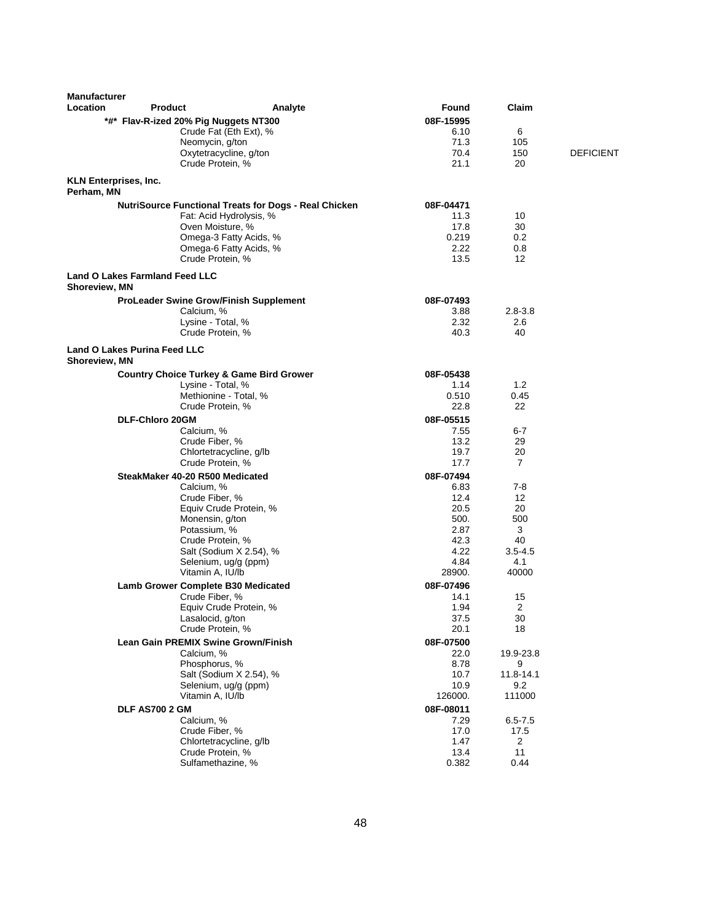| Manufacturer Location | Product | Analyte | Found | Claim | |
|---|---|---|---|---|---|
| | ***#* Flav-R-ized 20% Pig Nuggets NT300** | | **08F-15995** | | |
| | | Crude Fat (Eth Ext), % | 6.10 | 6 | |
| | | Neomycin, g/ton | 71.3 | 105 | |
| | | Oxytetracycline, g/ton | 70.4 | 150 | DEFICIENT |
| | | Crude Protein, % | 21.1 | 20 | |
| **KLN Enterprises, Inc. Perham, MN** | | | | | |
| | **NutriSource Functional Treats for Dogs - Real Chicken** | | **08F-04471** | | |
| | | Fat: Acid Hydrolysis, % | 11.3 | 10 | |
| | | Oven Moisture, % | 17.8 | 30 | |
| | | Omega-3 Fatty Acids, % | 0.219 | 0.2 | |
| | | Omega-6 Fatty Acids, % | 2.22 | 0.8 | |
| | | Crude Protein, % | 13.5 | 12 | |
| **Land O Lakes Farmland Feed LLC Shoreview, MN** | | | | | |
| | **ProLeader Swine Grow/Finish Supplement** | | **08F-07493** | | |
| | | Calcium, % | 3.88 | 2.8-3.8 | |
| | | Lysine - Total, % | 2.32 | 2.6 | |
| | | Crude Protein, % | 40.3 | 40 | |
| **Land O Lakes Purina Feed LLC Shoreview, MN** | | | | | |
| | **Country Choice Turkey & Game Bird Grower** | | **08F-05438** | | |
| | | Lysine - Total, % | 1.14 | 1.2 | |
| | | Methionine - Total, % | 0.510 | 0.45 | |
| | | Crude Protein, % | 22.8 | 22 | |
| | **DLF-Chloro 20GM** | | **08F-05515** | | |
| | | Calcium, % | 7.55 | 6-7 | |
| | | Crude Fiber, % | 13.2 | 29 | |
| | | Chlortetracycline, g/lb | 19.7 | 20 | |
| | | Crude Protein, % | 17.7 | 7 | |
| | **SteakMaker 40-20 R500 Medicated** | | **08F-07494** | | |
| | | Calcium, % | 6.83 | 7-8 | |
| | | Crude Fiber, % | 12.4 | 12 | |
| | | Equiv Crude Protein, % | 20.5 | 20 | |
| | | Monensin, g/ton | 500. | 500 | |
| | | Potassium, % | 2.87 | 3 | |
| | | Crude Protein, % | 42.3 | 40 | |
| | | Salt (Sodium X 2.54), % | 4.22 | 3.5-4.5 | |
| | | Selenium, ug/g (ppm) | 4.84 | 4.1 | |
| | | Vitamin A, IU/lb | 28900. | 40000 | |
| | **Lamb Grower Complete B30 Medicated** | | **08F-07496** | | |
| | | Crude Fiber, % | 14.1 | 15 | |
| | | Equiv Crude Protein, % | 1.94 | 2 | |
| | | Lasalocid, g/ton | 37.5 | 30 | |
| | | Crude Protein, % | 20.1 | 18 | |
| | **Lean Gain PREMIX Swine Grown/Finish** | | **08F-07500** | | |
| | | Calcium, % | 22.0 | 19.9-23.8 | |
| | | Phosphorus, % | 8.78 | 9 | |
| | | Salt (Sodium X 2.54), % | 10.7 | 11.8-14.1 | |
| | | Selenium, ug/g (ppm) | 10.9 | 9.2 | |
| | | Vitamin A, IU/lb | 126000. | 111000 | |
| | **DLF AS700 2 GM** | | **08F-08011** | | |
| | | Calcium, % | 7.29 | 6.5-7.5 | |
| | | Crude Fiber, % | 17.0 | 17.5 | |
| | | Chlortetracycline, g/lb | 1.47 | 2 | |
| | | Crude Protein, % | 13.4 | 11 | |
| | | Sulfamethazine, % | 0.382 | 0.44 | |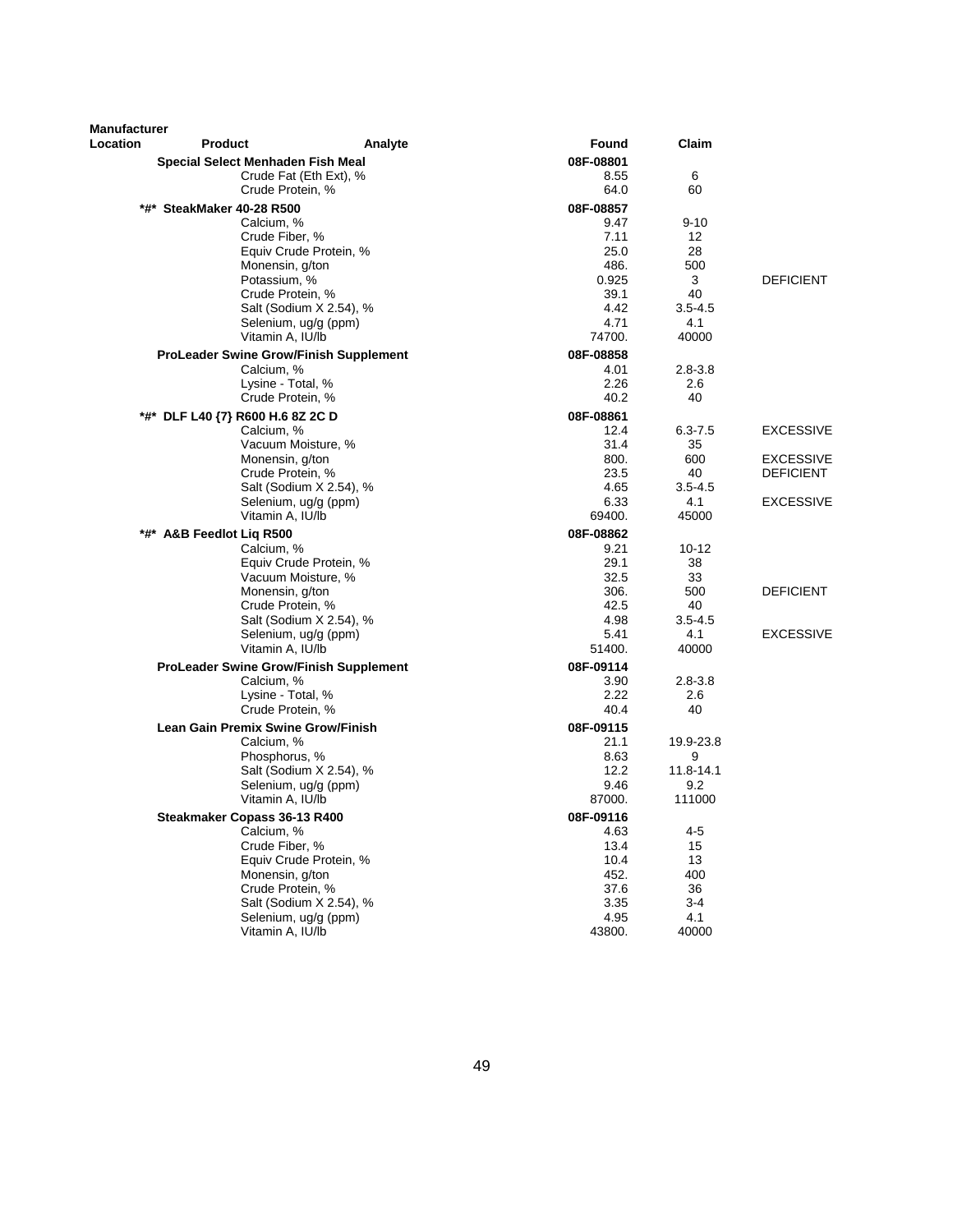| Manufacturer Location | Product | Analyte | Found | Claim | |
|---|---|---|---|---|---|
| | **Special Select Menhaden Fish Meal** | | **08F-08801** | | |
| | | Crude Fat (Eth Ext), % | 8.55 | 6 | |
| | | Crude Protein, % | 64.0 | 60 | |
| | ***#* SteakMaker 40-28 R500** | | **08F-08857** | | |
| | | Calcium, % | 9.47 | 9-10 | |
| | | Crude Fiber, % | 7.11 | 12 | |
| | | Equiv Crude Protein, % | 25.0 | 28 | |
| | | Monensin, g/ton | 486. | 500 | |
| | | Potassium, % | 0.925 | 3 | DEFICIENT |
| | | Crude Protein, % | 39.1 | 40 | |
| | | Salt (Sodium X 2.54), % | 4.42 | 3.5-4.5 | |
| | | Selenium, ug/g (ppm) | 4.71 | 4.1 | |
| | | Vitamin A, IU/lb | 74700. | 40000 | |
| | **ProLeader Swine Grow/Finish Supplement** | | **08F-08858** | | |
| | | Calcium, % | 4.01 | 2.8-3.8 | |
| | | Lysine - Total, % | 2.26 | 2.6 | |
| | | Crude Protein, % | 40.2 | 40 | |
| | ***#* DLF L40 {7} R600 H.6 8Z 2C D** | | **08F-08861** | | |
| | | Calcium, % | 12.4 | 6.3-7.5 | EXCESSIVE |
| | | Vacuum Moisture, % | 31.4 | 35 | |
| | | Monensin, g/ton | 800. | 600 | EXCESSIVE |
| | | Crude Protein, % | 23.5 | 40 | DEFICIENT |
| | | Salt (Sodium X 2.54), % | 4.65 | 3.5-4.5 | |
| | | Selenium, ug/g (ppm) | 6.33 | 4.1 | EXCESSIVE |
| | | Vitamin A, IU/lb | 69400. | 45000 | |
| | ***#* A&B Feedlot Liq R500** | | **08F-08862** | | |
| | | Calcium, % | 9.21 | 10-12 | |
| | | Equiv Crude Protein, % | 29.1 | 38 | |
| | | Vacuum Moisture, % | 32.5 | 33 | |
| | | Monensin, g/ton | 306. | 500 | DEFICIENT |
| | | Crude Protein, % | 42.5 | 40 | |
| | | Salt (Sodium X 2.54), % | 4.98 | 3.5-4.5 | |
| | | Selenium, ug/g (ppm) | 5.41 | 4.1 | EXCESSIVE |
| | | Vitamin A, IU/lb | 51400. | 40000 | |
| | **ProLeader Swine Grow/Finish Supplement** | | **08F-09114** | | |
| | | Calcium, % | 3.90 | 2.8-3.8 | |
| | | Lysine - Total, % | 2.22 | 2.6 | |
| | | Crude Protein, % | 40.4 | 40 | |
| | **Lean Gain Premix Swine Grow/Finish** | | **08F-09115** | | |
| | | Calcium, % | 21.1 | 19.9-23.8 | |
| | | Phosphorus, % | 8.63 | 9 | |
| | | Salt (Sodium X 2.54), % | 12.2 | 11.8-14.1 | |
| | | Selenium, ug/g (ppm) | 9.46 | 9.2 | |
| | | Vitamin A, IU/lb | 87000. | 111000 | |
| | **Steakmaker Copass 36-13 R400** | | **08F-09116** | | |
| | | Calcium, % | 4.63 | 4-5 | |
| | | Crude Fiber, % | 13.4 | 15 | |
| | | Equiv Crude Protein, % | 10.4 | 13 | |
| | | Monensin, g/ton | 452. | 400 | |
| | | Crude Protein, % | 37.6 | 36 | |
| | | Salt (Sodium X 2.54), % | 3.35 | 3-4 | |
| | | Selenium, ug/g (ppm) | 4.95 | 4.1 | |
| | | Vitamin A, IU/lb | 43800. | 40000 | |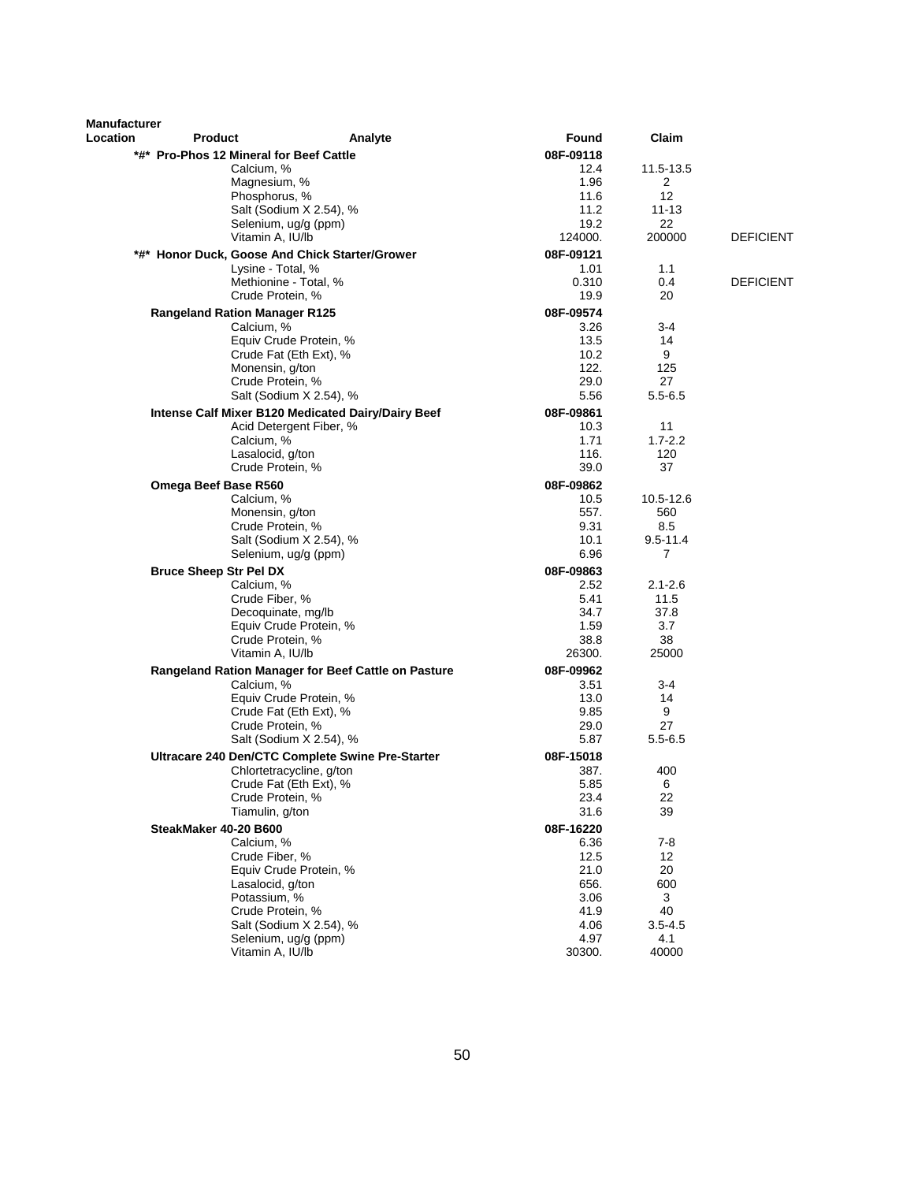| Manufacturer Location | Product | Analyte | Found | Claim | |
|---|---|---|---|---|---|
| | **\*#\* Pro-Phos 12 Mineral for Beef Cattle** | | **08F-09118** | | |
| | | Calcium, % | 12.4 | 11.5-13.5 | |
| | | Magnesium, % | 1.96 | 2 | |
| | | Phosphorus, % | 11.6 | 12 | |
| | | Salt (Sodium X 2.54), % | 11.2 | 11-13 | |
| | | Selenium, ug/g (ppm) | 19.2 | 22 | |
| | | Vitamin A, IU/lb | 124000. | 200000 | DEFICIENT |
| | **\*#\* Honor Duck, Goose And Chick Starter/Grower** | | **08F-09121** | | |
| | | Lysine - Total, % | 1.01 | 1.1 | |
| | | Methionine - Total, % | 0.310 | 0.4 | DEFICIENT |
| | | Crude Protein, % | 19.9 | 20 | |
| | **Rangeland Ration Manager R125** | | **08F-09574** | | |
| | | Calcium, % | 3.26 | 3-4 | |
| | | Equiv Crude Protein, % | 13.5 | 14 | |
| | | Crude Fat (Eth Ext), % | 10.2 | 9 | |
| | | Monensin, g/ton | 122. | 125 | |
| | | Crude Protein, % | 29.0 | 27 | |
| | | Salt (Sodium X 2.54), % | 5.56 | 5.5-6.5 | |
| | **Intense Calf Mixer B120 Medicated Dairy/Dairy Beef** | | **08F-09861** | | |
| | | Acid Detergent Fiber, % | 10.3 | 11 | |
| | | Calcium, % | 1.71 | 1.7-2.2 | |
| | | Lasalocid, g/ton | 116. | 120 | |
| | | Crude Protein, % | 39.0 | 37 | |
| | **Omega Beef Base R560** | | **08F-09862** | | |
| | | Calcium, % | 10.5 | 10.5-12.6 | |
| | | Monensin, g/ton | 557. | 560 | |
| | | Crude Protein, % | 9.31 | 8.5 | |
| | | Salt (Sodium X 2.54), % | 10.1 | 9.5-11.4 | |
| | | Selenium, ug/g (ppm) | 6.96 | 7 | |
| | **Bruce Sheep Str Pel DX** | | **08F-09863** | | |
| | | Calcium, % | 2.52 | 2.1-2.6 | |
| | | Crude Fiber, % | 5.41 | 11.5 | |
| | | Decoquinate, mg/lb | 34.7 | 37.8 | |
| | | Equiv Crude Protein, % | 1.59 | 3.7 | |
| | | Crude Protein, % | 38.8 | 38 | |
| | | Vitamin A, IU/lb | 26300. | 25000 | |
| | **Rangeland Ration Manager for Beef Cattle on Pasture** | | **08F-09962** | | |
| | | Calcium, % | 3.51 | 3-4 | |
| | | Equiv Crude Protein, % | 13.0 | 14 | |
| | | Crude Fat (Eth Ext), % | 9.85 | 9 | |
| | | Crude Protein, % | 29.0 | 27 | |
| | | Salt (Sodium X 2.54), % | 5.87 | 5.5-6.5 | |
| | **Ultracare 240 Den/CTC Complete Swine Pre-Starter** | | **08F-15018** | | |
| | | Chlortetracycline, g/ton | 387. | 400 | |
| | | Crude Fat (Eth Ext), % | 5.85 | 6 | |
| | | Crude Protein, % | 23.4 | 22 | |
| | | Tiamulin, g/ton | 31.6 | 39 | |
| | **SteakMaker 40-20 B600** | | **08F-16220** | | |
| | | Calcium, % | 6.36 | 7-8 | |
| | | Crude Fiber, % | 12.5 | 12 | |
| | | Equiv Crude Protein, % | 21.0 | 20 | |
| | | Lasalocid, g/ton | 656. | 600 | |
| | | Potassium, % | 3.06 | 3 | |
| | | Crude Protein, % | 41.9 | 40 | |
| | | Salt (Sodium X 2.54), % | 4.06 | 3.5-4.5 | |
| | | Selenium, ug/g (ppm) | 4.97 | 4.1 | |
| | | Vitamin A, IU/lb | 30300. | 40000 | |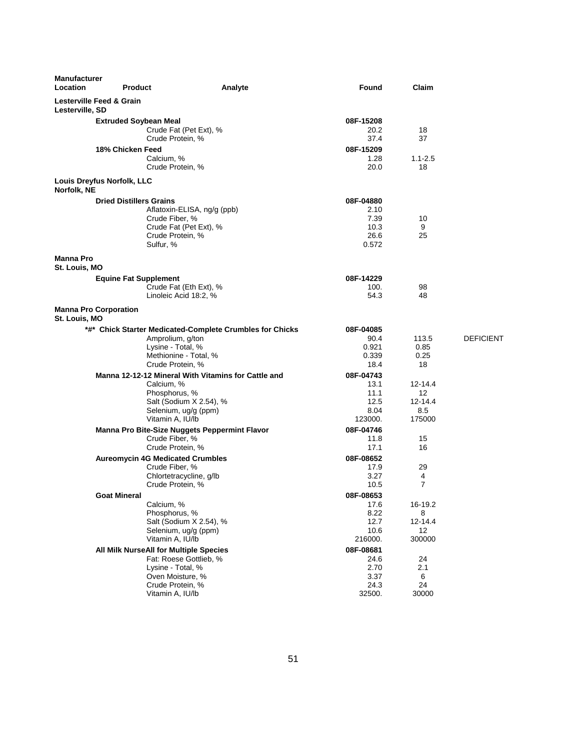| Manufacturer Location | Product | Analyte | Found | Claim | |
|---|---|---|---|---|---|
| **Lesterville Feed & Grain** **Lesterville, SD** | | | | | |
| | **Extruded Soybean Meal** | | **08F-15208** | | |
| | | Crude Fat (Pet Ext), % | 20.2 | 18 | |
| | | Crude Protein, % | 37.4 | 37 | |
| | **18% Chicken Feed** | | **08F-15209** | | |
| | | Calcium, % | 1.28 | 1.1-2.5 | |
| | | Crude Protein, % | 20.0 | 18 | |
| **Louis Dreyfus Norfolk, LLC** **Norfolk, NE** | | | | | |
| | **Dried Distillers Grains** | | **08F-04880** | | |
| | | Aflatoxin-ELISA, ng/g (ppb) | 2.10 | | |
| | | Crude Fiber, % | 7.39 | 10 | |
| | | Crude Fat (Pet Ext), % | 10.3 | 9 | |
| | | Crude Protein, % | 26.6 | 25 | |
| | | Sulfur, % | 0.572 | | |
| **Manna Pro** **St. Louis, MO** | | | | | |
| | **Equine Fat Supplement** | | **08F-14229** | | |
| | | Crude Fat (Eth Ext), % | 100. | 98 | |
| | | Linoleic Acid 18:2, % | 54.3 | 48 | |
| **Manna Pro Corporation** **St. Louis, MO** | | | | | |
| | **\*#\* Chick Starter Medicated-Complete Crumbles for Chicks** | | **08F-04085** | | |
| | | Amprolium, g/ton | 90.4 | 113.5 | DEFICIENT |
| | | Lysine - Total, % | 0.921 | 0.85 | |
| | | Methionine - Total, % | 0.339 | 0.25 | |
| | | Crude Protein, % | 18.4 | 18 | |
| | **Manna 12-12-12 Mineral With Vitamins for Cattle and** | | **08F-04743** | | |
| | | Calcium, % | 13.1 | 12-14.4 | |
| | | Phosphorus, % | 11.1 | 12 | |
| | | Salt (Sodium X 2.54), % | 12.5 | 12-14.4 | |
| | | Selenium, ug/g (ppm) | 8.04 | 8.5 | |
| | | Vitamin A, IU/lb | 123000. | 175000 | |
| | **Manna Pro Bite-Size Nuggets Peppermint Flavor** | | **08F-04746** | | |
| | | Crude Fiber, % | 11.8 | 15 | |
| | | Crude Protein, % | 17.1 | 16 | |
| | **Aureomycin 4G Medicated Crumbles** | | **08F-08652** | | |
| | | Crude Fiber, % | 17.9 | 29 | |
| | | Chlortetracycline, g/lb | 3.27 | 4 | |
| | | Crude Protein, % | 10.5 | 7 | |
| | **Goat Mineral** | | **08F-08653** | | |
| | | Calcium, % | 17.6 | 16-19.2 | |
| | | Phosphorus, % | 8.22 | 8 | |
| | | Salt (Sodium X 2.54), % | 12.7 | 12-14.4 | |
| | | Selenium, ug/g (ppm) | 10.6 | 12 | |
| | | Vitamin A, IU/lb | 216000. | 300000 | |
| | **All Milk NurseAll for Multiple Species** | | **08F-08681** | | |
| | | Fat: Roese Gottlieb, % | 24.6 | 24 | |
| | | Lysine - Total, % | 2.70 | 2.1 | |
| | | Oven Moisture, % | 3.37 | 6 | |
| | | Crude Protein, % | 24.3 | 24 | |
| | | Vitamin A, IU/lb | 32500. | 30000 | |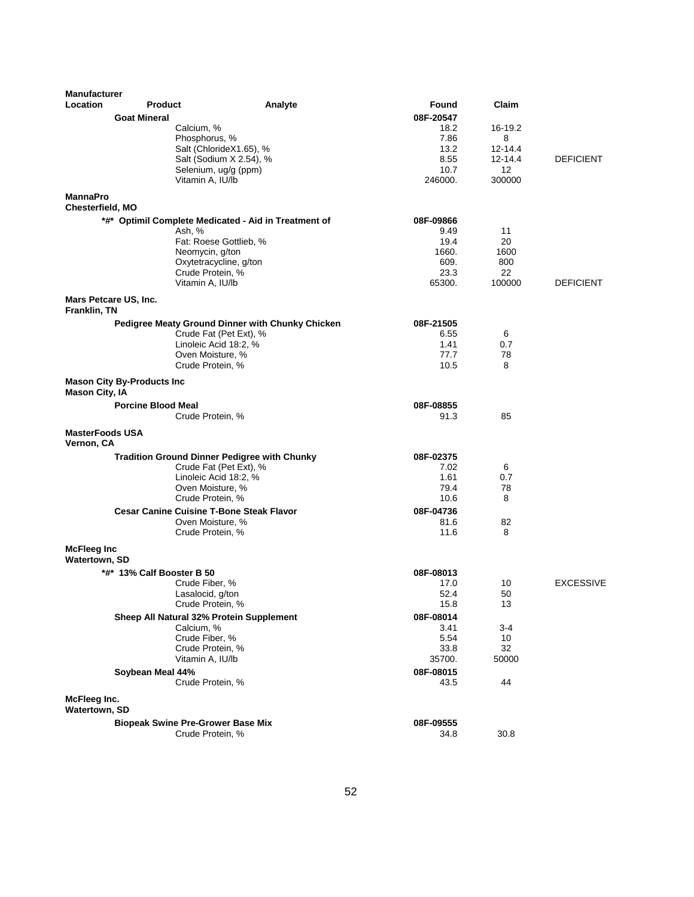| Manufacturer Location | Product | Analyte | Found | Claim | |
|---|---|---|---|---|---|
| | **Goat Mineral** | | **08F-20547** | | |
| | | Calcium, % | 18.2 | 16-19.2 | |
| | | Phosphorus, % | 7.86 | 8 | |
| | | Salt (ChlorideX1.65), % | 13.2 | 12-14.4 | |
| | | Salt (Sodium X 2.54), % | 8.55 | 12-14.4 | DEFICIENT |
| | | Selenium, ug/g (ppm) | 10.7 | 12 | |
| | | Vitamin A, IU/lb | 246000. | 300000 | |
| **MannaPro Chesterfield, MO** | | | | | |
| | ***#* Optimil Complete Medicated - Aid in Treatment of** | | **08F-09866** | | |
| | | Ash, % | 9.49 | 11 | |
| | | Fat: Roese Gottlieb, % | 19.4 | 20 | |
| | | Neomycin, g/ton | 1660. | 1600 | |
| | | Oxytetracycline, g/ton | 609. | 800 | |
| | | Crude Protein, % | 23.3 | 22 | |
| | | Vitamin A, IU/lb | 65300. | 100000 | DEFICIENT |
| **Mars Petcare US, Inc. Franklin, TN** | | | | | |
| | **Pedigree Meaty Ground Dinner with Chunky Chicken** | | **08F-21505** | | |
| | | Crude Fat (Pet Ext), % | 6.55 | 6 | |
| | | Linoleic Acid 18:2, % | 1.41 | 0.7 | |
| | | Oven Moisture, % | 77.7 | 78 | |
| | | Crude Protein, % | 10.5 | 8 | |
| **Mason City By-Products Inc Mason City, IA** | | | | | |
| | **Porcine Blood Meal** | | **08F-08855** | | |
| | | Crude Protein, % | 91.3 | 85 | |
| **MasterFoods USA Vernon, CA** | | | | | |
| | **Tradition Ground Dinner Pedigree with Chunky** | | **08F-02375** | | |
| | | Crude Fat (Pet Ext), % | 7.02 | 6 | |
| | | Linoleic Acid 18:2, % | 1.61 | 0.7 | |
| | | Oven Moisture, % | 79.4 | 78 | |
| | | Crude Protein, % | 10.6 | 8 | |
| | **Cesar Canine Cuisine T-Bone Steak Flavor** | | **08F-04736** | | |
| | | Oven Moisture, % | 81.6 | 82 | |
| | | Crude Protein, % | 11.6 | 8 | |
| **McFleeg Inc Watertown, SD** | | | | | |
| | ***#* 13% Calf Booster B 50** | | **08F-08013** | | |
| | | Crude Fiber, % | 17.0 | 10 | EXCESSIVE |
| | | Lasalocid, g/ton | 52.4 | 50 | |
| | | Crude Protein, % | 15.8 | 13 | |
| | **Sheep All Natural 32% Protein Supplement** | | **08F-08014** | | |
| | | Calcium, % | 3.41 | 3-4 | |
| | | Crude Fiber, % | 5.54 | 10 | |
| | | Crude Protein, % | 33.8 | 32 | |
| | | Vitamin A, IU/lb | 35700. | 50000 | |
| | **Soybean Meal 44%** | | **08F-08015** | | |
| | | Crude Protein, % | 43.5 | 44 | |
| **McFleeg Inc. Watertown, SD** | | | | | |
| | **Biopeak Swine Pre-Grower Base Mix** | | **08F-09555** | | |
| | | Crude Protein, % | 34.8 | 30.8 | |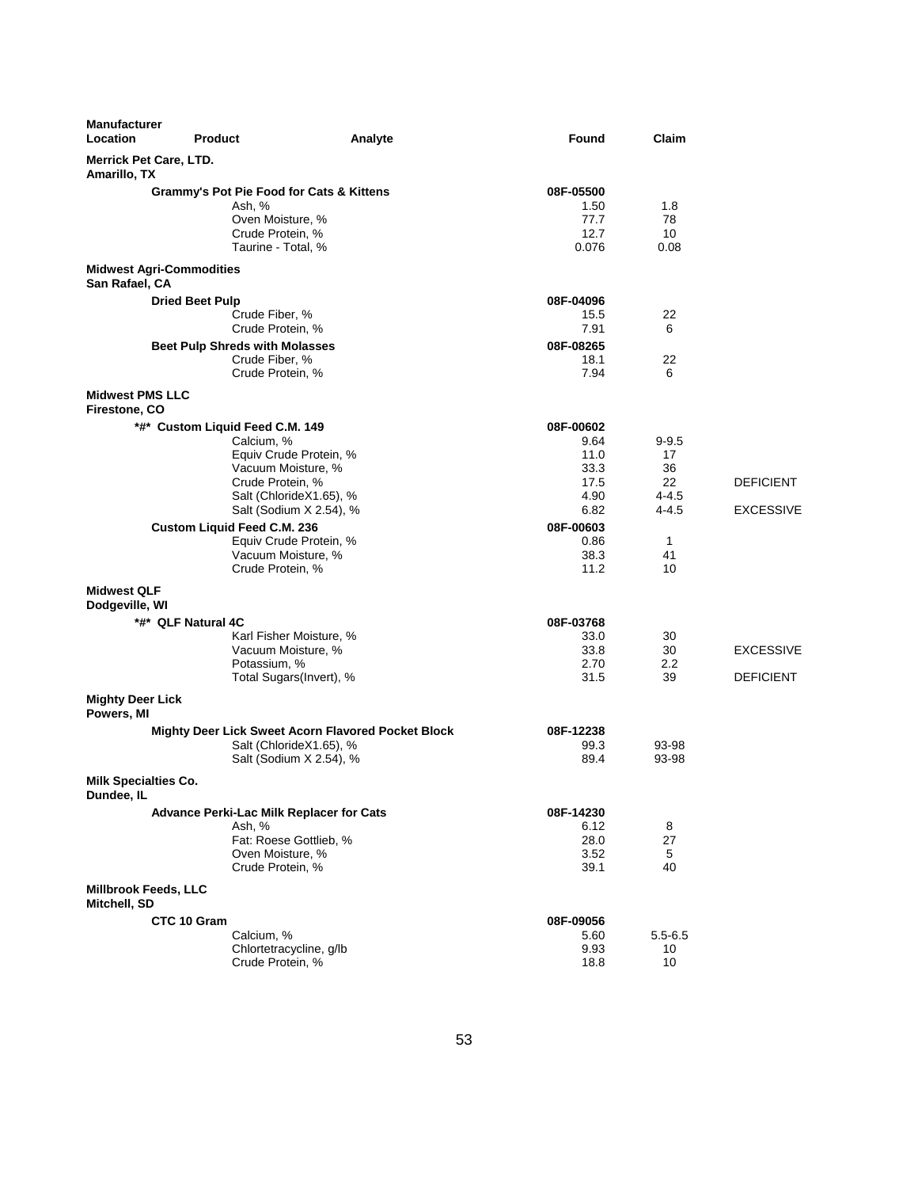| Manufacturer Location | Product | Analyte | Found | Claim | |
|---|---|---|---|---|---|
| **Merrick Pet Care, LTD.** **Amarillo, TX** | | | | | |
| | **Grammy's Pot Pie Food for Cats & Kittens** | | **08F-05500** | | |
| | | Ash, % | 1.50 | 1.8 | |
| | | Oven Moisture, % | 77.7 | 78 | |
| | | Crude Protein, % | 12.7 | 10 | |
| | | Taurine - Total, % | 0.076 | 0.08 | |
| **Midwest Agri-Commodities** **San Rafael, CA** | | | | | |
| | **Dried Beet Pulp** | | **08F-04096** | | |
| | | Crude Fiber, % | 15.5 | 22 | |
| | | Crude Protein, % | 7.91 | 6 | |
| | **Beet Pulp Shreds with Molasses** | | **08F-08265** | | |
| | | Crude Fiber, % | 18.1 | 22 | |
| | | Crude Protein, % | 7.94 | 6 | |
| **Midwest PMS LLC** **Firestone, CO** | | | | | |
| | **\*#\* Custom Liquid Feed C.M. 149** | | **08F-00602** | | |
| | | Calcium, % | 9.64 | 9-9.5 | |
| | | Equiv Crude Protein, % | 11.0 | 17 | |
| | | Vacuum Moisture, % | 33.3 | 36 | |
| | | Crude Protein, % | 17.5 | 22 | DEFICIENT |
| | | Salt (ChlorideX1.65), % | 4.90 | 4-4.5 | |
| | | Salt (Sodium X 2.54), % | 6.82 | 4-4.5 | EXCESSIVE |
| | **Custom Liquid Feed C.M. 236** | | **08F-00603** | | |
| | | Equiv Crude Protein, % | 0.86 | 1 | |
| | | Vacuum Moisture, % | 38.3 | 41 | |
| | | Crude Protein, % | 11.2 | 10 | |
| **Midwest QLF** **Dodgeville, WI** | | | | | |
| | **\*#\* QLF Natural 4C** | | **08F-03768** | | |
| | | Karl Fisher Moisture, % | 33.0 | 30 | |
| | | Vacuum Moisture, % | 33.8 | 30 | EXCESSIVE |
| | | Potassium, % | 2.70 | 2.2 | |
| | | Total Sugars(Invert), % | 31.5 | 39 | DEFICIENT |
| **Mighty Deer Lick** **Powers, MI** | | | | | |
| | **Mighty Deer Lick Sweet Acorn Flavored Pocket Block** | | **08F-12238** | | |
| | | Salt (ChlorideX1.65), % | 99.3 | 93-98 | |
| | | Salt (Sodium X 2.54), % | 89.4 | 93-98 | |
| **Milk Specialties Co.** **Dundee, IL** | | | | | |
| | **Advance Perki-Lac Milk Replacer for Cats** | | **08F-14230** | | |
| | | Ash, % | 6.12 | 8 | |
| | | Fat: Roese Gottlieb, % | 28.0 | 27 | |
| | | Oven Moisture, % | 3.52 | 5 | |
| | | Crude Protein, % | 39.1 | 40 | |
| **Millbrook Feeds, LLC** **Mitchell, SD** | | | | | |
| | **CTC 10 Gram** | | **08F-09056** | | |
| | | Calcium, % | 5.60 | 5.5-6.5 | |
| | | Chlortetracycline, g/lb | 9.93 | 10 | |
| | | Crude Protein, % | 18.8 | 10 | |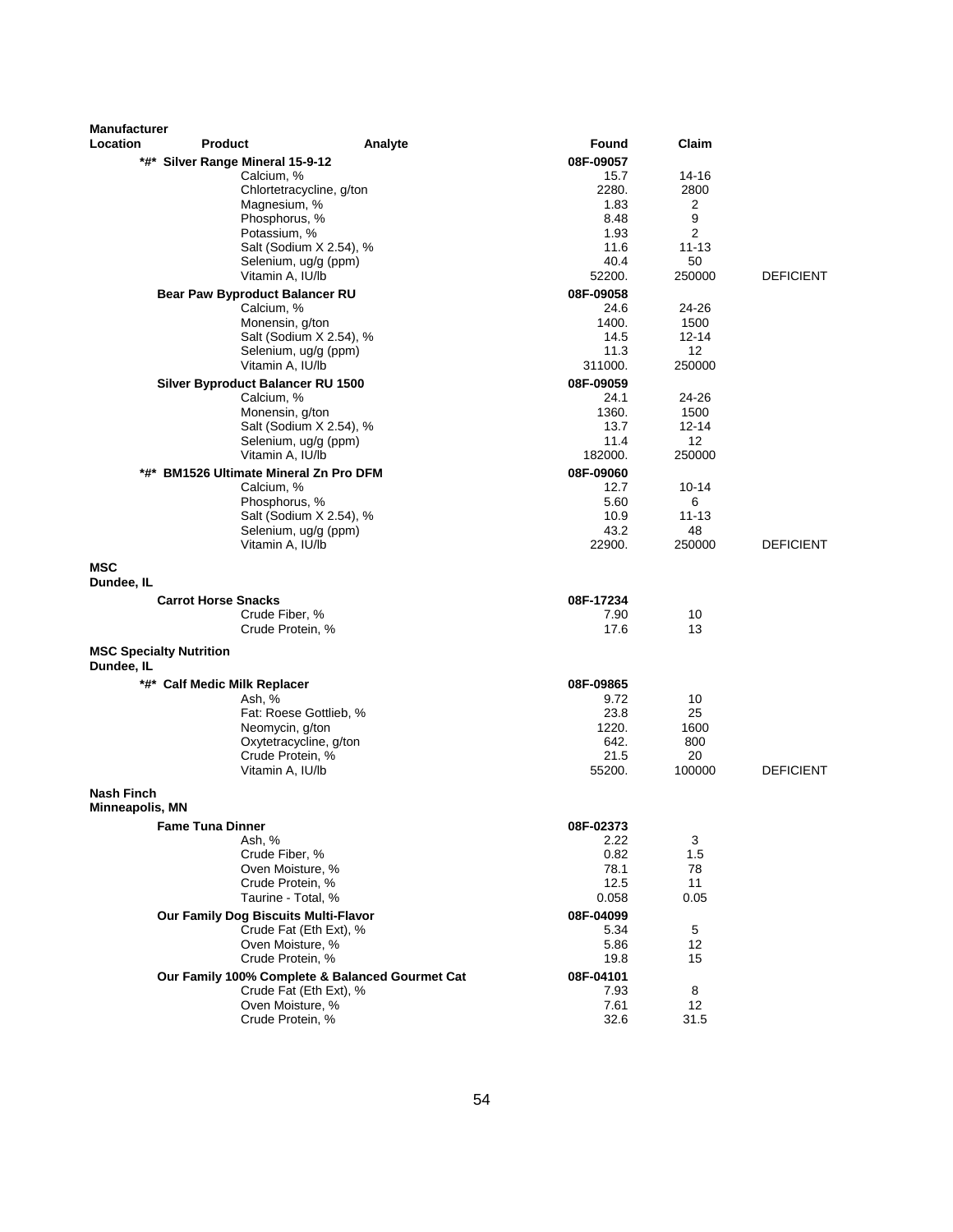| Manufacturer Location | Product | Analyte | Found | Claim | |
|---|---|---|---|---|---|
| | *#* Silver Range Mineral 15-9-12 | | 08F-09057 | | |
| | | Calcium, % | 15.7 | 14-16 | |
| | | Chlortetracycline, g/ton | 2280. | 2800 | |
| | | Magnesium, % | 1.83 | 2 | |
| | | Phosphorus, % | 8.48 | 9 | |
| | | Potassium, % | 1.93 | 2 | |
| | | Salt (Sodium X 2.54), % | 11.6 | 11-13 | |
| | | Selenium, ug/g (ppm) | 40.4 | 50 | |
| | | Vitamin A, IU/lb | 52200. | 250000 | DEFICIENT |
| | Bear Paw Byproduct Balancer RU | | 08F-09058 | | |
| | | Calcium, % | 24.6 | 24-26 | |
| | | Monensin, g/ton | 1400. | 1500 | |
| | | Salt (Sodium X 2.54), % | 14.5 | 12-14 | |
| | | Selenium, ug/g (ppm) | 11.3 | 12 | |
| | | Vitamin A, IU/lb | 311000. | 250000 | |
| | Silver Byproduct Balancer RU 1500 | | 08F-09059 | | |
| | | Calcium, % | 24.1 | 24-26 | |
| | | Monensin, g/ton | 1360. | 1500 | |
| | | Salt (Sodium X 2.54), % | 13.7 | 12-14 | |
| | | Selenium, ug/g (ppm) | 11.4 | 12 | |
| | | Vitamin A, IU/lb | 182000. | 250000 | |
| | *#* BM1526 Ultimate Mineral Zn Pro DFM | | 08F-09060 | | |
| | | Calcium, % | 12.7 | 10-14 | |
| | | Phosphorus, % | 5.60 | 6 | |
| | | Salt (Sodium X 2.54), % | 10.9 | 11-13 | |
| | | Selenium, ug/g (ppm) | 43.2 | 48 | |
| | | Vitamin A, IU/lb | 22900. | 250000 | DEFICIENT |
| **MSC** Dundee, IL | | | | | |
| | Carrot Horse Snacks | | 08F-17234 | | |
| | | Crude Fiber, % | 7.90 | 10 | |
| | | Crude Protein, % | 17.6 | 13 | |
| **MSC Specialty Nutrition** Dundee, IL | | | | | |
| | *#* Calf Medic Milk Replacer | | 08F-09865 | | |
| | | Ash, % | 9.72 | 10 | |
| | | Fat: Roese Gottlieb, % | 23.8 | 25 | |
| | | Neomycin, g/ton | 1220. | 1600 | |
| | | Oxytetracycline, g/ton | 642. | 800 | |
| | | Crude Protein, % | 21.5 | 20 | |
| | | Vitamin A, IU/lb | 55200. | 100000 | DEFICIENT |
| **Nash Finch** Minneapolis, MN | | | | | |
| | Fame Tuna Dinner | | 08F-02373 | | |
| | | Ash, % | 2.22 | 3 | |
| | | Crude Fiber, % | 0.82 | 1.5 | |
| | | Oven Moisture, % | 78.1 | 78 | |
| | | Crude Protein, % | 12.5 | 11 | |
| | | Taurine - Total, % | 0.058 | 0.05 | |
| | Our Family Dog Biscuits Multi-Flavor | | 08F-04099 | | |
| | | Crude Fat (Eth Ext), % | 5.34 | 5 | |
| | | Oven Moisture, % | 5.86 | 12 | |
| | | Crude Protein, % | 19.8 | 15 | |
| | Our Family 100% Complete & Balanced Gourmet Cat | | 08F-04101 | | |
| | | Crude Fat (Eth Ext), % | 7.93 | 8 | |
| | | Oven Moisture, % | 7.61 | 12 | |
| | | Crude Protein, % | 32.6 | 31.5 | |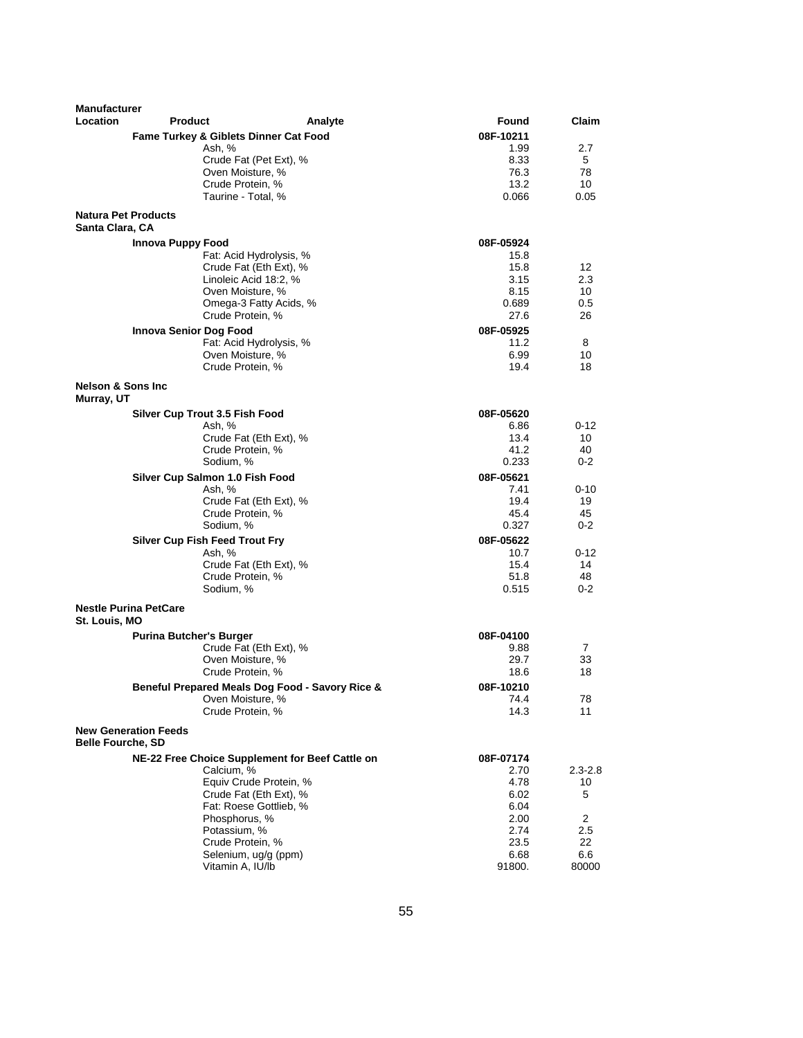| Manufacturer Location | Product | Analyte | Found | Claim |
|---|---|---|---|---|
| | **Fame Turkey & Giblets Dinner Cat Food** | | 08F-10211 | |
| | | Ash, % | 1.99 | 2.7 |
| | | Crude Fat (Pet Ext), % | 8.33 | 5 |
| | | Oven Moisture, % | 76.3 | 78 |
| | | Crude Protein, % | 13.2 | 10 |
| | | Taurine - Total, % | 0.066 | 0.05 |
| **Natura Pet Products Santa Clara, CA** | | | | |
| | **Innova Puppy Food** | | 08F-05924 | |
| | | Fat: Acid Hydrolysis, % | 15.8 | |
| | | Crude Fat (Eth Ext), % | 15.8 | 12 |
| | | Linoleic Acid 18:2, % | 3.15 | 2.3 |
| | | Oven Moisture, % | 8.15 | 10 |
| | | Omega-3 Fatty Acids, % | 0.689 | 0.5 |
| | | Crude Protein, % | 27.6 | 26 |
| | **Innova Senior Dog Food** | | 08F-05925 | |
| | | Fat: Acid Hydrolysis, % | 11.2 | 8 |
| | | Oven Moisture, % | 6.99 | 10 |
| | | Crude Protein, % | 19.4 | 18 |
| **Nelson & Sons Inc Murray, UT** | | | | |
| | **Silver Cup Trout 3.5 Fish Food** | | 08F-05620 | |
| | | Ash, % | 6.86 | 0-12 |
| | | Crude Fat (Eth Ext), % | 13.4 | 10 |
| | | Crude Protein, % | 41.2 | 40 |
| | | Sodium, % | 0.233 | 0-2 |
| | **Silver Cup Salmon 1.0 Fish Food** | | 08F-05621 | |
| | | Ash, % | 7.41 | 0-10 |
| | | Crude Fat (Eth Ext), % | 19.4 | 19 |
| | | Crude Protein, % | 45.4 | 45 |
| | | Sodium, % | 0.327 | 0-2 |
| | **Silver Cup Fish Feed Trout Fry** | | 08F-05622 | |
| | | Ash, % | 10.7 | 0-12 |
| | | Crude Fat (Eth Ext), % | 15.4 | 14 |
| | | Crude Protein, % | 51.8 | 48 |
| | | Sodium, % | 0.515 | 0-2 |
| **Nestle Purina PetCare St. Louis, MO** | | | | |
| | **Purina Butcher's Burger** | | 08F-04100 | |
| | | Crude Fat (Eth Ext), % | 9.88 | 7 |
| | | Oven Moisture, % | 29.7 | 33 |
| | | Crude Protein, % | 18.6 | 18 |
| | **Beneful Prepared Meals Dog Food - Savory Rice &** | | 08F-10210 | |
| | | Oven Moisture, % | 74.4 | 78 |
| | | Crude Protein, % | 14.3 | 11 |
| **New Generation Feeds Belle Fourche, SD** | | | | |
| | **NE-22 Free Choice Supplement for Beef Cattle on** | | 08F-07174 | |
| | | Calcium, % | 2.70 | 2.3-2.8 |
| | | Equiv Crude Protein, % | 4.78 | 10 |
| | | Crude Fat (Eth Ext), % | 6.02 | 5 |
| | | Fat: Roese Gottlieb, % | 6.04 | |
| | | Phosphorus, % | 2.00 | 2 |
| | | Potassium, % | 2.74 | 2.5 |
| | | Crude Protein, % | 23.5 | 22 |
| | | Selenium, ug/g (ppm) | 6.68 | 6.6 |
| | | Vitamin A, IU/lb | 91800. | 80000 |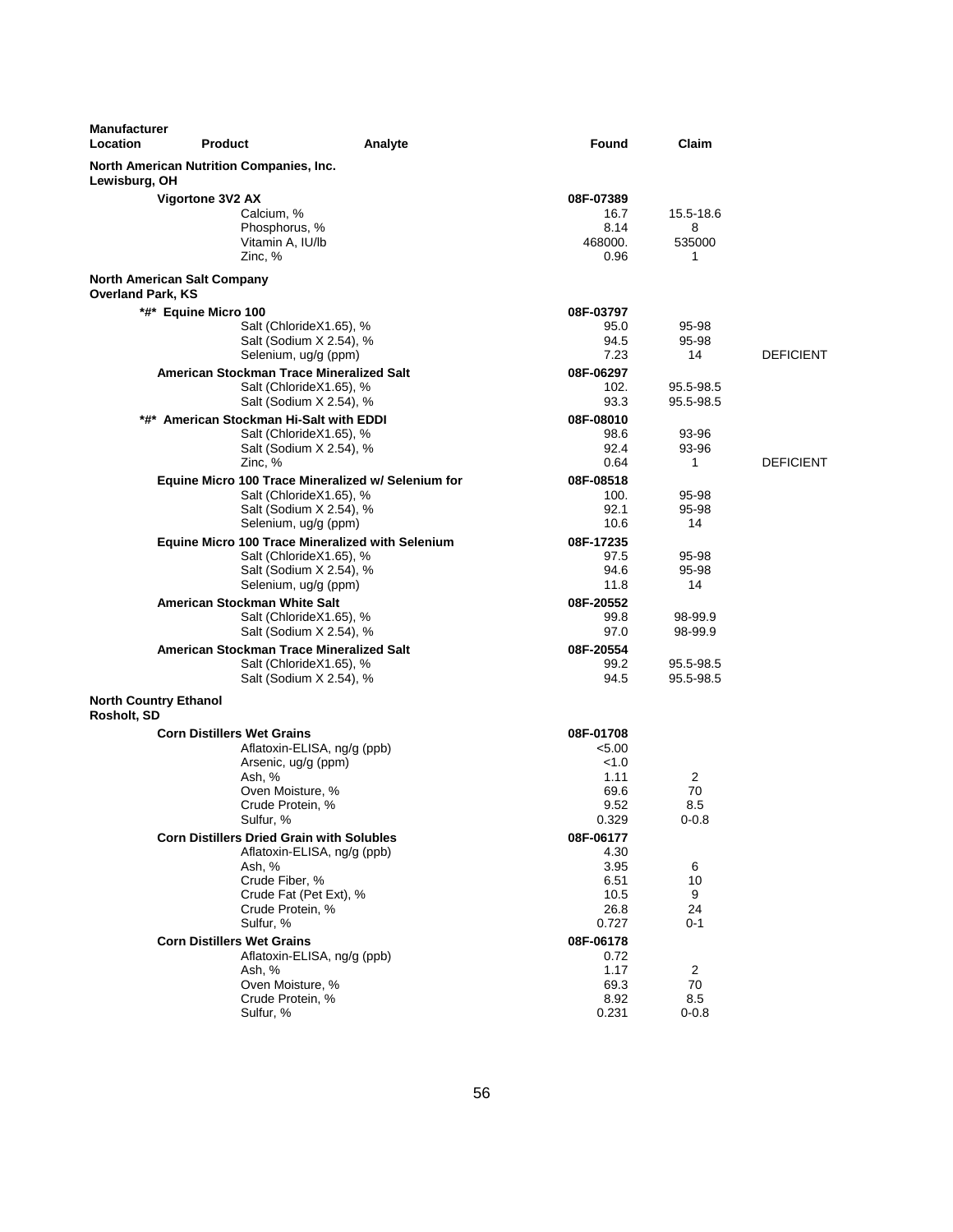| Manufacturer Location | Product | Analyte | Found | Claim | |
|---|---|---|---|---|---|
| **North American Nutrition Companies, Inc.** | | | | | |
| **Lewisburg, OH** | | | | | |
| | **Vigortone 3V2 AX** | | **08F-07389** | | |
| | | Calcium, % | 16.7 | 15.5-18.6 | |
| | | Phosphorus, % | 8.14 | 8 | |
| | | Vitamin A, IU/lb | 468000. | 535000 | |
| | | Zinc, % | 0.96 | 1 | |
| **North American Salt Company** | | | | | |
| **Overland Park, KS** | | | | | |
| | **\*#\* Equine Micro 100** | | **08F-03797** | | |
| | | Salt (ChlorideX1.65), % | 95.0 | 95-98 | |
| | | Salt (Sodium X 2.54), % | 94.5 | 95-98 | |
| | | Selenium, ug/g (ppm) | 7.23 | 14 | DEFICIENT |
| | **American Stockman Trace Mineralized Salt** | | **08F-06297** | | |
| | | Salt (ChlorideX1.65), % | 102. | 95.5-98.5 | |
| | | Salt (Sodium X 2.54), % | 93.3 | 95.5-98.5 | |
| | **\*#\* American Stockman Hi-Salt with EDDI** | | **08F-08010** | | |
| | | Salt (ChlorideX1.65), % | 98.6 | 93-96 | |
| | | Salt (Sodium X 2.54), % | 92.4 | 93-96 | |
| | | Zinc, % | 0.64 | 1 | DEFICIENT |
| | **Equine Micro 100 Trace Mineralized w/ Selenium for** | | **08F-08518** | | |
| | | Salt (ChlorideX1.65), % | 100. | 95-98 | |
| | | Salt (Sodium X 2.54), % | 92.1 | 95-98 | |
| | | Selenium, ug/g (ppm) | 10.6 | 14 | |
| | **Equine Micro 100 Trace Mineralized with Selenium** | | **08F-17235** | | |
| | | Salt (ChlorideX1.65), % | 97.5 | 95-98 | |
| | | Salt (Sodium X 2.54), % | 94.6 | 95-98 | |
| | | Selenium, ug/g (ppm) | 11.8 | 14 | |
| | **American Stockman White Salt** | | **08F-20552** | | |
| | | Salt (ChlorideX1.65), % | 99.8 | 98-99.9 | |
| | | Salt (Sodium X 2.54), % | 97.0 | 98-99.9 | |
| | **American Stockman Trace Mineralized Salt** | | **08F-20554** | | |
| | | Salt (ChlorideX1.65), % | 99.2 | 95.5-98.5 | |
| | | Salt (Sodium X 2.54), % | 94.5 | 95.5-98.5 | |
| **North Country Ethanol** | | | | | |
| **Rosholt, SD** | | | | | |
| | **Corn Distillers Wet Grains** | | **08F-01708** | | |
| | | Aflatoxin-ELISA, ng/g (ppb) | <5.00 | | |
| | | Arsenic, ug/g (ppm) | <1.0 | | |
| | | Ash, % | 1.11 | 2 | |
| | | Oven Moisture, % | 69.6 | 70 | |
| | | Crude Protein, % | 9.52 | 8.5 | |
| | | Sulfur, % | 0.329 | 0-0.8 | |
| | **Corn Distillers Dried Grain with Solubles** | | **08F-06177** | | |
| | | Aflatoxin-ELISA, ng/g (ppb) | 4.30 | | |
| | | Ash, % | 3.95 | 6 | |
| | | Crude Fiber, % | 6.51 | 10 | |
| | | Crude Fat (Pet Ext), % | 10.5 | 9 | |
| | | Crude Protein, % | 26.8 | 24 | |
| | | Sulfur, % | 0.727 | 0-1 | |
| | **Corn Distillers Wet Grains** | | **08F-06178** | | |
| | | Aflatoxin-ELISA, ng/g (ppb) | 0.72 | | |
| | | Ash, % | 1.17 | 2 | |
| | | Oven Moisture, % | 69.3 | 70 | |
| | | Crude Protein, % | 8.92 | 8.5 | |
| | | Sulfur, % | 0.231 | 0-0.8 | |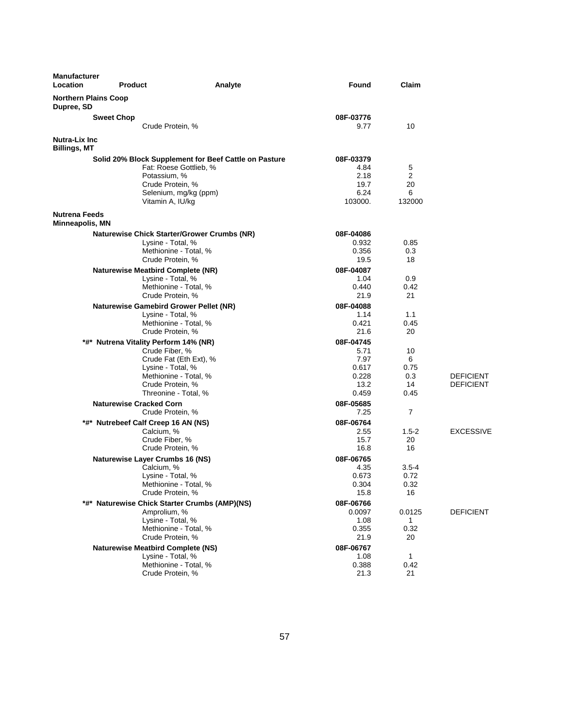| Manufacturer Location | Product | Analyte | Found | Claim | |
|---|---|---|---|---|---|
| **Northern Plains Coop Dupree, SD** | | | | | |
| | **Sweet Chop** | | **08F-03776** | | |
| | | Crude Protein, % | 9.77 | 10 | |
| **Nutra-Lix Inc Billings, MT** | | | | | |
| | **Solid 20% Block Supplement for Beef Cattle on Pasture** | | **08F-03379** | | |
| | | Fat: Roese Gottlieb, % | 4.84 | 5 | |
| | | Potassium, % | 2.18 | 2 | |
| | | Crude Protein, % | 19.7 | 20 | |
| | | Selenium, mg/kg (ppm) | 6.24 | 6 | |
| | | Vitamin A, IU/kg | 103000. | 132000 | |
| **Nutrena Feeds Minneapolis, MN** | | | | | |
| | **Naturewise Chick Starter/Grower Crumbs (NR)** | | **08F-04086** | | |
| | | Lysine - Total, % | 0.932 | 0.85 | |
| | | Methionine - Total, % | 0.356 | 0.3 | |
| | | Crude Protein, % | 19.5 | 18 | |
| | **Naturewise Meatbird Complete (NR)** | | **08F-04087** | | |
| | | Lysine - Total, % | 1.04 | 0.9 | |
| | | Methionine - Total, % | 0.440 | 0.42 | |
| | | Crude Protein, % | 21.9 | 21 | |
| | **Naturewise Gamebird Grower Pellet (NR)** | | **08F-04088** | | |
| | | Lysine - Total, % | 1.14 | 1.1 | |
| | | Methionine - Total, % | 0.421 | 0.45 | |
| | | Crude Protein, % | 21.6 | 20 | |
| | **\*#\* Nutrena Vitality Perform 14% (NR)** | | **08F-04745** | | |
| | | Crude Fiber, % | 5.71 | 10 | |
| | | Crude Fat (Eth Ext), % | 7.97 | 6 | |
| | | Lysine - Total, % | 0.617 | 0.75 | |
| | | Methionine - Total, % | 0.228 | 0.3 | DEFICIENT |
| | | Crude Protein, % | 13.2 | 14 | DEFICIENT |
| | | Threonine - Total, % | 0.459 | 0.45 | |
| | **Naturewise Cracked Corn** | | **08F-05685** | | |
| | | Crude Protein, % | 7.25 | 7 | |
| | **\*#\* Nutrebeef Calf Creep 16 AN (NS)** | | **08F-06764** | | |
| | | Calcium, % | 2.55 | 1.5-2 | EXCESSIVE |
| | | Crude Fiber, % | 15.7 | 20 | |
| | | Crude Protein, % | 16.8 | 16 | |
| | **Naturewise Layer Crumbs 16 (NS)** | | **08F-06765** | | |
| | | Calcium, % | 4.35 | 3.5-4 | |
| | | Lysine - Total, % | 0.673 | 0.72 | |
| | | Methionine - Total, % | 0.304 | 0.32 | |
| | | Crude Protein, % | 15.8 | 16 | |
| | **\*#\* Naturewise Chick Starter Crumbs (AMP)(NS)** | | **08F-06766** | | |
| | | Amprolium, % | 0.0097 | 0.0125 | DEFICIENT |
| | | Lysine - Total, % | 1.08 | 1 | |
| | | Methionine - Total, % | 0.355 | 0.32 | |
| | | Crude Protein, % | 21.9 | 20 | |
| | **Naturewise Meatbird Complete (NS)** | | **08F-06767** | | |
| | | Lysine - Total, % | 1.08 | 1 | |
| | | Methionine - Total, % | 0.388 | 0.42 | |
| | | Crude Protein, % | 21.3 | 21 | |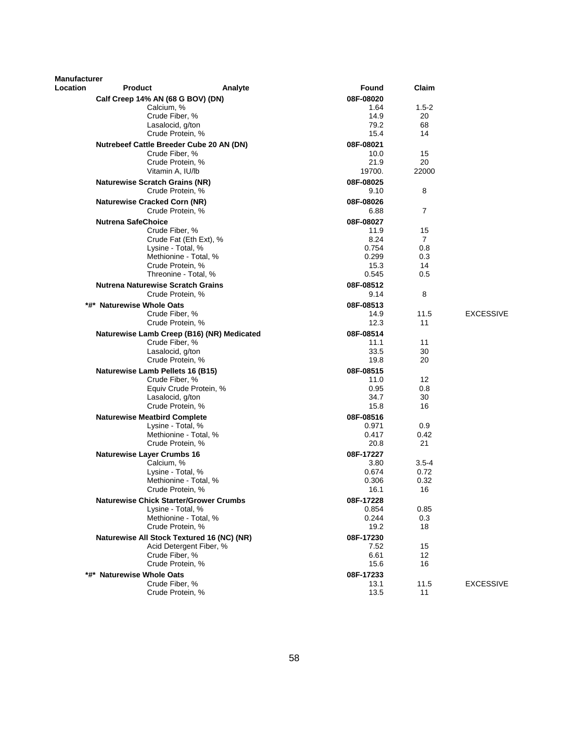| Manufacturer Location | Product | Analyte | Found | Claim | |
|---|---|---|---|---|---|
| | **Calf Creep 14% AN (68 G BOV) (DN)** | | **08F-08020** | | |
| | | Calcium, % | 1.64 | 1.5-2 | |
| | | Crude Fiber, % | 14.9 | 20 | |
| | | Lasalocid, g/ton | 79.2 | 68 | |
| | | Crude Protein, % | 15.4 | 14 | |
| | **Nutrebeef Cattle Breeder Cube 20 AN (DN)** | | **08F-08021** | | |
| | | Crude Fiber, % | 10.0 | 15 | |
| | | Crude Protein, % | 21.9 | 20 | |
| | | Vitamin A, IU/lb | 19700. | 22000 | |
| | **Naturewise Scratch Grains (NR)** | | **08F-08025** | | |
| | | Crude Protein, % | 9.10 | 8 | |
| | **Naturewise Cracked Corn (NR)** | | **08F-08026** | | |
| | | Crude Protein, % | 6.88 | 7 | |
| | **Nutrena SafeChoice** | | **08F-08027** | | |
| | | Crude Fiber, % | 11.9 | 15 | |
| | | Crude Fat (Eth Ext), % | 8.24 | 7 | |
| | | Lysine - Total, % | 0.754 | 0.8 | |
| | | Methionine - Total, % | 0.299 | 0.3 | |
| | | Crude Protein, % | 15.3 | 14 | |
| | | Threonine - Total, % | 0.545 | 0.5 | |
| | **Nutrena Naturewise Scratch Grains** | | **08F-08512** | | |
| | | Crude Protein, % | 9.14 | 8 | |
| | **\*#\* Naturewise Whole Oats** | | **08F-08513** | | |
| | | Crude Fiber, % | 14.9 | 11.5 | EXCESSIVE |
| | | Crude Protein, % | 12.3 | 11 | |
| | **Naturewise Lamb Creep (B16) (NR) Medicated** | | **08F-08514** | | |
| | | Crude Fiber, % | 11.1 | 11 | |
| | | Lasalocid, g/ton | 33.5 | 30 | |
| | | Crude Protein, % | 19.8 | 20 | |
| | **Naturewise Lamb Pellets 16 (B15)** | | **08F-08515** | | |
| | | Crude Fiber, % | 11.0 | 12 | |
| | | Equiv Crude Protein, % | 0.95 | 0.8 | |
| | | Lasalocid, g/ton | 34.7 | 30 | |
| | | Crude Protein, % | 15.8 | 16 | |
| | **Naturewise Meatbird Complete** | | **08F-08516** | | |
| | | Lysine - Total, % | 0.971 | 0.9 | |
| | | Methionine - Total, % | 0.417 | 0.42 | |
| | | Crude Protein, % | 20.8 | 21 | |
| | **Naturewise Layer Crumbs 16** | | **08F-17227** | | |
| | | Calcium, % | 3.80 | 3.5-4 | |
| | | Lysine - Total, % | 0.674 | 0.72 | |
| | | Methionine - Total, % | 0.306 | 0.32 | |
| | | Crude Protein, % | 16.1 | 16 | |
| | **Naturewise Chick Starter/Grower Crumbs** | | **08F-17228** | | |
| | | Lysine - Total, % | 0.854 | 0.85 | |
| | | Methionine - Total, % | 0.244 | 0.3 | |
| | | Crude Protein, % | 19.2 | 18 | |
| | **Naturewise All Stock Textured 16 (NC) (NR)** | | **08F-17230** | | |
| | | Acid Detergent Fiber, % | 7.52 | 15 | |
| | | Crude Fiber, % | 6.61 | 12 | |
| | | Crude Protein, % | 15.6 | 16 | |
| | **\*#\* Naturewise Whole Oats** | | **08F-17233** | | |
| | | Crude Fiber, % | 13.1 | 11.5 | EXCESSIVE |
| | | Crude Protein, % | 13.5 | 11 | |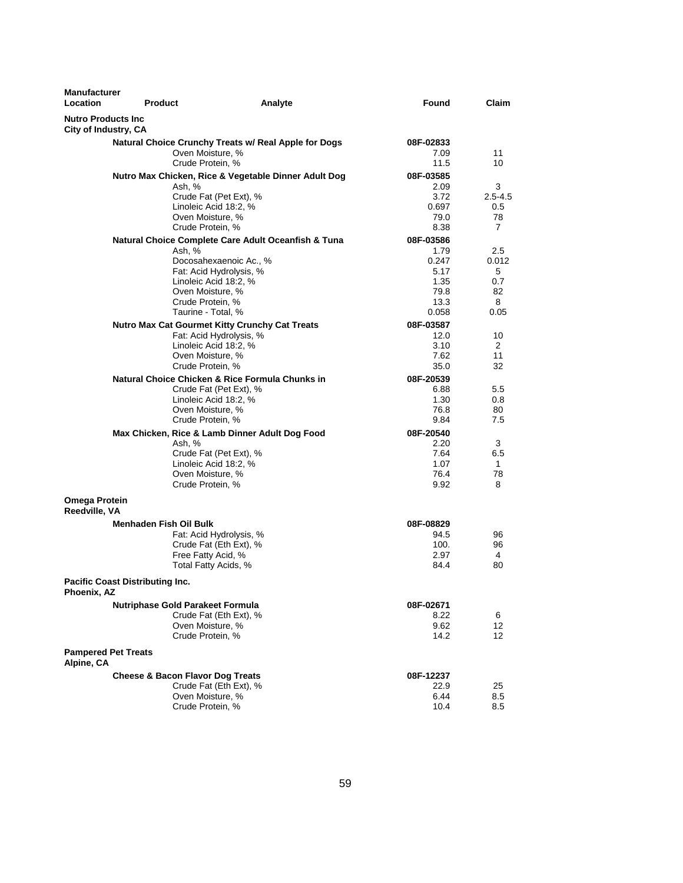| Manufacturer Location | Product | Analyte | Found | Claim |
|---|---|---|---|---|
| **Nutro Products Inc** City of Industry, CA | | | | |
| | **Natural Choice Crunchy Treats w/ Real Apple for Dogs** | | **08F-02833** | |
| | | Oven Moisture, % | 7.09 | 11 |
| | | Crude Protein, % | 11.5 | 10 |
| | **Nutro Max Chicken, Rice & Vegetable Dinner Adult Dog** | | **08F-03585** | |
| | | Ash, % | 2.09 | 3 |
| | | Crude Fat (Pet Ext), % | 3.72 | 2.5-4.5 |
| | | Linoleic Acid 18:2, % | 0.697 | 0.5 |
| | | Oven Moisture, % | 79.0 | 78 |
| | | Crude Protein, % | 8.38 | 7 |
| | **Natural Choice Complete Care Adult Oceanfish & Tuna** | | **08F-03586** | |
| | | Ash, % | 1.79 | 2.5 |
| | | Docosahexaenoic Ac., % | 0.247 | 0.012 |
| | | Fat: Acid Hydrolysis, % | 5.17 | 5 |
| | | Linoleic Acid 18:2, % | 1.35 | 0.7 |
| | | Oven Moisture, % | 79.8 | 82 |
| | | Crude Protein, % | 13.3 | 8 |
| | | Taurine - Total, % | 0.058 | 0.05 |
| | **Nutro Max Cat Gourmet Kitty Crunchy Cat Treats** | | **08F-03587** | |
| | | Fat: Acid Hydrolysis, % | 12.0 | 10 |
| | | Linoleic Acid 18:2, % | 3.10 | 2 |
| | | Oven Moisture, % | 7.62 | 11 |
| | | Crude Protein, % | 35.0 | 32 |
| | **Natural Choice Chicken & Rice Formula Chunks in** | | **08F-20539** | |
| | | Crude Fat (Pet Ext), % | 6.88 | 5.5 |
| | | Linoleic Acid 18:2, % | 1.30 | 0.8 |
| | | Oven Moisture, % | 76.8 | 80 |
| | | Crude Protein, % | 9.84 | 7.5 |
| | **Max Chicken, Rice & Lamb Dinner Adult Dog Food** | | **08F-20540** | |
| | | Ash, % | 2.20 | 3 |
| | | Crude Fat (Pet Ext), % | 7.64 | 6.5 |
| | | Linoleic Acid 18:2, % | 1.07 | 1 |
| | | Oven Moisture, % | 76.4 | 78 |
| | | Crude Protein, % | 9.92 | 8 |
| **Omega Protein** Reedville, VA | | | | |
| | **Menhaden Fish Oil Bulk** | | **08F-08829** | |
| | | Fat: Acid Hydrolysis, % | 94.5 | 96 |
| | | Crude Fat (Eth Ext), % | 100. | 96 |
| | | Free Fatty Acid, % | 2.97 | 4 |
| | | Total Fatty Acids, % | 84.4 | 80 |
| **Pacific Coast Distributing Inc.** Phoenix, AZ | | | | |
| | **Nutriphase Gold Parakeet Formula** | | **08F-02671** | |
| | | Crude Fat (Eth Ext), % | 8.22 | 6 |
| | | Oven Moisture, % | 9.62 | 12 |
| | | Crude Protein, % | 14.2 | 12 |
| **Pampered Pet Treats** Alpine, CA | | | | |
| | **Cheese & Bacon Flavor Dog Treats** | | **08F-12237** | |
| | | Crude Fat (Eth Ext), % | 22.9 | 25 |
| | | Oven Moisture, % | 6.44 | 8.5 |
| | | Crude Protein, % | 10.4 | 8.5 |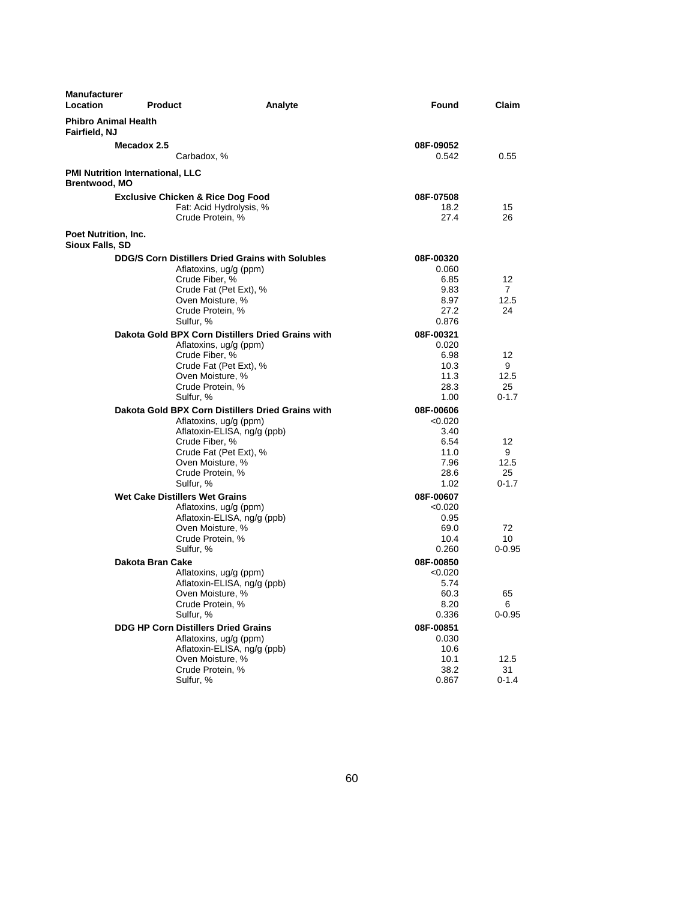| Manufacturer Location | Product | Analyte | Found | Claim |
|---|---|---|---|---|
| **Phibro Animal Health Fairfield, NJ** | | | | |
| | **Mecadox 2.5** | | **08F-09052** | |
| | | Carbadox, % | 0.542 | 0.55 |
| **PMI Nutrition International, LLC Brentwood, MO** | | | | |
| | **Exclusive Chicken & Rice Dog Food** | | **08F-07508** | |
| | | Fat: Acid Hydrolysis, % | 18.2 | 15 |
| | | Crude Protein, % | 27.4 | 26 |
| **Poet Nutrition, Inc. Sioux Falls, SD** | | | | |
| | **DDG/S Corn Distillers Dried Grains with Solubles** | | **08F-00320** | |
| | | Aflatoxins, ug/g (ppm) | 0.060 | |
| | | Crude Fiber, % | 6.85 | 12 |
| | | Crude Fat (Pet Ext), % | 9.83 | 7 |
| | | Oven Moisture, % | 8.97 | 12.5 |
| | | Crude Protein, % | 27.2 | 24 |
| | | Sulfur, % | 0.876 | |
| | **Dakota Gold BPX Corn Distillers Dried Grains with** | | **08F-00321** | |
| | | Aflatoxins, ug/g (ppm) | 0.020 | |
| | | Crude Fiber, % | 6.98 | 12 |
| | | Crude Fat (Pet Ext), % | 10.3 | 9 |
| | | Oven Moisture, % | 11.3 | 12.5 |
| | | Crude Protein, % | 28.3 | 25 |
| | | Sulfur, % | 1.00 | 0-1.7 |
| | **Dakota Gold BPX Corn Distillers Dried Grains with** | | **08F-00606** | |
| | | Aflatoxins, ug/g (ppm) | <0.020 | |
| | | Aflatoxin-ELISA, ng/g (ppb) | 3.40 | |
| | | Crude Fiber, % | 6.54 | 12 |
| | | Crude Fat (Pet Ext), % | 11.0 | 9 |
| | | Oven Moisture, % | 7.96 | 12.5 |
| | | Crude Protein, % | 28.6 | 25 |
| | | Sulfur, % | 1.02 | 0-1.7 |
| | **Wet Cake Distillers Wet Grains** | | **08F-00607** | |
| | | Aflatoxins, ug/g (ppm) | <0.020 | |
| | | Aflatoxin-ELISA, ng/g (ppb) | 0.95 | |
| | | Oven Moisture, % | 69.0 | 72 |
| | | Crude Protein, % | 10.4 | 10 |
| | | Sulfur, % | 0.260 | 0-0.95 |
| | **Dakota Bran Cake** | | **08F-00850** | |
| | | Aflatoxins, ug/g (ppm) | <0.020 | |
| | | Aflatoxin-ELISA, ng/g (ppb) | 5.74 | |
| | | Oven Moisture, % | 60.3 | 65 |
| | | Crude Protein, % | 8.20 | 6 |
| | | Sulfur, % | 0.336 | 0-0.95 |
| | **DDG HP Corn Distillers Dried Grains** | | **08F-00851** | |
| | | Aflatoxins, ug/g (ppm) | 0.030 | |
| | | Aflatoxin-ELISA, ng/g (ppb) | 10.6 | |
| | | Oven Moisture, % | 10.1 | 12.5 |
| | | Crude Protein, % | 38.2 | 31 |
| | | Sulfur, % | 0.867 | 0-1.4 |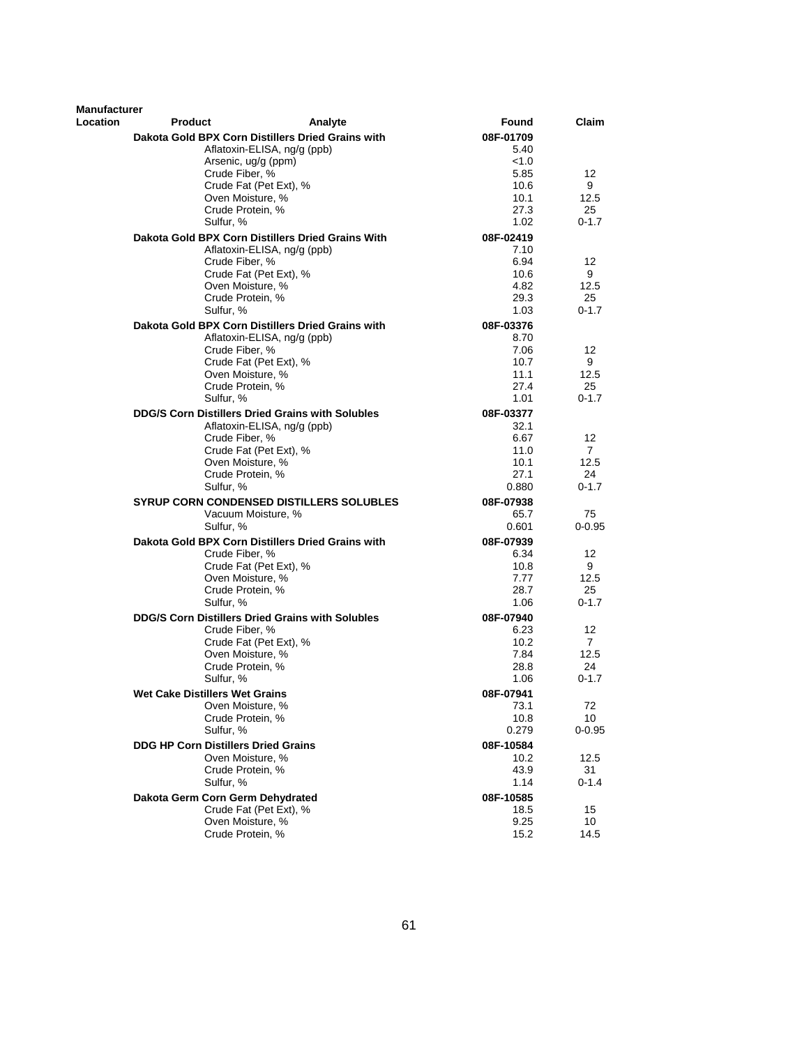| Manufacturer Location | Product | Analyte | Found | Claim |
|---|---|---|---|---|
| | **Dakota Gold BPX Corn Distillers Dried Grains with** | | **08F-01709** | |
| | | Aflatoxin-ELISA, ng/g (ppb) | 5.40 | |
| | | Arsenic, ug/g (ppm) | <1.0 | |
| | | Crude Fiber, % | 5.85 | 12 |
| | | Crude Fat (Pet Ext), % | 10.6 | 9 |
| | | Oven Moisture, % | 10.1 | 12.5 |
| | | Crude Protein, % | 27.3 | 25 |
| | | Sulfur, % | 1.02 | 0-1.7 |
| | **Dakota Gold BPX Corn Distillers Dried Grains With** | | **08F-02419** | |
| | | Aflatoxin-ELISA, ng/g (ppb) | 7.10 | |
| | | Crude Fiber, % | 6.94 | 12 |
| | | Crude Fat (Pet Ext), % | 10.6 | 9 |
| | | Oven Moisture, % | 4.82 | 12.5 |
| | | Crude Protein, % | 29.3 | 25 |
| | | Sulfur, % | 1.03 | 0-1.7 |
| | **Dakota Gold BPX Corn Distillers Dried Grains with** | | **08F-03376** | |
| | | Aflatoxin-ELISA, ng/g (ppb) | 8.70 | |
| | | Crude Fiber, % | 7.06 | 12 |
| | | Crude Fat (Pet Ext), % | 10.7 | 9 |
| | | Oven Moisture, % | 11.1 | 12.5 |
| | | Crude Protein, % | 27.4 | 25 |
| | | Sulfur, % | 1.01 | 0-1.7 |
| | **DDG/S Corn Distillers Dried Grains with Solubles** | | **08F-03377** | |
| | | Aflatoxin-ELISA, ng/g (ppb) | 32.1 | |
| | | Crude Fiber, % | 6.67 | 12 |
| | | Crude Fat (Pet Ext), % | 11.0 | 7 |
| | | Oven Moisture, % | 10.1 | 12.5 |
| | | Crude Protein, % | 27.1 | 24 |
| | | Sulfur, % | 0.880 | 0-1.7 |
| | **SYRUP CORN CONDENSED DISTILLERS SOLUBLES** | | **08F-07938** | |
| | | Vacuum Moisture, % | 65.7 | 75 |
| | | Sulfur, % | 0.601 | 0-0.95 |
| | **Dakota Gold BPX Corn Distillers Dried Grains with** | | **08F-07939** | |
| | | Crude Fiber, % | 6.34 | 12 |
| | | Crude Fat (Pet Ext), % | 10.8 | 9 |
| | | Oven Moisture, % | 7.77 | 12.5 |
| | | Crude Protein, % | 28.7 | 25 |
| | | Sulfur, % | 1.06 | 0-1.7 |
| | **DDG/S Corn Distillers Dried Grains with Solubles** | | **08F-07940** | |
| | | Crude Fiber, % | 6.23 | 12 |
| | | Crude Fat (Pet Ext), % | 10.2 | 7 |
| | | Oven Moisture, % | 7.84 | 12.5 |
| | | Crude Protein, % | 28.8 | 24 |
| | | Sulfur, % | 1.06 | 0-1.7 |
| | **Wet Cake Distillers Wet Grains** | | **08F-07941** | |
| | | Oven Moisture, % | 73.1 | 72 |
| | | Crude Protein, % | 10.8 | 10 |
| | | Sulfur, % | 0.279 | 0-0.95 |
| | **DDG HP Corn Distillers Dried Grains** | | **08F-10584** | |
| | | Oven Moisture, % | 10.2 | 12.5 |
| | | Crude Protein, % | 43.9 | 31 |
| | | Sulfur, % | 1.14 | 0-1.4 |
| | **Dakota Germ Corn Germ Dehydrated** | | **08F-10585** | |
| | | Crude Fat (Pet Ext), % | 18.5 | 15 |
| | | Oven Moisture, % | 9.25 | 10 |
| | | Crude Protein, % | 15.2 | 14.5 |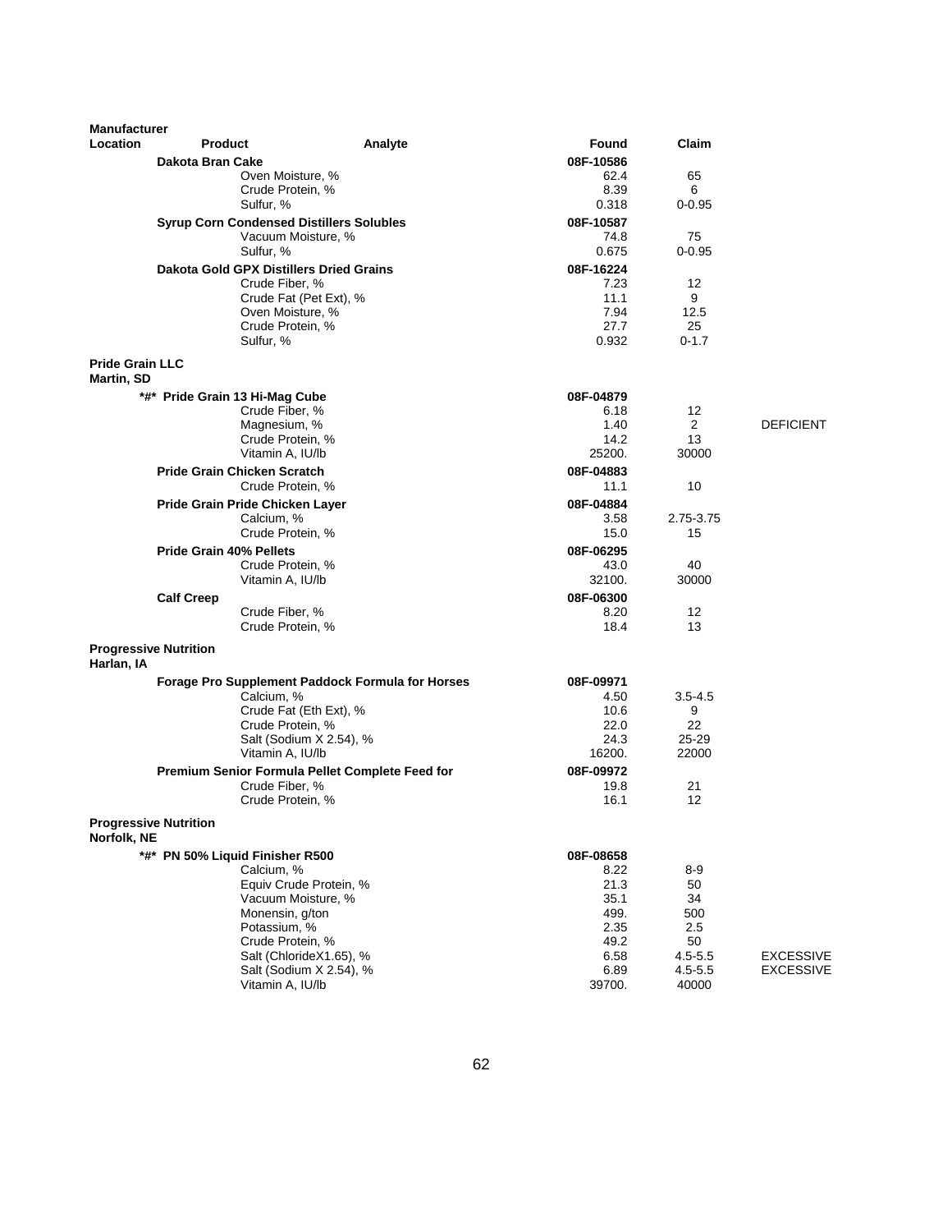| Manufacturer Location | Product | Analyte | Found | Claim | |
|---|---|---|---|---|---|
| | **Dakota Bran Cake** | | **08F-10586** | | |
| | | Oven Moisture, % | 62.4 | 65 | |
| | | Crude Protein, % | 8.39 | 6 | |
| | | Sulfur, % | 0.318 | 0-0.95 | |
| | **Syrup Corn Condensed Distillers Solubles** | | **08F-10587** | | |
| | | Vacuum Moisture, % | 74.8 | 75 | |
| | | Sulfur, % | 0.675 | 0-0.95 | |
| | **Dakota Gold GPX Distillers Dried Grains** | | **08F-16224** | | |
| | | Crude Fiber, % | 7.23 | 12 | |
| | | Crude Fat (Pet Ext), % | 11.1 | 9 | |
| | | Oven Moisture, % | 7.94 | 12.5 | |
| | | Crude Protein, % | 27.7 | 25 | |
| | | Sulfur, % | 0.932 | 0-1.7 | |
| **Pride Grain LLC Martin, SD** | | | | | |
| | **\*#\* Pride Grain 13 Hi-Mag Cube** | | **08F-04879** | | |
| | | Crude Fiber, % | 6.18 | 12 | |
| | | Magnesium, % | 1.40 | 2 | DEFICIENT |
| | | Crude Protein, % | 14.2 | 13 | |
| | | Vitamin A, IU/lb | 25200. | 30000 | |
| | **Pride Grain Chicken Scratch** | | **08F-04883** | | |
| | | Crude Protein, % | 11.1 | 10 | |
| | **Pride Grain Pride Chicken Layer** | | **08F-04884** | | |
| | | Calcium, % | 3.58 | 2.75-3.75 | |
| | | Crude Protein, % | 15.0 | 15 | |
| | **Pride Grain 40% Pellets** | | **08F-06295** | | |
| | | Crude Protein, % | 43.0 | 40 | |
| | | Vitamin A, IU/lb | 32100. | 30000 | |
| | **Calf Creep** | | **08F-06300** | | |
| | | Crude Fiber, % | 8.20 | 12 | |
| | | Crude Protein, % | 18.4 | 13 | |
| **Progressive Nutrition Harlan, IA** | | | | | |
| | **Forage Pro Supplement Paddock Formula for Horses** | | **08F-09971** | | |
| | | Calcium, % | 4.50 | 3.5-4.5 | |
| | | Crude Fat (Eth Ext), % | 10.6 | 9 | |
| | | Crude Protein, % | 22.0 | 22 | |
| | | Salt (Sodium X 2.54), % | 24.3 | 25-29 | |
| | | Vitamin A, IU/lb | 16200. | 22000 | |
| | **Premium Senior Formula Pellet Complete Feed for** | | **08F-09972** | | |
| | | Crude Fiber, % | 19.8 | 21 | |
| | | Crude Protein, % | 16.1 | 12 | |
| **Progressive Nutrition Norfolk, NE** | | | | | |
| | **\*#\* PN 50% Liquid Finisher R500** | | **08F-08658** | | |
| | | Calcium, % | 8.22 | 8-9 | |
| | | Equiv Crude Protein, % | 21.3 | 50 | |
| | | Vacuum Moisture, % | 35.1 | 34 | |
| | | Monensin, g/ton | 499. | 500 | |
| | | Potassium, % | 2.35 | 2.5 | |
| | | Crude Protein, % | 49.2 | 50 | |
| | | Salt (ChlorideX1.65), % | 6.58 | 4.5-5.5 | EXCESSIVE |
| | | Salt (Sodium X 2.54), % | 6.89 | 4.5-5.5 | EXCESSIVE |
| | | Vitamin A, IU/lb | 39700. | 40000 | |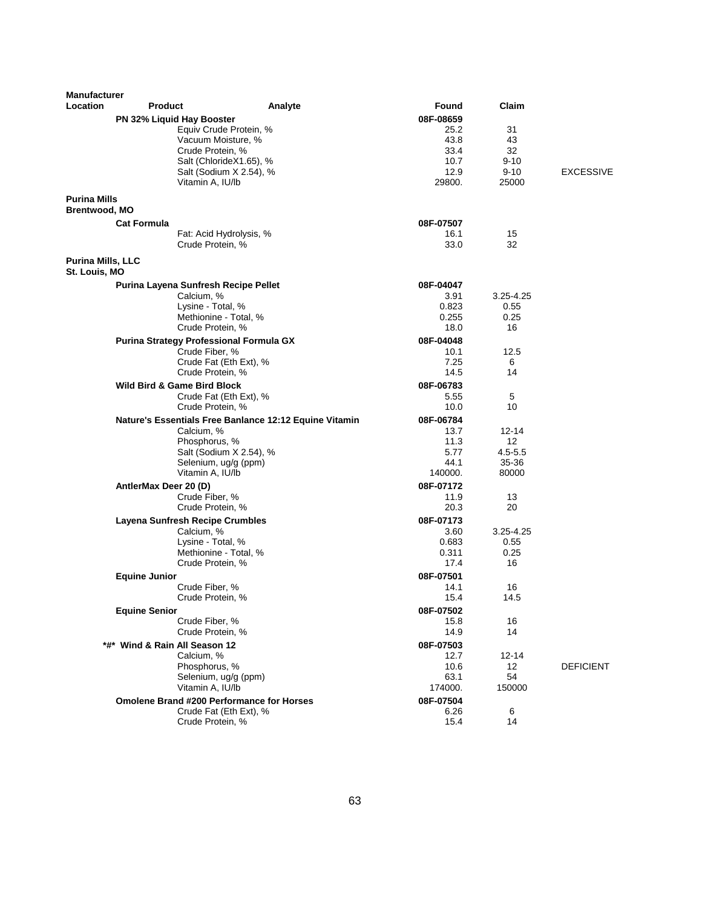| Manufacturer Location | Product | Analyte | Found | Claim | |
|---|---|---|---|---|---|
| | **PN 32% Liquid Hay Booster** | | **08F-08659** | | |
| | | Equiv Crude Protein, % | 25.2 | 31 | |
| | | Vacuum Moisture, % | 43.8 | 43 | |
| | | Crude Protein, % | 33.4 | 32 | |
| | | Salt (ChlorideX1.65), % | 10.7 | 9-10 | |
| | | Salt (Sodium X 2.54), % | 12.9 | 9-10 | EXCESSIVE |
| | | Vitamin A, IU/lb | 29800. | 25000 | |
| **Purina Mills Brentwood, MO** | | | | | |
| | **Cat Formula** | | **08F-07507** | | |
| | | Fat: Acid Hydrolysis, % | 16.1 | 15 | |
| | | Crude Protein, % | 33.0 | 32 | |
| **Purina Mills, LLC St. Louis, MO** | | | | | |
| | **Purina Layena Sunfresh Recipe Pellet** | | **08F-04047** | | |
| | | Calcium, % | 3.91 | 3.25-4.25 | |
| | | Lysine - Total, % | 0.823 | 0.55 | |
| | | Methionine - Total, % | 0.255 | 0.25 | |
| | | Crude Protein, % | 18.0 | 16 | |
| | **Purina Strategy Professional Formula GX** | | **08F-04048** | | |
| | | Crude Fiber, % | 10.1 | 12.5 | |
| | | Crude Fat (Eth Ext), % | 7.25 | 6 | |
| | | Crude Protein, % | 14.5 | 14 | |
| | **Wild Bird & Game Bird Block** | | **08F-06783** | | |
| | | Crude Fat (Eth Ext), % | 5.55 | 5 | |
| | | Crude Protein, % | 10.0 | 10 | |
| | **Nature's Essentials Free Banlance 12:12 Equine Vitamin** | | **08F-06784** | | |
| | | Calcium, % | 13.7 | 12-14 | |
| | | Phosphorus, % | 11.3 | 12 | |
| | | Salt (Sodium X 2.54), % | 5.77 | 4.5-5.5 | |
| | | Selenium, ug/g (ppm) | 44.1 | 35-36 | |
| | | Vitamin A, IU/lb | 140000. | 80000 | |
| | **AntlerMax Deer 20 (D)** | | **08F-07172** | | |
| | | Crude Fiber, % | 11.9 | 13 | |
| | | Crude Protein, % | 20.3 | 20 | |
| | **Layena Sunfresh Recipe Crumbles** | | **08F-07173** | | |
| | | Calcium, % | 3.60 | 3.25-4.25 | |
| | | Lysine - Total, % | 0.683 | 0.55 | |
| | | Methionine - Total, % | 0.311 | 0.25 | |
| | | Crude Protein, % | 17.4 | 16 | |
| | **Equine Junior** | | **08F-07501** | | |
| | | Crude Fiber, % | 14.1 | 16 | |
| | | Crude Protein, % | 15.4 | 14.5 | |
| | **Equine Senior** | | **08F-07502** | | |
| | | Crude Fiber, % | 15.8 | 16 | |
| | | Crude Protein, % | 14.9 | 14 | |
| | ***#* Wind & Rain All Season 12** | | **08F-07503** | | |
| | | Calcium, % | 12.7 | 12-14 | |
| | | Phosphorus, % | 10.6 | 12 | DEFICIENT |
| | | Selenium, ug/g (ppm) | 63.1 | 54 | |
| | | Vitamin A, IU/lb | 174000. | 150000 | |
| | **Omolene Brand #200 Performance for Horses** | | **08F-07504** | | |
| | | Crude Fat (Eth Ext), % | 6.26 | 6 | |
| | | Crude Protein, % | 15.4 | 14 | |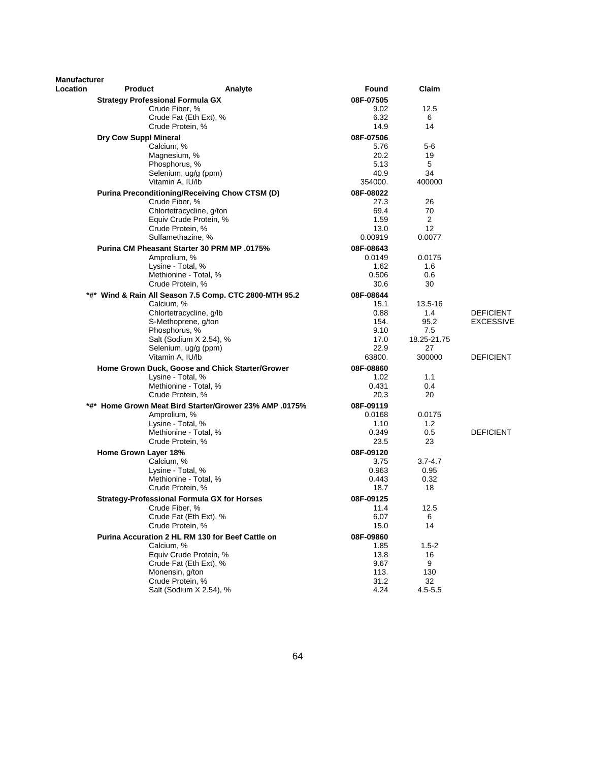| Manufacturer Location | Product | Analyte | Found | Claim | |
|---|---|---|---|---|---|
| | **Strategy Professional Formula GX** | | **08F-07505** | | |
| | | Crude Fiber, % | 9.02 | 12.5 | |
| | | Crude Fat (Eth Ext), % | 6.32 | 6 | |
| | | Crude Protein, % | 14.9 | 14 | |
| | **Dry Cow Suppl Mineral** | | **08F-07506** | | |
| | | Calcium, % | 5.76 | 5-6 | |
| | | Magnesium, % | 20.2 | 19 | |
| | | Phosphorus, % | 5.13 | 5 | |
| | | Selenium, ug/g (ppm) | 40.9 | 34 | |
| | | Vitamin A, IU/lb | 354000. | 400000 | |
| | **Purina Preconditioning/Receiving Chow CTSM (D)** | | **08F-08022** | | |
| | | Crude Fiber, % | 27.3 | 26 | |
| | | Chlortetracycline, g/ton | 69.4 | 70 | |
| | | Equiv Crude Protein, % | 1.59 | 2 | |
| | | Crude Protein, % | 13.0 | 12 | |
| | | Sulfamethazine, % | 0.00919 | 0.0077 | |
| | **Purina CM Pheasant Starter 30 PRM MP .0175%** | | **08F-08643** | | |
| | | Amprolium, % | 0.0149 | 0.0175 | |
| | | Lysine - Total, % | 1.62 | 1.6 | |
| | | Methionine - Total, % | 0.506 | 0.6 | |
| | | Crude Protein, % | 30.6 | 30 | |
| | **\*#\* Wind & Rain All Season 7.5 Comp. CTC 2800-MTH 95.2** | | **08F-08644** | | |
| | | Calcium, % | 15.1 | 13.5-16 | |
| | | Chlortetracycline, g/lb | 0.88 | 1.4 | DEFICIENT |
| | | S-Methoprene, g/ton | 154. | 95.2 | EXCESSIVE |
| | | Phosphorus, % | 9.10 | 7.5 | |
| | | Salt (Sodium X 2.54), % | 17.0 | 18.25-21.75 | |
| | | Selenium, ug/g (ppm) | 22.9 | 27 | |
| | | Vitamin A, IU/lb | 63800. | 300000 | DEFICIENT |
| | **Home Grown Duck, Goose and Chick Starter/Grower** | | **08F-08860** | | |
| | | Lysine - Total, % | 1.02 | 1.1 | |
| | | Methionine - Total, % | 0.431 | 0.4 | |
| | | Crude Protein, % | 20.3 | 20 | |
| | **\*#\* Home Grown Meat Bird Starter/Grower 23% AMP .0175%** | | **08F-09119** | | |
| | | Amprolium, % | 0.0168 | 0.0175 | |
| | | Lysine - Total, % | 1.10 | 1.2 | |
| | | Methionine - Total, % | 0.349 | 0.5 | DEFICIENT |
| | | Crude Protein, % | 23.5 | 23 | |
| | **Home Grown Layer 18%** | | **08F-09120** | | |
| | | Calcium, % | 3.75 | 3.7-4.7 | |
| | | Lysine - Total, % | 0.963 | 0.95 | |
| | | Methionine - Total, % | 0.443 | 0.32 | |
| | | Crude Protein, % | 18.7 | 18 | |
| | **Strategy-Professional Formula GX for Horses** | | **08F-09125** | | |
| | | Crude Fiber, % | 11.4 | 12.5 | |
| | | Crude Fat (Eth Ext), % | 6.07 | 6 | |
| | | Crude Protein, % | 15.0 | 14 | |
| | **Purina Accuration 2 HL RM 130 for Beef Cattle on** | | **08F-09860** | | |
| | | Calcium, % | 1.85 | 1.5-2 | |
| | | Equiv Crude Protein, % | 13.8 | 16 | |
| | | Crude Fat (Eth Ext), % | 9.67 | 9 | |
| | | Monensin, g/ton | 113. | 130 | |
| | | Crude Protein, % | 31.2 | 32 | |
| | | Salt (Sodium X 2.54), % | 4.24 | 4.5-5.5 | |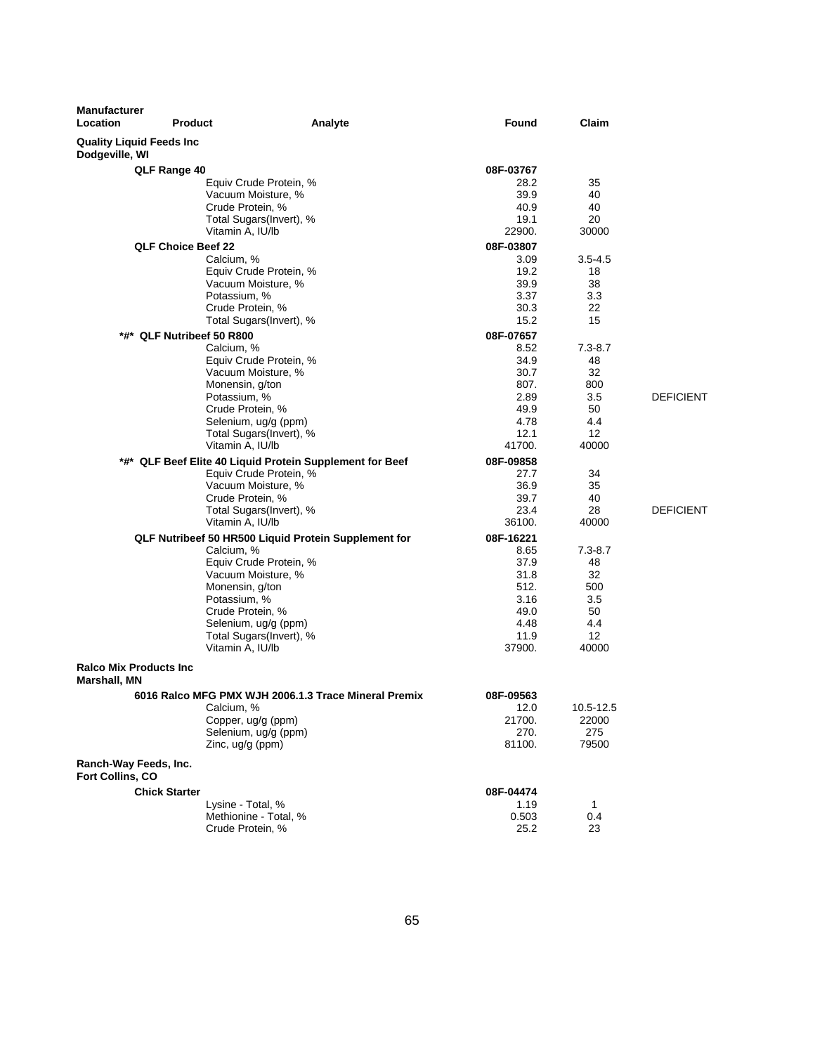| Manufacturer Location | Product | Analyte | Found | Claim | |
|---|---|---|---|---|---|
| **Quality Liquid Feeds Inc Dodgeville, WI** | | | | | |
| | **QLF Range 40** | | **08F-03767** | | |
| | | Equiv Crude Protein, % | 28.2 | 35 | |
| | | Vacuum Moisture, % | 39.9 | 40 | |
| | | Crude Protein, % | 40.9 | 40 | |
| | | Total Sugars(Invert), % | 19.1 | 20 | |
| | | Vitamin A, IU/lb | 22900. | 30000 | |
| | **QLF Choice Beef 22** | | **08F-03807** | | |
| | | Calcium, % | 3.09 | 3.5-4.5 | |
| | | Equiv Crude Protein, % | 19.2 | 18 | |
| | | Vacuum Moisture, % | 39.9 | 38 | |
| | | Potassium, % | 3.37 | 3.3 | |
| | | Crude Protein, % | 30.3 | 22 | |
| | | Total Sugars(Invert), % | 15.2 | 15 | |
| | **\*#\* QLF Nutribeef 50 R800** | | **08F-07657** | | |
| | | Calcium, % | 8.52 | 7.3-8.7 | |
| | | Equiv Crude Protein, % | 34.9 | 48 | |
| | | Vacuum Moisture, % | 30.7 | 32 | |
| | | Monensin, g/ton | 807. | 800 | |
| | | Potassium, % | 2.89 | 3.5 | DEFICIENT |
| | | Crude Protein, % | 49.9 | 50 | |
| | | Selenium, ug/g (ppm) | 4.78 | 4.4 | |
| | | Total Sugars(Invert), % | 12.1 | 12 | |
| | | Vitamin A, IU/lb | 41700. | 40000 | |
| | **\*#\* QLF Beef Elite 40 Liquid Protein Supplement for Beef** | | **08F-09858** | | |
| | | Equiv Crude Protein, % | 27.7 | 34 | |
| | | Vacuum Moisture, % | 36.9 | 35 | |
| | | Crude Protein, % | 39.7 | 40 | |
| | | Total Sugars(Invert), % | 23.4 | 28 | DEFICIENT |
| | | Vitamin A, IU/lb | 36100. | 40000 | |
| | **QLF Nutribeef 50 HR500 Liquid Protein Supplement for** | | **08F-16221** | | |
| | | Calcium, % | 8.65 | 7.3-8.7 | |
| | | Equiv Crude Protein, % | 37.9 | 48 | |
| | | Vacuum Moisture, % | 31.8 | 32 | |
| | | Monensin, g/ton | 512. | 500 | |
| | | Potassium, % | 3.16 | 3.5 | |
| | | Crude Protein, % | 49.0 | 50 | |
| | | Selenium, ug/g (ppm) | 4.48 | 4.4 | |
| | | Total Sugars(Invert), % | 11.9 | 12 | |
| | | Vitamin A, IU/lb | 37900. | 40000 | |
| **Ralco Mix Products Inc Marshall, MN** | | | | | |
| | **6016 Ralco MFG PMX WJH 2006.1.3 Trace Mineral Premix** | | **08F-09563** | | |
| | | Calcium, % | 12.0 | 10.5-12.5 | |
| | | Copper, ug/g (ppm) | 21700. | 22000 | |
| | | Selenium, ug/g (ppm) | 270. | 275 | |
| | | Zinc, ug/g (ppm) | 81100. | 79500 | |
| **Ranch-Way Feeds, Inc. Fort Collins, CO** | | | | | |
| | **Chick Starter** | | **08F-04474** | | |
| | | Lysine - Total, % | 1.19 | 1 | |
| | | Methionine - Total, % | 0.503 | 0.4 | |
| | | Crude Protein, % | 25.2 | 23 | |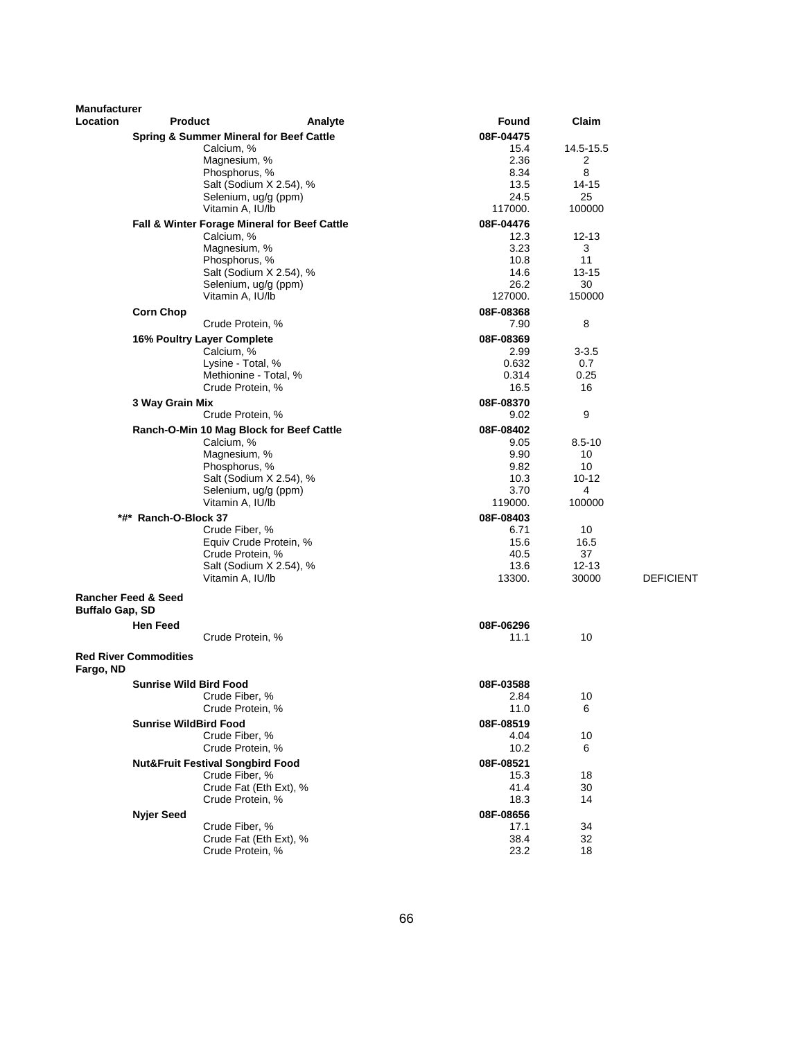| Manufacturer Location | Product | Analyte | Found | Claim | |
|---|---|---|---|---|---|
| | **Spring & Summer Mineral for Beef Cattle** | | **08F-04475** | | |
| | | Calcium, % | 15.4 | 14.5-15.5 | |
| | | Magnesium, % | 2.36 | 2 | |
| | | Phosphorus, % | 8.34 | 8 | |
| | | Salt (Sodium X 2.54), % | 13.5 | 14-15 | |
| | | Selenium, ug/g (ppm) | 24.5 | 25 | |
| | | Vitamin A, IU/lb | 117000. | 100000 | |
| | **Fall & Winter Forage Mineral for Beef Cattle** | | **08F-04476** | | |
| | | Calcium, % | 12.3 | 12-13 | |
| | | Magnesium, % | 3.23 | 3 | |
| | | Phosphorus, % | 10.8 | 11 | |
| | | Salt (Sodium X 2.54), % | 14.6 | 13-15 | |
| | | Selenium, ug/g (ppm) | 26.2 | 30 | |
| | | Vitamin A, IU/lb | 127000. | 150000 | |
| | **Corn Chop** | | **08F-08368** | | |
| | | Crude Protein, % | 7.90 | 8 | |
| | **16% Poultry Layer Complete** | | **08F-08369** | | |
| | | Calcium, % | 2.99 | 3-3.5 | |
| | | Lysine - Total, % | 0.632 | 0.7 | |
| | | Methionine - Total, % | 0.314 | 0.25 | |
| | | Crude Protein, % | 16.5 | 16 | |
| | **3 Way Grain Mix** | | **08F-08370** | | |
| | | Crude Protein, % | 9.02 | 9 | |
| | **Ranch-O-Min 10 Mag Block for Beef Cattle** | | **08F-08402** | | |
| | | Calcium, % | 9.05 | 8.5-10 | |
| | | Magnesium, % | 9.90 | 10 | |
| | | Phosphorus, % | 9.82 | 10 | |
| | | Salt (Sodium X 2.54), % | 10.3 | 10-12 | |
| | | Selenium, ug/g (ppm) | 3.70 | 4 | |
| | | Vitamin A, IU/lb | 119000. | 100000 | |
| | ***#* Ranch-O-Block 37** | | **08F-08403** | | |
| | | Crude Fiber, % | 6.71 | 10 | |
| | | Equiv Crude Protein, % | 15.6 | 16.5 | |
| | | Crude Protein, % | 40.5 | 37 | |
| | | Salt (Sodium X 2.54), % | 13.6 | 12-13 | |
| | | Vitamin A, IU/lb | 13300. | 30000 | DEFICIENT |
| **Rancher Feed & Seed Buffalo Gap, SD** | | | | | |
| | **Hen Feed** | | **08F-06296** | | |
| | | Crude Protein, % | 11.1 | 10 | |
| **Red River Commodities Fargo, ND** | | | | | |
| | **Sunrise Wild Bird Food** | | **08F-03588** | | |
| | | Crude Fiber, % | 2.84 | 10 | |
| | | Crude Protein, % | 11.0 | 6 | |
| | **Sunrise WildBird Food** | | **08F-08519** | | |
| | | Crude Fiber, % | 4.04 | 10 | |
| | | Crude Protein, % | 10.2 | 6 | |
| | **Nut&Fruit Festival Songbird Food** | | **08F-08521** | | |
| | | Crude Fiber, % | 15.3 | 18 | |
| | | Crude Fat (Eth Ext), % | 41.4 | 30 | |
| | | Crude Protein, % | 18.3 | 14 | |
| | **Nyjer Seed** | | **08F-08656** | | |
| | | Crude Fiber, % | 17.1 | 34 | |
| | | Crude Fat (Eth Ext), % | 38.4 | 32 | |
| | | Crude Protein, % | 23.2 | 18 | |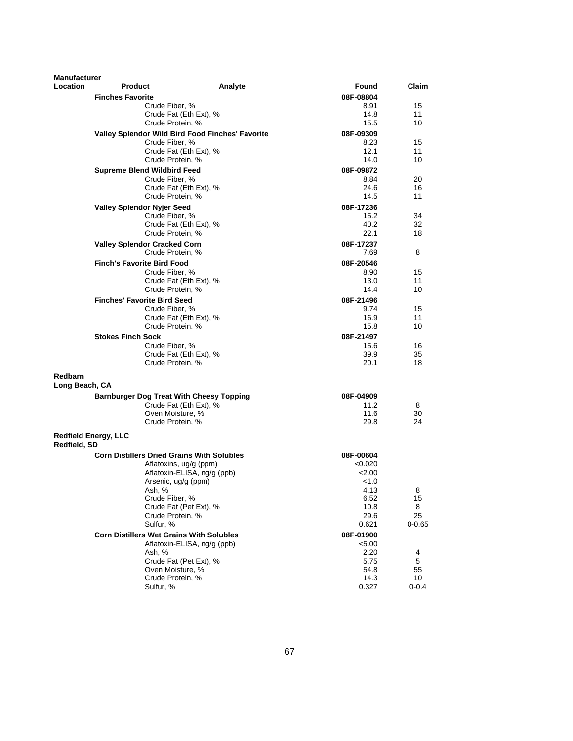| Manufacturer Location | Product | Analyte | Found | Claim |
|---|---|---|---|---|
| | **Finches Favorite** | | **08F-08804** | |
| | | Crude Fiber, % | 8.91 | 15 |
| | | Crude Fat (Eth Ext), % | 14.8 | 11 |
| | | Crude Protein, % | 15.5 | 10 |
| | **Valley Splendor Wild Bird Food Finches' Favorite** | | **08F-09309** | |
| | | Crude Fiber, % | 8.23 | 15 |
| | | Crude Fat (Eth Ext), % | 12.1 | 11 |
| | | Crude Protein, % | 14.0 | 10 |
| | **Supreme Blend Wildbird Feed** | | **08F-09872** | |
| | | Crude Fiber, % | 8.84 | 20 |
| | | Crude Fat (Eth Ext), % | 24.6 | 16 |
| | | Crude Protein, % | 14.5 | 11 |
| | **Valley Splendor Nyjer Seed** | | **08F-17236** | |
| | | Crude Fiber, % | 15.2 | 34 |
| | | Crude Fat (Eth Ext), % | 40.2 | 32 |
| | | Crude Protein, % | 22.1 | 18 |
| | **Valley Splendor Cracked Corn** | | **08F-17237** | |
| | | Crude Protein, % | 7.69 | 8 |
| | **Finch's Favorite Bird Food** | | **08F-20546** | |
| | | Crude Fiber, % | 8.90 | 15 |
| | | Crude Fat (Eth Ext), % | 13.0 | 11 |
| | | Crude Protein, % | 14.4 | 10 |
| | **Finches' Favorite Bird Seed** | | **08F-21496** | |
| | | Crude Fiber, % | 9.74 | 15 |
| | | Crude Fat (Eth Ext), % | 16.9 | 11 |
| | | Crude Protein, % | 15.8 | 10 |
| | **Stokes Finch Sock** | | **08F-21497** | |
| | | Crude Fiber, % | 15.6 | 16 |
| | | Crude Fat (Eth Ext), % | 39.9 | 35 |
| | | Crude Protein, % | 20.1 | 18 |
| **Redbarn Long Beach, CA** | | | | |
| | **Barnburger Dog Treat With Cheesy Topping** | | **08F-04909** | |
| | | Crude Fat (Eth Ext), % | 11.2 | 8 |
| | | Oven Moisture, % | 11.6 | 30 |
| | | Crude Protein, % | 29.8 | 24 |
| **Redfield Energy, LLC Redfield, SD** | | | | |
| | **Corn Distillers Dried Grains With Solubles** | | **08F-00604** | |
| | | Aflatoxins, ug/g (ppm) | <0.020 | |
| | | Aflatoxin-ELISA, ng/g (ppb) | <2.00 | |
| | | Arsenic, ug/g (ppm) | <1.0 | |
| | | Ash, % | 4.13 | 8 |
| | | Crude Fiber, % | 6.52 | 15 |
| | | Crude Fat (Pet Ext), % | 10.8 | 8 |
| | | Crude Protein, % | 29.6 | 25 |
| | | Sulfur, % | 0.621 | 0-0.65 |
| | **Corn Distillers Wet Grains With Solubles** | | **08F-01900** | |
| | | Aflatoxin-ELISA, ng/g (ppb) | <5.00 | |
| | | Ash, % | 2.20 | 4 |
| | | Crude Fat (Pet Ext), % | 5.75 | 5 |
| | | Oven Moisture, % | 54.8 | 55 |
| | | Crude Protein, % | 14.3 | 10 |
| | | Sulfur, % | 0.327 | 0-0.4 |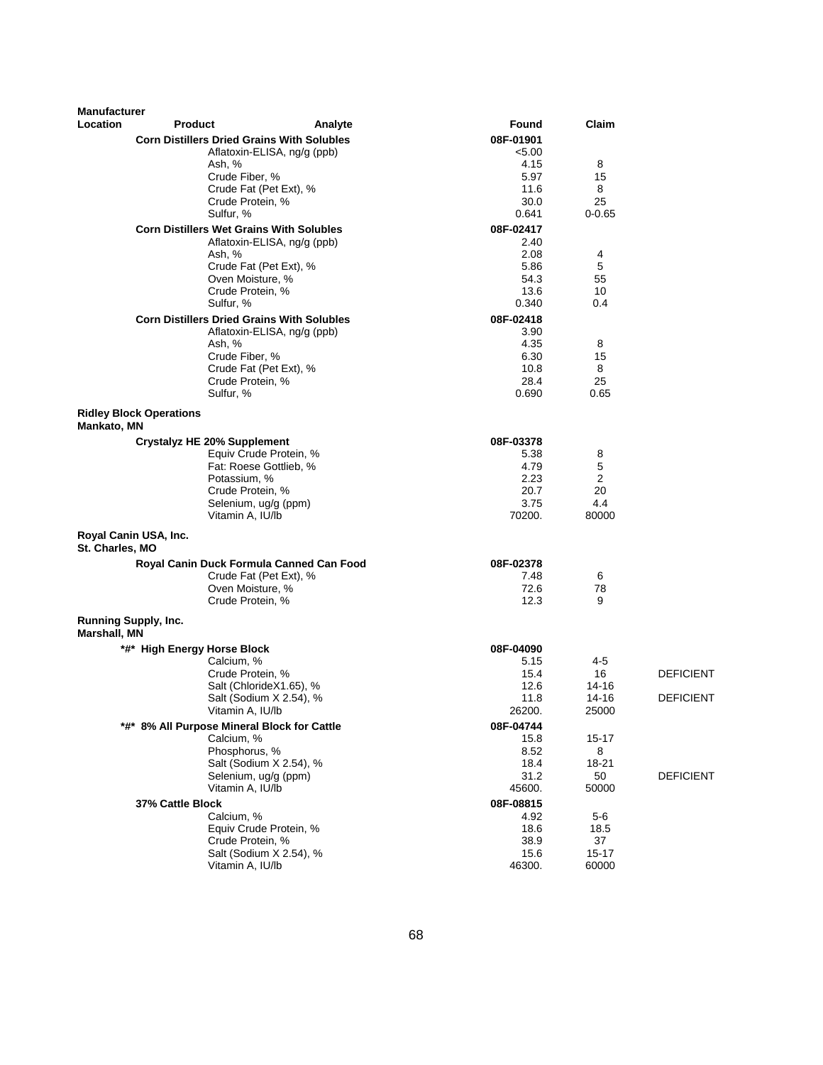| Manufacturer Location | Product | Analyte | Found | Claim | |
|---|---|---|---|---|---|
| | **Corn Distillers Dried Grains With Solubles** | | **08F-01901** | | |
| | | Aflatoxin-ELISA, ng/g (ppb) | <5.00 | | |
| | | Ash, % | 4.15 | 8 | |
| | | Crude Fiber, % | 5.97 | 15 | |
| | | Crude Fat (Pet Ext), % | 11.6 | 8 | |
| | | Crude Protein, % | 30.0 | 25 | |
| | | Sulfur, % | 0.641 | 0-0.65 | |
| | **Corn Distillers Wet Grains With Solubles** | | **08F-02417** | | |
| | | Aflatoxin-ELISA, ng/g (ppb) | 2.40 | | |
| | | Ash, % | 2.08 | 4 | |
| | | Crude Fat (Pet Ext), % | 5.86 | 5 | |
| | | Oven Moisture, % | 54.3 | 55 | |
| | | Crude Protein, % | 13.6 | 10 | |
| | | Sulfur, % | 0.340 | 0.4 | |
| | **Corn Distillers Dried Grains With Solubles** | | **08F-02418** | | |
| | | Aflatoxin-ELISA, ng/g (ppb) | 3.90 | | |
| | | Ash, % | 4.35 | 8 | |
| | | Crude Fiber, % | 6.30 | 15 | |
| | | Crude Fat (Pet Ext), % | 10.8 | 8 | |
| | | Crude Protein, % | 28.4 | 25 | |
| | | Sulfur, % | 0.690 | 0.65 | |
| **Ridley Block Operations Mankato, MN** | | | | | |
| | **Crystalyz HE 20% Supplement** | | **08F-03378** | | |
| | | Equiv Crude Protein, % | 5.38 | 8 | |
| | | Fat: Roese Gottlieb, % | 4.79 | 5 | |
| | | Potassium, % | 2.23 | 2 | |
| | | Crude Protein, % | 20.7 | 20 | |
| | | Selenium, ug/g (ppm) | 3.75 | 4.4 | |
| | | Vitamin A, IU/lb | 70200. | 80000 | |
| **Royal Canin USA, Inc. St. Charles, MO** | | | | | |
| | **Royal Canin Duck Formula Canned Can Food** | | **08F-02378** | | |
| | | Crude Fat (Pet Ext), % | 7.48 | 6 | |
| | | Oven Moisture, % | 72.6 | 78 | |
| | | Crude Protein, % | 12.3 | 9 | |
| **Running Supply, Inc. Marshall, MN** | | | | | |
| | **\*#\* High Energy Horse Block** | | **08F-04090** | | |
| | | Calcium, % | 5.15 | 4-5 | |
| | | Crude Protein, % | 15.4 | 16 | DEFICIENT |
| | | Salt (ChlorideX1.65), % | 12.6 | 14-16 | |
| | | Salt (Sodium X 2.54), % | 11.8 | 14-16 | DEFICIENT |
| | | Vitamin A, IU/lb | 26200. | 25000 | |
| | **\*#\* 8% All Purpose Mineral Block for Cattle** | | **08F-04744** | | |
| | | Calcium, % | 15.8 | 15-17 | |
| | | Phosphorus, % | 8.52 | 8 | |
| | | Salt (Sodium X 2.54), % | 18.4 | 18-21 | |
| | | Selenium, ug/g (ppm) | 31.2 | 50 | DEFICIENT |
| | | Vitamin A, IU/lb | 45600. | 50000 | |
| | **37% Cattle Block** | | **08F-08815** | | |
| | | Calcium, % | 4.92 | 5-6 | |
| | | Equiv Crude Protein, % | 18.6 | 18.5 | |
| | | Crude Protein, % | 38.9 | 37 | |
| | | Salt (Sodium X 2.54), % | 15.6 | 15-17 | |
| | | Vitamin A, IU/lb | 46300. | 60000 | |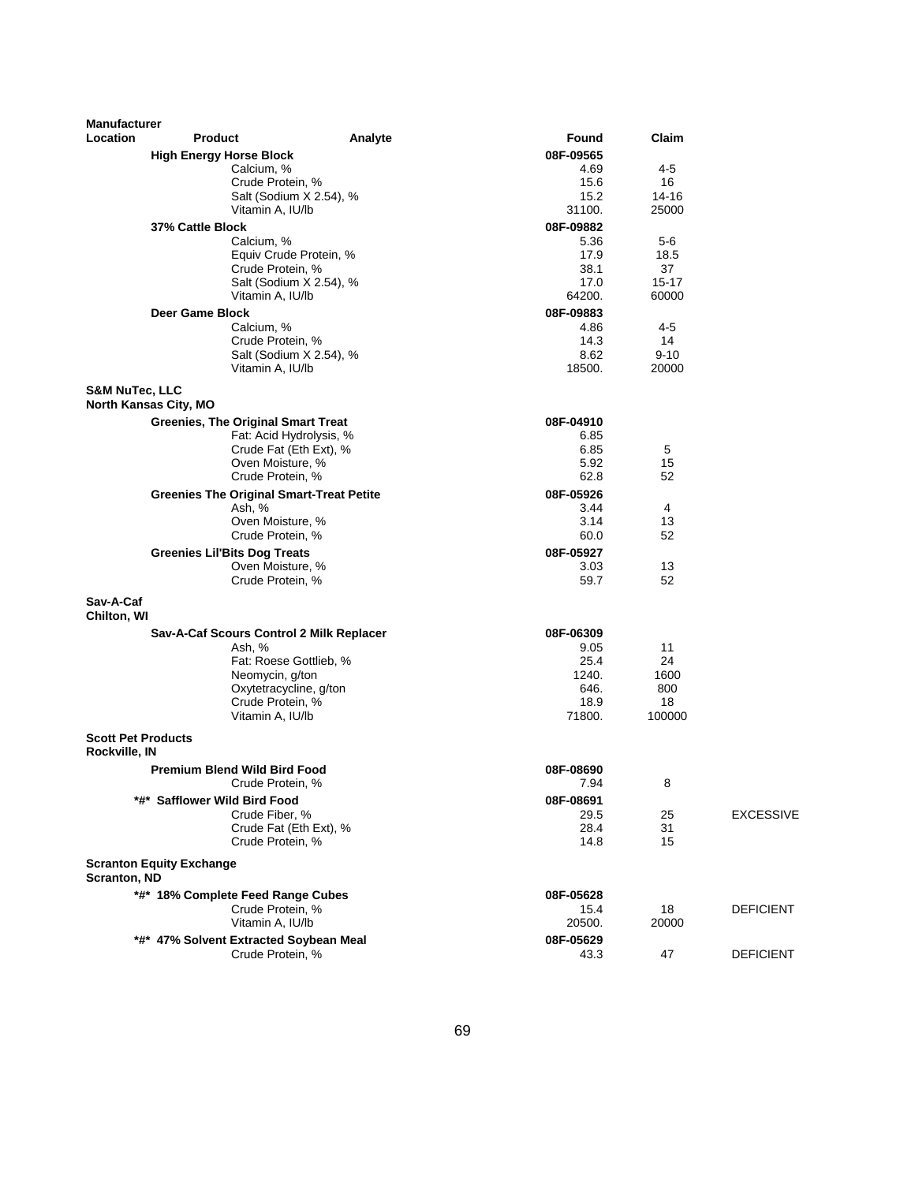| Manufacturer Location | Product | Analyte | Found | Claim | |
|---|---|---|---|---|---|
| | **High Energy Horse Block** | | **08F-09565** | | |
| | | Calcium, % | 4.69 | 4-5 | |
| | | Crude Protein, % | 15.6 | 16 | |
| | | Salt (Sodium X 2.54), % | 15.2 | 14-16 | |
| | | Vitamin A, IU/lb | 31100. | 25000 | |
| | **37% Cattle Block** | | **08F-09882** | | |
| | | Calcium, % | 5.36 | 5-6 | |
| | | Equiv Crude Protein, % | 17.9 | 18.5 | |
| | | Crude Protein, % | 38.1 | 37 | |
| | | Salt (Sodium X 2.54), % | 17.0 | 15-17 | |
| | | Vitamin A, IU/lb | 64200. | 60000 | |
| | **Deer Game Block** | | **08F-09883** | | |
| | | Calcium, % | 4.86 | 4-5 | |
| | | Crude Protein, % | 14.3 | 14 | |
| | | Salt (Sodium X 2.54), % | 8.62 | 9-10 | |
| | | Vitamin A, IU/lb | 18500. | 20000 | |
| **S&M NuTec, LLC North Kansas City, MO** | | | | | |
| | **Greenies, The Original Smart Treat** | | **08F-04910** | | |
| | | Fat: Acid Hydrolysis, % | 6.85 | | |
| | | Crude Fat (Eth Ext), % | 6.85 | 5 | |
| | | Oven Moisture, % | 5.92 | 15 | |
| | | Crude Protein, % | 62.8 | 52 | |
| | **Greenies The Original Smart-Treat Petite** | | **08F-05926** | | |
| | | Ash, % | 3.44 | 4 | |
| | | Oven Moisture, % | 3.14 | 13 | |
| | | Crude Protein, % | 60.0 | 52 | |
| | **Greenies Lil'Bits Dog Treats** | | **08F-05927** | | |
| | | Oven Moisture, % | 3.03 | 13 | |
| | | Crude Protein, % | 59.7 | 52 | |
| **Sav-A-Caf Chilton, WI** | | | | | |
| | **Sav-A-Caf Scours Control 2 Milk Replacer** | | **08F-06309** | | |
| | | Ash, % | 9.05 | 11 | |
| | | Fat: Roese Gottlieb, % | 25.4 | 24 | |
| | | Neomycin, g/ton | 1240. | 1600 | |
| | | Oxytetracycline, g/ton | 646. | 800 | |
| | | Crude Protein, % | 18.9 | 18 | |
| | | Vitamin A, IU/lb | 71800. | 100000 | |
| **Scott Pet Products Rockville, IN** | | | | | |
| | **Premium Blend Wild Bird Food** | | **08F-08690** | | |
| | | Crude Protein, % | 7.94 | 8 | |
| | ***#* Safflower Wild Bird Food** | | **08F-08691** | | |
| | | Crude Fiber, % | 29.5 | 25 | EXCESSIVE |
| | | Crude Fat (Eth Ext), % | 28.4 | 31 | |
| | | Crude Protein, % | 14.8 | 15 | |
| **Scranton Equity Exchange Scranton, ND** | | | | | |
| | ***#* 18% Complete Feed Range Cubes** | | **08F-05628** | | |
| | | Crude Protein, % | 15.4 | 18 | DEFICIENT |
| | | Vitamin A, IU/lb | 20500. | 20000 | |
| | ***#* 47% Solvent Extracted Soybean Meal** | | **08F-05629** | | |
| | | Crude Protein, % | 43.3 | 47 | DEFICIENT |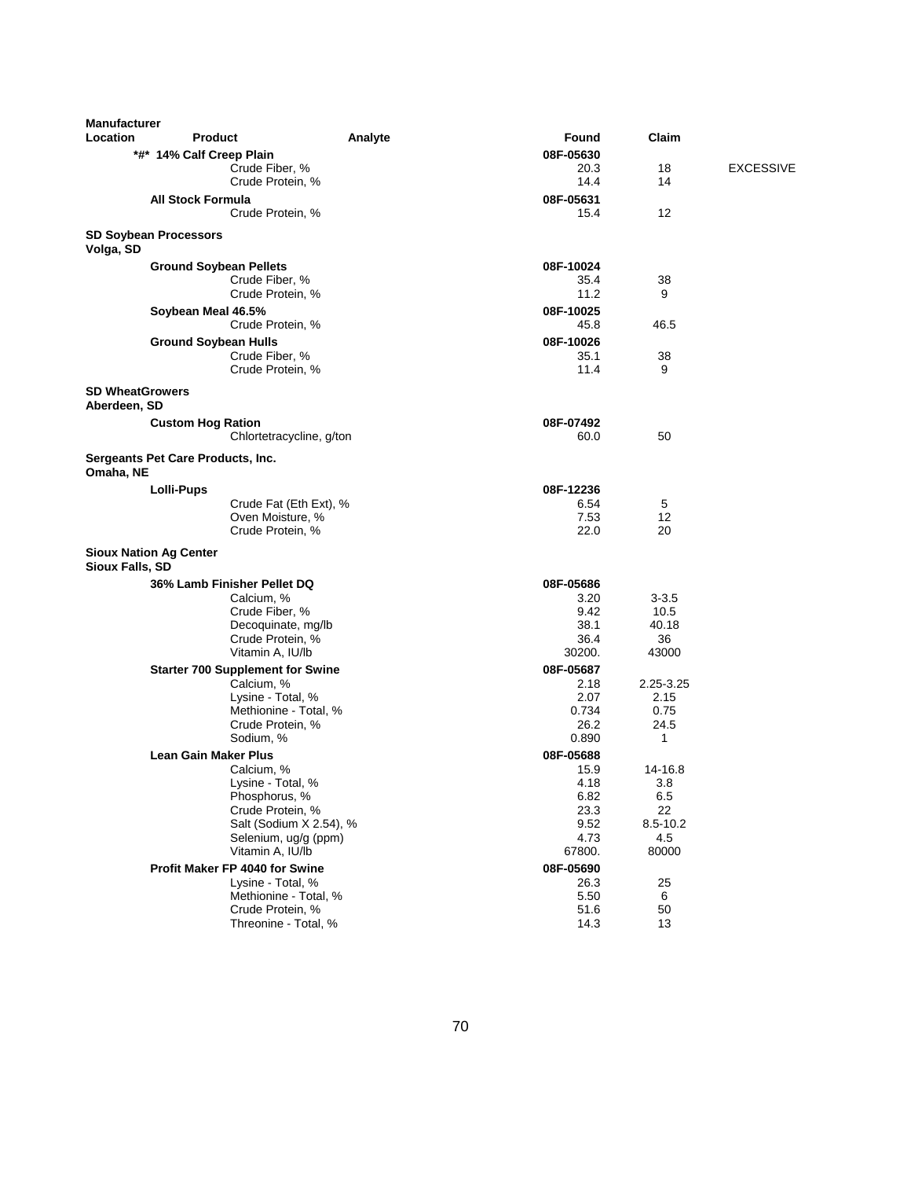| Manufacturer Location | Product | Analyte | Found | Claim | |
|---|---|---|---|---|---|
| | *#* 14% Calf Creep Plain | | 08F-05630 | | |
| | | Crude Fiber, % | 20.3 | 18 | EXCESSIVE |
| | | Crude Protein, % | 14.4 | 14 | |
| | All Stock Formula | | 08F-05631 | | |
| | | Crude Protein, % | 15.4 | 12 | |
| **SD Soybean Processors**<br>**Volga, SD** | | | | | |
| | Ground Soybean Pellets | | 08F-10024 | | |
| | | Crude Fiber, % | 35.4 | 38 | |
| | | Crude Protein, % | 11.2 | 9 | |
| | Soybean Meal 46.5% | | 08F-10025 | | |
| | | Crude Protein, % | 45.8 | 46.5 | |
| | Ground Soybean Hulls | | 08F-10026 | | |
| | | Crude Fiber, % | 35.1 | 38 | |
| | | Crude Protein, % | 11.4 | 9 | |
| **SD WheatGrowers**<br>**Aberdeen, SD** | | | | | |
| | Custom Hog Ration | | 08F-07492 | | |
| | | Chlortetracycline, g/ton | 60.0 | 50 | |
| **Sergeants Pet Care Products, Inc.**<br>**Omaha, NE** | | | | | |
| | Lolli-Pups | | 08F-12236 | | |
| | | Crude Fat (Eth Ext), % | 6.54 | 5 | |
| | | Oven Moisture, % | 7.53 | 12 | |
| | | Crude Protein, % | 22.0 | 20 | |
| **Sioux Nation Ag Center**<br>**Sioux Falls, SD** | | | | | |
| | 36% Lamb Finisher Pellet DQ | | 08F-05686 | | |
| | | Calcium, % | 3.20 | 3-3.5 | |
| | | Crude Fiber, % | 9.42 | 10.5 | |
| | | Decoquinate, mg/lb | 38.1 | 40.18 | |
| | | Crude Protein, % | 36.4 | 36 | |
| | | Vitamin A, IU/lb | 30200. | 43000 | |
| | Starter 700 Supplement for Swine | | 08F-05687 | | |
| | | Calcium, % | 2.18 | 2.25-3.25 | |
| | | Lysine - Total, % | 2.07 | 2.15 | |
| | | Methionine - Total, % | 0.734 | 0.75 | |
| | | Crude Protein, % | 26.2 | 24.5 | |
| | | Sodium, % | 0.890 | 1 | |
| | Lean Gain Maker Plus | | 08F-05688 | | |
| | | Calcium, % | 15.9 | 14-16.8 | |
| | | Lysine - Total, % | 4.18 | 3.8 | |
| | | Phosphorus, % | 6.82 | 6.5 | |
| | | Crude Protein, % | 23.3 | 22 | |
| | | Salt (Sodium X 2.54), % | 9.52 | 8.5-10.2 | |
| | | Selenium, ug/g (ppm) | 4.73 | 4.5 | |
| | | Vitamin A, IU/lb | 67800. | 80000 | |
| | Profit Maker FP 4040 for Swine | | 08F-05690 | | |
| | | Lysine - Total, % | 26.3 | 25 | |
| | | Methionine - Total, % | 5.50 | 6 | |
| | | Crude Protein, % | 51.6 | 50 | |
| | | Threonine - Total, % | 14.3 | 13 | |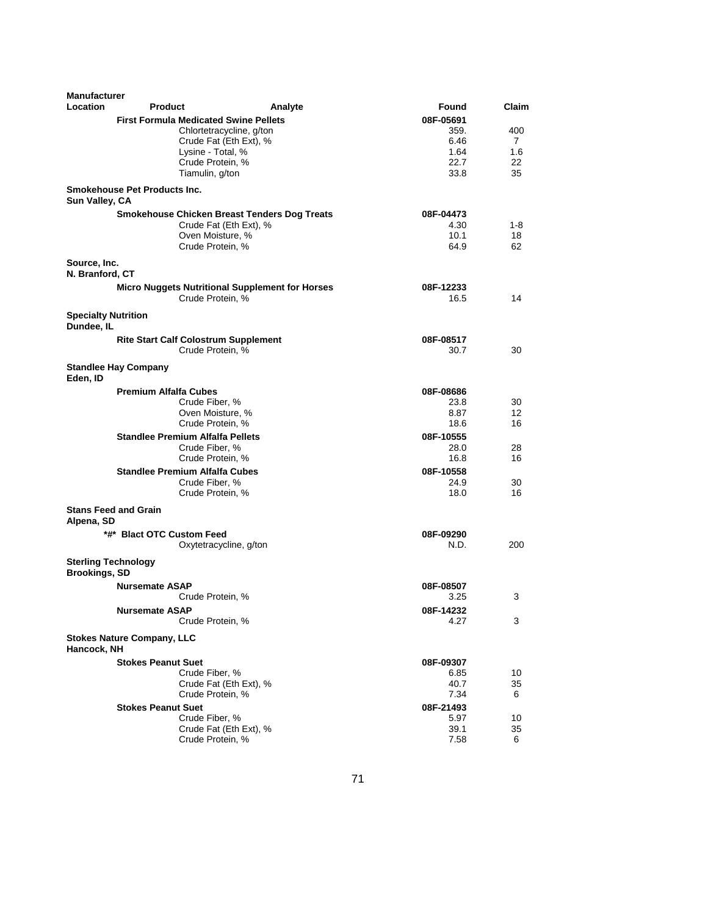| Manufacturer Location | Product | Analyte | Found | Claim |
|---|---|---|---|---|
| | **First Formula Medicated Swine Pellets** | | **08F-05691** | |
| | | Chlortetracycline, g/ton | 359. | 400 |
| | | Crude Fat (Eth Ext), % | 6.46 | 7 |
| | | Lysine - Total, % | 1.64 | 1.6 |
| | | Crude Protein, % | 22.7 | 22 |
| | | Tiamulin, g/ton | 33.8 | 35 |
| **Smokehouse Pet Products Inc.** **Sun Valley, CA** | | | | |
| | **Smokehouse Chicken Breast Tenders Dog Treats** | | **08F-04473** | |
| | | Crude Fat (Eth Ext), % | 4.30 | 1-8 |
| | | Oven Moisture, % | 10.1 | 18 |
| | | Crude Protein, % | 64.9 | 62 |
| **Source, Inc.** **N. Branford, CT** | | | | |
| | **Micro Nuggets Nutritional Supplement for Horses** | | **08F-12233** | |
| | | Crude Protein, % | 16.5 | 14 |
| **Specialty Nutrition** **Dundee, IL** | | | | |
| | **Rite Start Calf Colostrum Supplement** | | **08F-08517** | |
| | | Crude Protein, % | 30.7 | 30 |
| **Standlee Hay Company** **Eden, ID** | | | | |
| | **Premium Alfalfa Cubes** | | **08F-08686** | |
| | | Crude Fiber, % | 23.8 | 30 |
| | | Oven Moisture, % | 8.87 | 12 |
| | | Crude Protein, % | 18.6 | 16 |
| | **Standlee Premium Alfalfa Pellets** | | **08F-10555** | |
| | | Crude Fiber, % | 28.0 | 28 |
| | | Crude Protein, % | 16.8 | 16 |
| | **Standlee Premium Alfalfa Cubes** | | **08F-10558** | |
| | | Crude Fiber, % | 24.9 | 30 |
| | | Crude Protein, % | 18.0 | 16 |
| **Stans Feed and Grain** **Alpena, SD** | | | | |
| | **\*#\* Blact OTC Custom Feed** | | **08F-09290** | |
| | | Oxytetracycline, g/ton | N.D. | 200 |
| **Sterling Technology** **Brookings, SD** | | | | |
| | **Nursemate ASAP** | | **08F-08507** | |
| | | Crude Protein, % | 3.25 | 3 |
| | **Nursemate ASAP** | | **08F-14232** | |
| | | Crude Protein, % | 4.27 | 3 |
| **Stokes Nature Company, LLC** **Hancock, NH** | | | | |
| | **Stokes Peanut Suet** | | **08F-09307** | |
| | | Crude Fiber, % | 6.85 | 10 |
| | | Crude Fat (Eth Ext), % | 40.7 | 35 |
| | | Crude Protein, % | 7.34 | 6 |
| | **Stokes Peanut Suet** | | **08F-21493** | |
| | | Crude Fiber, % | 5.97 | 10 |
| | | Crude Fat (Eth Ext), % | 39.1 | 35 |
| | | Crude Protein, % | 7.58 | 6 |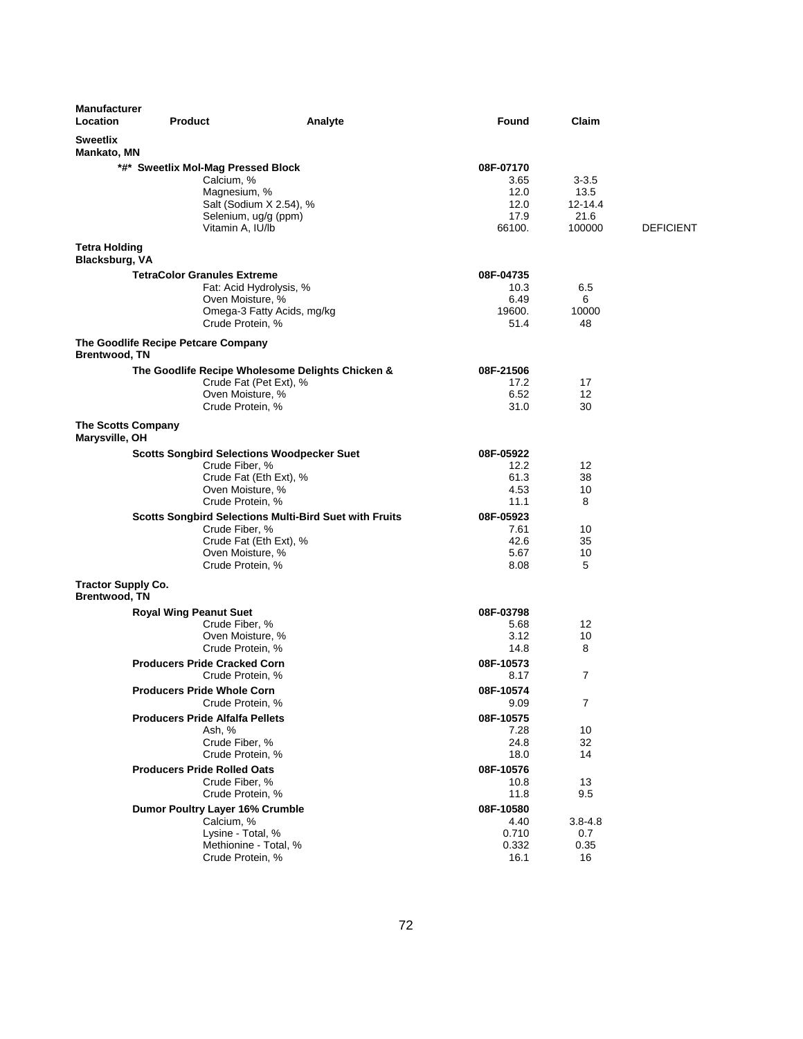| Manufacturer Location | Product | Analyte | Found | Claim | |
|---|---|---|---|---|---|
| **Sweetlix Mankato, MN** | | | | | |
| | ***#* Sweetlix Mol-Mag Pressed Block** | | **08F-07170** | | |
| | | Calcium, % | 3.65 | 3-3.5 | |
| | | Magnesium, % | 12.0 | 13.5 | |
| | | Salt (Sodium X 2.54), % | 12.0 | 12-14.4 | |
| | | Selenium, ug/g (ppm) | 17.9 | 21.6 | |
| | | Vitamin A, IU/lb | 66100. | 100000 | DEFICIENT |
| **Tetra Holding Blacksburg, VA** | | | | | |
| | **TetraColor Granules Extreme** | | **08F-04735** | | |
| | | Fat: Acid Hydrolysis, % | 10.3 | 6.5 | |
| | | Oven Moisture, % | 6.49 | 6 | |
| | | Omega-3 Fatty Acids, mg/kg | 19600. | 10000 | |
| | | Crude Protein, % | 51.4 | 48 | |
| **The Goodlife Recipe Petcare Company Brentwood, TN** | | | | | |
| | **The Goodlife Recipe Wholesome Delights Chicken &** | | **08F-21506** | | |
| | | Crude Fat (Pet Ext), % | 17.2 | 17 | |
| | | Oven Moisture, % | 6.52 | 12 | |
| | | Crude Protein, % | 31.0 | 30 | |
| **The Scotts Company Marysville, OH** | | | | | |
| | **Scotts Songbird Selections Woodpecker Suet** | | **08F-05922** | | |
| | | Crude Fiber, % | 12.2 | 12 | |
| | | Crude Fat (Eth Ext), % | 61.3 | 38 | |
| | | Oven Moisture, % | 4.53 | 10 | |
| | | Crude Protein, % | 11.1 | 8 | |
| | **Scotts Songbird Selections Multi-Bird Suet with Fruits** | | **08F-05923** | | |
| | | Crude Fiber, % | 7.61 | 10 | |
| | | Crude Fat (Eth Ext), % | 42.6 | 35 | |
| | | Oven Moisture, % | 5.67 | 10 | |
| | | Crude Protein, % | 8.08 | 5 | |
| **Tractor Supply Co. Brentwood, TN** | | | | | |
| | **Royal Wing Peanut Suet** | | **08F-03798** | | |
| | | Crude Fiber, % | 5.68 | 12 | |
| | | Oven Moisture, % | 3.12 | 10 | |
| | | Crude Protein, % | 14.8 | 8 | |
| | **Producers Pride Cracked Corn** | | **08F-10573** | | |
| | | Crude Protein, % | 8.17 | 7 | |
| | **Producers Pride Whole Corn** | | **08F-10574** | | |
| | | Crude Protein, % | 9.09 | 7 | |
| | **Producers Pride Alfalfa Pellets** | | **08F-10575** | | |
| | | Ash, % | 7.28 | 10 | |
| | | Crude Fiber, % | 24.8 | 32 | |
| | | Crude Protein, % | 18.0 | 14 | |
| | **Producers Pride Rolled Oats** | | **08F-10576** | | |
| | | Crude Fiber, % | 10.8 | 13 | |
| | | Crude Protein, % | 11.8 | 9.5 | |
| | **Dumor Poultry Layer 16% Crumble** | | **08F-10580** | | |
| | | Calcium, % | 4.40 | 3.8-4.8 | |
| | | Lysine - Total, % | 0.710 | 0.7 | |
| | | Methionine - Total, % | 0.332 | 0.35 | |
| | | Crude Protein, % | 16.1 | 16 | |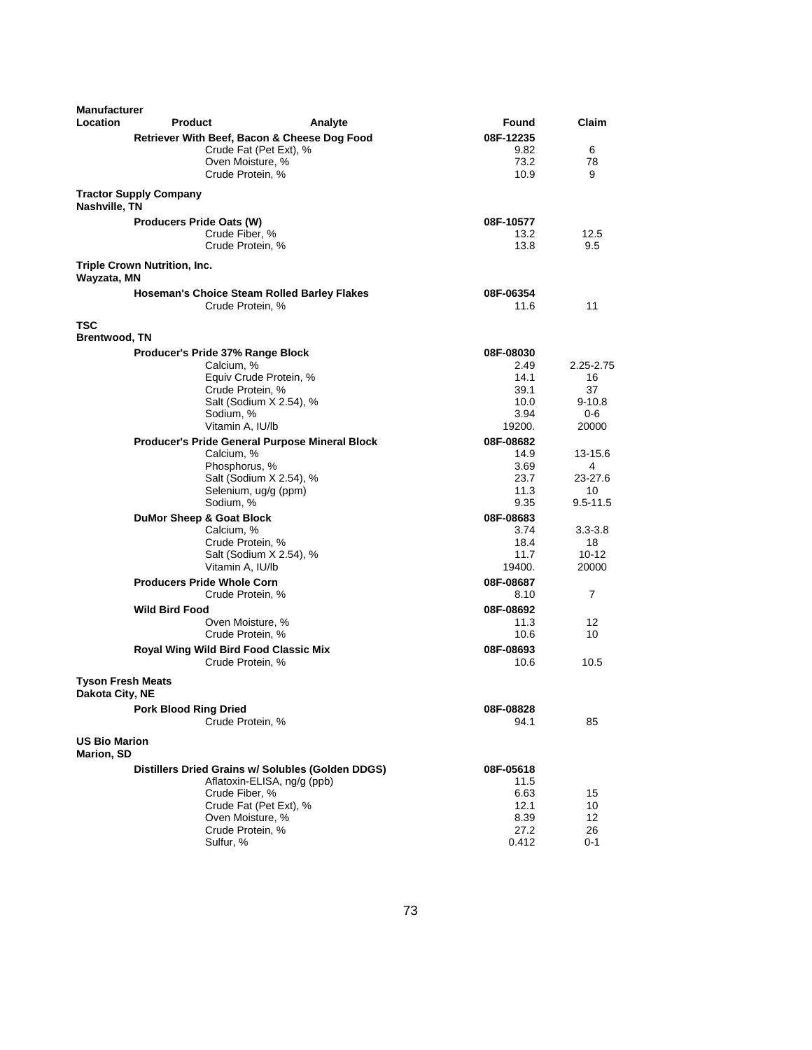| Manufacturer Location | Product | Analyte | Found | Claim |
|---|---|---|---|---|
| | **Retriever With Beef, Bacon & Cheese Dog Food** | | **08F-12235** | |
| | | Crude Fat (Pet Ext), % | 9.82 | 6 |
| | | Oven Moisture, % | 73.2 | 78 |
| | | Crude Protein, % | 10.9 | 9 |
| **Tractor Supply Company** **Nashville, TN** | | | | |
| | **Producers Pride Oats (W)** | | **08F-10577** | |
| | | Crude Fiber, % | 13.2 | 12.5 |
| | | Crude Protein, % | 13.8 | 9.5 |
| **Triple Crown Nutrition, Inc.** **Wayzata, MN** | | | | |
| | **Hoseman's Choice Steam Rolled Barley Flakes** | | **08F-06354** | |
| | | Crude Protein, % | 11.6 | 11 |
| **TSC** **Brentwood, TN** | | | | |
| | **Producer's Pride 37% Range Block** | | **08F-08030** | |
| | | Calcium, % | 2.49 | 2.25-2.75 |
| | | Equiv Crude Protein, % | 14.1 | 16 |
| | | Crude Protein, % | 39.1 | 37 |
| | | Salt (Sodium X 2.54), % | 10.0 | 9-10.8 |
| | | Sodium, % | 3.94 | 0-6 |
| | | Vitamin A, IU/lb | 19200. | 20000 |
| | **Producer's Pride General Purpose Mineral Block** | | **08F-08682** | |
| | | Calcium, % | 14.9 | 13-15.6 |
| | | Phosphorus, % | 3.69 | 4 |
| | | Salt (Sodium X 2.54), % | 23.7 | 23-27.6 |
| | | Selenium, ug/g (ppm) | 11.3 | 10 |
| | | Sodium, % | 9.35 | 9.5-11.5 |
| | **DuMor Sheep & Goat Block** | | **08F-08683** | |
| | | Calcium, % | 3.74 | 3.3-3.8 |
| | | Crude Protein, % | 18.4 | 18 |
| | | Salt (Sodium X 2.54), % | 11.7 | 10-12 |
| | | Vitamin A, IU/lb | 19400. | 20000 |
| | **Producers Pride Whole Corn** | | **08F-08687** | |
| | | Crude Protein, % | 8.10 | 7 |
| | **Wild Bird Food** | | **08F-08692** | |
| | | Oven Moisture, % | 11.3 | 12 |
| | | Crude Protein, % | 10.6 | 10 |
| | **Royal Wing Wild Bird Food Classic Mix** | | **08F-08693** | |
| | | Crude Protein, % | 10.6 | 10.5 |
| **Tyson Fresh Meats** **Dakota City, NE** | | | | |
| | **Pork Blood Ring Dried** | | **08F-08828** | |
| | | Crude Protein, % | 94.1 | 85 |
| **US Bio Marion** **Marion, SD** | | | | |
| | **Distillers Dried Grains w/ Solubles (Golden DDGS)** | | **08F-05618** | |
| | | Aflatoxin-ELISA, ng/g (ppb) | 11.5 | |
| | | Crude Fiber, % | 6.63 | 15 |
| | | Crude Fat (Pet Ext), % | 12.1 | 10 |
| | | Oven Moisture, % | 8.39 | 12 |
| | | Crude Protein, % | 27.2 | 26 |
| | | Sulfur, % | 0.412 | 0-1 |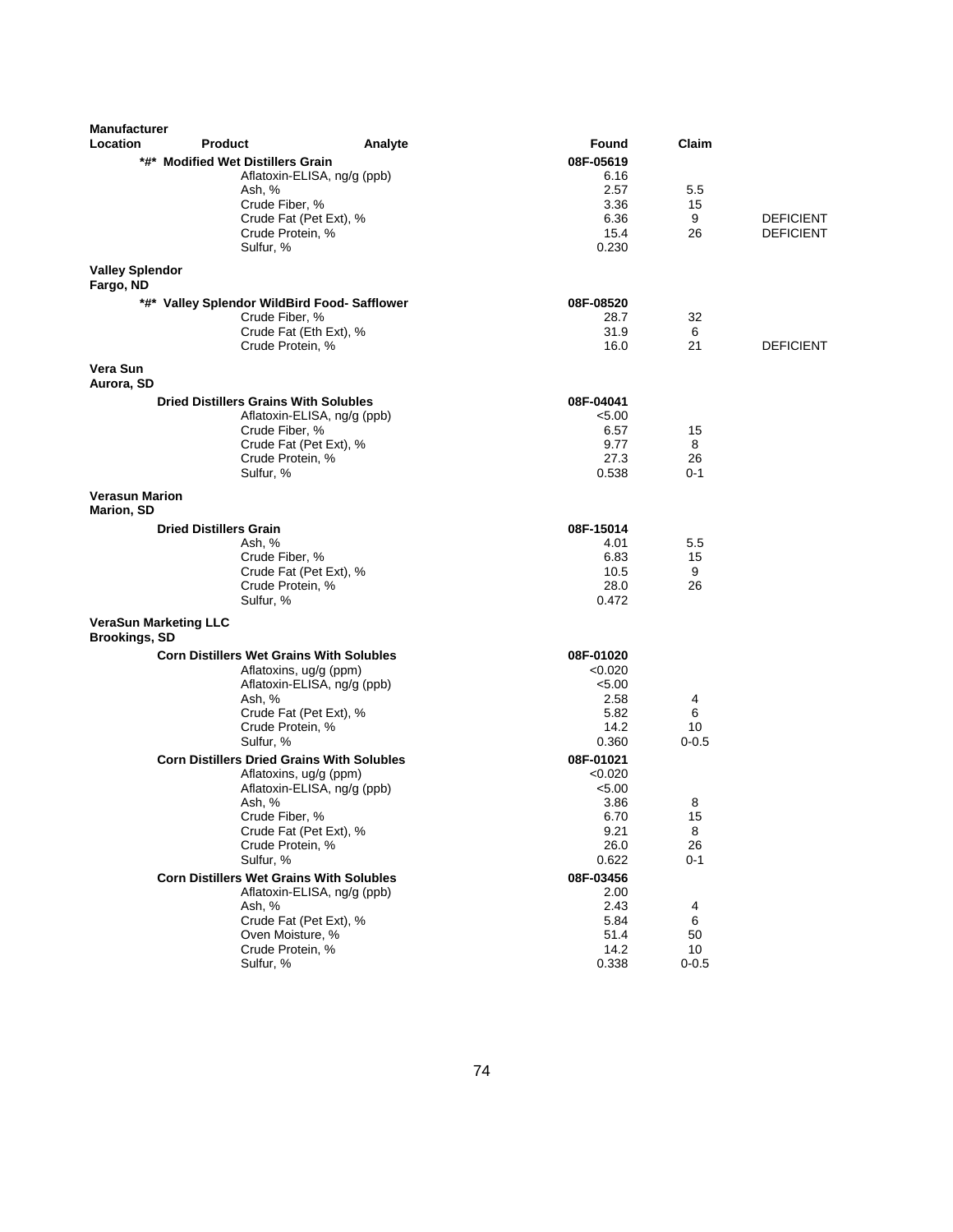| Manufacturer Location | Product | Analyte | Found | Claim | |
|---|---|---|---|---|---|
| | *#* Modified Wet Distillers Grain | | 08F-05619 | | |
| | | Aflatoxin-ELISA, ng/g (ppb) | 6.16 | | |
| | | Ash, % | 2.57 | 5.5 | |
| | | Crude Fiber, % | 3.36 | 15 | |
| | | Crude Fat (Pet Ext), % | 6.36 | 9 | DEFICIENT |
| | | Crude Protein, % | 15.4 | 26 | DEFICIENT |
| | | Sulfur, % | 0.230 | | |
| **Valley Splendor Fargo, ND** | | | | | |
| | *#* Valley Splendor WildBird Food- Safflower | | 08F-08520 | | |
| | | Crude Fiber, % | 28.7 | 32 | |
| | | Crude Fat (Eth Ext), % | 31.9 | 6 | |
| | | Crude Protein, % | 16.0 | 21 | DEFICIENT |
| **Vera Sun Aurora, SD** | | | | | |
| | Dried Distillers Grains With Solubles | | 08F-04041 | | |
| | | Aflatoxin-ELISA, ng/g (ppb) | <5.00 | | |
| | | Crude Fiber, % | 6.57 | 15 | |
| | | Crude Fat (Pet Ext), % | 9.77 | 8 | |
| | | Crude Protein, % | 27.3 | 26 | |
| | | Sulfur, % | 0.538 | 0-1 | |
| **Verasun Marion Marion, SD** | | | | | |
| | Dried Distillers Grain | | 08F-15014 | | |
| | | Ash, % | 4.01 | 5.5 | |
| | | Crude Fiber, % | 6.83 | 15 | |
| | | Crude Fat (Pet Ext), % | 10.5 | 9 | |
| | | Crude Protein, % | 28.0 | 26 | |
| | | Sulfur, % | 0.472 | | |
| **VeraSun Marketing LLC Brookings, SD** | | | | | |
| | Corn Distillers Wet Grains With Solubles | | 08F-01020 | | |
| | | Aflatoxins, ug/g (ppm) | <0.020 | | |
| | | Aflatoxin-ELISA, ng/g (ppb) | <5.00 | | |
| | | Ash, % | 2.58 | 4 | |
| | | Crude Fat (Pet Ext), % | 5.82 | 6 | |
| | | Crude Protein, % | 14.2 | 10 | |
| | | Sulfur, % | 0.360 | 0-0.5 | |
| | Corn Distillers Dried Grains With Solubles | | 08F-01021 | | |
| | | Aflatoxins, ug/g (ppm) | <0.020 | | |
| | | Aflatoxin-ELISA, ng/g (ppb) | <5.00 | | |
| | | Ash, % | 3.86 | 8 | |
| | | Crude Fiber, % | 6.70 | 15 | |
| | | Crude Fat (Pet Ext), % | 9.21 | 8 | |
| | | Crude Protein, % | 26.0 | 26 | |
| | | Sulfur, % | 0.622 | 0-1 | |
| | Corn Distillers Wet Grains With Solubles | | 08F-03456 | | |
| | | Aflatoxin-ELISA, ng/g (ppb) | 2.00 | | |
| | | Ash, % | 2.43 | 4 | |
| | | Crude Fat (Pet Ext), % | 5.84 | 6 | |
| | | Oven Moisture, % | 51.4 | 50 | |
| | | Crude Protein, % | 14.2 | 10 | |
| | | Sulfur, % | 0.338 | 0-0.5 | |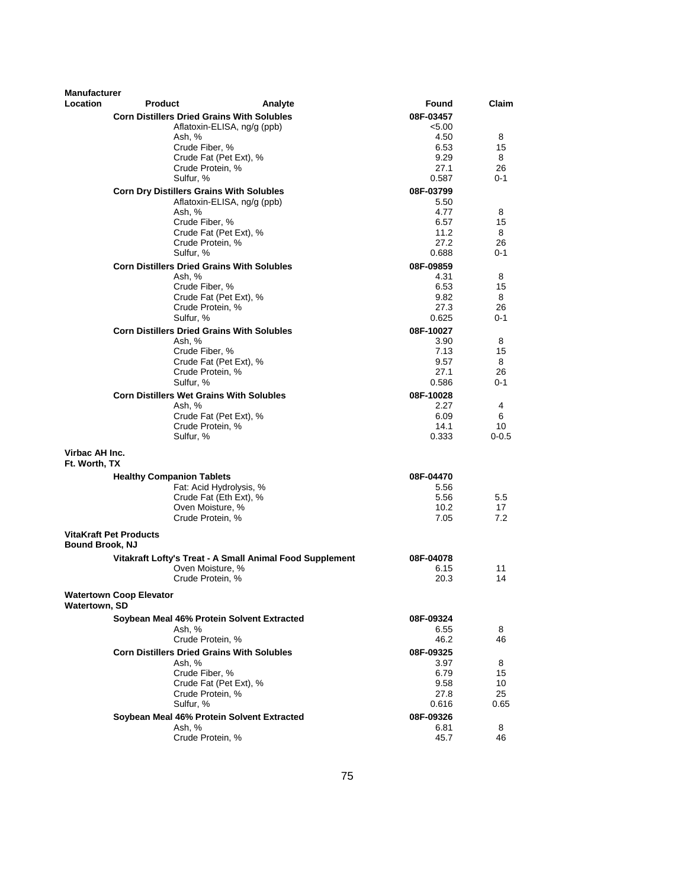| Manufacturer Location | Product | Analyte | Found | Claim |
|---|---|---|---|---|
| | **Corn Distillers Dried Grains With Solubles** | | **08F-03457** | |
| | | Aflatoxin-ELISA, ng/g (ppb) | <5.00 | |
| | | Ash, % | 4.50 | 8 |
| | | Crude Fiber, % | 6.53 | 15 |
| | | Crude Fat (Pet Ext), % | 9.29 | 8 |
| | | Crude Protein, % | 27.1 | 26 |
| | | Sulfur, % | 0.587 | 0-1 |
| | **Corn Dry Distillers Grains With Solubles** | | **08F-03799** | |
| | | Aflatoxin-ELISA, ng/g (ppb) | 5.50 | |
| | | Ash, % | 4.77 | 8 |
| | | Crude Fiber, % | 6.57 | 15 |
| | | Crude Fat (Pet Ext), % | 11.2 | 8 |
| | | Crude Protein, % | 27.2 | 26 |
| | | Sulfur, % | 0.688 | 0-1 |
| | **Corn Distillers Dried Grains With Solubles** | | **08F-09859** | |
| | | Ash, % | 4.31 | 8 |
| | | Crude Fiber, % | 6.53 | 15 |
| | | Crude Fat (Pet Ext), % | 9.82 | 8 |
| | | Crude Protein, % | 27.3 | 26 |
| | | Sulfur, % | 0.625 | 0-1 |
| | **Corn Distillers Dried Grains With Solubles** | | **08F-10027** | |
| | | Ash, % | 3.90 | 8 |
| | | Crude Fiber, % | 7.13 | 15 |
| | | Crude Fat (Pet Ext), % | 9.57 | 8 |
| | | Crude Protein, % | 27.1 | 26 |
| | | Sulfur, % | 0.586 | 0-1 |
| | **Corn Distillers Wet Grains With Solubles** | | **08F-10028** | |
| | | Ash, % | 2.27 | 4 |
| | | Crude Fat (Pet Ext), % | 6.09 | 6 |
| | | Crude Protein, % | 14.1 | 10 |
| | | Sulfur, % | 0.333 | 0-0.5 |
| **Virbac AH Inc. Ft. Worth, TX** | | | | |
| | **Healthy Companion Tablets** | | **08F-04470** | |
| | | Fat: Acid Hydrolysis, % | 5.56 | |
| | | Crude Fat (Eth Ext), % | 5.56 | 5.5 |
| | | Oven Moisture, % | 10.2 | 17 |
| | | Crude Protein, % | 7.05 | 7.2 |
| **VitaKraft Pet Products Bound Brook, NJ** | | | | |
| | **Vitakraft Lofty's Treat - A Small Animal Food Supplement** | | **08F-04078** | |
| | | Oven Moisture, % | 6.15 | 11 |
| | | Crude Protein, % | 20.3 | 14 |
| **Watertown Coop Elevator Watertown, SD** | | | | |
| | **Soybean Meal 46% Protein Solvent Extracted** | | **08F-09324** | |
| | | Ash, % | 6.55 | 8 |
| | | Crude Protein, % | 46.2 | 46 |
| | **Corn Distillers Dried Grains With Solubles** | | **08F-09325** | |
| | | Ash, % | 3.97 | 8 |
| | | Crude Fiber, % | 6.79 | 15 |
| | | Crude Fat (Pet Ext), % | 9.58 | 10 |
| | | Crude Protein, % | 27.8 | 25 |
| | | Sulfur, % | 0.616 | 0.65 |
| | **Soybean Meal 46% Protein Solvent Extracted** | | **08F-09326** | |
| | | Ash, % | 6.81 | 8 |
| | | Crude Protein, % | 45.7 | 46 |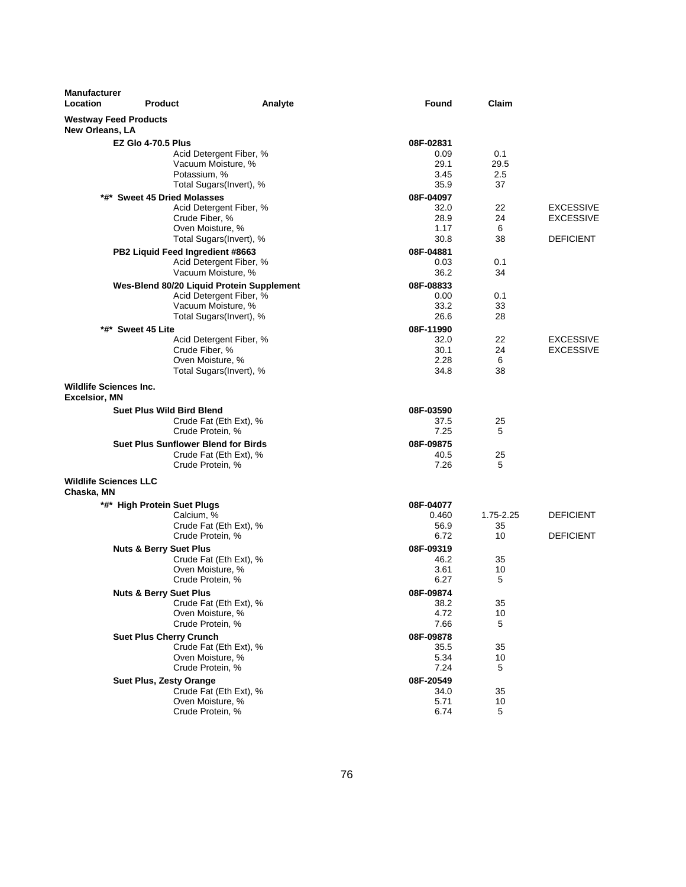| Manufacturer Location | Product | Analyte | Found | Claim | |
|---|---|---|---|---|---|
| **Westway Feed Products** | | | | | |
| **New Orleans, LA** | | | | | |
| | **EZ Glo 4-70.5 Plus** | | **08F-02831** | | |
| | | Acid Detergent Fiber, % | 0.09 | 0.1 | |
| | | Vacuum Moisture, % | 29.1 | 29.5 | |
| | | Potassium, % | 3.45 | 2.5 | |
| | | Total Sugars(Invert), % | 35.9 | 37 | |
| | **\*#\* Sweet 45 Dried Molasses** | | **08F-04097** | | |
| | | Acid Detergent Fiber, % | 32.0 | 22 | EXCESSIVE |
| | | Crude Fiber, % | 28.9 | 24 | EXCESSIVE |
| | | Oven Moisture, % | 1.17 | 6 | |
| | | Total Sugars(Invert), % | 30.8 | 38 | DEFICIENT |
| | **PB2 Liquid Feed Ingredient #8663** | | **08F-04881** | | |
| | | Acid Detergent Fiber, % | 0.03 | 0.1 | |
| | | Vacuum Moisture, % | 36.2 | 34 | |
| | **Wes-Blend 80/20 Liquid Protein Supplement** | | **08F-08833** | | |
| | | Acid Detergent Fiber, % | 0.00 | 0.1 | |
| | | Vacuum Moisture, % | 33.2 | 33 | |
| | | Total Sugars(Invert), % | 26.6 | 28 | |
| | **\*#\* Sweet 45 Lite** | | **08F-11990** | | |
| | | Acid Detergent Fiber, % | 32.0 | 22 | EXCESSIVE |
| | | Crude Fiber, % | 30.1 | 24 | EXCESSIVE |
| | | Oven Moisture, % | 2.28 | 6 | |
| | | Total Sugars(Invert), % | 34.8 | 38 | |
| **Wildlife Sciences Inc.** | | | | | |
| **Excelsior, MN** | | | | | |
| | **Suet Plus Wild Bird Blend** | | **08F-03590** | | |
| | | Crude Fat (Eth Ext), % | 37.5 | 25 | |
| | | Crude Protein, % | 7.25 | 5 | |
| | **Suet Plus Sunflower Blend for Birds** | | **08F-09875** | | |
| | | Crude Fat (Eth Ext), % | 40.5 | 25 | |
| | | Crude Protein, % | 7.26 | 5 | |
| **Wildlife Sciences LLC** | | | | | |
| **Chaska, MN** | | | | | |
| | **\*#\* High Protein Suet Plugs** | | **08F-04077** | | |
| | | Calcium, % | 0.460 | 1.75-2.25 | DEFICIENT |
| | | Crude Fat (Eth Ext), % | 56.9 | 35 | |
| | | Crude Protein, % | 6.72 | 10 | DEFICIENT |
| | **Nuts & Berry Suet Plus** | | **08F-09319** | | |
| | | Crude Fat (Eth Ext), % | 46.2 | 35 | |
| | | Oven Moisture, % | 3.61 | 10 | |
| | | Crude Protein, % | 6.27 | 5 | |
| | **Nuts & Berry Suet Plus** | | **08F-09874** | | |
| | | Crude Fat (Eth Ext), % | 38.2 | 35 | |
| | | Oven Moisture, % | 4.72 | 10 | |
| | | Crude Protein, % | 7.66 | 5 | |
| | **Suet Plus Cherry Crunch** | | **08F-09878** | | |
| | | Crude Fat (Eth Ext), % | 35.5 | 35 | |
| | | Oven Moisture, % | 5.34 | 10 | |
| | | Crude Protein, % | 7.24 | 5 | |
| | **Suet Plus, Zesty Orange** | | **08F-20549** | | |
| | | Crude Fat (Eth Ext), % | 34.0 | 35 | |
| | | Oven Moisture, % | 5.71 | 10 | |
| | | Crude Protein, % | 6.74 | 5 | |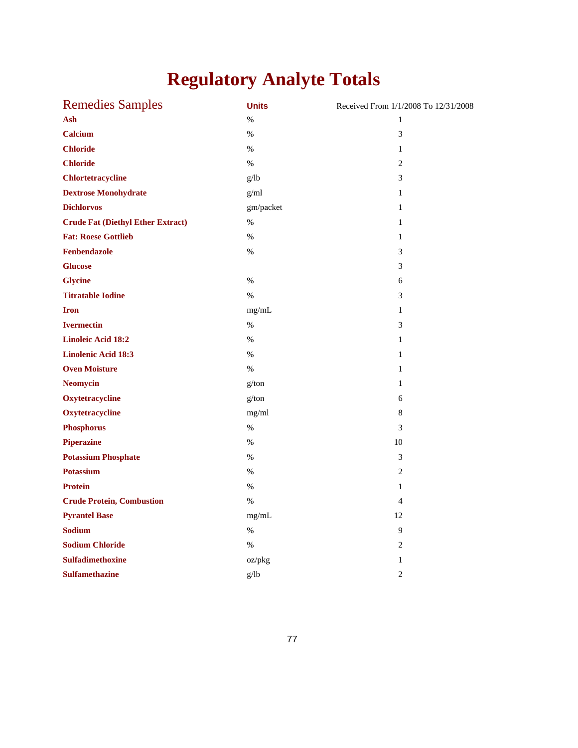# Regulatory Analyte Totals

| Remedies Samples | Units | Received From 1/1/2008 To 12/31/2008 |
|---|---|---|
| **Ash** | % | 1 |
| **Calcium** | % | 3 |
| **Chloride** | % | 1 |
| **Chloride** | % | 2 |
| **Chlortetracycline** | g/lb | 3 |
| **Dextrose Monohydrate** | g/ml | 1 |
| **Dichlorvos** | gm/packet | 1 |
| **Crude Fat (Diethyl Ether Extract)** | % | 1 |
| **Fat: Roese Gottlieb** | % | 1 |
| **Fenbendazole** | % | 3 |
| **Glucose** | | 3 |
| **Glycine** | % | 6 |
| **Titratable Iodine** | % | 3 |
| **Iron** | mg/mL | 1 |
| **Ivermectin** | % | 3 |
| **Linoleic Acid 18:2** | % | 1 |
| **Linolenic Acid 18:3** | % | 1 |
| **Oven Moisture** | % | 1 |
| **Neomycin** | g/ton | 1 |
| **Oxytetracycline** | g/ton | 6 |
| **Oxytetracycline** | mg/ml | 8 |
| **Phosphorus** | % | 3 |
| **Piperazine** | % | 10 |
| **Potassium Phosphate** | % | 3 |
| **Potassium** | % | 2 |
| **Protein** | % | 1 |
| **Crude Protein, Combustion** | % | 4 |
| **Pyrantel Base** | mg/mL | 12 |
| **Sodium** | % | 9 |
| **Sodium Chloride** | % | 2 |
| **Sulfadimethoxine** | oz/pkg | 1 |
| **Sulfamethazine** | g/lb | 2 |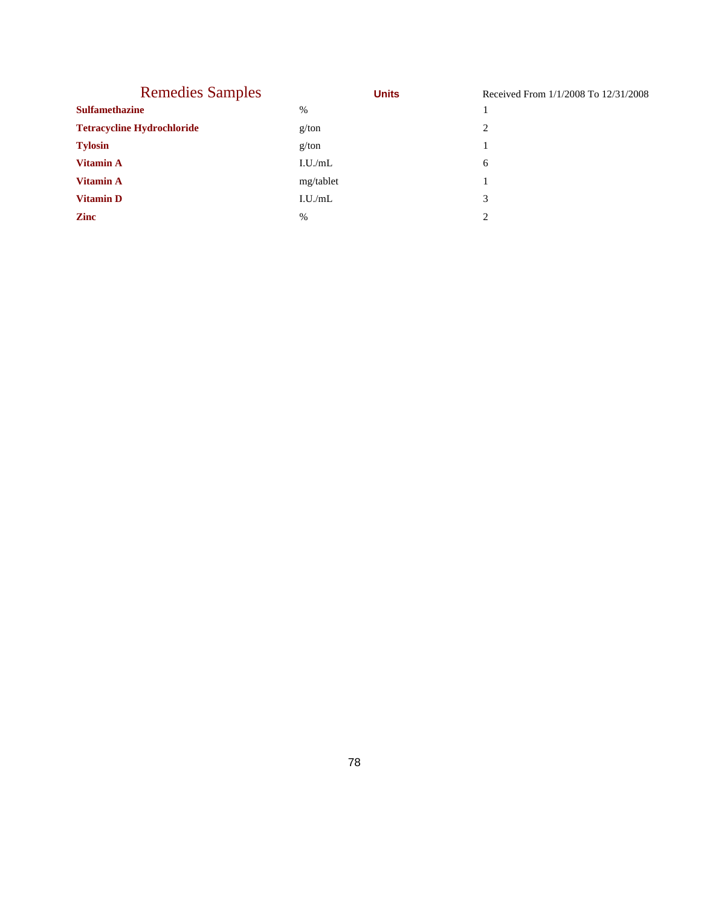| Remedies Samples | Units | Received From 1/1/2008 To 12/31/2008 |
|---|---|---|
| **Sulfamethazine** | % | 1 |
| **Tetracycline Hydrochloride** | g/ton | 2 |
| **Tylosin** | g/ton | 1 |
| **Vitamin A** | I.U./mL | 6 |
| **Vitamin A** | mg/tablet | 1 |
| **Vitamin D** | I.U./mL | 3 |
| **Zinc** | % | 2 |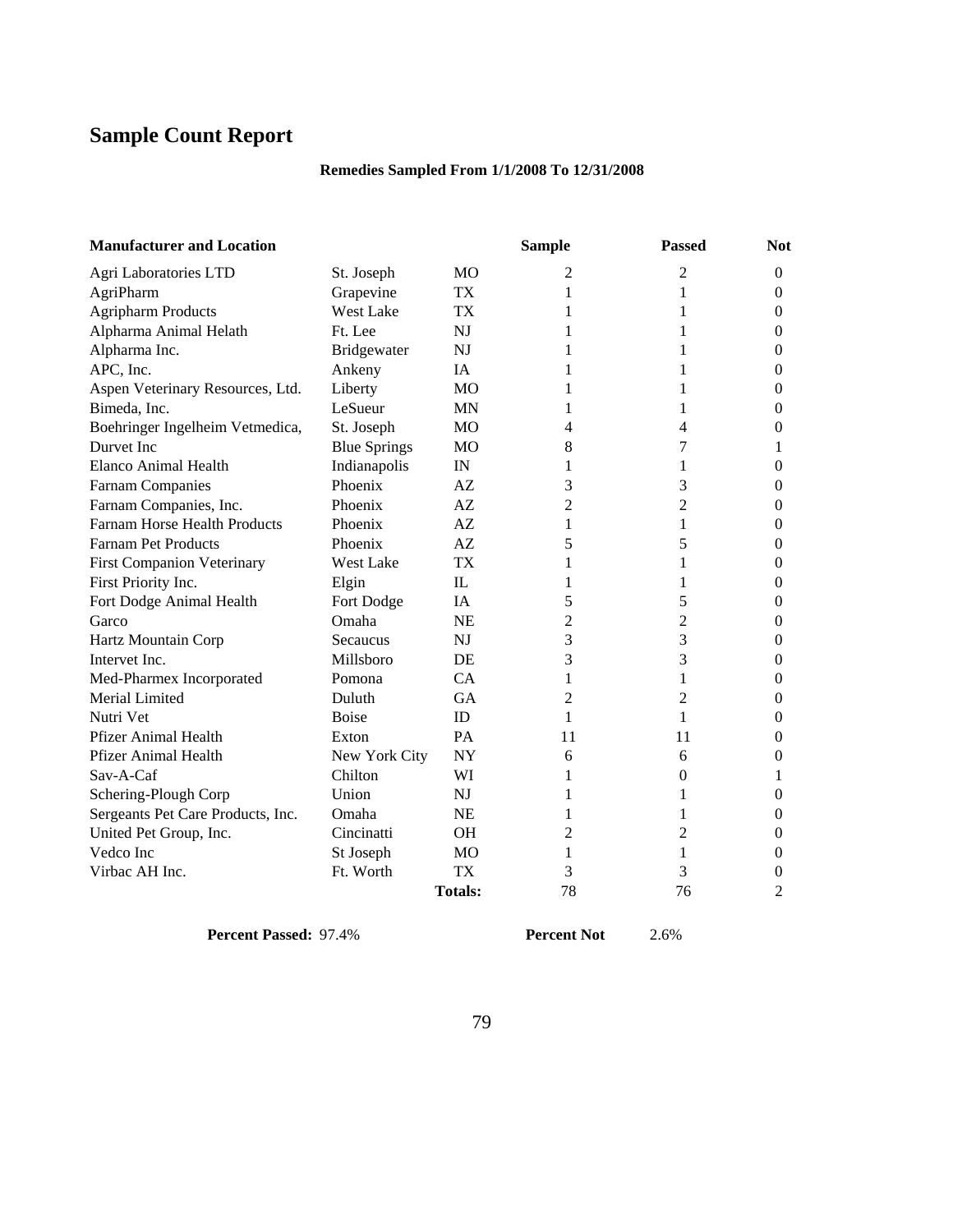# Sample Count Report

**Remedies Sampled From 1/1/2008 To 12/31/2008**

| Manufacturer and Location | | | Sample | Passed | Not |
|---|---|---|---|---|---|
| Agri Laboratories LTD | St. Joseph | MO | 2 | 2 | 0 |
| AgriPharm | Grapevine | TX | 1 | 1 | 0 |
| Agripharm Products | West Lake | TX | 1 | 1 | 0 |
| Alpharma Animal Helath | Ft. Lee | NJ | 1 | 1 | 0 |
| Alpharma Inc. | Bridgewater | NJ | 1 | 1 | 0 |
| APC, Inc. | Ankeny | IA | 1 | 1 | 0 |
| Aspen Veterinary Resources, Ltd. | Liberty | MO | 1 | 1 | 0 |
| Bimeda, Inc. | LeSueur | MN | 1 | 1 | 0 |
| Boehringer Ingelheim Vetmedica, | St. Joseph | MO | 4 | 4 | 0 |
| Durvet Inc | Blue Springs | MO | 8 | 7 | 1 |
| Elanco Animal Health | Indianapolis | IN | 1 | 1 | 0 |
| Farnam Companies | Phoenix | AZ | 3 | 3 | 0 |
| Farnam Companies, Inc. | Phoenix | AZ | 2 | 2 | 0 |
| Farnam Horse Health Products | Phoenix | AZ | 1 | 1 | 0 |
| Farnam Pet Products | Phoenix | AZ | 5 | 5 | 0 |
| First Companion Veterinary | West Lake | TX | 1 | 1 | 0 |
| First Priority Inc. | Elgin | IL | 1 | 1 | 0 |
| Fort Dodge Animal Health | Fort Dodge | IA | 5 | 5 | 0 |
| Garco | Omaha | NE | 2 | 2 | 0 |
| Hartz Mountain Corp | Secaucus | NJ | 3 | 3 | 0 |
| Intervet Inc. | Millsboro | DE | 3 | 3 | 0 |
| Med-Pharmex Incorporated | Pomona | CA | 1 | 1 | 0 |
| Merial Limited | Duluth | GA | 2 | 2 | 0 |
| Nutri Vet | Boise | ID | 1 | 1 | 0 |
| Pfizer Animal Health | Exton | PA | 11 | 11 | 0 |
| Pfizer Animal Health | New York City | NY | 6 | 6 | 0 |
| Sav-A-Caf | Chilton | WI | 1 | 0 | 1 |
| Schering-Plough Corp | Union | NJ | 1 | 1 | 0 |
| Sergeants Pet Care Products, Inc. | Omaha | NE | 1 | 1 | 0 |
| United Pet Group, Inc. | Cincinatti | OH | 2 | 2 | 0 |
| Vedco Inc | St Joseph | MO | 1 | 1 | 0 |
| Virbac AH Inc. | Ft. Worth | TX | 3 | 3 | 0 |
| | | **Totals:** | 78 | 76 | 2 |

**Percent Passed:** 97.4% **Percent Not** 2.6%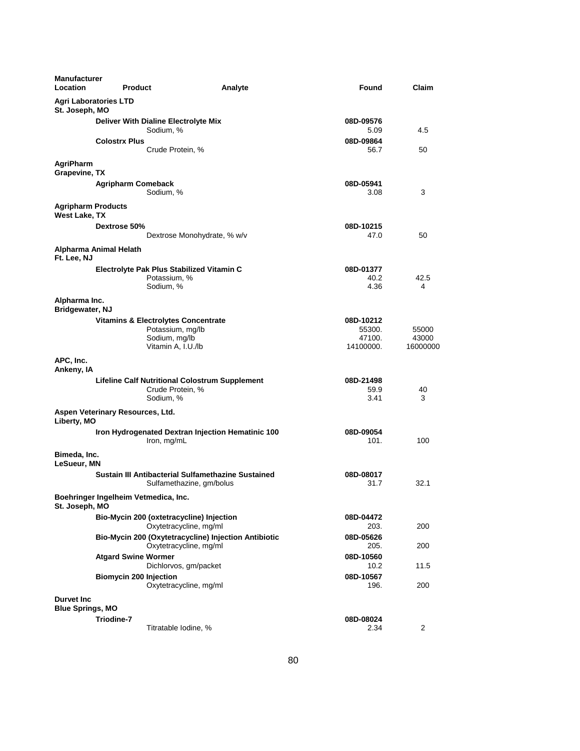| Manufacturer Location | Product | Analyte | Found | Claim |
|---|---|---|---|---|
| **Agri Laboratories LTD St. Joseph, MO** | | | | |
| | **Deliver With Dialine Electrolyte Mix** | | **08D-09576** | |
| | | Sodium, % | 5.09 | 4.5 |
| | **Colostrx Plus** | | **08D-09864** | |
| | | Crude Protein, % | 56.7 | 50 |
| **AgriPharm Grapevine, TX** | | | | |
| | **Agripharm Comeback** | | **08D-05941** | |
| | | Sodium, % | 3.08 | 3 |
| **Agripharm Products West Lake, TX** | | | | |
| | **Dextrose 50%** | | **08D-10215** | |
| | | Dextrose Monohydrate, % w/v | 47.0 | 50 |
| **Alpharma Animal Helath Ft. Lee, NJ** | | | | |
| | **Electrolyte Pak Plus Stabilized Vitamin C** | | **08D-01377** | |
| | | Potassium, % | 40.2 | 42.5 |
| | | Sodium, % | 4.36 | 4 |
| **Alpharma Inc. Bridgewater, NJ** | | | | |
| | **Vitamins & Electrolytes Concentrate** | | **08D-10212** | |
| | | Potassium, mg/lb | 55300. | 55000 |
| | | Sodium, mg/lb | 47100. | 43000 |
| | | Vitamin A, I.U./lb | 14100000. | 16000000 |
| **APC, Inc. Ankeny, IA** | | | | |
| | **Lifeline Calf Nutritional Colostrum Supplement** | | **08D-21498** | |
| | | Crude Protein, % | 59.9 | 40 |
| | | Sodium, % | 3.41 | 3 |
| **Aspen Veterinary Resources, Ltd. Liberty, MO** | | | | |
| | **Iron Hydrogenated Dextran Injection Hematinic 100** | | **08D-09054** | |
| | | Iron, mg/mL | 101. | 100 |
| **Bimeda, Inc. LeSueur, MN** | | | | |
| | **Sustain III Antibacterial Sulfamethazine Sustained** | | **08D-08017** | |
| | | Sulfamethazine, gm/bolus | 31.7 | 32.1 |
| **Boehringer Ingelheim Vetmedica, Inc. St. Joseph, MO** | | | | |
| | **Bio-Mycin 200 (oxtetracycline) Injection** | | **08D-04472** | |
| | | Oxytetracycline, mg/ml | 203. | 200 |
| | **Bio-Mycin 200 (Oxytetracycline) Injection Antibiotic** | | **08D-05626** | |
| | | Oxytetracycline, mg/ml | 205. | 200 |
| | **Atgard Swine Wormer** | | **08D-10560** | |
| | | Dichlorvos, gm/packet | 10.2 | 11.5 |
| | **Biomycin 200 Injection** | | **08D-10567** | |
| | | Oxytetracycline, mg/ml | 196. | 200 |
| **Durvet Inc Blue Springs, MO** | | | | |
| | **Triodine-7** | | **08D-08024** | |
| | | Titratable Iodine, % | 2.34 | 2 |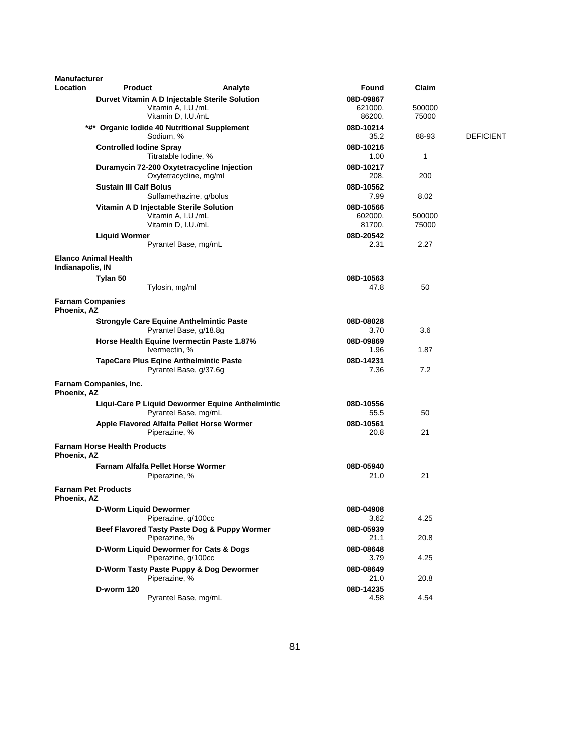| Manufacturer Location | Product | Analyte | Found | Claim | |
|---|---|---|---|---|---|
| | **Durvet Vitamin A D Injectable Sterile Solution** | | **08D-09867** | | |
| | | Vitamin A, I.U./mL | 621000. | 500000 | |
| | | Vitamin D, I.U./mL | 86200. | 75000 | |
| | ***#* Organic Iodide 40 Nutritional Supplement** | | **08D-10214** | | |
| | | Sodium, % | 35.2 | 88-93 | DEFICIENT |
| | **Controlled Iodine Spray** | | **08D-10216** | | |
| | | Titratable Iodine, % | 1.00 | 1 | |
| | **Duramycin 72-200 Oxytetracycline Injection** | | **08D-10217** | | |
| | | Oxytetracycline, mg/ml | 208. | 200 | |
| | **Sustain III Calf Bolus** | | **08D-10562** | | |
| | | Sulfamethazine, g/bolus | 7.99 | 8.02 | |
| | **Vitamin A D Injectable Sterile Solution** | | **08D-10566** | | |
| | | Vitamin A, I.U./mL | 602000. | 500000 | |
| | | Vitamin D, I.U./mL | 81700. | 75000 | |
| | **Liquid Wormer** | | **08D-20542** | | |
| | | Pyrantel Base, mg/mL | 2.31 | 2.27 | |
| **Elanco Animal Health Indianapolis, IN** | | | | | |
| | **Tylan 50** | | **08D-10563** | | |
| | | Tylosin, mg/ml | 47.8 | 50 | |
| **Farnam Companies Phoenix, AZ** | | | | | |
| | **Strongyle Care Equine Anthelmintic Paste** | | **08D-08028** | | |
| | | Pyrantel Base, g/18.8g | 3.70 | 3.6 | |
| | **Horse Health Equine Ivermectin Paste 1.87%** | | **08D-09869** | | |
| | | Ivermectin, % | 1.96 | 1.87 | |
| | **TapeCare Plus Eqine Anthelmintic Paste** | | **08D-14231** | | |
| | | Pyrantel Base, g/37.6g | 7.36 | 7.2 | |
| **Farnam Companies, Inc. Phoenix, AZ** | | | | | |
| | **Liqui-Care P Liquid Dewormer Equine Anthelmintic** | | **08D-10556** | | |
| | | Pyrantel Base, mg/mL | 55.5 | 50 | |
| | **Apple Flavored Alfalfa Pellet Horse Wormer** | | **08D-10561** | | |
| | | Piperazine, % | 20.8 | 21 | |
| **Farnam Horse Health Products Phoenix, AZ** | | | | | |
| | **Farnam Alfalfa Pellet Horse Wormer** | | **08D-05940** | | |
| | | Piperazine, % | 21.0 | 21 | |
| **Farnam Pet Products Phoenix, AZ** | | | | | |
| | **D-Worm Liquid Dewormer** | | **08D-04908** | | |
| | | Piperazine, g/100cc | 3.62 | 4.25 | |
| | **Beef Flavored Tasty Paste Dog & Puppy Wormer** | | **08D-05939** | | |
| | | Piperazine, % | 21.1 | 20.8 | |
| | **D-Worm Liquid Dewormer for Cats & Dogs** | | **08D-08648** | | |
| | | Piperazine, g/100cc | 3.79 | 4.25 | |
| | **D-Worm Tasty Paste Puppy & Dog Dewormer** | | **08D-08649** | | |
| | | Piperazine, % | 21.0 | 20.8 | |
| | **D-worm 120** | | **08D-14235** | | |
| | | Pyrantel Base, mg/mL | 4.58 | 4.54 | |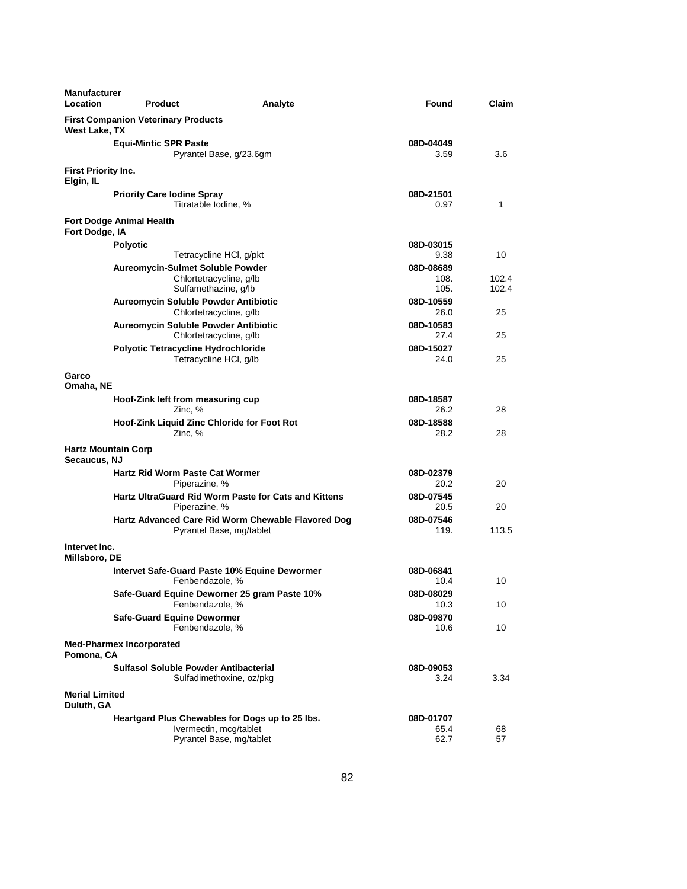| Manufacturer Location | Product | Analyte | Found | Claim |
|---|---|---|---|---|
| **First Companion Veterinary Products** | | | | |
| **West Lake, TX** | | | | |
| | **Equi-Mintic SPR Paste** | | **08D-04049** | |
| | | Pyrantel Base, g/23.6gm | 3.59 | 3.6 |
| **First Priority Inc.** | | | | |
| **Elgin, IL** | | | | |
| | **Priority Care Iodine Spray** | | **08D-21501** | |
| | | Titratable Iodine, % | 0.97 | 1 |
| **Fort Dodge Animal Health** | | | | |
| **Fort Dodge, IA** | | | | |
| | **Polyotic** | | **08D-03015** | |
| | | Tetracycline HCl, g/pkt | 9.38 | 10 |
| | **Aureomycin-Sulmet Soluble Powder** | | **08D-08689** | |
| | | Chlortetracycline, g/lb | 108. | 102.4 |
| | | Sulfamethazine, g/lb | 105. | 102.4 |
| | **Aureomycin Soluble Powder Antibiotic** | | **08D-10559** | |
| | | Chlortetracycline, g/lb | 26.0 | 25 |
| | **Aureomycin Soluble Powder Antibiotic** | | **08D-10583** | |
| | | Chlortetracycline, g/lb | 27.4 | 25 |
| | **Polyotic Tetracycline Hydrochloride** | | **08D-15027** | |
| | | Tetracycline HCl, g/lb | 24.0 | 25 |
| **Garco** | | | | |
| **Omaha, NE** | | | | |
| | **Hoof-Zink left from measuring cup** | | **08D-18587** | |
| | | Zinc, % | 26.2 | 28 |
| | **Hoof-Zink Liquid Zinc Chloride for Foot Rot** | | **08D-18588** | |
| | | Zinc, % | 28.2 | 28 |
| **Hartz Mountain Corp** | | | | |
| **Secaucus, NJ** | | | | |
| | **Hartz Rid Worm Paste Cat Wormer** | | **08D-02379** | |
| | | Piperazine, % | 20.2 | 20 |
| | **Hartz UltraGuard Rid Worm Paste for Cats and Kittens** | | **08D-07545** | |
| | | Piperazine, % | 20.5 | 20 |
| | **Hartz Advanced Care Rid Worm Chewable Flavored Dog** | | **08D-07546** | |
| | | Pyrantel Base, mg/tablet | 119. | 113.5 |
| **Intervet Inc.** | | | | |
| **Millsboro, DE** | | | | |
| | **Intervet Safe-Guard Paste 10% Equine Dewormer** | | **08D-06841** | |
| | | Fenbendazole, % | 10.4 | 10 |
| | **Safe-Guard Equine Deworner 25 gram Paste 10%** | | **08D-08029** | |
| | | Fenbendazole, % | 10.3 | 10 |
| | **Safe-Guard Equine Dewormer** | | **08D-09870** | |
| | | Fenbendazole, % | 10.6 | 10 |
| **Med-Pharmex Incorporated** | | | | |
| **Pomona, CA** | | | | |
| | **Sulfasol Soluble Powder Antibacterial** | | **08D-09053** | |
| | | Sulfadimethoxine, oz/pkg | 3.24 | 3.34 |
| **Merial Limited** | | | | |
| **Duluth, GA** | | | | |
| | **Heartgard Plus Chewables for Dogs up to 25 lbs.** | | **08D-01707** | |
| | | Ivermectin, mcg/tablet | 65.4 | 68 |
| | | Pyrantel Base, mg/tablet | 62.7 | 57 |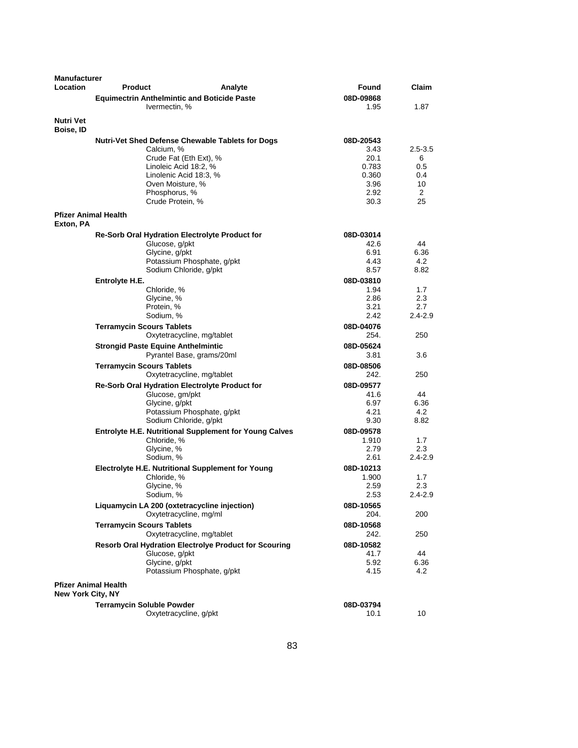| Manufacturer Location | Product | Analyte | Found | Claim |
|---|---|---|---|---|
| | **Equimectrin Anthelmintic and Boticide Paste** | | **08D-09868** | |
| | | Ivermectin, % | 1.95 | 1.87 |
| **Nutri Vet Boise, ID** | | | | |
| | **Nutri-Vet Shed Defense Chewable Tablets for Dogs** | | **08D-20543** | |
| | | Calcium, % | 3.43 | 2.5-3.5 |
| | | Crude Fat (Eth Ext), % | 20.1 | 6 |
| | | Linoleic Acid 18:2, % | 0.783 | 0.5 |
| | | Linolenic Acid 18:3, % | 0.360 | 0.4 |
| | | Oven Moisture, % | 3.96 | 10 |
| | | Phosphorus, % | 2.92 | 2 |
| | | Crude Protein, % | 30.3 | 25 |
| **Pfizer Animal Health Exton, PA** | | | | |
| | **Re-Sorb Oral Hydration Electrolyte Product for** | | **08D-03014** | |
| | | Glucose, g/pkt | 42.6 | 44 |
| | | Glycine, g/pkt | 6.91 | 6.36 |
| | | Potassium Phosphate, g/pkt | 4.43 | 4.2 |
| | | Sodium Chloride, g/pkt | 8.57 | 8.82 |
| | **Entrolyte H.E.** | | **08D-03810** | |
| | | Chloride, % | 1.94 | 1.7 |
| | | Glycine, % | 2.86 | 2.3 |
| | | Protein, % | 3.21 | 2.7 |
| | | Sodium, % | 2.42 | 2.4-2.9 |
| | **Terramycin Scours Tablets** | | **08D-04076** | |
| | | Oxytetracycline, mg/tablet | 254. | 250 |
| | **Strongid Paste Equine Anthelmintic** | | **08D-05624** | |
| | | Pyrantel Base, grams/20ml | 3.81 | 3.6 |
| | **Terramycin Scours Tablets** | | **08D-08506** | |
| | | Oxytetracycline, mg/tablet | 242. | 250 |
| | **Re-Sorb Oral Hydration Electrolyte Product for** | | **08D-09577** | |
| | | Glucose, gm/pkt | 41.6 | 44 |
| | | Glycine, g/pkt | 6.97 | 6.36 |
| | | Potassium Phosphate, g/pkt | 4.21 | 4.2 |
| | | Sodium Chloride, g/pkt | 9.30 | 8.82 |
| | **Entrolyte H.E. Nutritional Supplement for Young Calves** | | **08D-09578** | |
| | | Chloride, % | 1.910 | 1.7 |
| | | Glycine, % | 2.79 | 2.3 |
| | | Sodium, % | 2.61 | 2.4-2.9 |
| | **Electrolyte H.E. Nutritional Supplement for Young** | | **08D-10213** | |
| | | Chloride, % | 1.900 | 1.7 |
| | | Glycine, % | 2.59 | 2.3 |
| | | Sodium, % | 2.53 | 2.4-2.9 |
| | **Liquamycin LA 200 (oxtetracycline injection)** | | **08D-10565** | |
| | | Oxytetracycline, mg/ml | 204. | 200 |
| | **Terramycin Scours Tablets** | | **08D-10568** | |
| | | Oxytetracycline, mg/tablet | 242. | 250 |
| | **Resorb Oral Hydration Electrolye Product for Scouring** | | **08D-10582** | |
| | | Glucose, g/pkt | 41.7 | 44 |
| | | Glycine, g/pkt | 5.92 | 6.36 |
| | | Potassium Phosphate, g/pkt | 4.15 | 4.2 |
| **Pfizer Animal Health New York City, NY** | | | | |
| | **Terramycin Soluble Powder** | | **08D-03794** | |
| | | Oxytetracycline, g/pkt | 10.1 | 10 |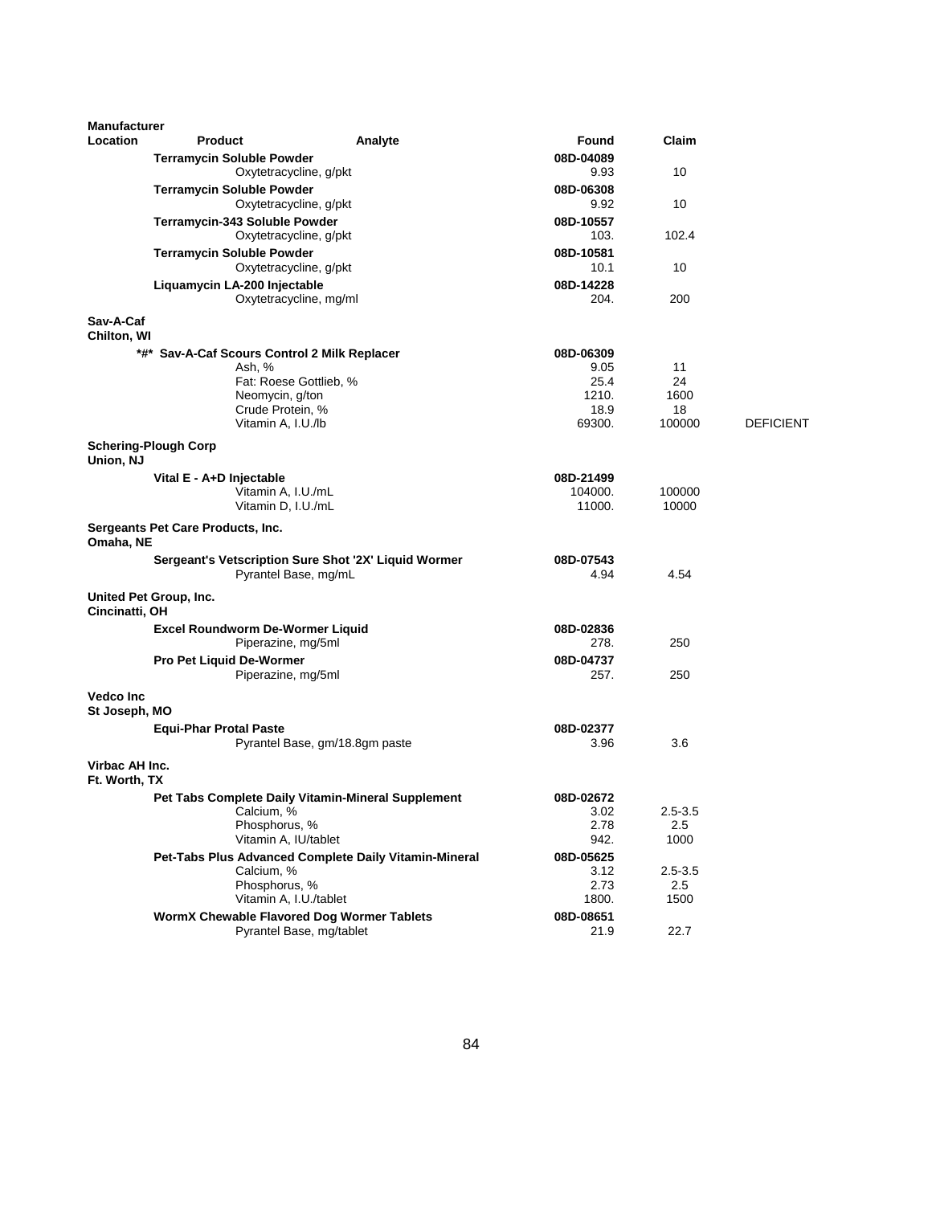| Manufacturer Location | Product | Analyte | Found | Claim | |
|---|---|---|---|---|---|
| | **Terramycin Soluble Powder** | | **08D-04089** | | |
| | | Oxytetracycline, g/pkt | 9.93 | 10 | |
| | **Terramycin Soluble Powder** | | **08D-06308** | | |
| | | Oxytetracycline, g/pkt | 9.92 | 10 | |
| | **Terramycin-343 Soluble Powder** | | **08D-10557** | | |
| | | Oxytetracycline, g/pkt | 103. | 102.4 | |
| | **Terramycin Soluble Powder** | | **08D-10581** | | |
| | | Oxytetracycline, g/pkt | 10.1 | 10 | |
| | **Liquamycin LA-200 Injectable** | | **08D-14228** | | |
| | | Oxytetracycline, mg/ml | 204. | 200 | |
| **Sav-A-Caf Chilton, WI** | | | | | |
| | **\*#\* Sav-A-Caf Scours Control 2 Milk Replacer** | | **08D-06309** | | |
| | | Ash, % | 9.05 | 11 | |
| | | Fat: Roese Gottlieb, % | 25.4 | 24 | |
| | | Neomycin, g/ton | 1210. | 1600 | |
| | | Crude Protein, % | 18.9 | 18 | |
| | | Vitamin A, I.U./lb | 69300. | 100000 | DEFICIENT |
| **Schering-Plough Corp Union, NJ** | | | | | |
| | **Vital E - A+D Injectable** | | **08D-21499** | | |
| | | Vitamin A, I.U./mL | 104000. | 100000 | |
| | | Vitamin D, I.U./mL | 11000. | 10000 | |
| **Sergeants Pet Care Products, Inc. Omaha, NE** | | | | | |
| | **Sergeant's Vetscription Sure Shot '2X' Liquid Wormer** | | **08D-07543** | | |
| | | Pyrantel Base, mg/mL | 4.94 | 4.54 | |
| **United Pet Group, Inc. Cincinatti, OH** | | | | | |
| | **Excel Roundworm De-Wormer Liquid** | | **08D-02836** | | |
| | | Piperazine, mg/5ml | 278. | 250 | |
| | **Pro Pet Liquid De-Wormer** | | **08D-04737** | | |
| | | Piperazine, mg/5ml | 257. | 250 | |
| **Vedco Inc St Joseph, MO** | | | | | |
| | **Equi-Phar Protal Paste** | | **08D-02377** | | |
| | | Pyrantel Base, gm/18.8gm paste | 3.96 | 3.6 | |
| **Virbac AH Inc. Ft. Worth, TX** | | | | | |
| | **Pet Tabs Complete Daily Vitamin-Mineral Supplement** | | **08D-02672** | | |
| | | Calcium, % | 3.02 | 2.5-3.5 | |
| | | Phosphorus, % | 2.78 | 2.5 | |
| | | Vitamin A, IU/tablet | 942. | 1000 | |
| | **Pet-Tabs Plus Advanced Complete Daily Vitamin-Mineral** | | **08D-05625** | | |
| | | Calcium, % | 3.12 | 2.5-3.5 | |
| | | Phosphorus, % | 2.73 | 2.5 | |
| | | Vitamin A, I.U./tablet | 1800. | 1500 | |
| | **WormX Chewable Flavored Dog Wormer Tablets** | | **08D-08651** | | |
| | | Pyrantel Base, mg/tablet | 21.9 | 22.7 | |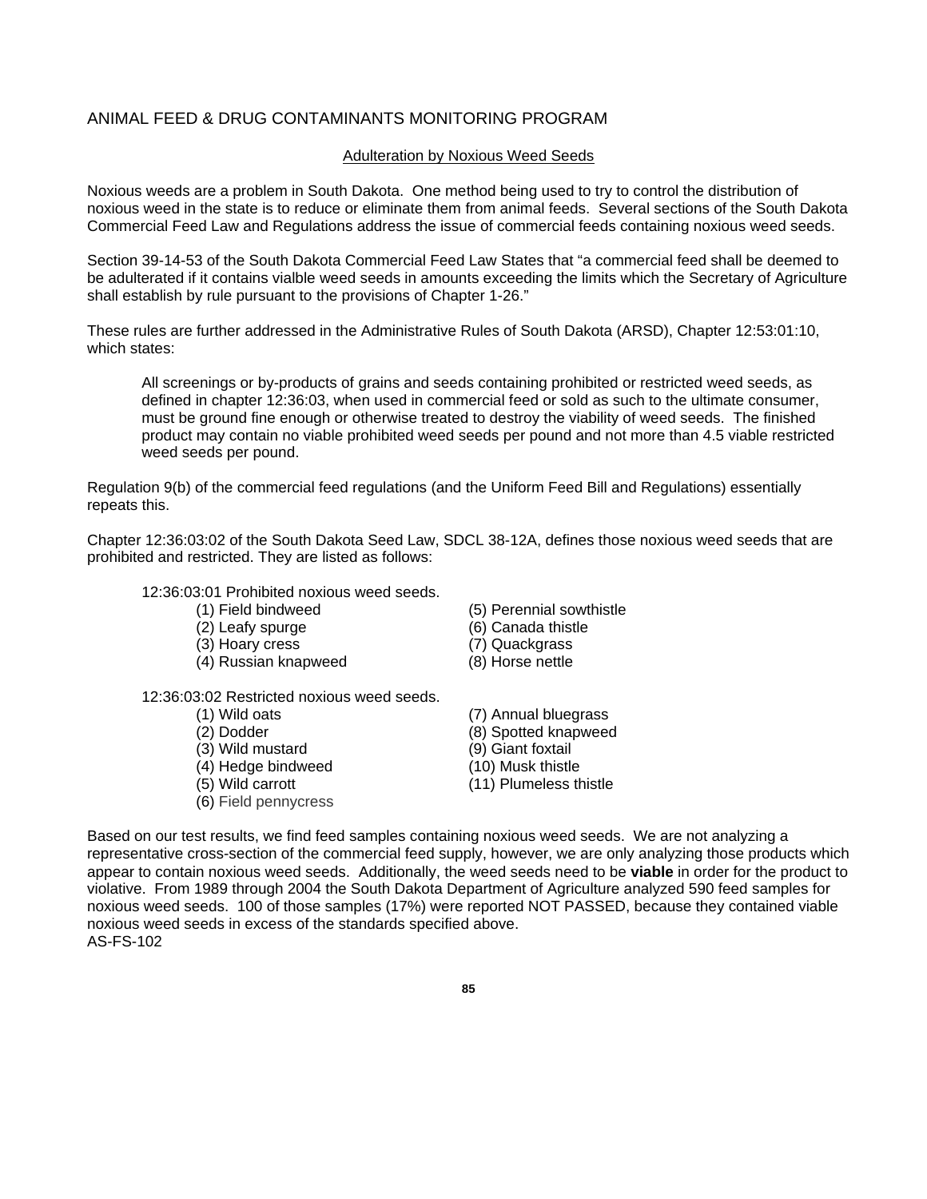## ANIMAL FEED & DRUG CONTAMINANTS MONITORING PROGRAM

### Adulteration by Noxious Weed Seeds

Noxious weeds are a problem in South Dakota. One method being used to try to control the distribution of noxious weed in the state is to reduce or eliminate them from animal feeds. Several sections of the South Dakota Commercial Feed Law and Regulations address the issue of commercial feeds containing noxious weed seeds.

Section 39-14-53 of the South Dakota Commercial Feed Law States that "a commercial feed shall be deemed to be adulterated if it contains vialble weed seeds in amounts exceeding the limits which the Secretary of Agriculture shall establish by rule pursuant to the provisions of Chapter 1-26."

These rules are further addressed in the Administrative Rules of South Dakota (ARSD), Chapter 12:53:01:10, which states:

> All screenings or by-products of grains and seeds containing prohibited or restricted weed seeds, as defined in chapter 12:36:03, when used in commercial feed or sold as such to the ultimate consumer, must be ground fine enough or otherwise treated to destroy the viability of weed seeds. The finished product may contain no viable prohibited weed seeds per pound and not more than 4.5 viable restricted weed seeds per pound.

Regulation 9(b) of the commercial feed regulations (and the Uniform Feed Bill and Regulations) essentially repeats this.

Chapter 12:36:03:02 of the South Dakota Seed Law, SDCL 38-12A, defines those noxious weed seeds that are prohibited and restricted. They are listed as follows:

12:36:03:01 Prohibited noxious weed seeds.

- (1) Field bindweed
- (2) Leafy spurge
- (3) Hoary cress
- (4) Russian knapweed
- (5) Perennial sowthistle
- (6) Canada thistle
- (7) Quackgrass
- (8) Horse nettle

12:36:03:02 Restricted noxious weed seeds.

- (1) Wild oats
- (2) Dodder
- (3) Wild mustard
- (4) Hedge bindweed
- (5) Wild carrott
- (6) Field pennycress
- (7) Annual bluegrass
- (8) Spotted knapweed
- (9) Giant foxtail
- (10) Musk thistle
- (11) Plumeless thistle

Based on our test results, we find feed samples containing noxious weed seeds. We are not analyzing a representative cross-section of the commercial feed supply, however, we are only analyzing those products which appear to contain noxious weed seeds. Additionally, the weed seeds need to be **viable** in order for the product to violative. From 1989 through 2004 the South Dakota Department of Agriculture analyzed 590 feed samples for noxious weed seeds. 100 of those samples (17%) were reported NOT PASSED, because they contained viable noxious weed seeds in excess of the standards specified above.

AS-FS-102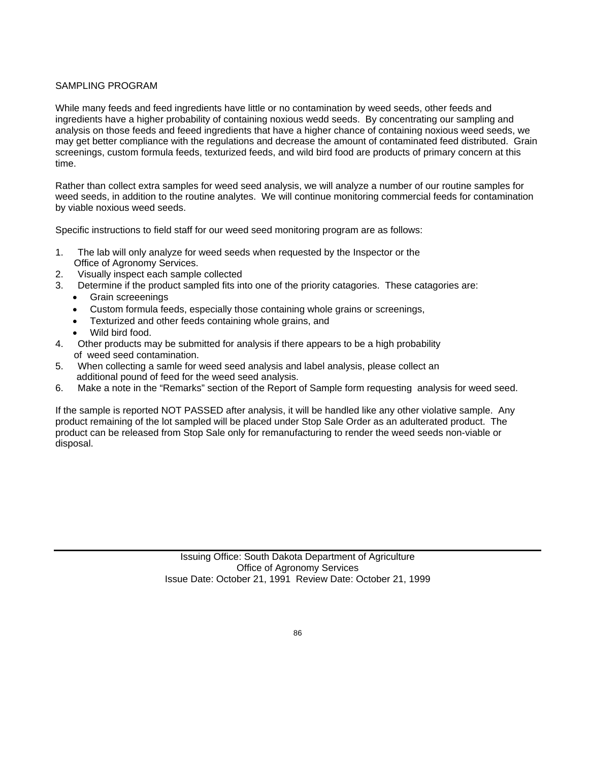## SAMPLING PROGRAM

While many feeds and feed ingredients have little or no contamination by weed seeds, other feeds and ingredients have a higher probability of containing noxious wedd seeds. By concentrating our sampling and analysis on those feeds and feeed ingredients that have a higher chance of containing noxious weed seeds, we may get better compliance with the regulations and decrease the amount of contaminated feed distributed. Grain screenings, custom formula feeds, texturized feeds, and wild bird food are products of primary concern at this time.

Rather than collect extra samples for weed seed analysis, we will analyze a number of our routine samples for weed seeds, in addition to the routine analytes. We will continue monitoring commercial feeds for contamination by viable noxious weed seeds.

Specific instructions to field staff for our weed seed monitoring program are as follows:

1. The lab will only analyze for weed seeds when requested by the Inspector or the Office of Agronomy Services.
2. Visually inspect each sample collected
3. Determine if the product sampled fits into one of the priority catagories. These catagories are:
   - Grain screeenings
   - Custom formula feeds, especially those containing whole grains or screenings,
   - Texturized and other feeds containing whole grains, and
   - Wild bird food.
4. Other products may be submitted for analysis if there appears to be a high probability of weed seed contamination.
5. When collecting a samle for weed seed analysis and label analysis, please collect an additional pound of feed for the weed seed analysis.
6. Make a note in the "Remarks" section of the Report of Sample form requesting analysis for weed seed.

If the sample is reported NOT PASSED after analysis, it will be handled like any other violative sample. Any product remaining of the lot sampled will be placed under Stop Sale Order as an adulterated product. The product can be released from Stop Sale only for remanufacturing to render the weed seeds non-viable or disposal.

---

Issuing Office: South Dakota Department of Agriculture
Office of Agronomy Services
Issue Date: October 21, 1991 Review Date: October 21, 1999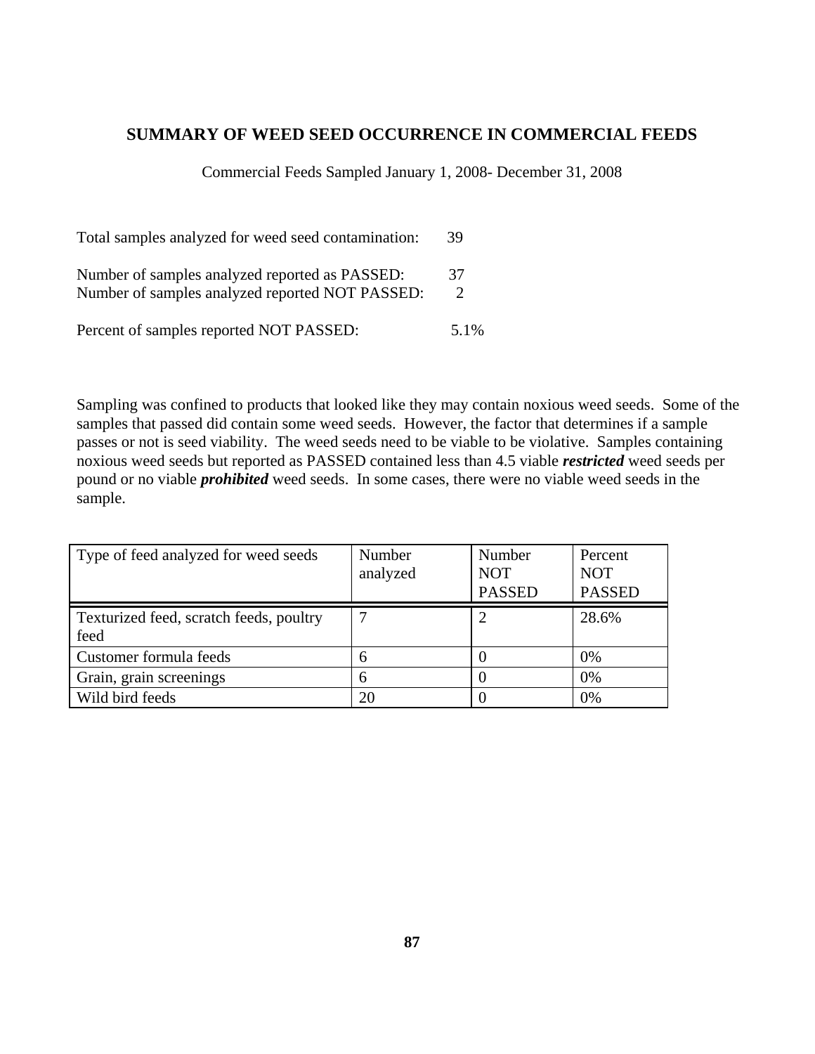## SUMMARY OF WEED SEED OCCURRENCE IN COMMERCIAL FEEDS

Commercial Feeds Sampled January 1, 2008- December 31, 2008

Total samples analyzed for weed seed contamination: 39

Number of samples analyzed reported as PASSED: 37
Number of samples analyzed reported NOT PASSED: 2

Percent of samples reported NOT PASSED: 5.1%

Sampling was confined to products that looked like they may contain noxious weed seeds. Some of the samples that passed did contain some weed seeds. However, the factor that determines if a sample passes or not is seed viability. The weed seeds need to be viable to be violative. Samples containing noxious weed seeds but reported as PASSED contained less than 4.5 viable ***restricted*** weed seeds per pound or no viable ***prohibited*** weed seeds. In some cases, there were no viable weed seeds in the sample.

| Type of feed analyzed for weed seeds | Number analyzed | Number NOT PASSED | Percent NOT PASSED |
|---|---|---|---|
| Texturized feed, scratch feeds, poultry feed | 7 | 2 | 28.6% |
| Customer formula feeds | 6 | 0 | 0% |
| Grain, grain screenings | 6 | 0 | 0% |
| Wild bird feeds | 20 | 0 | 0% |